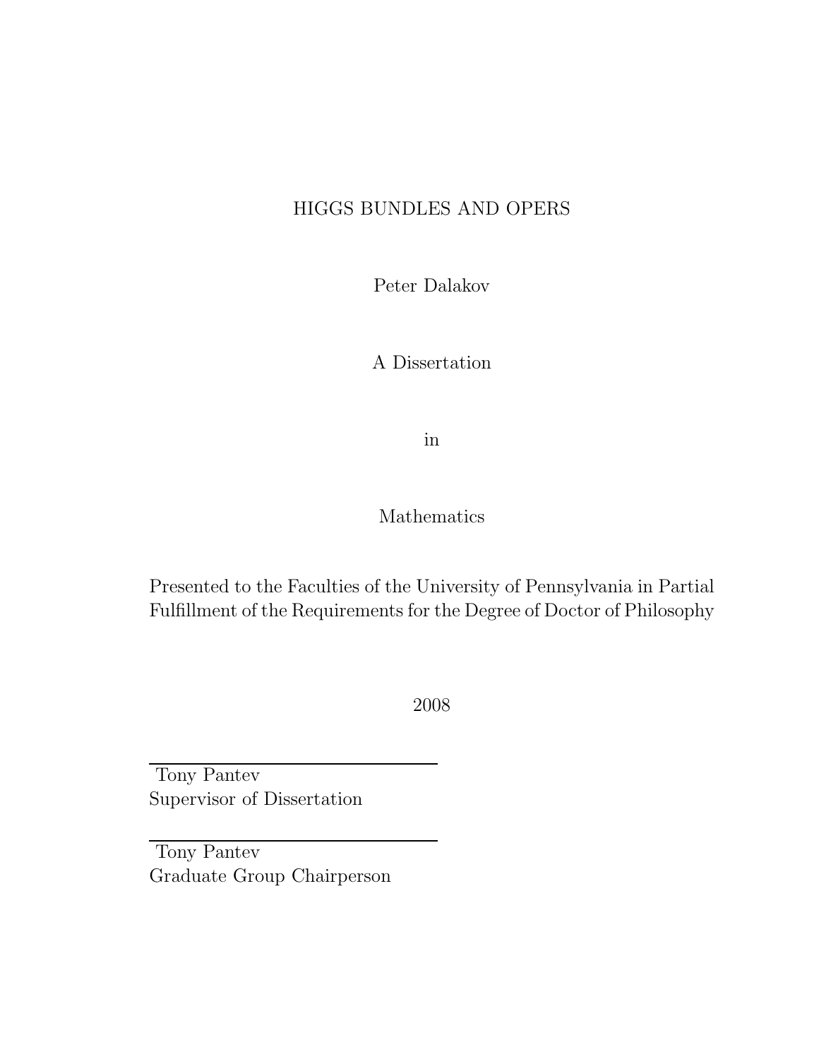# HIGGS BUNDLES AND OPERS

Peter Dalakov

A Dissertation

in

Mathematics

Presented to the Faculties of the University of Pennsylvania in Partial Fulfillment of the Requirements for the Degree of Doctor of Philosophy

2008

Tony Pantev
Supervisor of Dissertation

Tony Pantev
Graduate Group Chairperson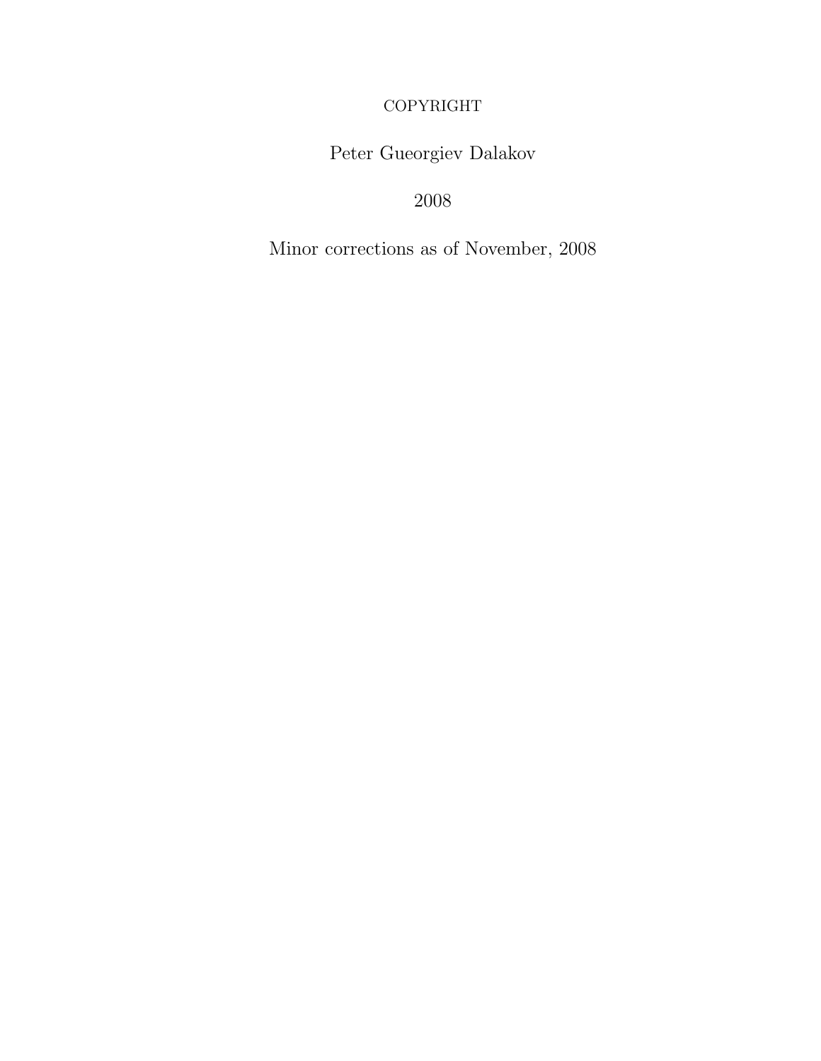COPYRIGHT

Peter Gueorgiev Dalakov

2008

Minor corrections as of November, 2008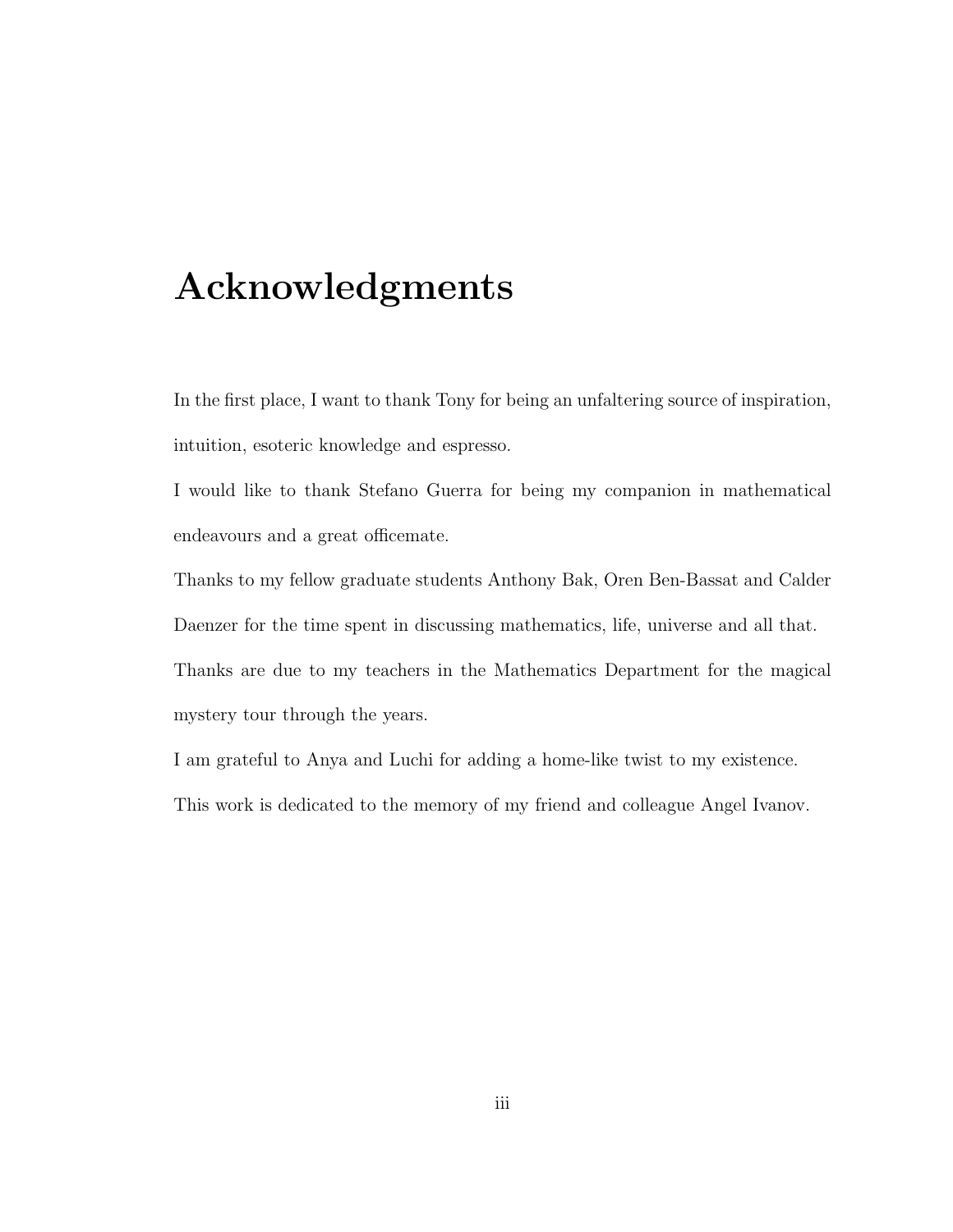# Acknowledgments

In the first place, I want to thank Tony for being an unfaltering source of inspiration, intuition, esoteric knowledge and espresso.

I would like to thank Stefano Guerra for being my companion in mathematical endeavours and a great officemate.

Thanks to my fellow graduate students Anthony Bak, Oren Ben-Bassat and Calder Daenzer for the time spent in discussing mathematics, life, universe and all that.

Thanks are due to my teachers in the Mathematics Department for the magical mystery tour through the years.

I am grateful to Anya and Luchi for adding a home-like twist to my existence.

This work is dedicated to the memory of my friend and colleague Angel Ivanov.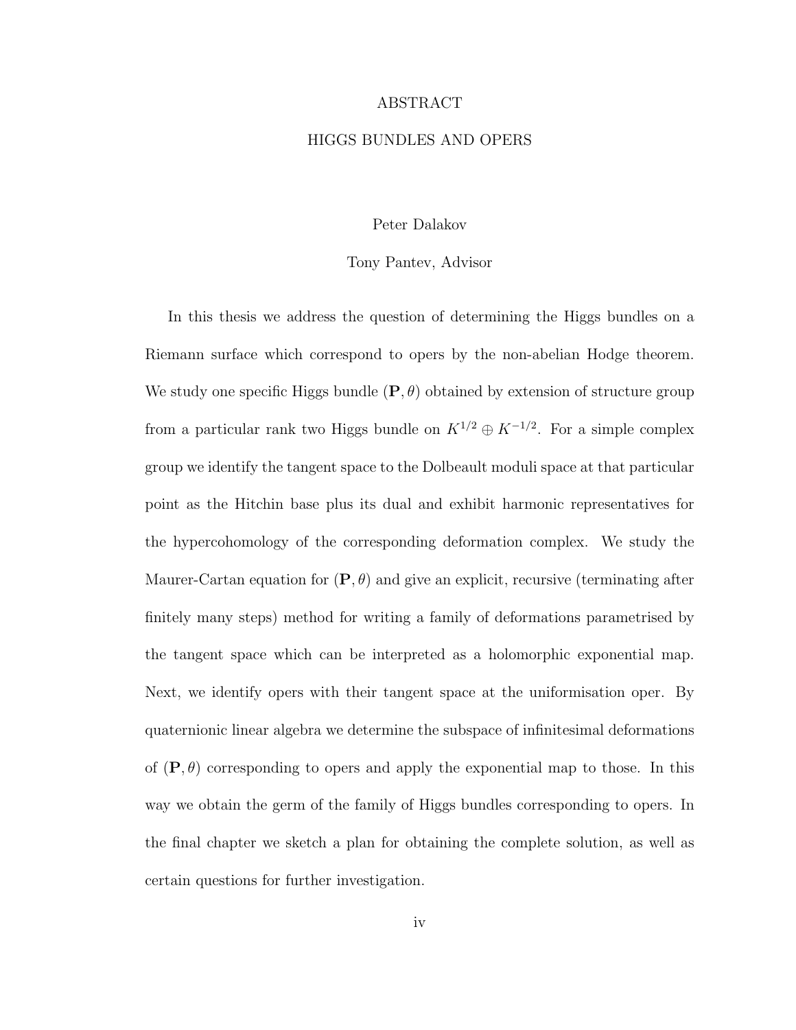# ABSTRACT

## HIGGS BUNDLES AND OPERS

Peter Dalakov

Tony Pantev, Advisor

In this thesis we address the question of determining the Higgs bundles on a Riemann surface which correspond to opers by the non-abelian Hodge theorem. We study one specific Higgs bundle $(\mathbf{P}, \theta)$ obtained by extension of structure group from a particular rank two Higgs bundle on $K^{1/2} \oplus K^{-1/2}$. For a simple complex group we identify the tangent space to the Dolbeault moduli space at that particular point as the Hitchin base plus its dual and exhibit harmonic representatives for the hypercohomology of the corresponding deformation complex. We study the Maurer-Cartan equation for $(\mathbf{P}, \theta)$ and give an explicit, recursive (terminating after finitely many steps) method for writing a family of deformations parametrised by the tangent space which can be interpreted as a holomorphic exponential map. Next, we identify opers with their tangent space at the uniformisation oper. By quaternionic linear algebra we determine the subspace of infinitesimal deformations of $(\mathbf{P}, \theta)$ corresponding to opers and apply the exponential map to those. In this way we obtain the germ of the family of Higgs bundles corresponding to opers. In the final chapter we sketch a plan for obtaining the complete solution, as well as certain questions for further investigation.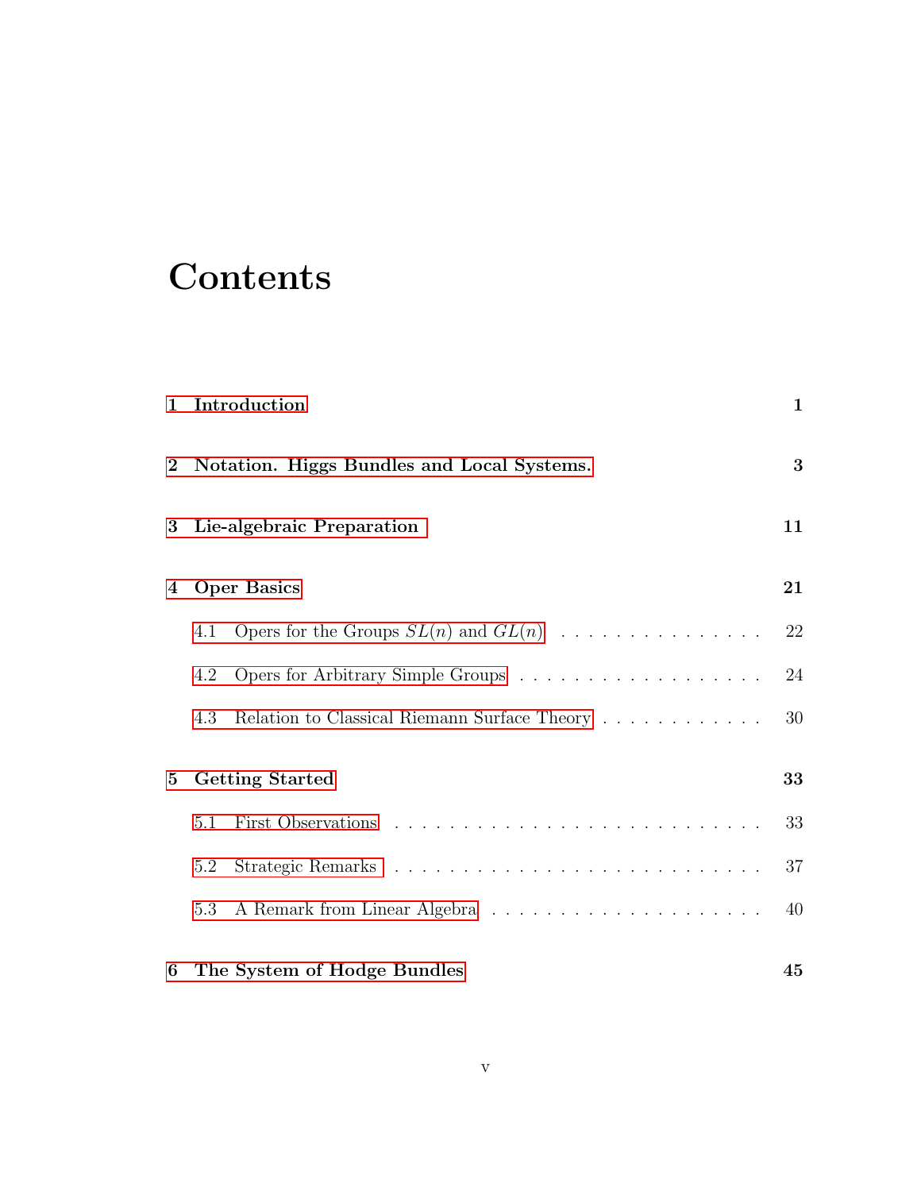# Contents

1 Introduction 1

2 Notation. Higgs Bundles and Local Systems. 3

3 Lie-algebraic Preparation 11

4 Oper Basics 21

- 4.1 Opers for the Groups $SL(n)$ and $GL(n)$ . . . . . . . . . . . . . . . . 22
- 4.2 Opers for Arbitrary Simple Groups . . . . . . . . . . . . . . . . . . . 24
- 4.3 Relation to Classical Riemann Surface Theory . . . . . . . . . . . . . 30

5 Getting Started 33

- 5.1 First Observations . . . . . . . . . . . . . . . . . . . . . . . . . . . . 33
- 5.2 Strategic Remarks . . . . . . . . . . . . . . . . . . . . . . . . . . . . 37
- 5.3 A Remark from Linear Algebra . . . . . . . . . . . . . . . . . . . . . 40

6 The System of Hodge Bundles 45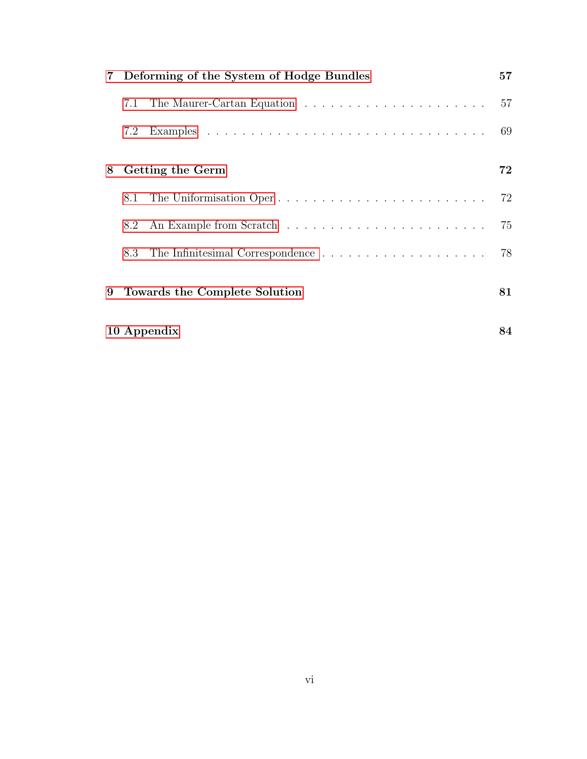**7 Deforming of the System of Hodge Bundles** **57**

7.1 The Maurer-Cartan Equation . . . . . . . . . . . . . . . . . . . . . . 57

7.2 Examples . . . . . . . . . . . . . . . . . . . . . . . . . . . . . . . . . 69

**8 Getting the Germ** **72**

8.1 The Uniformisation Oper . . . . . . . . . . . . . . . . . . . . . . . . 72

8.2 An Example from Scratch . . . . . . . . . . . . . . . . . . . . . . . . 75

8.3 The Infinitesimal Correspondence . . . . . . . . . . . . . . . . . . . . 78

**9 Towards the Complete Solution** **81**

**10 Appendix** **84**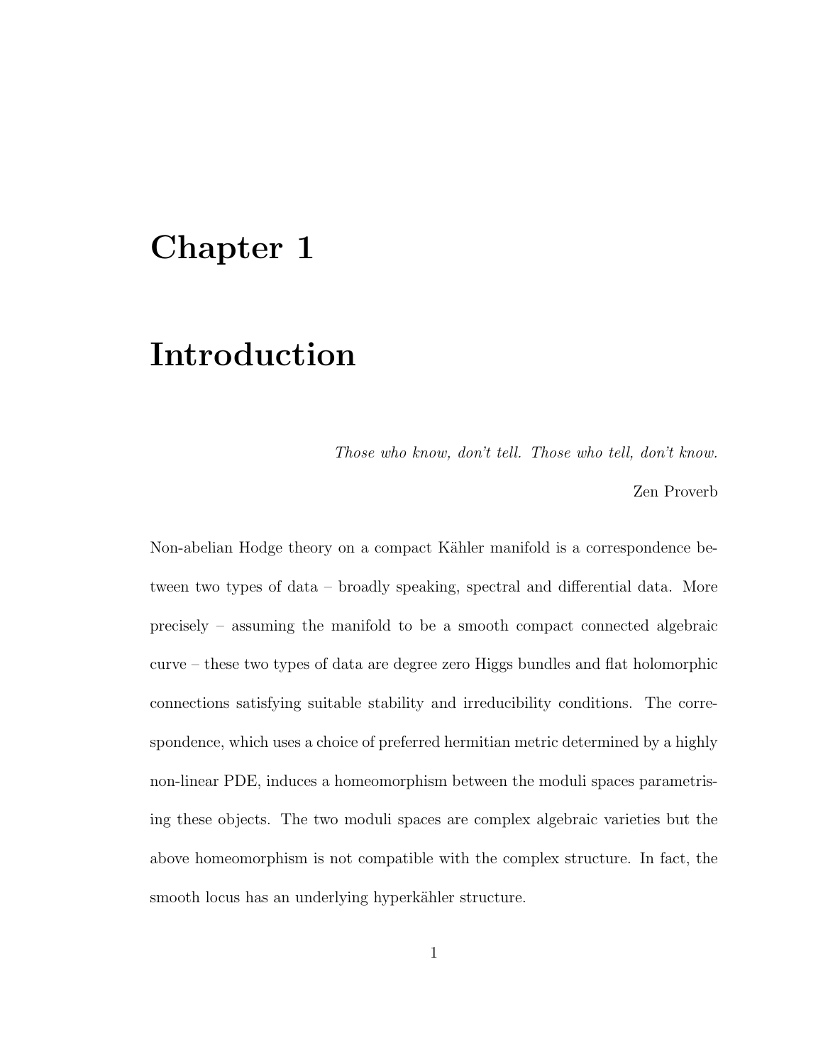# Chapter 1

# Introduction

*Those who know, don't tell. Those who tell, don't know.*

Zen Proverb

Non-abelian Hodge theory on a compact Kähler manifold is a correspondence between two types of data – broadly speaking, spectral and differential data. More precisely – assuming the manifold to be a smooth compact connected algebraic curve – these two types of data are degree zero Higgs bundles and flat holomorphic connections satisfying suitable stability and irreducibility conditions. The correspondence, which uses a choice of preferred hermitian metric determined by a highly non-linear PDE, induces a homeomorphism between the moduli spaces parametrising these objects. The two moduli spaces are complex algebraic varieties but the above homeomorphism is not compatible with the complex structure. In fact, the smooth locus has an underlying hyperkähler structure.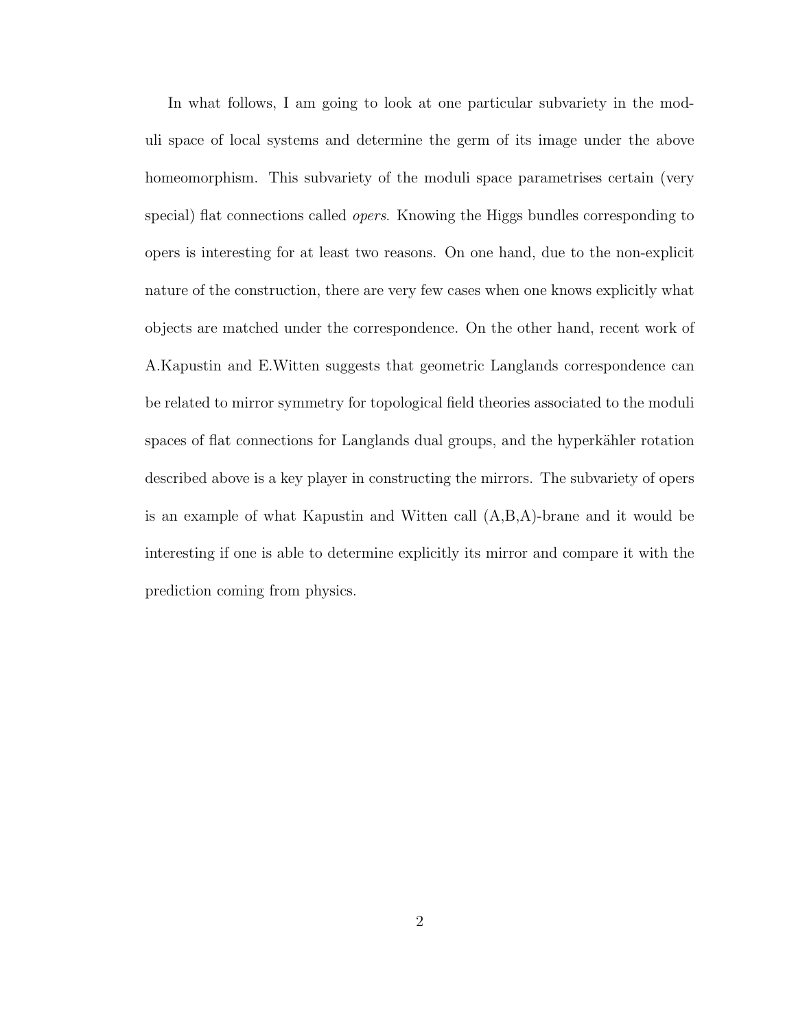In what follows, I am going to look at one particular subvariety in the moduli space of local systems and determine the germ of its image under the above homeomorphism. This subvariety of the moduli space parametrises certain (very special) flat connections called *opers*. Knowing the Higgs bundles corresponding to opers is interesting for at least two reasons. On one hand, due to the non-explicit nature of the construction, there are very few cases when one knows explicitly what objects are matched under the correspondence. On the other hand, recent work of A.Kapustin and E.Witten suggests that geometric Langlands correspondence can be related to mirror symmetry for topological field theories associated to the moduli spaces of flat connections for Langlands dual groups, and the hyperkähler rotation described above is a key player in constructing the mirrors. The subvariety of opers is an example of what Kapustin and Witten call (A,B,A)-brane and it would be interesting if one is able to determine explicitly its mirror and compare it with the prediction coming from physics.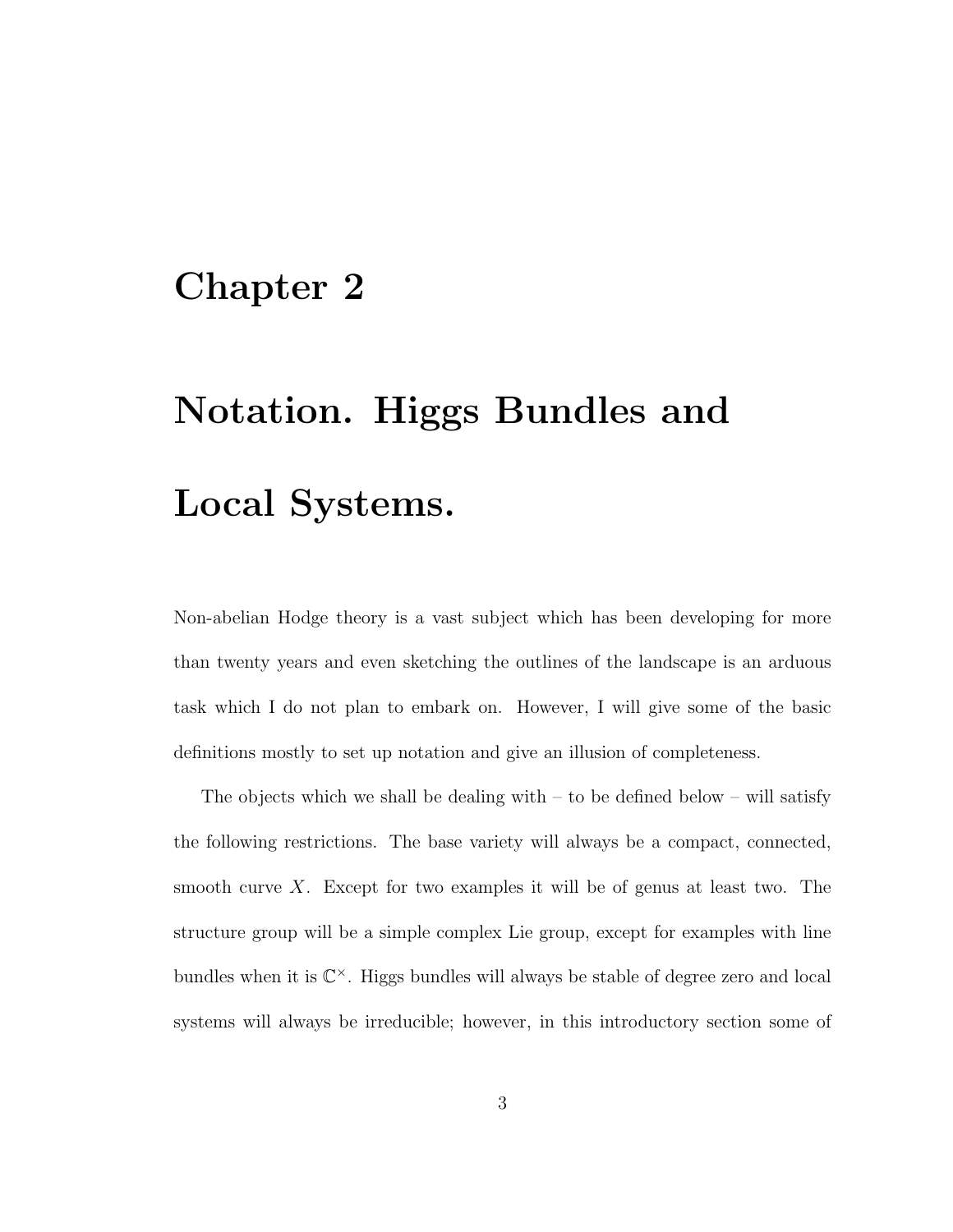# Chapter 2

# Notation. Higgs Bundles and Local Systems.

Non-abelian Hodge theory is a vast subject which has been developing for more than twenty years and even sketching the outlines of the landscape is an arduous task which I do not plan to embark on. However, I will give some of the basic definitions mostly to set up notation and give an illusion of completeness.

The objects which we shall be dealing with – to be defined below – will satisfy the following restrictions. The base variety will always be a compact, connected, smooth curve $X$. Except for two examples it will be of genus at least two. The structure group will be a simple complex Lie group, except for examples with line bundles when it is $\mathbb{C}^{\times}$. Higgs bundles will always be stable of degree zero and local systems will always be irreducible; however, in this introductory section some of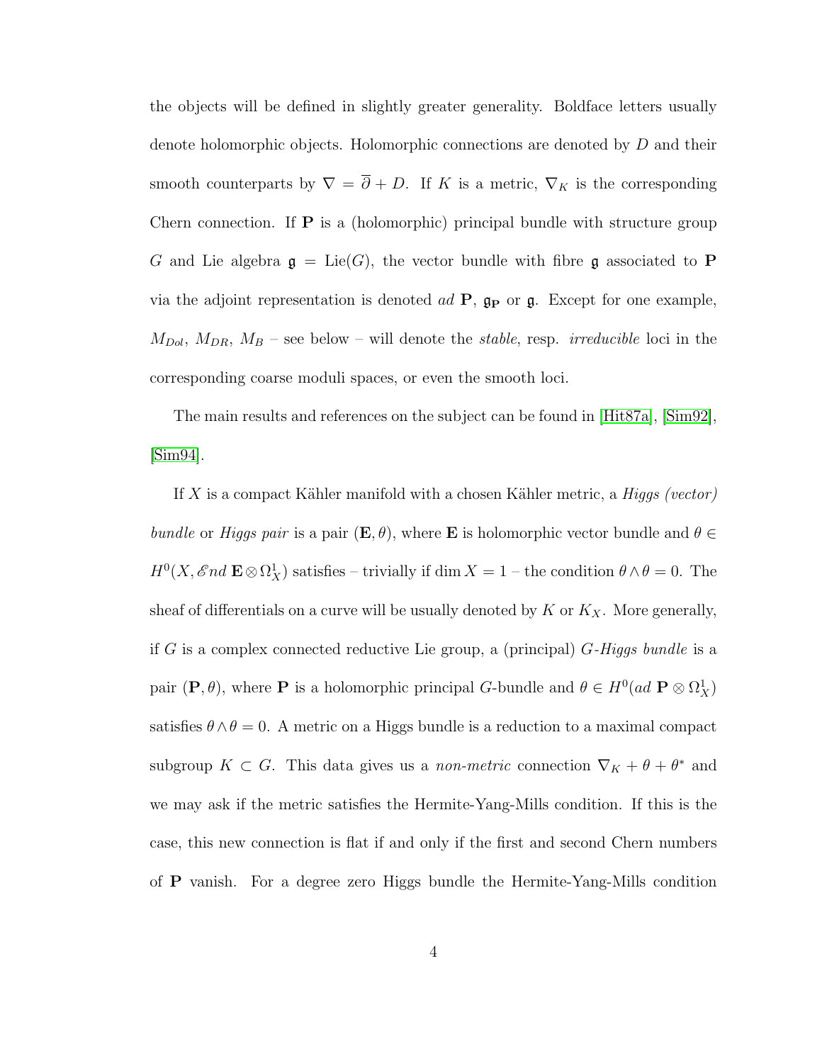the objects will be defined in slightly greater generality. Boldface letters usually denote holomorphic objects. Holomorphic connections are denoted by $D$ and their smooth counterparts by $\nabla = \overline{\partial} + D$. If $K$ is a metric, $\nabla_K$ is the corresponding Chern connection. If $\mathbf{P}$ is a (holomorphic) principal bundle with structure group $G$ and Lie algebra $\mathfrak{g} = \mathrm{Lie}(G)$, the vector bundle with fibre $\mathfrak{g}$ associated to $\mathbf{P}$ via the adjoint representation is denoted *ad* $\mathbf{P}$, $\mathfrak{g}_{\mathbf{P}}$ or $\mathfrak{g}$. Except for one example, $M_{Dol}$, $M_{DR}$, $M_B$ – see below – will denote the *stable*, resp. *irreducible* loci in the corresponding coarse moduli spaces, or even the smooth loci.

The main results and references on the subject can be found in [Hit87a], [Sim92], [Sim94].

If $X$ is a compact Kähler manifold with a chosen Kähler metric, a *Higgs (vector) bundle* or *Higgs pair* is a pair $(\mathbf{E}, \theta)$, where $\mathbf{E}$ is holomorphic vector bundle and $\theta \in H^0(X, \mathscr{E}nd\, \mathbf{E} \otimes \Omega^1_X)$ satisfies – trivially if $\dim X = 1$ – the condition $\theta \wedge \theta = 0$. The sheaf of differentials on a curve will be usually denoted by $K$ or $K_X$. More generally, if $G$ is a complex connected reductive Lie group, a (principal) *$G$-Higgs bundle* is a pair $(\mathbf{P}, \theta)$, where $\mathbf{P}$ is a holomorphic principal $G$-bundle and $\theta \in H^0(ad\ \mathbf{P} \otimes \Omega^1_X)$ satisfies $\theta \wedge \theta = 0$. A metric on a Higgs bundle is a reduction to a maximal compact subgroup $K \subset G$. This data gives us a *non-metric* connection $\nabla_K + \theta + \theta^*$ and we may ask if the metric satisfies the Hermite-Yang-Mills condition. If this is the case, this new connection is flat if and only if the first and second Chern numbers of $\mathbf{P}$ vanish. For a degree zero Higgs bundle the Hermite-Yang-Mills condition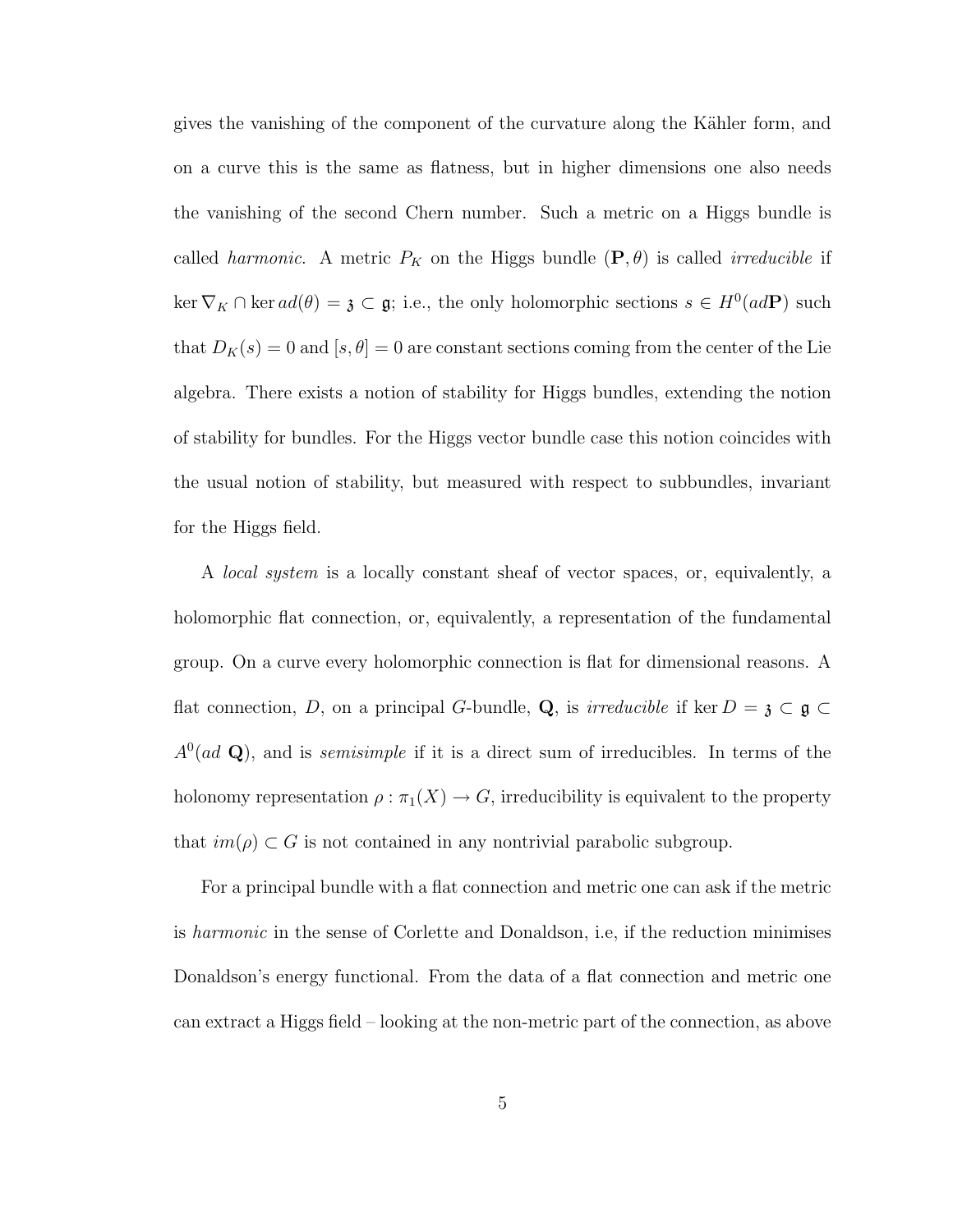gives the vanishing of the component of the curvature along the Kähler form, and on a curve this is the same as flatness, but in higher dimensions one also needs the vanishing of the second Chern number. Such a metric on a Higgs bundle is called *harmonic*. A metric $P_K$ on the Higgs bundle $(\mathbf{P}, \theta)$ is called *irreducible* if $\ker \nabla_K \cap \ker ad(\theta) = \mathfrak{z} \subset \mathfrak{g}$; i.e., the only holomorphic sections $s \in H^0(ad\mathbf{P})$ such that $D_K(s) = 0$ and $[s, \theta] = 0$ are constant sections coming from the center of the Lie algebra. There exists a notion of stability for Higgs bundles, extending the notion of stability for bundles. For the Higgs vector bundle case this notion coincides with the usual notion of stability, but measured with respect to subbundles, invariant for the Higgs field.

A *local system* is a locally constant sheaf of vector spaces, or, equivalently, a holomorphic flat connection, or, equivalently, a representation of the fundamental group. On a curve every holomorphic connection is flat for dimensional reasons. A flat connection, $D$, on a principal $G$-bundle, $\mathbf{Q}$, is *irreducible* if $\ker D = \mathfrak{z} \subset \mathfrak{g} \subset A^0(ad\ \mathbf{Q})$, and is *semisimple* if it is a direct sum of irreducibles. In terms of the holonomy representation $\rho : \pi_1(X) \to G$, irreducibility is equivalent to the property that $im(\rho) \subset G$ is not contained in any nontrivial parabolic subgroup.

For a principal bundle with a flat connection and metric one can ask if the metric is *harmonic* in the sense of Corlette and Donaldson, i.e, if the reduction minimises Donaldson's energy functional. From the data of a flat connection and metric one can extract a Higgs field – looking at the non-metric part of the connection, as above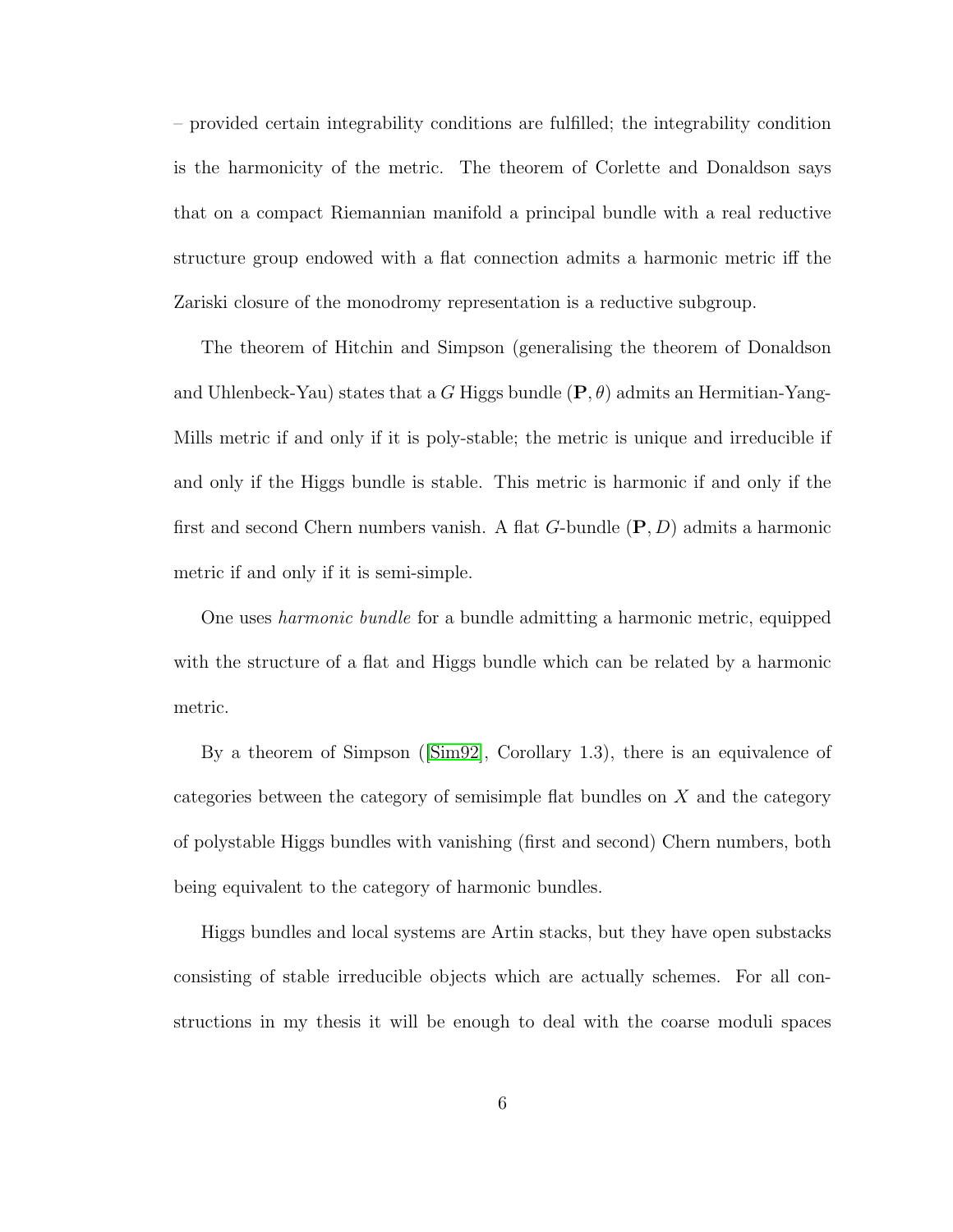– provided certain integrability conditions are fulfilled; the integrability condition is the harmonicity of the metric. The theorem of Corlette and Donaldson says that on a compact Riemannian manifold a principal bundle with a real reductive structure group endowed with a flat connection admits a harmonic metric iff the Zariski closure of the monodromy representation is a reductive subgroup.

The theorem of Hitchin and Simpson (generalising the theorem of Donaldson and Uhlenbeck-Yau) states that a $G$ Higgs bundle $(\mathbf{P}, \theta)$ admits an Hermitian-Yang-Mills metric if and only if it is poly-stable; the metric is unique and irreducible if and only if the Higgs bundle is stable. This metric is harmonic if and only if the first and second Chern numbers vanish. A flat $G$-bundle $(\mathbf{P}, D)$ admits a harmonic metric if and only if it is semi-simple.

One uses *harmonic bundle* for a bundle admitting a harmonic metric, equipped with the structure of a flat and Higgs bundle which can be related by a harmonic metric.

By a theorem of Simpson ([Sim92], Corollary 1.3), there is an equivalence of categories between the category of semisimple flat bundles on $X$ and the category of polystable Higgs bundles with vanishing (first and second) Chern numbers, both being equivalent to the category of harmonic bundles.

Higgs bundles and local systems are Artin stacks, but they have open substacks consisting of stable irreducible objects which are actually schemes. For all constructions in my thesis it will be enough to deal with the coarse moduli spaces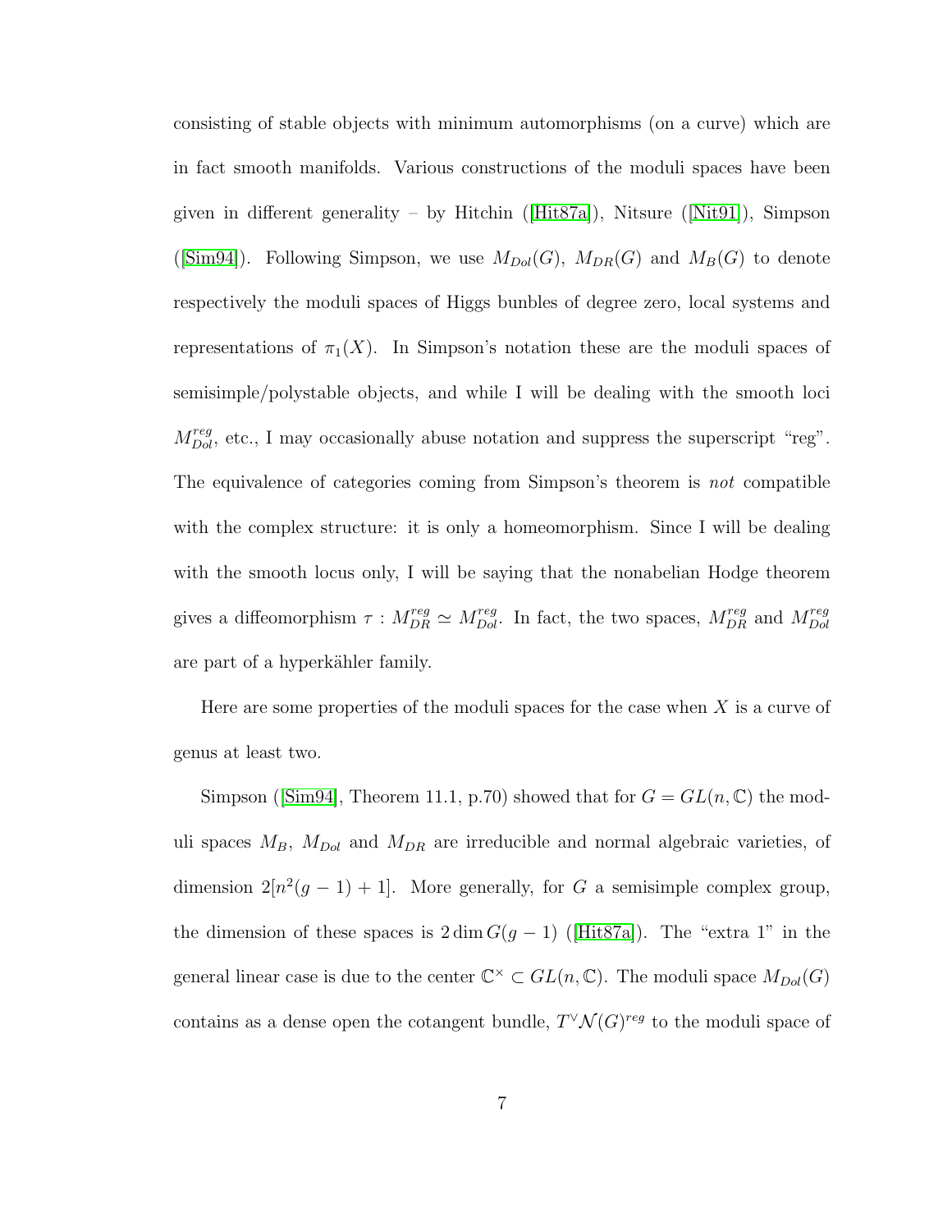consisting of stable objects with minimum automorphisms (on a curve) which are in fact smooth manifolds. Various constructions of the moduli spaces have been given in different generality – by Hitchin ([Hit87a]), Nitsure ([Nit91]), Simpson ([Sim94]). Following Simpson, we use $M_{Dol}(G)$, $M_{DR}(G)$ and $M_B(G)$ to denote respectively the moduli spaces of Higgs bunbles of degree zero, local systems and representations of $\pi_1(X)$. In Simpson's notation these are the moduli spaces of semisimple/polystable objects, and while I will be dealing with the smooth loci $M_{Dol}^{reg}$, etc., I may occasionally abuse notation and suppress the superscript "reg". The equivalence of categories coming from Simpson's theorem is *not* compatible with the complex structure: it is only a homeomorphism. Since I will be dealing with the smooth locus only, I will be saying that the nonabelian Hodge theorem gives a diffeomorphism $\tau : M_{DR}^{reg} \simeq M_{Dol}^{reg}$. In fact, the two spaces, $M_{DR}^{reg}$ and $M_{Dol}^{reg}$ are part of a hyperkähler family.

Here are some properties of the moduli spaces for the case when $X$ is a curve of genus at least two.

Simpson ([Sim94], Theorem 11.1, p.70) showed that for $G = GL(n, \mathbb{C})$ the moduli spaces $M_B$, $M_{Dol}$ and $M_{DR}$ are irreducible and normal algebraic varieties, of dimension $2[n^2(g-1)+1]$. More generally, for $G$ a semisimple complex group, the dimension of these spaces is $2 \dim G(g-1)$ ([Hit87a]). The "extra 1" in the general linear case is due to the center $\mathbb{C}^\times \subset GL(n, \mathbb{C})$. The moduli space $M_{Dol}(G)$ contains as a dense open the cotangent bundle, $T^\vee \mathcal{N}(G)^{reg}$ to the moduli space of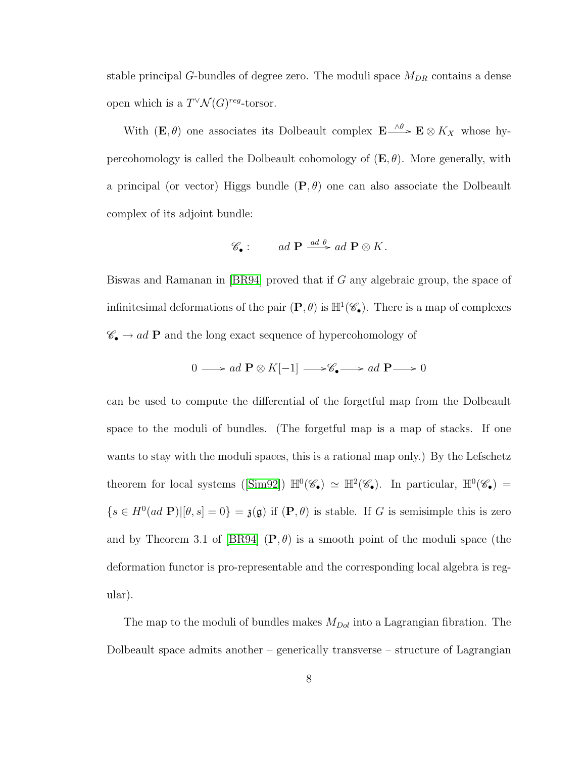stable principal $G$-bundles of degree zero. The moduli space $M_{DR}$ contains a dense open which is a $T^\vee\mathcal{N}(G)^{reg}$-torsor.

With $(\mathbf{E},\theta)$ one associates its Dolbeault complex $\mathbf{E}\xrightarrow{\wedge\theta}\mathbf{E}\otimes K_X$ whose hypercohomology is called the Dolbeault cohomology of $(\mathbf{E},\theta)$. More generally, with a principal (or vector) Higgs bundle $(\mathbf{P},\theta)$ one can also associate the Dolbeault complex of its adjoint bundle:

$$\mathscr{C}_\bullet : \qquad ad\ \mathbf{P} \xrightarrow{ad\ \theta} ad\ \mathbf{P}\otimes K\,.$$

Biswas and Ramanan in [BR94] proved that if $G$ any algebraic group, the space of infinitesimal deformations of the pair $(\mathbf{P},\theta)$ is $\mathbb{H}^1(\mathscr{C}_\bullet)$. There is a map of complexes $\mathscr{C}_\bullet \to ad\ \mathbf{P}$ and the long exact sequence of hypercohomology of

$$0 \longrightarrow ad\ \mathbf{P}\otimes K[-1] \longrightarrow \mathscr{C}_\bullet \longrightarrow ad\ \mathbf{P} \longrightarrow 0$$

can be used to compute the differential of the forgetful map from the Dolbeault space to the moduli of bundles. (The forgetful map is a map of stacks. If one wants to stay with the moduli spaces, this is a rational map only.) By the Lefschetz theorem for local systems ([Sim92]) $\mathbb{H}^0(\mathscr{C}_\bullet)\simeq\mathbb{H}^2(\mathscr{C}_\bullet)$. In particular, $\mathbb{H}^0(\mathscr{C}_\bullet) = \{s\in H^0(ad\ \mathbf{P})|[\theta,s]=0\} = \mathfrak{z}(\mathfrak{g})$ if $(\mathbf{P},\theta)$ is stable. If $G$ is semisimple this is zero and by Theorem 3.1 of [BR94] $(\mathbf{P},\theta)$ is a smooth point of the moduli space (the deformation functor is pro-representable and the corresponding local algebra is regular).

The map to the moduli of bundles makes $M_{Dol}$ into a Lagrangian fibration. The Dolbeault space admits another – generically transverse – structure of Lagrangian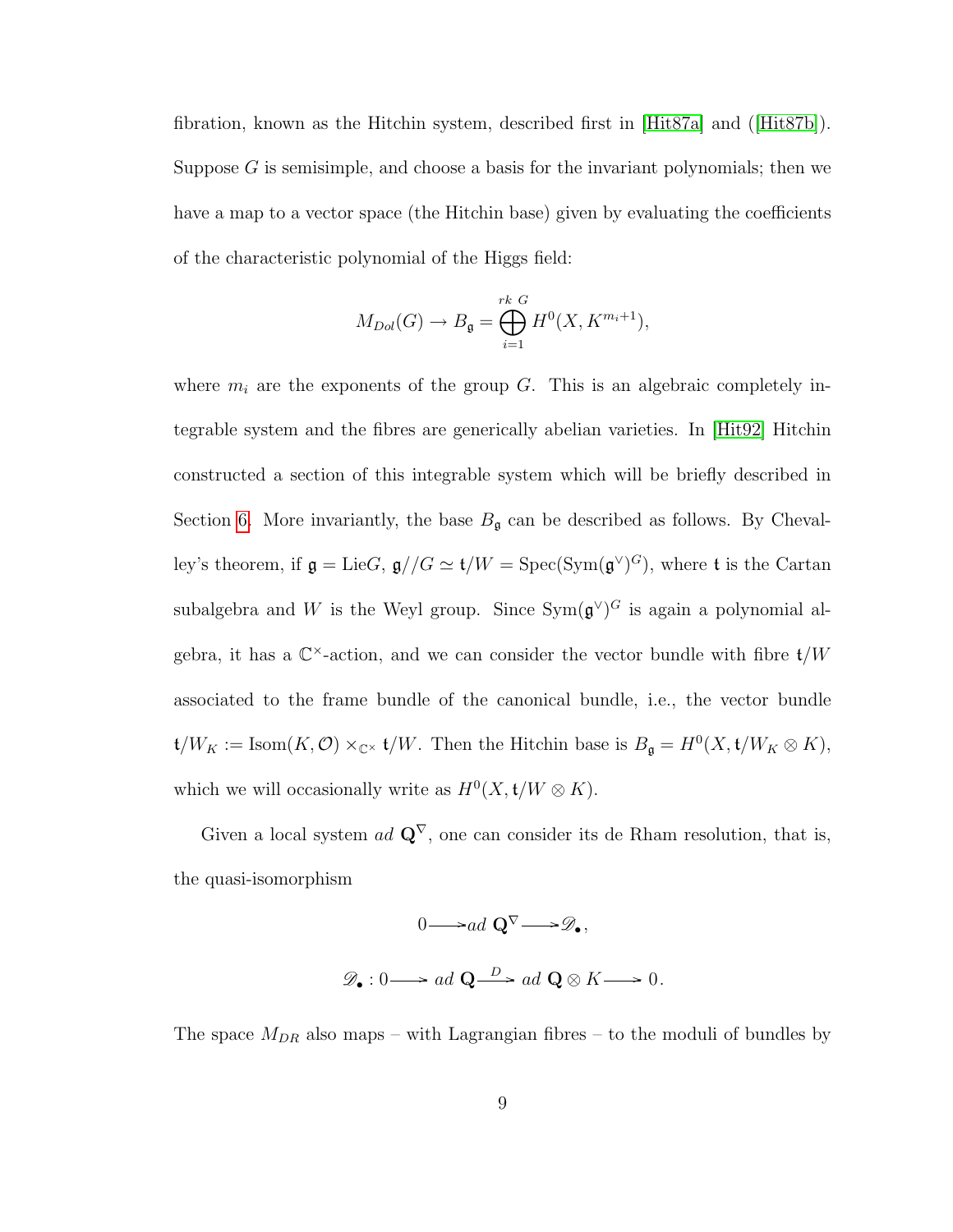fibration, known as the Hitchin system, described first in [Hit87a] and ([Hit87b]). Suppose $G$ is semisimple, and choose a basis for the invariant polynomials; then we have a map to a vector space (the Hitchin base) given by evaluating the coefficients of the characteristic polynomial of the Higgs field:

$$M_{Dol}(G) \to B_{\mathfrak{g}} = \bigoplus_{i=1}^{rk\ G} H^0(X, K^{m_i+1}),$$

where $m_i$ are the exponents of the group $G$. This is an algebraic completely integrable system and the fibres are generically abelian varieties. In [Hit92] Hitchin constructed a section of this integrable system which will be briefly described in Section 6. More invariantly, the base $B_{\mathfrak{g}}$ can be described as follows. By Chevalley's theorem, if $\mathfrak{g} = \mathrm{Lie}G$, $\mathfrak{g}//G \simeq \mathfrak{t}/W = \mathrm{Spec}(\mathrm{Sym}(\mathfrak{g}^\vee)^G)$, where $\mathfrak{t}$ is the Cartan subalgebra and $W$ is the Weyl group. Since $\mathrm{Sym}(\mathfrak{g}^\vee)^G$ is again a polynomial algebra, it has a $\mathbb{C}^\times$-action, and we can consider the vector bundle with fibre $\mathfrak{t}/W$ associated to the frame bundle of the canonical bundle, i.e., the vector bundle $\mathfrak{t}/W_K := \mathrm{Isom}(K, \mathcal{O}) \times_{\mathbb{C}^\times} \mathfrak{t}/W$. Then the Hitchin base is $B_{\mathfrak{g}} = H^0(X, \mathfrak{t}/W_K \otimes K)$, which we will occasionally write as $H^0(X, \mathfrak{t}/W \otimes K)$.

Given a local system $ad\ \mathbf{Q}^\nabla$, one can consider its de Rham resolution, that is, the quasi-isomorphism

$$0 \longrightarrow ad\ \mathbf{Q}^\nabla \longrightarrow \mathscr{D}_\bullet,$$

$$\mathscr{D}_\bullet : 0 \longrightarrow ad\ \mathbf{Q} \xrightarrow{D} ad\ \mathbf{Q} \otimes K \longrightarrow 0.$$

The space $M_{DR}$ also maps – with Lagrangian fibres – to the moduli of bundles by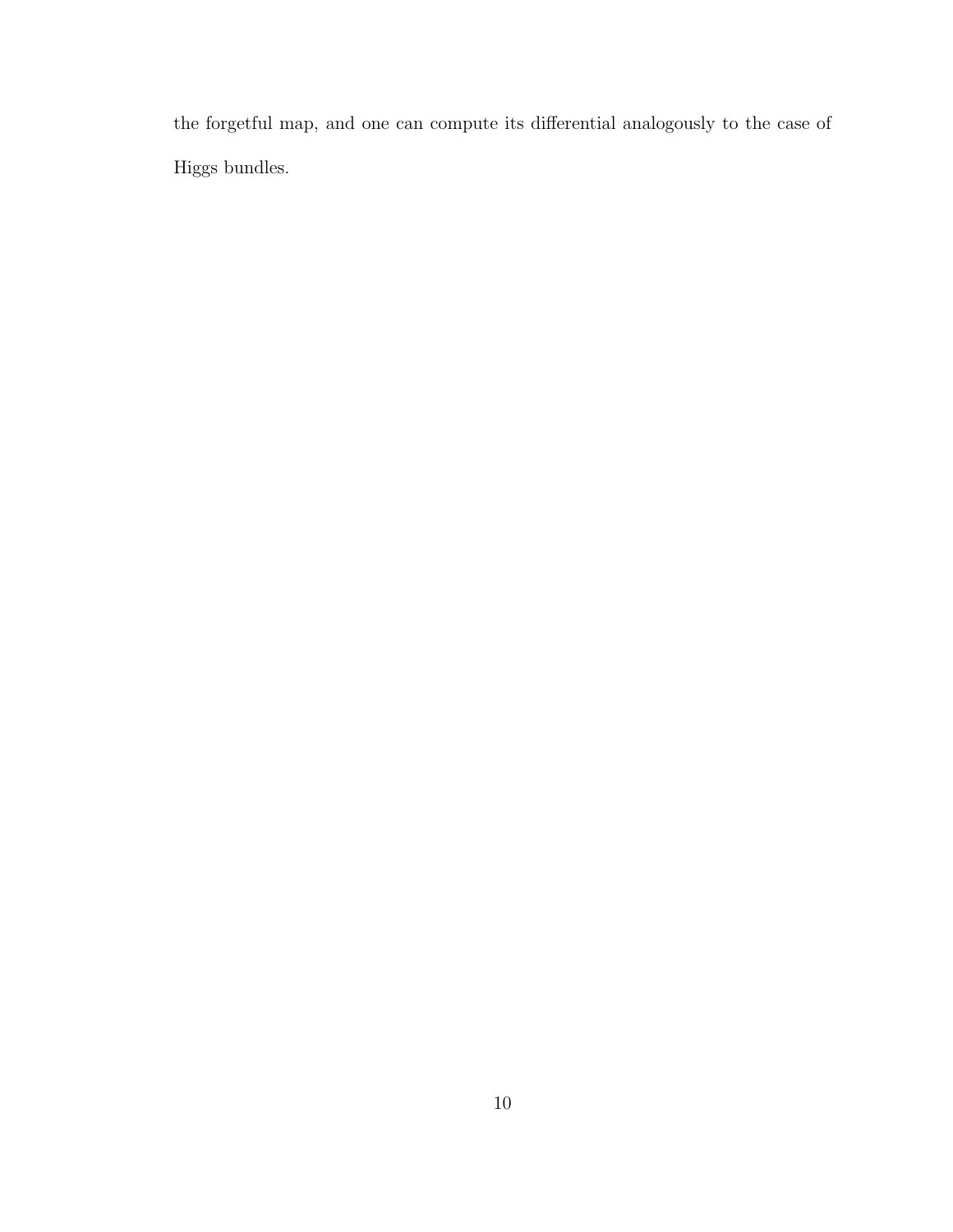the forgetful map, and one can compute its differential analogously to the case of Higgs bundles.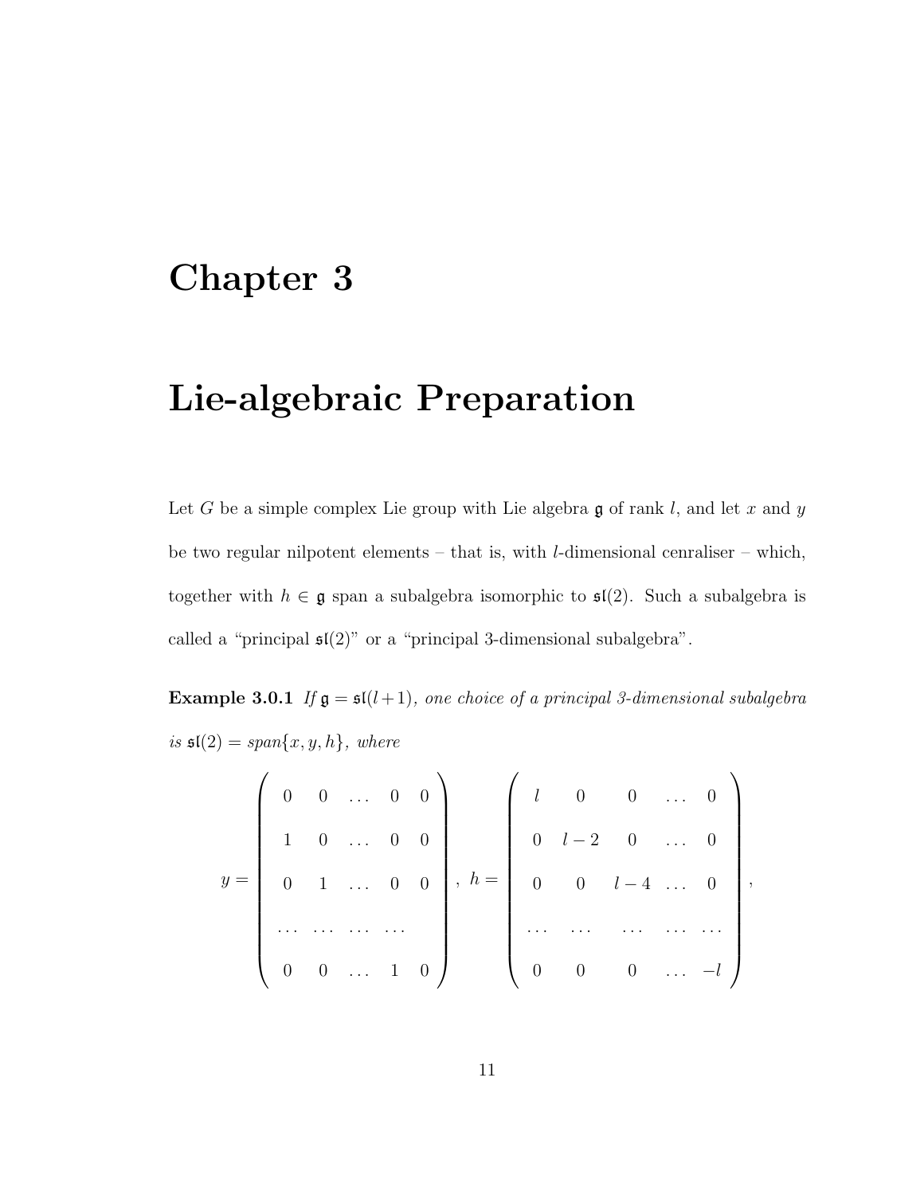# Chapter 3

# Lie-algebraic Preparation

Let $G$ be a simple complex Lie group with Lie algebra $\mathfrak{g}$ of rank $l$, and let $x$ and $y$ be two regular nilpotent elements – that is, with $l$-dimensional cenraliser – which, together with $h \in \mathfrak{g}$ span a subalgebra isomorphic to $\mathfrak{sl}(2)$. Such a subalgebra is called a "principal $\mathfrak{sl}(2)$" or a "principal 3-dimensional subalgebra".

**Example 3.0.1** *If $\mathfrak{g} = \mathfrak{sl}(l+1)$, one choice of a principal 3-dimensional subalgebra is $\mathfrak{sl}(2) = span\{x, y, h\}$, where*

$$y = \begin{pmatrix} 0 & 0 & \dots & 0 & 0 \\ 1 & 0 & \dots & 0 & 0 \\ 0 & 1 & \dots & 0 & 0 \\ \dots & \dots & \dots & \dots & \\ 0 & 0 & \dots & 1 & 0 \end{pmatrix}, \ h = \begin{pmatrix} l & 0 & 0 & \dots & 0 \\ 0 & l-2 & 0 & \dots & 0 \\ 0 & 0 & l-4 & \dots & 0 \\ \dots & \dots & \dots & \dots & \dots \\ 0 & 0 & 0 & \dots & -l \end{pmatrix},$$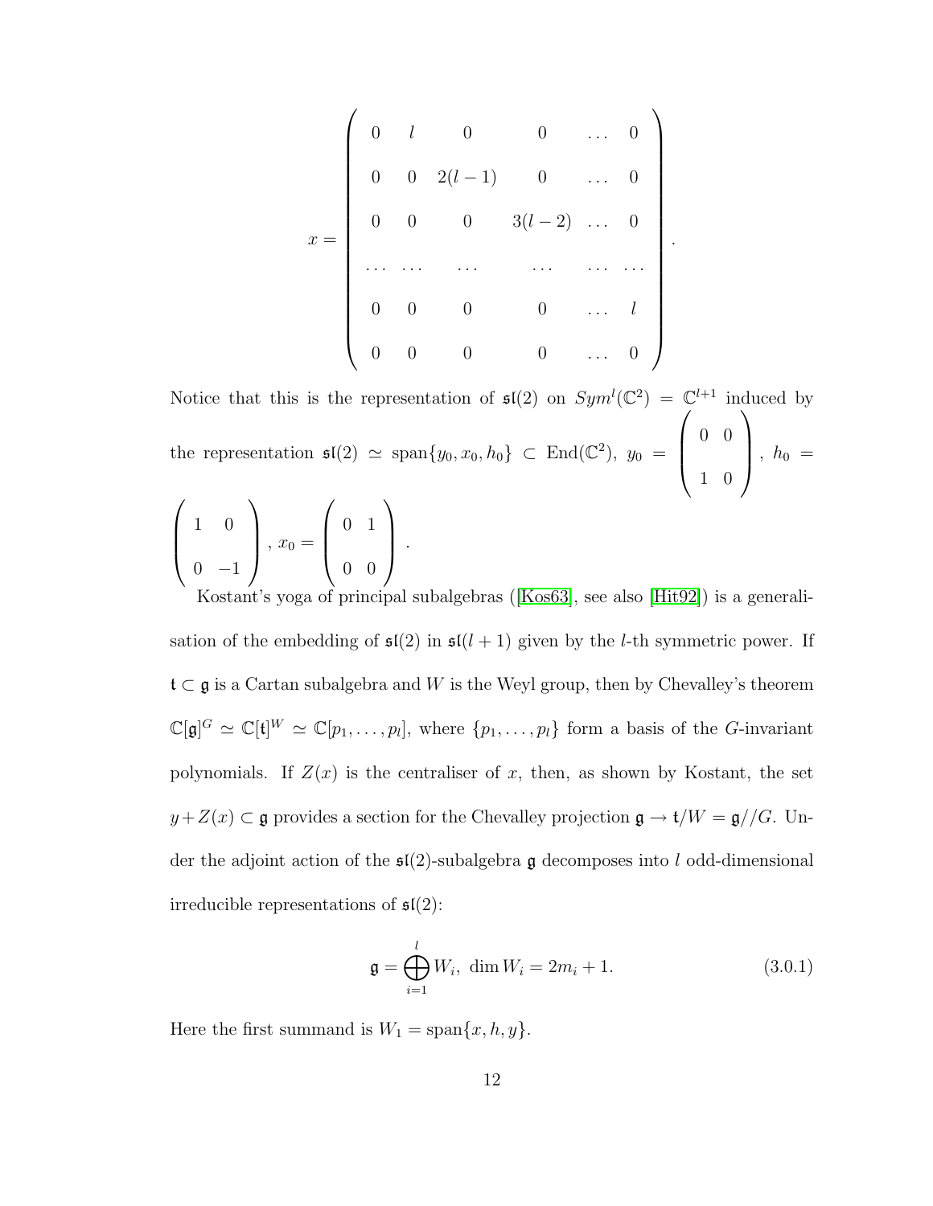$$
x = \begin{pmatrix}
0 & l & 0 & 0 & \dots & 0 \\
0 & 0 & 2(l-1) & 0 & \dots & 0 \\
0 & 0 & 0 & 3(l-2) & \dots & 0 \\
\dots & \dots & \dots & \dots & \dots & \dots \\
0 & 0 & 0 & 0 & \dots & l \\
0 & 0 & 0 & 0 & \dots & 0
\end{pmatrix}.
$$

Notice that this is the representation of $\mathfrak{sl}(2)$ on $Sym^l(\mathbb{C}^2) = \mathbb{C}^{l+1}$ induced by the representation $\mathfrak{sl}(2) \simeq \text{span}\{y_0, x_0, h_0\} \subset \text{End}(\mathbb{C}^2)$, $y_0 = \begin{pmatrix} 0 & 0 \\ 1 & 0 \end{pmatrix}$, $h_0 = \begin{pmatrix} 1 & 0 \\ 0 & -1 \end{pmatrix}$, $x_0 = \begin{pmatrix} 0 & 1 \\ 0 & 0 \end{pmatrix}$.

Kostant's yoga of principal subalgebras ([Kos63], see also [Hit92]) is a generalisation of the embedding of $\mathfrak{sl}(2)$ in $\mathfrak{sl}(l+1)$ given by the $l$-th symmetric power. If $\mathfrak{t} \subset \mathfrak{g}$ is a Cartan subalgebra and $W$ is the Weyl group, then by Chevalley's theorem $\mathbb{C}[\mathfrak{g}]^G \simeq \mathbb{C}[\mathfrak{t}]^W \simeq \mathbb{C}[p_1, \dots, p_l]$, where $\{p_1, \dots, p_l\}$ form a basis of the $G$-invariant polynomials. If $Z(x)$ is the centraliser of $x$, then, as shown by Kostant, the set $y + Z(x) \subset \mathfrak{g}$ provides a section for the Chevalley projection $\mathfrak{g} \to \mathfrak{t}/W = \mathfrak{g}//G$. Under the adjoint action of the $\mathfrak{sl}(2)$-subalgebra $\mathfrak{g}$ decomposes into $l$ odd-dimensional irreducible representations of $\mathfrak{sl}(2)$:

$$
\mathfrak{g} = \bigoplus_{i=1}^{l} W_i, \ \dim W_i = 2m_i + 1. \tag{3.0.1}
$$

Here the first summand is $W_1 = \text{span}\{x, h, y\}$.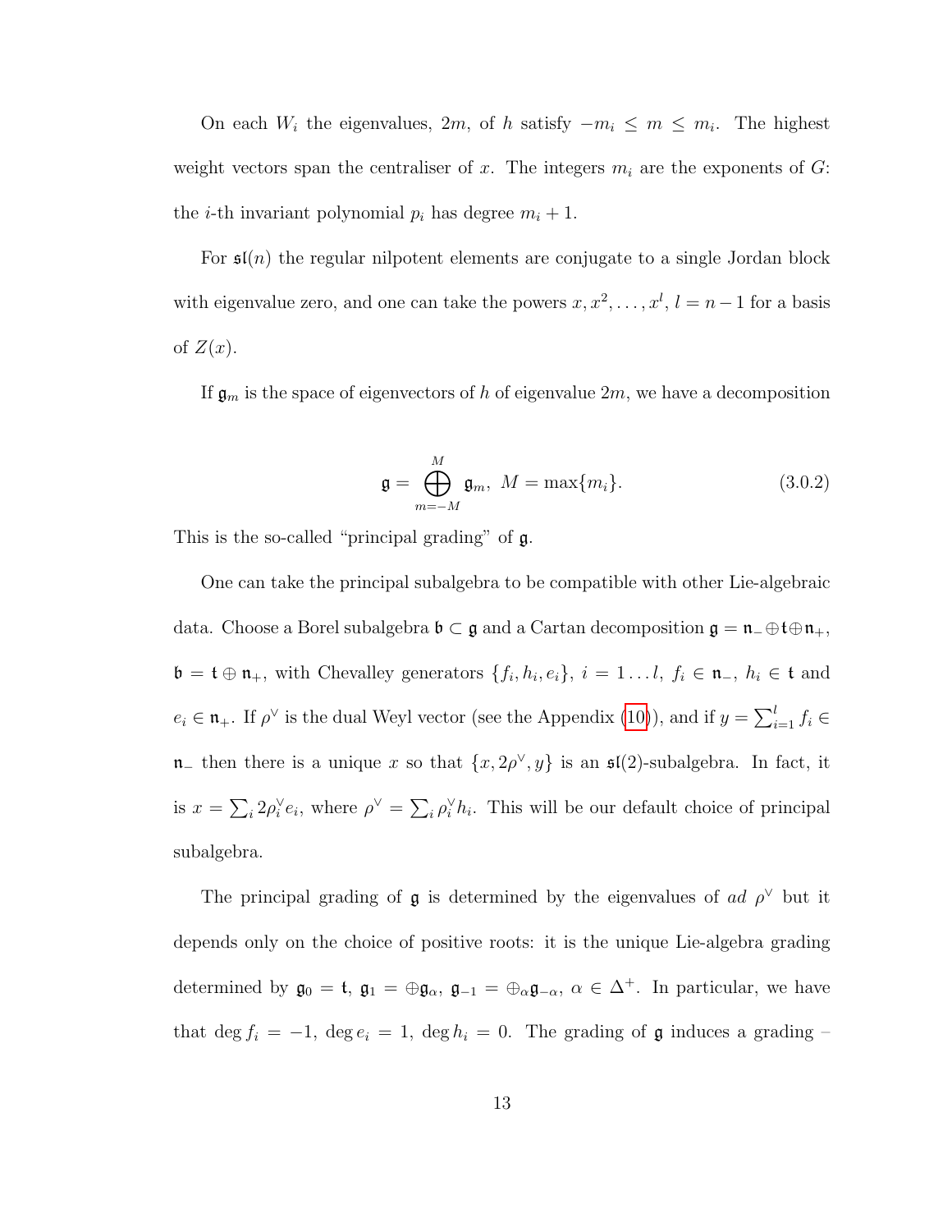On each $W_i$ the eigenvalues, $2m$, of $h$ satisfy $-m_i \leq m \leq m_i$. The highest weight vectors span the centraliser of $x$. The integers $m_i$ are the exponents of $G$: the $i$-th invariant polynomial $p_i$ has degree $m_i + 1$.

For $\mathfrak{sl}(n)$ the regular nilpotent elements are conjugate to a single Jordan block with eigenvalue zero, and one can take the powers $x, x^2, \ldots, x^l$, $l = n-1$ for a basis of $Z(x)$.

If $\mathfrak{g}_m$ is the space of eigenvectors of $h$ of eigenvalue $2m$, we have a decomposition

$$\mathfrak{g} = \bigoplus_{m=-M}^{M} \mathfrak{g}_m, \; M = \max\{m_i\}. \tag{3.0.2}$$

This is the so-called "principal grading" of $\mathfrak{g}$.

One can take the principal subalgebra to be compatible with other Lie-algebraic data. Choose a Borel subalgebra $\mathfrak{b} \subset \mathfrak{g}$ and a Cartan decomposition $\mathfrak{g} = \mathfrak{n}_- \oplus \mathfrak{t} \oplus \mathfrak{n}_+$, $\mathfrak{b} = \mathfrak{t} \oplus \mathfrak{n}_+$, with Chevalley generators $\{f_i, h_i, e_i\}$, $i = 1 \ldots l$, $f_i \in \mathfrak{n}_-$, $h_i \in \mathfrak{t}$ and $e_i \in \mathfrak{n}_+$. If $\rho^\vee$ is the dual Weyl vector (see the Appendix (10)), and if $y = \sum_{i=1}^{l} f_i \in \mathfrak{n}_-$ then there is a unique $x$ so that $\{x, 2\rho^\vee, y\}$ is an $\mathfrak{sl}(2)$-subalgebra. In fact, it is $x = \sum_i 2\rho_i^\vee e_i$, where $\rho^\vee = \sum_i \rho_i^\vee h_i$. This will be our default choice of principal subalgebra.

The principal grading of $\mathfrak{g}$ is determined by the eigenvalues of $ad\ \rho^\vee$ but it depends only on the choice of positive roots: it is the unique Lie-algebra grading determined by $\mathfrak{g}_0 = \mathfrak{t}$, $\mathfrak{g}_1 = \oplus \mathfrak{g}_\alpha$, $\mathfrak{g}_{-1} = \oplus_\alpha \mathfrak{g}_{-\alpha}$, $\alpha \in \Delta^+$. In particular, we have that $\deg f_i = -1$, $\deg e_i = 1$, $\deg h_i = 0$. The grading of $\mathfrak{g}$ induces a grading –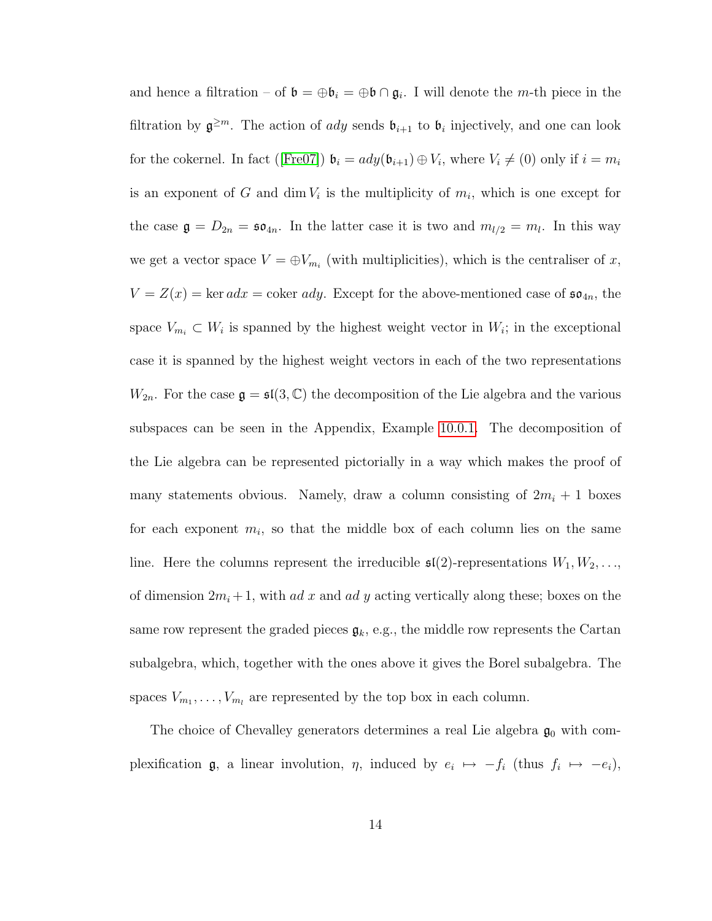and hence a filtration – of $\mathfrak{b} = \oplus \mathfrak{b}_i = \oplus \mathfrak{b} \cap \mathfrak{g}_i$. I will denote the $m$-th piece in the filtration by $\mathfrak{g}^{\geq m}$. The action of $ady$ sends $\mathfrak{b}_{i+1}$ to $\mathfrak{b}_i$ injectively, and one can look for the cokernel. In fact ([Fre07]) $\mathfrak{b}_i = ady(\mathfrak{b}_{i+1}) \oplus V_i$, where $V_i \neq (0)$ only if $i = m_i$ is an exponent of $G$ and $\dim V_i$ is the multiplicity of $m_i$, which is one except for the case $\mathfrak{g} = D_{2n} = \mathfrak{so}_{4n}$. In the latter case it is two and $m_{l/2} = m_l$. In this way we get a vector space $V = \oplus V_{m_i}$ (with multiplicities), which is the centraliser of $x$, $V = Z(x) = \ker adx = \text{coker } ady$. Except for the above-mentioned case of $\mathfrak{so}_{4n}$, the space $V_{m_i} \subset W_i$ is spanned by the highest weight vector in $W_i$; in the exceptional case it is spanned by the highest weight vectors in each of the two representations $W_{2n}$. For the case $\mathfrak{g} = \mathfrak{sl}(3, \mathbb{C})$ the decomposition of the Lie algebra and the various subspaces can be seen in the Appendix, Example 10.0.1. The decomposition of the Lie algebra can be represented pictorially in a way which makes the proof of many statements obvious. Namely, draw a column consisting of $2m_i + 1$ boxes for each exponent $m_i$, so that the middle box of each column lies on the same line. Here the columns represent the irreducible $\mathfrak{sl}(2)$-representations $W_1, W_2, \ldots$, of dimension $2m_i + 1$, with $ad\ x$ and $ad\ y$ acting vertically along these; boxes on the same row represent the graded pieces $\mathfrak{g}_k$, e.g., the middle row represents the Cartan subalgebra, which, together with the ones above it gives the Borel subalgebra. The spaces $V_{m_1}, \ldots, V_{m_l}$ are represented by the top box in each column.

The choice of Chevalley generators determines a real Lie algebra $\mathfrak{g}_0$ with complexification $\mathfrak{g}$, a linear involution, $\eta$, induced by $e_i \mapsto -f_i$ (thus $f_i \mapsto -e_i$),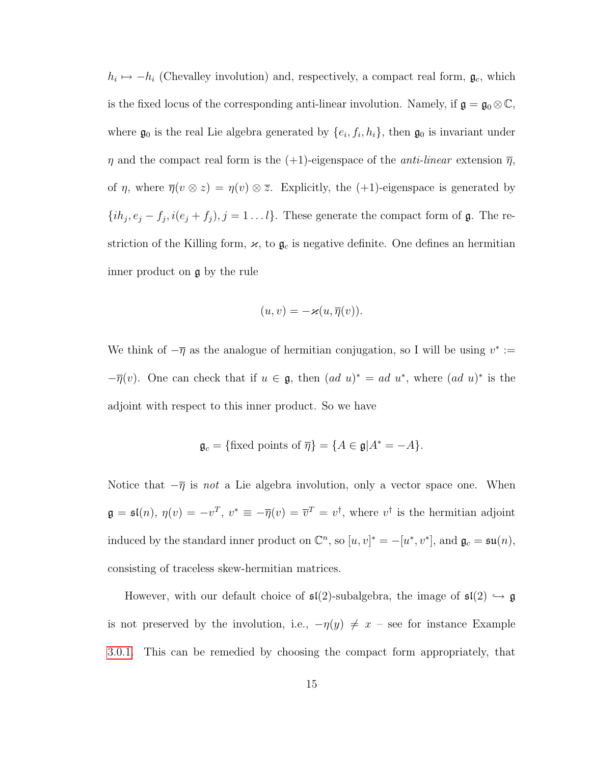$h_i \mapsto -h_i$ (Chevalley involution) and, respectively, a compact real form, $\mathfrak{g}_c$, which is the fixed locus of the corresponding anti-linear involution. Namely, if $\mathfrak{g} = \mathfrak{g}_0 \otimes \mathbb{C}$, where $\mathfrak{g}_0$ is the real Lie algebra generated by $\{e_i, f_i, h_i\}$, then $\mathfrak{g}_0$ is invariant under $\eta$ and the compact real form is the $(+1)$-eigenspace of the *anti-linear* extension $\overline{\eta}$, of $\eta$, where $\overline{\eta}(v \otimes z) = \eta(v) \otimes \overline{z}$. Explicitly, the $(+1)$-eigenspace is generated by $\{ih_j, e_j - f_j, i(e_j + f_j), j = 1 \ldots l\}$. These generate the compact form of $\mathfrak{g}$. The restriction of the Killing form, $\varkappa$, to $\mathfrak{g}_c$ is negative definite. One defines an hermitian inner product on $\mathfrak{g}$ by the rule

$$(u, v) = -\varkappa(u, \overline{\eta}(v)).$$

We think of $-\overline{\eta}$ as the analogue of hermitian conjugation, so I will be using $v^* := -\overline{\eta}(v)$. One can check that if $u \in \mathfrak{g}$, then $(ad\ u)^* = ad\ u^*$, where $(ad\ u)^*$ is the adjoint with respect to this inner product. So we have

$$\mathfrak{g}_c = \{\text{fixed points of } \overline{\eta}\} = \{A \in \mathfrak{g} | A^* = -A\}.$$

Notice that $-\overline{\eta}$ is *not* a Lie algebra involution, only a vector space one. When $\mathfrak{g} = \mathfrak{sl}(n)$, $\eta(v) = -v^T$, $v^* \equiv -\overline{\eta}(v) = \overline{v}^T = v^\dagger$, where $v^\dagger$ is the hermitian adjoint induced by the standard inner product on $\mathbb{C}^n$, so $[u, v]^* = -[u^*, v^*]$, and $\mathfrak{g}_c = \mathfrak{su}(n)$, consisting of traceless skew-hermitian matrices.

However, with our default choice of $\mathfrak{sl}(2)$-subalgebra, the image of $\mathfrak{sl}(2) \hookrightarrow \mathfrak{g}$ is not preserved by the involution, i.e., $-\eta(y) \neq x$ – see for instance Example 3.0.1. This can be remedied by choosing the compact form appropriately, that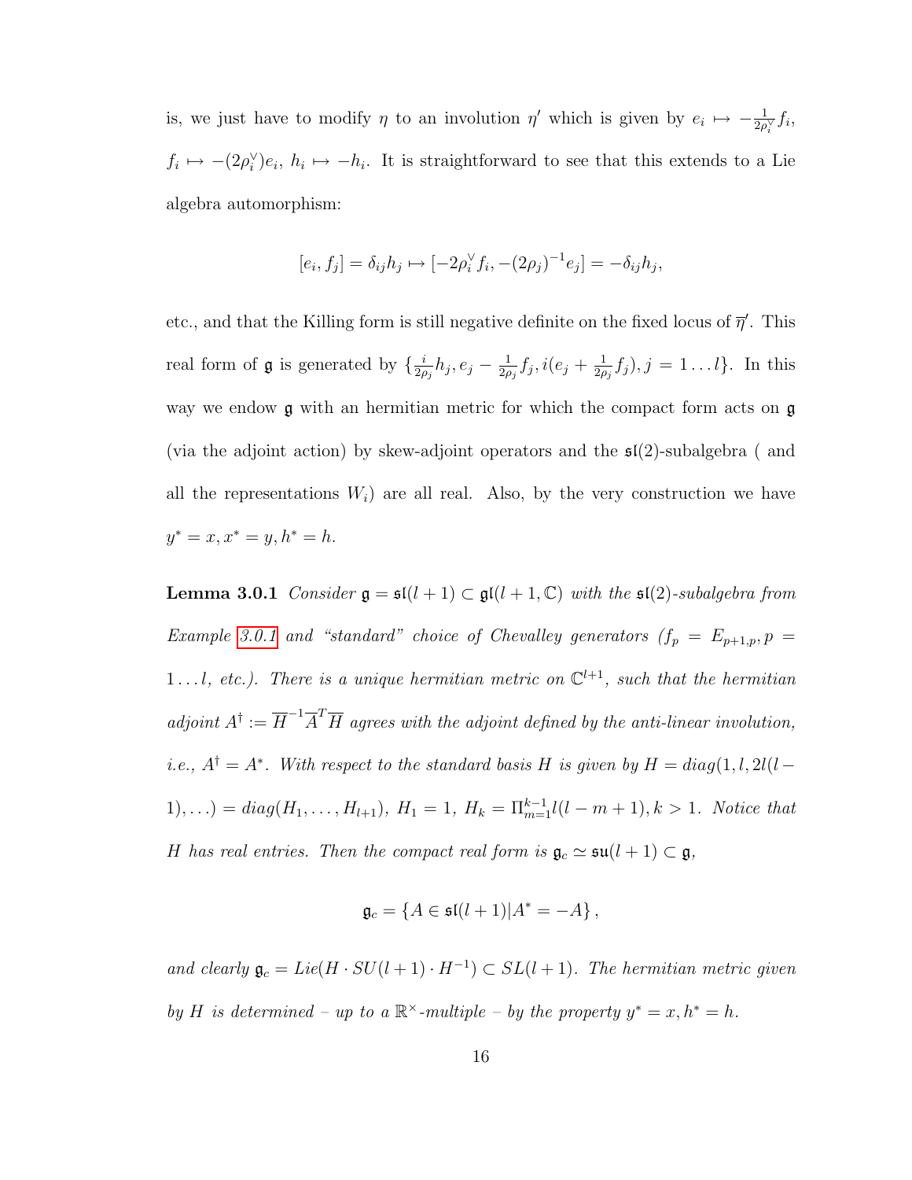is, we just have to modify $\eta$ to an involution $\eta'$ which is given by $e_i \mapsto -\frac{1}{2\rho_i^\vee} f_i$, $f_i \mapsto -(2\rho_i^\vee)e_i$, $h_i \mapsto -h_i$. It is straightforward to see that this extends to a Lie algebra automorphism:

$$[e_i, f_j] = \delta_{ij} h_j \mapsto [-2\rho_i^\vee f_i, -(2\rho_j)^{-1} e_j] = -\delta_{ij} h_j,$$

etc., and that the Killing form is still negative definite on the fixed locus of $\overline{\eta}'$. This real form of $\mathfrak{g}$ is generated by $\{\frac{i}{2\rho_j} h_j, e_j - \frac{1}{2\rho_j} f_j, i(e_j + \frac{1}{2\rho_j} f_j), j = 1 \dots l\}$. In this way we endow $\mathfrak{g}$ with an hermitian metric for which the compact form acts on $\mathfrak{g}$ (via the adjoint action) by skew-adjoint operators and the $\mathfrak{sl}(2)$-subalgebra ( and all the representations $W_i$) are all real. Also, by the very construction we have $y^* = x, x^* = y, h^* = h$.

**Lemma 3.0.1** *Consider $\mathfrak{g} = \mathfrak{sl}(l+1) \subset \mathfrak{gl}(l+1, \mathbb{C})$ with the $\mathfrak{sl}(2)$-subalgebra from Example 3.0.1 and "standard" choice of Chevalley generators ($f_p = E_{p+1,p}, p = 1 \dots l$, etc.). There is a unique hermitian metric on $\mathbb{C}^{l+1}$, such that the hermitian adjoint $A^\dagger := \overline{H}^{-1} \overline{A}^T \overline{H}$ agrees with the adjoint defined by the anti-linear involution, i.e., $A^\dagger = A^*$. With respect to the standard basis $H$ is given by $H = diag(1, l, 2l(l-1), \dots) = diag(H_1, \dots, H_{l+1})$, $H_1 = 1$, $H_k = \Pi_{m=1}^{k-1} l(l-m+1), k > 1$. Notice that $H$ has real entries. Then the compact real form is $\mathfrak{g}_c \simeq \mathfrak{su}(l+1) \subset \mathfrak{g}$,*

$$\mathfrak{g}_c = \{A \in \mathfrak{sl}(l+1) | A^* = -A\},$$

*and clearly $\mathfrak{g}_c = Lie(H \cdot SU(l+1) \cdot H^{-1}) \subset SL(l+1)$. The hermitian metric given by $H$ is determined – up to a $\mathbb{R}^\times$-multiple – by the property $y^* = x, h^* = h$.*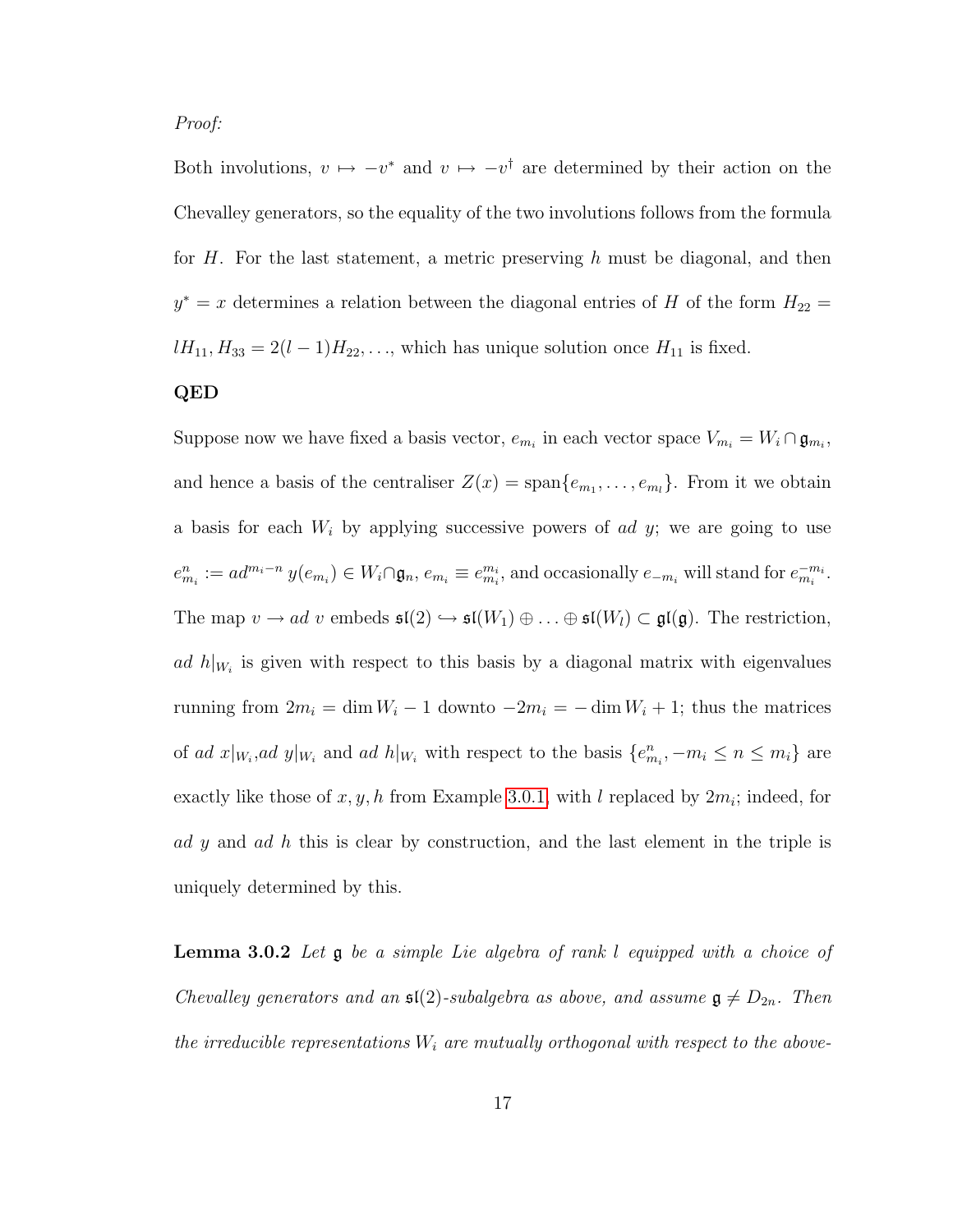*Proof:*

Both involutions, $v \mapsto -v^*$ and $v \mapsto -v^\dagger$ are determined by their action on the Chevalley generators, so the equality of the two involutions follows from the formula for $H$. For the last statement, a metric preserving $h$ must be diagonal, and then $y^* = x$ determines a relation between the diagonal entries of $H$ of the form $H_{22} = lH_{11}, H_{33} = 2(l-1)H_{22}, \ldots$, which has unique solution once $H_{11}$ is fixed.

**QED**

Suppose now we have fixed a basis vector, $e_{m_i}$ in each vector space $V_{m_i} = W_i \cap \mathfrak{g}_{m_i}$, and hence a basis of the centraliser $Z(x) = \text{span}\{e_{m_1}, \ldots, e_{m_l}\}$. From it we obtain a basis for each $W_i$ by applying successive powers of *ad* $y$; we are going to use $e^n_{m_i} := ad^{m_i - n}\, y(e_{m_i}) \in W_i \cap \mathfrak{g}_n$, $e_{m_i} \equiv e^{m_i}_{m_i}$, and occasionally $e_{-m_i}$ will stand for $e^{-m_i}_{m_i}$. The map $v \to ad\ v$ embeds $\mathfrak{sl}(2) \hookrightarrow \mathfrak{sl}(W_1) \oplus \ldots \oplus \mathfrak{sl}(W_l) \subset \mathfrak{gl}(\mathfrak{g})$. The restriction, $ad\ h|_{W_i}$ is given with respect to this basis by a diagonal matrix with eigenvalues running from $2m_i = \dim W_i - 1$ downto $-2m_i = -\dim W_i + 1$; thus the matrices of $ad\ x|_{W_i}$,$ad\ y|_{W_i}$ and $ad\ h|_{W_i}$ with respect to the basis $\{e^n_{m_i}, -m_i \leq n \leq m_i\}$ are exactly like those of $x, y, h$ from Example 3.0.1, with $l$ replaced by $2m_i$; indeed, for $ad\ y$ and $ad\ h$ this is clear by construction, and the last element in the triple is uniquely determined by this.

**Lemma 3.0.2** *Let $\mathfrak{g}$ be a simple Lie algebra of rank $l$ equipped with a choice of Chevalley generators and an $\mathfrak{sl}(2)$-subalgebra as above, and assume $\mathfrak{g} \neq D_{2n}$. Then the irreducible representations $W_i$ are mutually orthogonal with respect to the above-*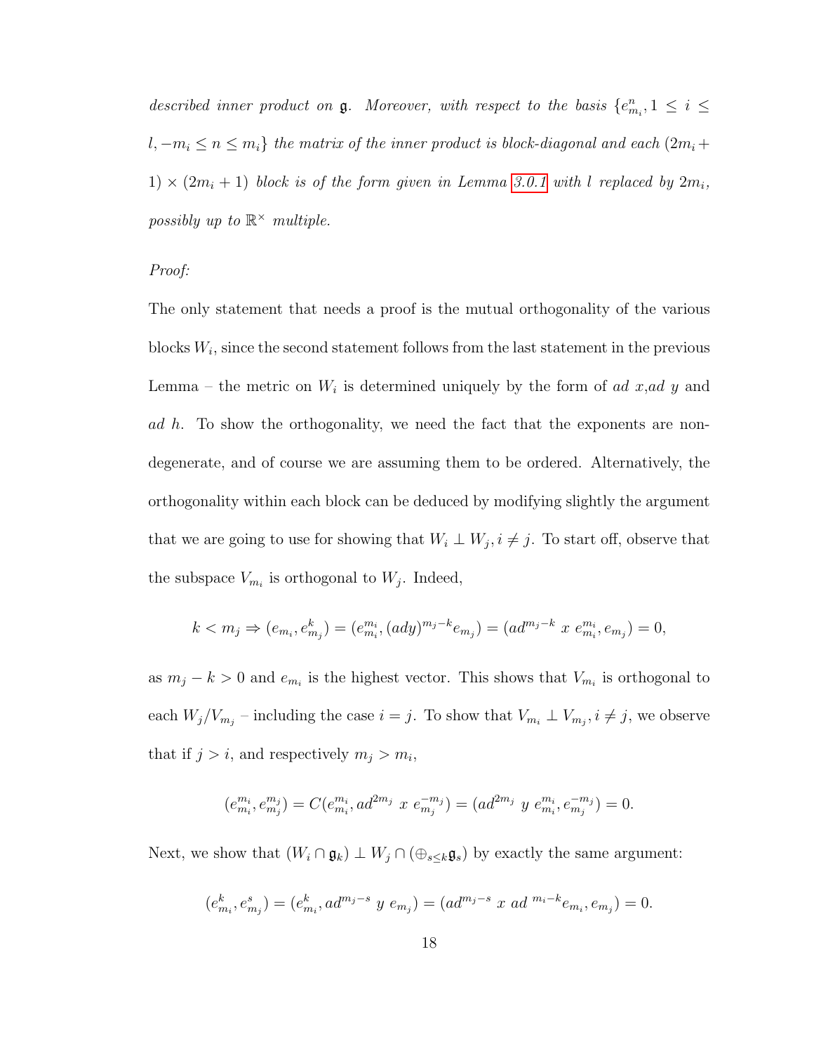*described inner product on $\mathfrak{g}$. Moreover, with respect to the basis $\{e^n_{m_i}, 1 \leq i \leq l, -m_i \leq n \leq m_i\}$ the matrix of the inner product is block-diagonal and each $(2m_i + 1) \times (2m_i + 1)$ block is of the form given in Lemma 3.0.1 with $l$ replaced by $2m_i$, possibly up to $\mathbb{R}^\times$ multiple.*

*Proof:*

The only statement that needs a proof is the mutual orthogonality of the various blocks $W_i$, since the second statement follows from the last statement in the previous Lemma – the metric on $W_i$ is determined uniquely by the form of *ad* $x$,*ad* $y$ and *ad* $h$. To show the orthogonality, we need the fact that the exponents are non-degenerate, and of course we are assuming them to be ordered. Alternatively, the orthogonality within each block can be deduced by modifying slightly the argument that we are going to use for showing that $W_i \perp W_j, i \neq j$. To start off, observe that the subspace $V_{m_i}$ is orthogonal to $W_j$. Indeed,

$$k < m_j \Rightarrow (e_{m_i}, e^k_{m_j}) = (e^{m_i}_{m_i}, (ady)^{m_j - k} e_{m_j}) = (ad^{m_j - k}\ x\ e^{m_i}_{m_i}, e_{m_j}) = 0,$$

as $m_j - k > 0$ and $e_{m_i}$ is the highest vector. This shows that $V_{m_i}$ is orthogonal to each $W_j/V_{m_j}$ – including the case $i = j$. To show that $V_{m_i} \perp V_{m_j}, i \neq j$, we observe that if $j > i$, and respectively $m_j > m_i$,

$$(e^{m_i}_{m_i}, e^{m_j}_{m_j}) = C(e^{m_i}_{m_i}, ad^{2m_j}\ x\ e^{-m_j}_{m_j}) = (ad^{2m_j}\ y\ e^{m_i}_{m_i}, e^{-m_j}_{m_j}) = 0.$$

Next, we show that $(W_i \cap \mathfrak{g}_k) \perp W_j \cap (\oplus_{s \leq k} \mathfrak{g}_s)$ by exactly the same argument:

$$(e^k_{m_i}, e^s_{m_j}) = (e^k_{m_i}, ad^{m_j - s}\ y\ e_{m_j}) = (ad^{m_j - s}\ x\ ad\ ^{m_i - k} e_{m_i}, e_{m_j}) = 0.$$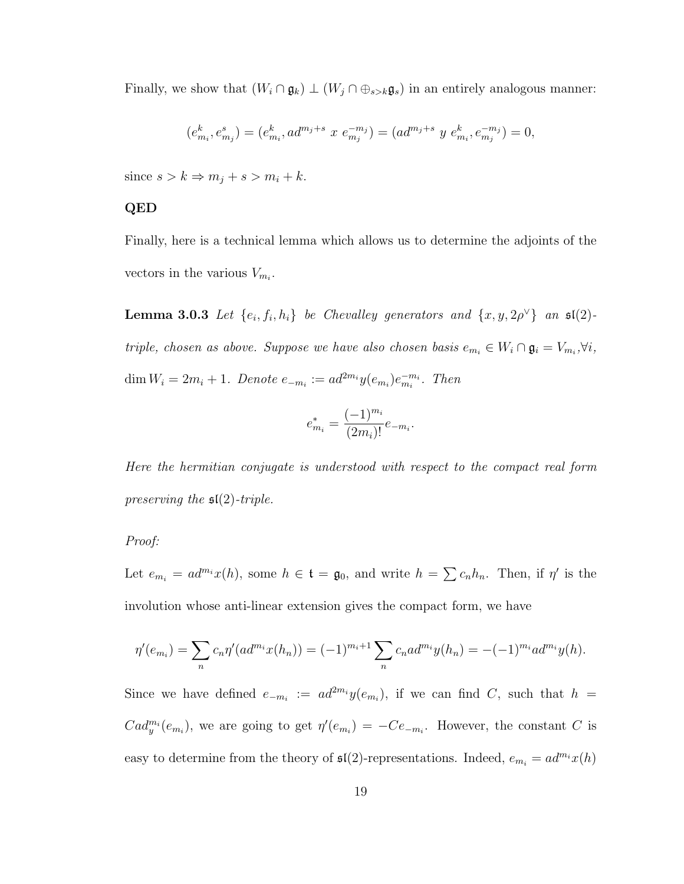Finally, we show that $(W_i \cap \mathfrak{g}_k) \perp (W_j \cap \oplus_{s>k}\mathfrak{g}_s)$ in an entirely analogous manner:

$$(e^k_{m_i}, e^s_{m_j}) = (e^k_{m_i}, ad^{m_j+s}\ x\ e^{-m_j}_{m_j}) = (ad^{m_j+s}\ y\ e^k_{m_i}, e^{-m_j}_{m_j}) = 0,$$

since $s > k \Rightarrow m_j + s > m_i + k$.

**QED**

Finally, here is a technical lemma which allows us to determine the adjoints of the vectors in the various $V_{m_i}$.

**Lemma 3.0.3** *Let $\{e_i, f_i, h_i\}$ be Chevalley generators and $\{x, y, 2\rho^\vee\}$ an $\mathfrak{sl}(2)$-triple, chosen as above. Suppose we have also chosen basis $e_{m_i} \in W_i \cap \mathfrak{g}_i = V_{m_i}, \forall i$, $\dim W_i = 2m_i + 1$. Denote $e_{-m_i} := ad^{2m_i}y(e_{m_i})e^{-m_i}_{m_i}$. Then*

$$e^*_{m_i} = \frac{(-1)^{m_i}}{(2m_i)!}e_{-m_i}.$$

*Here the hermitian conjugate is understood with respect to the compact real form preserving the $\mathfrak{sl}(2)$-triple.*

*Proof:*

Let $e_{m_i} = ad^{m_i}x(h)$, some $h \in \mathfrak{t} = \mathfrak{g}_0$, and write $h = \sum c_n h_n$. Then, if $\eta'$ is the involution whose anti-linear extension gives the compact form, we have

$$\eta'(e_{m_i}) = \sum_n c_n \eta'(ad^{m_i}x(h_n)) = (-1)^{m_i+1}\sum_n c_n ad^{m_i}y(h_n) = -(-1)^{m_i}ad^{m_i}y(h).$$

Since we have defined $e_{-m_i} := ad^{2m_i}y(e_{m_i})$, if we can find $C$, such that $h = C ad^{m_i}_y(e_{m_i})$, we are going to get $\eta'(e_{m_i}) = -Ce_{-m_i}$. However, the constant $C$ is easy to determine from the theory of $\mathfrak{sl}(2)$-representations. Indeed, $e_{m_i} = ad^{m_i}x(h)$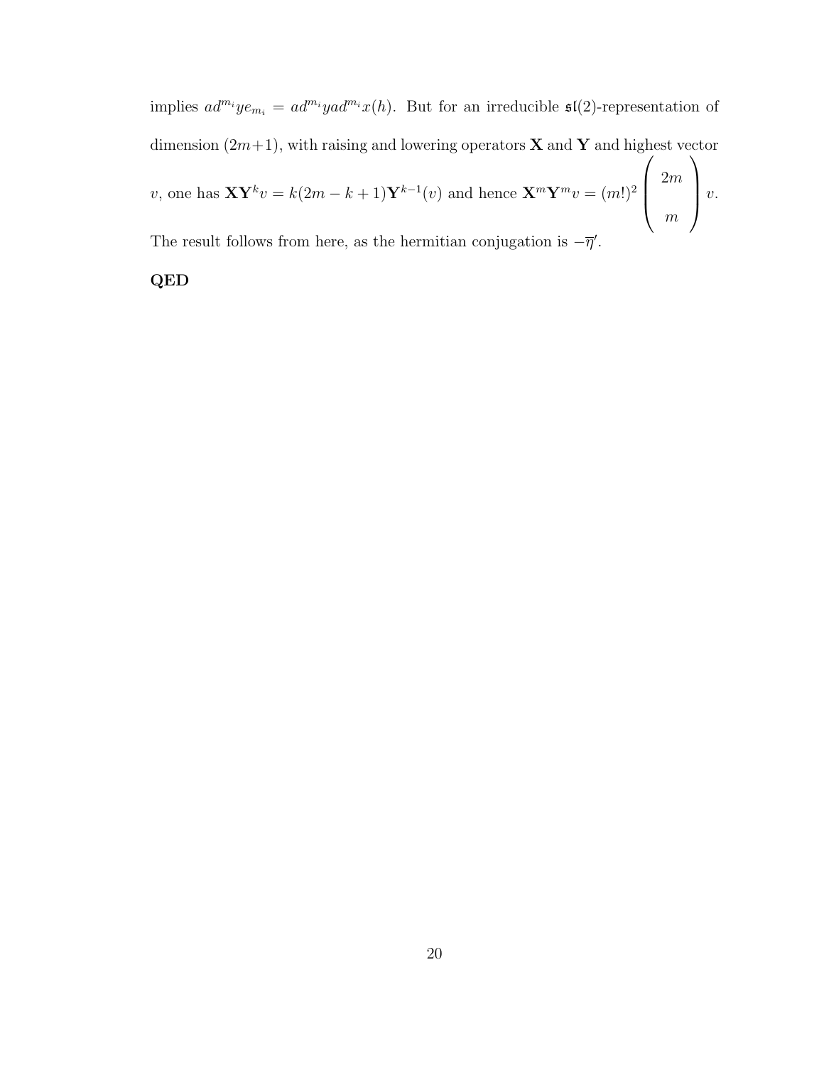implies $ad^{m_i}ye_{m_i} = ad^{m_i}yad^{m_i}x(h)$. But for an irreducible $\mathfrak{sl}(2)$-representation of dimension $(2m+1)$, with raising and lowering operators $\mathbf{X}$ and $\mathbf{Y}$ and highest vector $v$, one has $\mathbf{X}\mathbf{Y}^k v = k(2m-k+1)\mathbf{Y}^{k-1}(v)$ and hence $\mathbf{X}^m\mathbf{Y}^m v = (m!)^2 \begin{pmatrix} 2m \\ m \end{pmatrix} v$. The result follows from here, as the hermitian conjugation is $-\overline{\eta}'$.

**QED**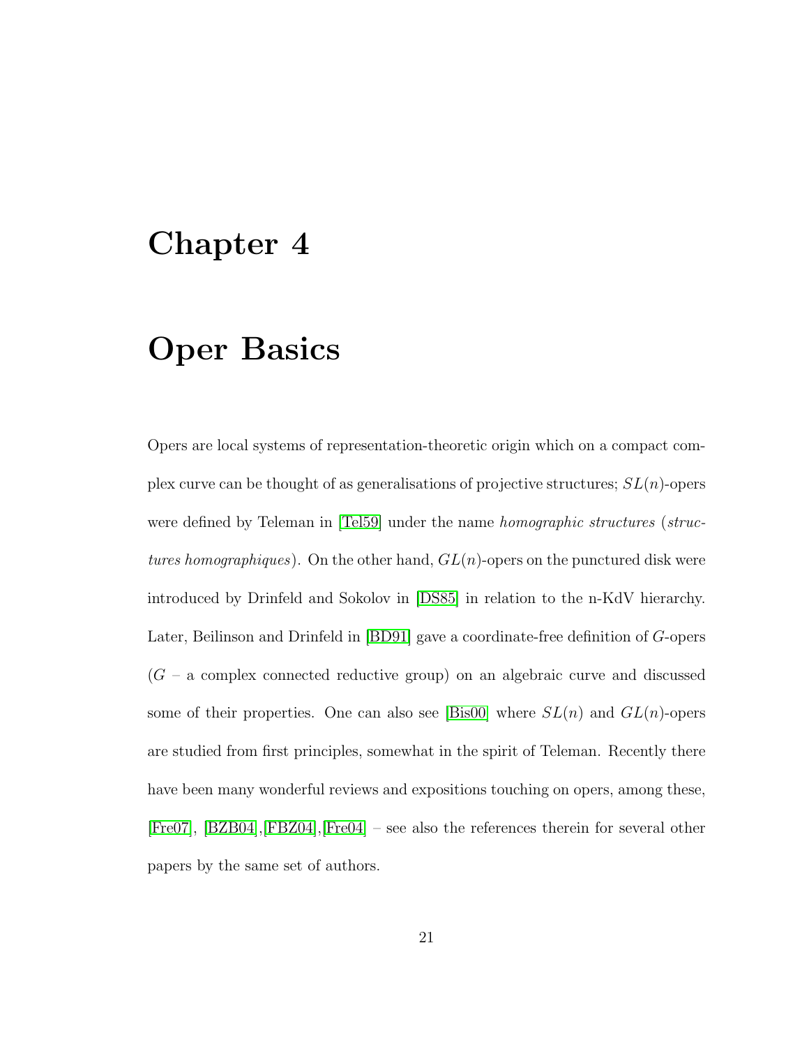# Chapter 4

# Oper Basics

Opers are local systems of representation-theoretic origin which on a compact complex curve can be thought of as generalisations of projective structures; $SL(n)$-opers were defined by Teleman in [Tel59] under the name *homographic structures* (*structures homographiques*). On the other hand, $GL(n)$-opers on the punctured disk were introduced by Drinfeld and Sokolov in [DS85] in relation to the n-KdV hierarchy. Later, Beilinson and Drinfeld in [BD91] gave a coordinate-free definition of $G$-opers ($G$ – a complex connected reductive group) on an algebraic curve and discussed some of their properties. One can also see [Bis00] where $SL(n)$ and $GL(n)$-opers are studied from first principles, somewhat in the spirit of Teleman. Recently there have been many wonderful reviews and expositions touching on opers, among these, [Fre07], [BZB04],[FBZ04],[Fre04] – see also the references therein for several other papers by the same set of authors.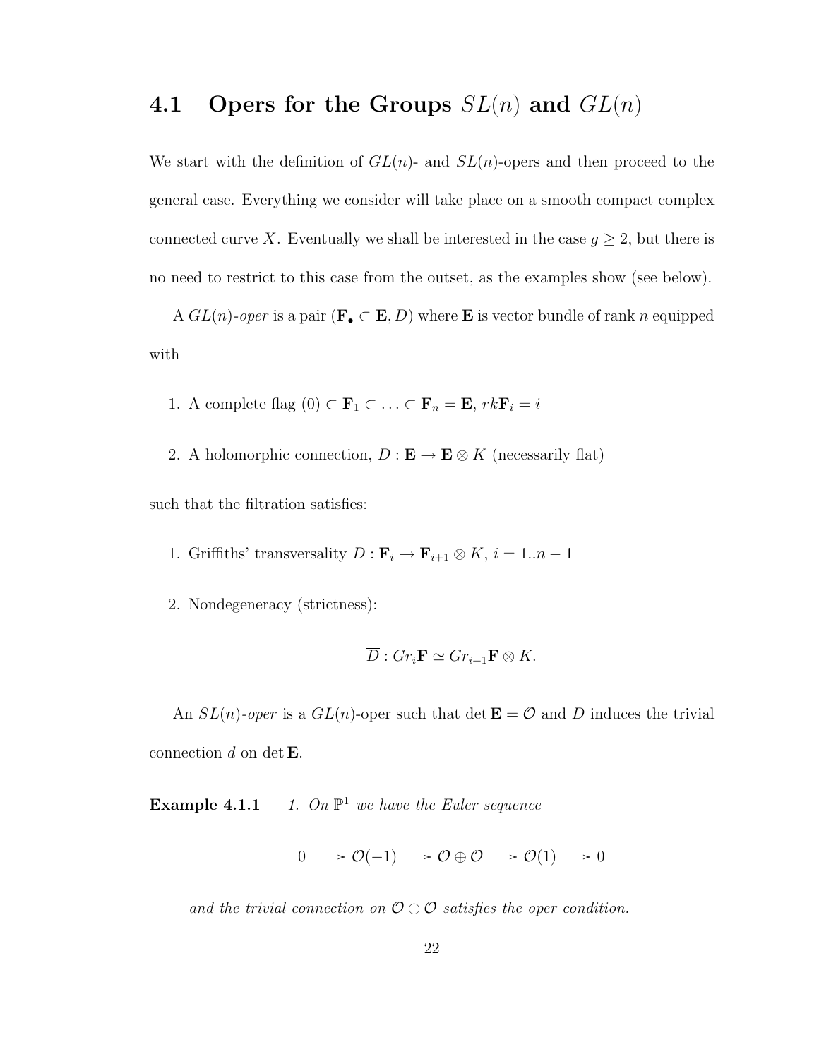## 4.1 Opers for the Groups $SL(n)$ and $GL(n)$

We start with the definition of $GL(n)$- and $SL(n)$-opers and then proceed to the general case. Everything we consider will take place on a smooth compact complex connected curve $X$. Eventually we shall be interested in the case $g \geq 2$, but there is no need to restrict to this case from the outset, as the examples show (see below).

A $GL(n)$-*oper* is a pair $(\mathbf{F}_\bullet \subset \mathbf{E}, D)$ where $\mathbf{E}$ is vector bundle of rank $n$ equipped with

1. A complete flag $(0) \subset \mathbf{F}_1 \subset \ldots \subset \mathbf{F}_n = \mathbf{E}$, $rk\mathbf{F}_i = i$
2. A holomorphic connection, $D : \mathbf{E} \to \mathbf{E} \otimes K$ (necessarily flat)

such that the filtration satisfies:

1. Griffiths' transversality $D : \mathbf{F}_i \to \mathbf{F}_{i+1} \otimes K$, $i = 1..n-1$
2. Nondegeneracy (strictness):

$$\overline{D} : Gr_i\mathbf{F} \simeq Gr_{i+1}\mathbf{F} \otimes K.$$

An $SL(n)$-*oper* is a $GL(n)$-oper such that $\det \mathbf{E} = \mathcal{O}$ and $D$ induces the trivial connection $d$ on $\det \mathbf{E}$.

**Example 4.1.1** *1. On $\mathbb{P}^1$ we have the Euler sequence*

$$0 \longrightarrow \mathcal{O}(-1) \longrightarrow \mathcal{O} \oplus \mathcal{O} \longrightarrow \mathcal{O}(1) \longrightarrow 0$$

*and the trivial connection on $\mathcal{O} \oplus \mathcal{O}$ satisfies the oper condition.*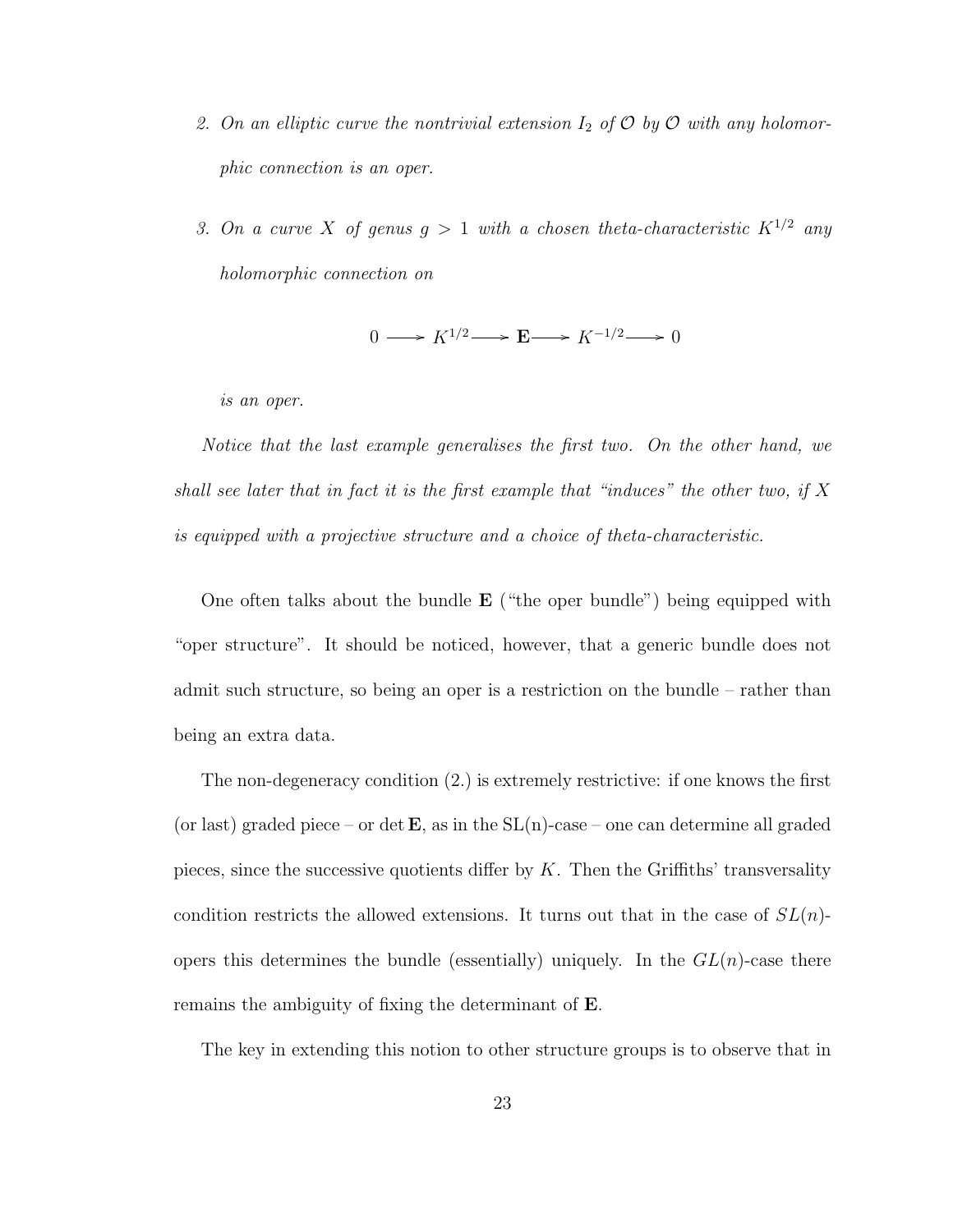2. *On an elliptic curve the nontrivial extension $I_2$ of $\mathcal{O}$ by $\mathcal{O}$ with any holomorphic connection is an oper.*

3. *On a curve $X$ of genus $g > 1$ with a chosen theta-characteristic $K^{1/2}$ any holomorphic connection on*

$$0 \longrightarrow K^{1/2} \longrightarrow \mathbf{E} \longrightarrow K^{-1/2} \longrightarrow 0$$

*is an oper.*

*Notice that the last example generalises the first two. On the other hand, we shall see later that in fact it is the first example that "induces" the other two, if $X$ is equipped with a projective structure and a choice of theta-characteristic.*

One often talks about the bundle $\mathbf{E}$ ("the oper bundle") being equipped with "oper structure". It should be noticed, however, that a generic bundle does not admit such structure, so being an oper is a restriction on the bundle – rather than being an extra data.

The non-degeneracy condition (2.) is extremely restrictive: if one knows the first (or last) graded piece – or $\det \mathbf{E}$, as in the SL(n)-case – one can determine all graded pieces, since the successive quotients differ by $K$. Then the Griffiths' transversality condition restricts the allowed extensions. It turns out that in the case of $SL(n)$-opers this determines the bundle (essentially) uniquely. In the $GL(n)$-case there remains the ambiguity of fixing the determinant of $\mathbf{E}$.

The key in extending this notion to other structure groups is to observe that in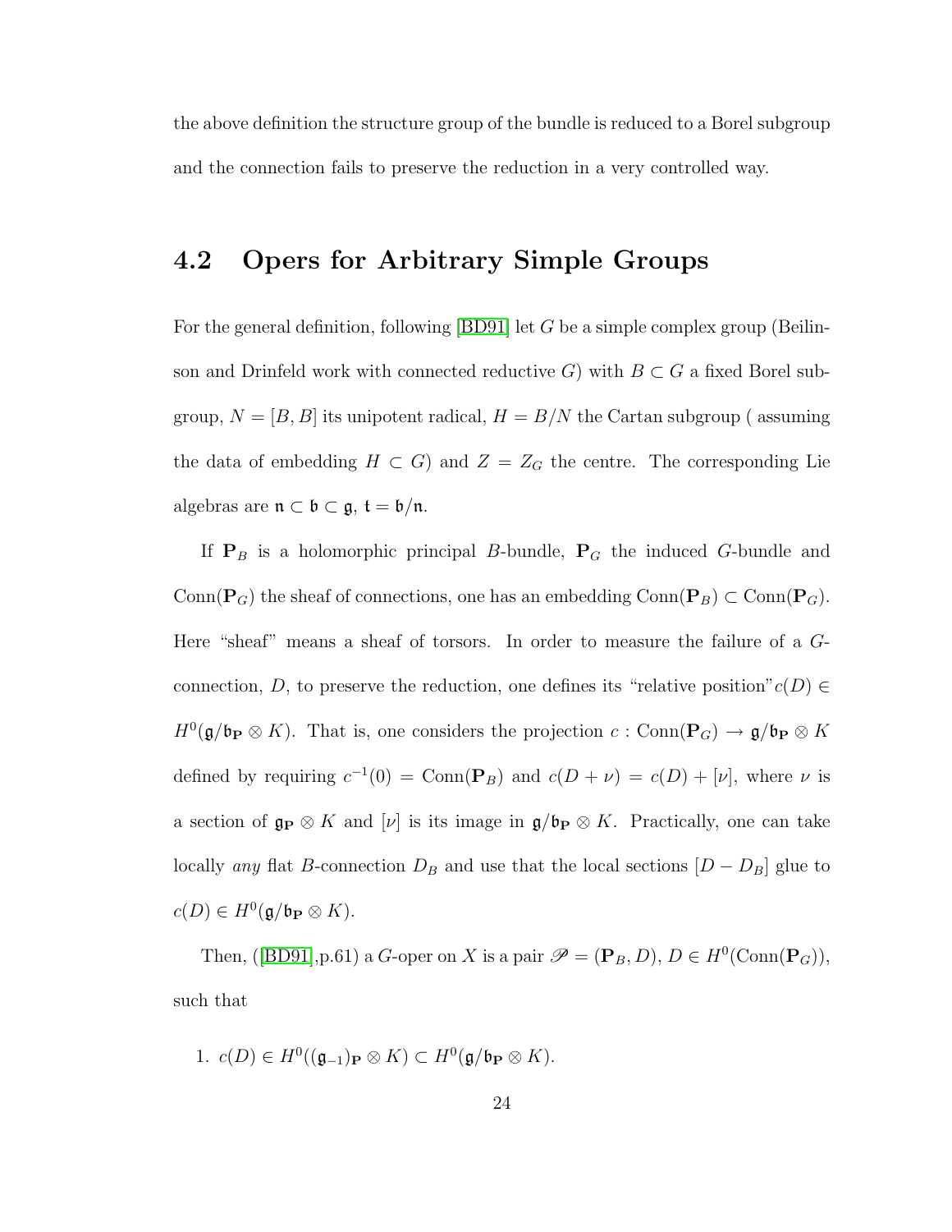the above definition the structure group of the bundle is reduced to a Borel subgroup and the connection fails to preserve the reduction in a very controlled way.

## 4.2 Opers for Arbitrary Simple Groups

For the general definition, following [BD91] let $G$ be a simple complex group (Beilinson and Drinfeld work with connected reductive $G$) with $B \subset G$ a fixed Borel subgroup, $N = [B, B]$ its unipotent radical, $H = B/N$ the Cartan subgroup ( assuming the data of embedding $H \subset G$) and $Z = Z_G$ the centre. The corresponding Lie algebras are $\mathfrak{n} \subset \mathfrak{b} \subset \mathfrak{g}$, $\mathfrak{t} = \mathfrak{b}/\mathfrak{n}$.

If $\mathbf{P}_B$ is a holomorphic principal $B$-bundle, $\mathbf{P}_G$ the induced $G$-bundle and $\mathrm{Conn}(\mathbf{P}_G)$ the sheaf of connections, one has an embedding $\mathrm{Conn}(\mathbf{P}_B) \subset \mathrm{Conn}(\mathbf{P}_G)$. Here "sheaf" means a sheaf of torsors. In order to measure the failure of a $G$-connection, $D$, to preserve the reduction, one defines its "relative position"$c(D) \in H^0(\mathfrak{g}/\mathfrak{b}_{\mathbf{P}} \otimes K)$. That is, one considers the projection $c : \mathrm{Conn}(\mathbf{P}_G) \to \mathfrak{g}/\mathfrak{b}_{\mathbf{P}} \otimes K$ defined by requiring $c^{-1}(0) = \mathrm{Conn}(\mathbf{P}_B)$ and $c(D + \nu) = c(D) + [\nu]$, where $\nu$ is a section of $\mathfrak{g}_{\mathbf{P}} \otimes K$ and $[\nu]$ is its image in $\mathfrak{g}/\mathfrak{b}_{\mathbf{P}} \otimes K$. Practically, one can take locally *any* flat $B$-connection $D_B$ and use that the local sections $[D - D_B]$ glue to $c(D) \in H^0(\mathfrak{g}/\mathfrak{b}_{\mathbf{P}} \otimes K)$.

Then, ([BD91],p.61) a $G$-oper on $X$ is a pair $\mathscr{P} = (\mathbf{P}_B, D)$, $D \in H^0(\mathrm{Conn}(\mathbf{P}_G))$, such that

1. $c(D) \in H^0((\mathfrak{g}_{-1})_{\mathbf{P}} \otimes K) \subset H^0(\mathfrak{g}/\mathfrak{b}_{\mathbf{P}} \otimes K)$.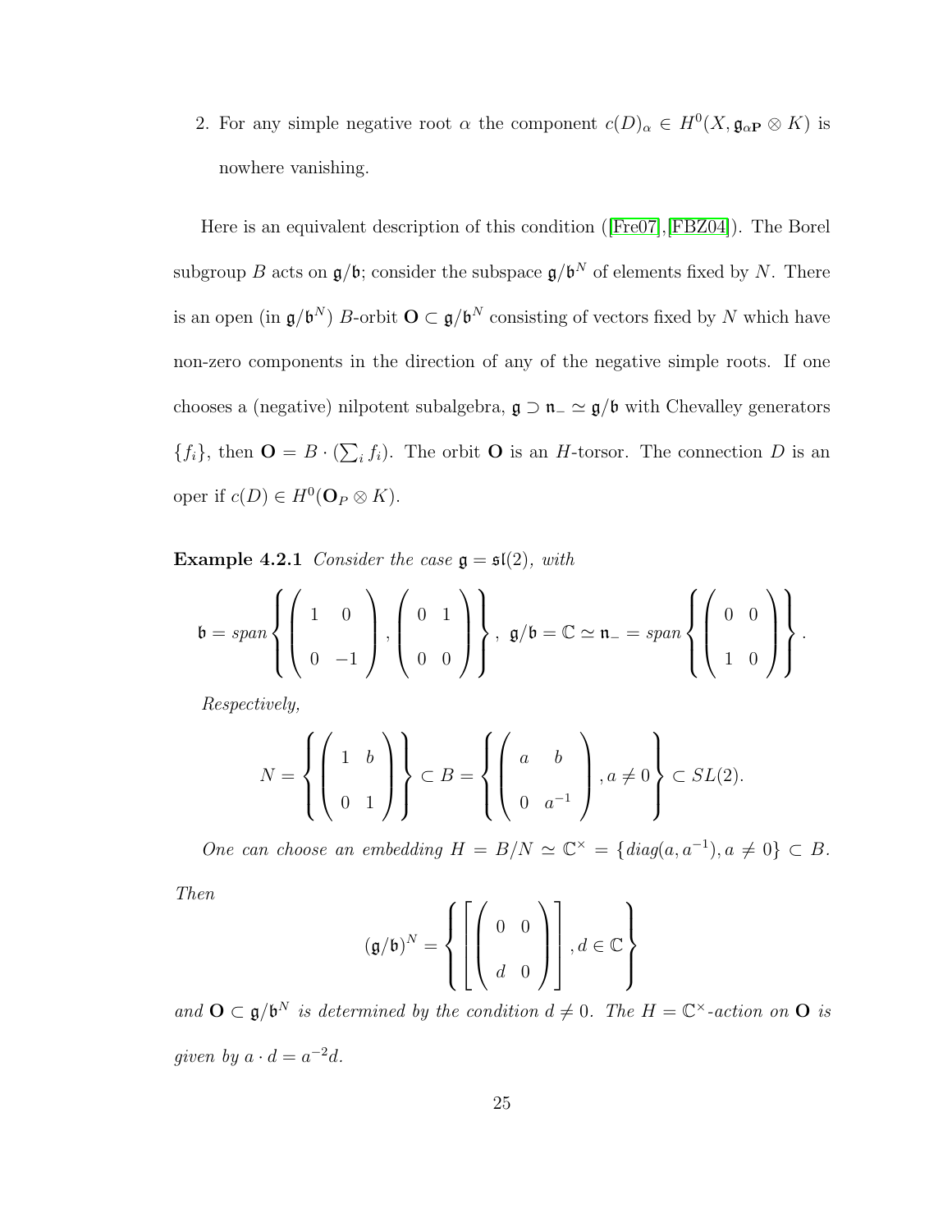2. For any simple negative root $\alpha$ the component $c(D)_\alpha \in H^0(X, \mathfrak{g}_{\alpha\mathbf{P}} \otimes K)$ is nowhere vanishing.

Here is an equivalent description of this condition ([Fre07],[FBZ04]). The Borel subgroup $B$ acts on $\mathfrak{g}/\mathfrak{b}$; consider the subspace $\mathfrak{g}/\mathfrak{b}^N$ of elements fixed by $N$. There is an open (in $\mathfrak{g}/\mathfrak{b}^N$) $B$-orbit $\mathbf{O} \subset \mathfrak{g}/\mathfrak{b}^N$ consisting of vectors fixed by $N$ which have non-zero components in the direction of any of the negative simple roots. If one chooses a (negative) nilpotent subalgebra, $\mathfrak{g} \supset \mathfrak{n}_- \simeq \mathfrak{g}/\mathfrak{b}$ with Chevalley generators $\{f_i\}$, then $\mathbf{O} = B \cdot (\sum_i f_i)$. The orbit $\mathbf{O}$ is an $H$-torsor. The connection $D$ is an oper if $c(D) \in H^0(\mathbf{O}_P \otimes K)$.

**Example 4.2.1** *Consider the case $\mathfrak{g} = \mathfrak{sl}(2)$, with*

$$\mathfrak{b} = span\left\{ \begin{pmatrix} 1 & 0 \\ 0 & -1 \end{pmatrix}, \begin{pmatrix} 0 & 1 \\ 0 & 0 \end{pmatrix} \right\},\ \mathfrak{g}/\mathfrak{b} = \mathbb{C} \simeq \mathfrak{n}_- = span\left\{ \begin{pmatrix} 0 & 0 \\ 1 & 0 \end{pmatrix} \right\}.$$

*Respectively,*

$$N = \left\{ \begin{pmatrix} 1 & b \\ 0 & 1 \end{pmatrix} \right\} \subset B = \left\{ \begin{pmatrix} a & b \\ 0 & a^{-1} \end{pmatrix}, a \neq 0 \right\} \subset SL(2).$$

*One can choose an embedding $H = B/N \simeq \mathbb{C}^\times = \{diag(a, a^{-1}), a \neq 0\} \subset B$. Then*

$$(\mathfrak{g}/\mathfrak{b})^N = \left\{ \left[ \begin{pmatrix} 0 & 0 \\ d & 0 \end{pmatrix} \right], d \in \mathbb{C} \right\}$$

*and $\mathbf{O} \subset \mathfrak{g}/\mathfrak{b}^N$ is determined by the condition $d \neq 0$. The $H = \mathbb{C}^\times$-action on $\mathbf{O}$ is given by $a \cdot d = a^{-2}d$.*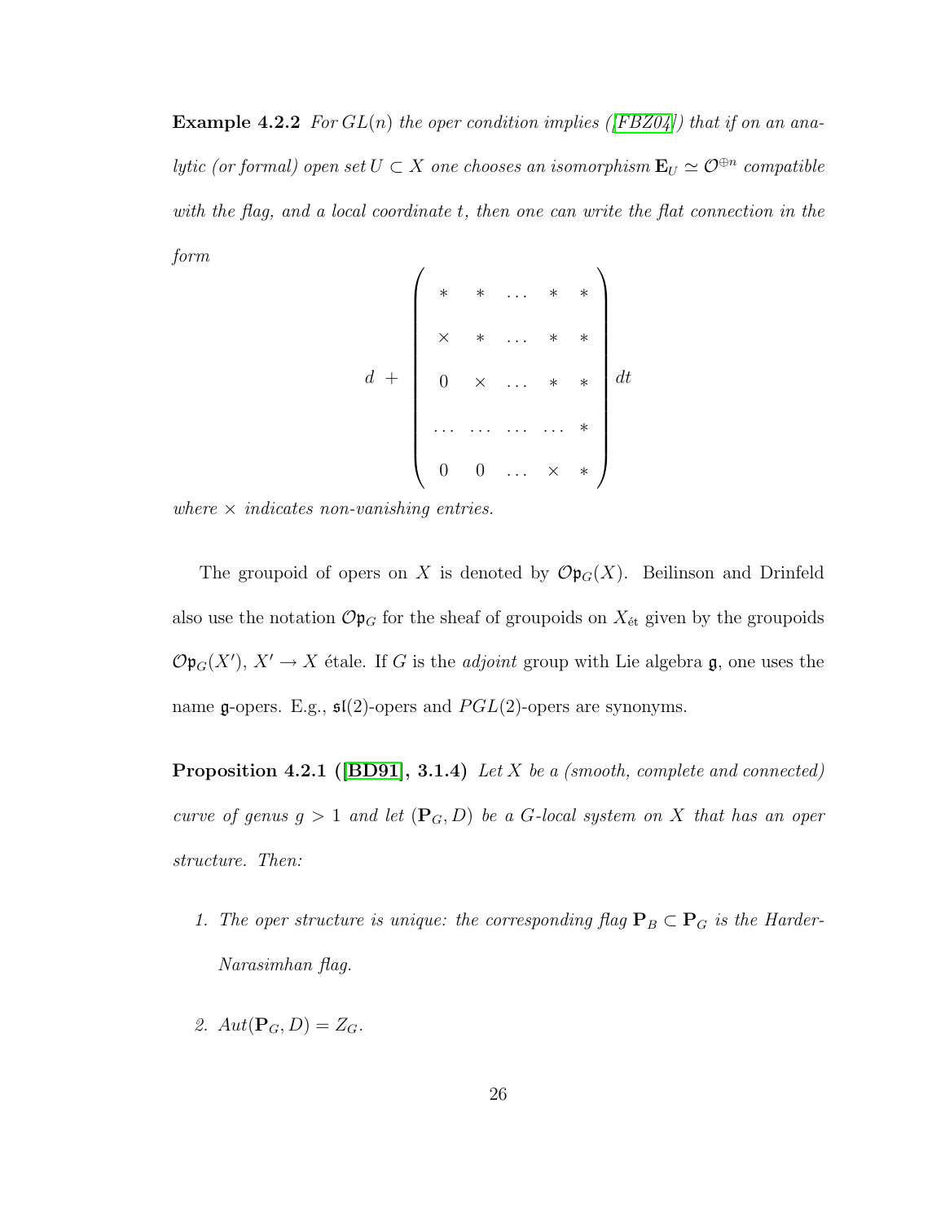**Example 4.2.2** *For $GL(n)$ the oper condition implies ([FBZ04]) that if on an analytic (or formal) open set $U \subset X$ one chooses an isomorphism $\mathbf{E}_U \simeq \mathcal{O}^{\oplus n}$ compatible with the flag, and a local coordinate $t$, then one can write the flat connection in the form*

$$d \; + \begin{pmatrix} * & * & \dots & * & * \\ \times & * & \dots & * & * \\ 0 & \times & \dots & * & * \\ \dots & \dots & \dots & \dots & * \\ 0 & 0 & \dots & \times & * \end{pmatrix} dt$$

*where $\times$ indicates non-vanishing entries.*

The groupoid of opers on $X$ is denoted by $\mathcal{O}\mathfrak{p}_G(X)$. Beilinson and Drinfeld also use the notation $\mathcal{O}\mathfrak{p}_G$ for the sheaf of groupoids on $X_{\text{ét}}$ given by the groupoids $\mathcal{O}\mathfrak{p}_G(X')$, $X' \to X$ étale. If $G$ is the *adjoint* group with Lie algebra $\mathfrak{g}$, one uses the name $\mathfrak{g}$-opers. E.g., $\mathfrak{sl}(2)$-opers and $PGL(2)$-opers are synonyms.

**Proposition 4.2.1 ([BD91], 3.1.4)** *Let $X$ be a (smooth, complete and connected) curve of genus $g > 1$ and let $(\mathbf{P}_G, D)$ be a $G$-local system on $X$ that has an oper structure. Then:*

1. *The oper structure is unique: the corresponding flag $\mathbf{P}_B \subset \mathbf{P}_G$ is the Harder-Narasimhan flag.*
2. *$Aut(\mathbf{P}_G, D) = Z_G$.*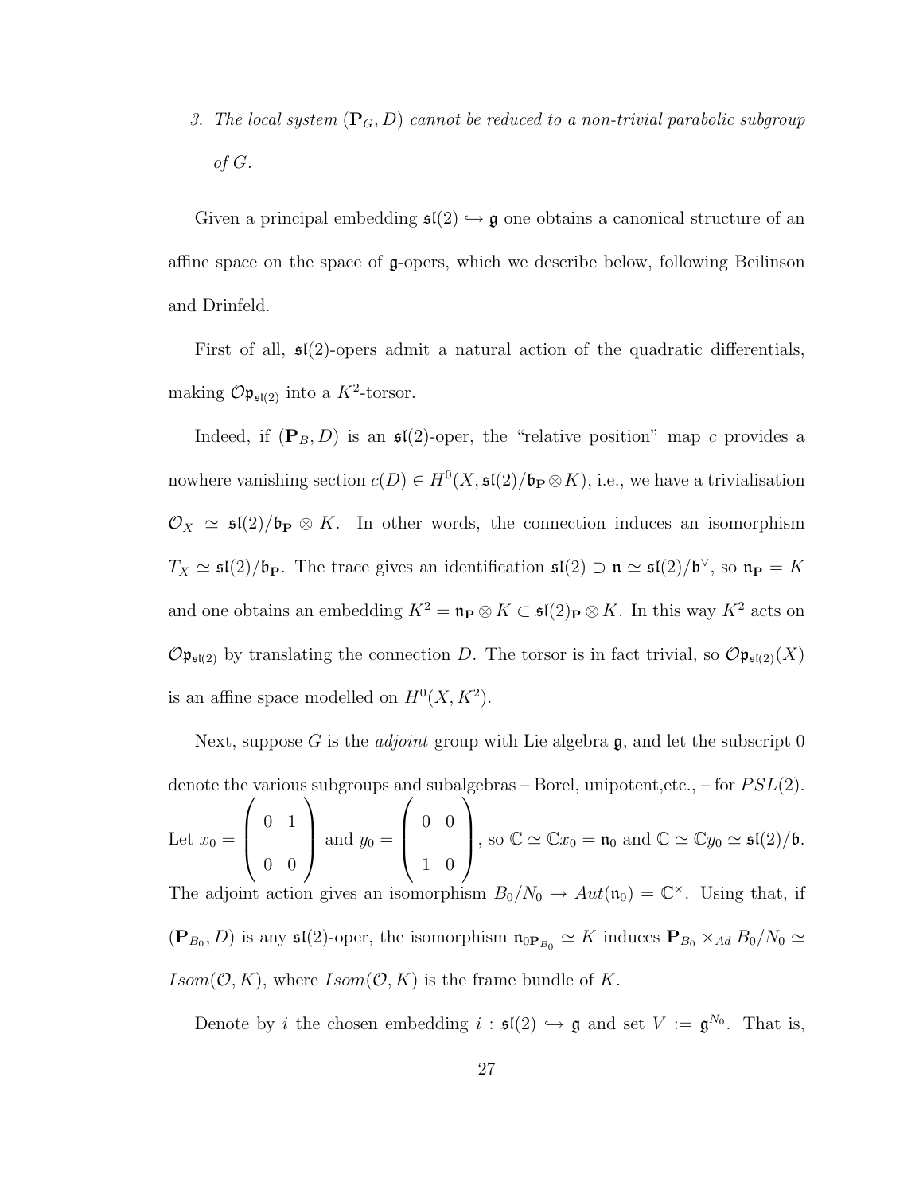3. *The local system $(\mathbf{P}_G, D)$ cannot be reduced to a non-trivial parabolic subgroup of $G$.*

Given a principal embedding $\mathfrak{sl}(2) \hookrightarrow \mathfrak{g}$ one obtains a canonical structure of an affine space on the space of $\mathfrak{g}$-opers, which we describe below, following Beilinson and Drinfeld.

First of all, $\mathfrak{sl}(2)$-opers admit a natural action of the quadratic differentials, making $\mathcal{O}\mathfrak{p}_{\mathfrak{sl}(2)}$ into a $K^2$-torsor.

Indeed, if $(\mathbf{P}_B, D)$ is an $\mathfrak{sl}(2)$-oper, the "relative position" map $c$ provides a nowhere vanishing section $c(D) \in H^0(X, \mathfrak{sl}(2)/\mathfrak{b}_{\mathbf{P}} \otimes K)$, i.e., we have a trivialisation $\mathcal{O}_X \simeq \mathfrak{sl}(2)/\mathfrak{b}_{\mathbf{P}} \otimes K$. In other words, the connection induces an isomorphism $T_X \simeq \mathfrak{sl}(2)/\mathfrak{b}_{\mathbf{P}}$. The trace gives an identification $\mathfrak{sl}(2) \supset \mathfrak{n} \simeq \mathfrak{sl}(2)/\mathfrak{b}^{\vee}$, so $\mathfrak{n}_{\mathbf{P}} = K$ and one obtains an embedding $K^2 = \mathfrak{n}_{\mathbf{P}} \otimes K \subset \mathfrak{sl}(2)_{\mathbf{P}} \otimes K$. In this way $K^2$ acts on $\mathcal{O}\mathfrak{p}_{\mathfrak{sl}(2)}$ by translating the connection $D$. The torsor is in fact trivial, so $\mathcal{O}\mathfrak{p}_{\mathfrak{sl}(2)}(X)$ is an affine space modelled on $H^0(X, K^2)$.

Next, suppose $G$ is the *adjoint* group with Lie algebra $\mathfrak{g}$, and let the subscript 0 denote the various subgroups and subalgebras – Borel, unipotent,etc., – for $PSL(2)$. Let $x_0 = \begin{pmatrix} 0 & 1 \\ 0 & 0 \end{pmatrix}$ and $y_0 = \begin{pmatrix} 0 & 0 \\ 1 & 0 \end{pmatrix}$, so $\mathbb{C} \simeq \mathbb{C}x_0 = \mathfrak{n}_0$ and $\mathbb{C} \simeq \mathbb{C}y_0 \simeq \mathfrak{sl}(2)/\mathfrak{b}$. The adjoint action gives an isomorphism $B_0/N_0 \to Aut(\mathfrak{n}_0) = \mathbb{C}^{\times}$. Using that, if $(\mathbf{P}_{B_0}, D)$ is any $\mathfrak{sl}(2)$-oper, the isomorphism $\mathfrak{n}_{0\mathbf{P}_{B_0}} \simeq K$ induces $\mathbf{P}_{B_0} \times_{Ad} B_0/N_0 \simeq \underline{Isom}(\mathcal{O}, K)$, where $\underline{Isom}(\mathcal{O}, K)$ is the frame bundle of $K$.

Denote by $i$ the chosen embedding $i : \mathfrak{sl}(2) \hookrightarrow \mathfrak{g}$ and set $V := \mathfrak{g}^{N_0}$. That is,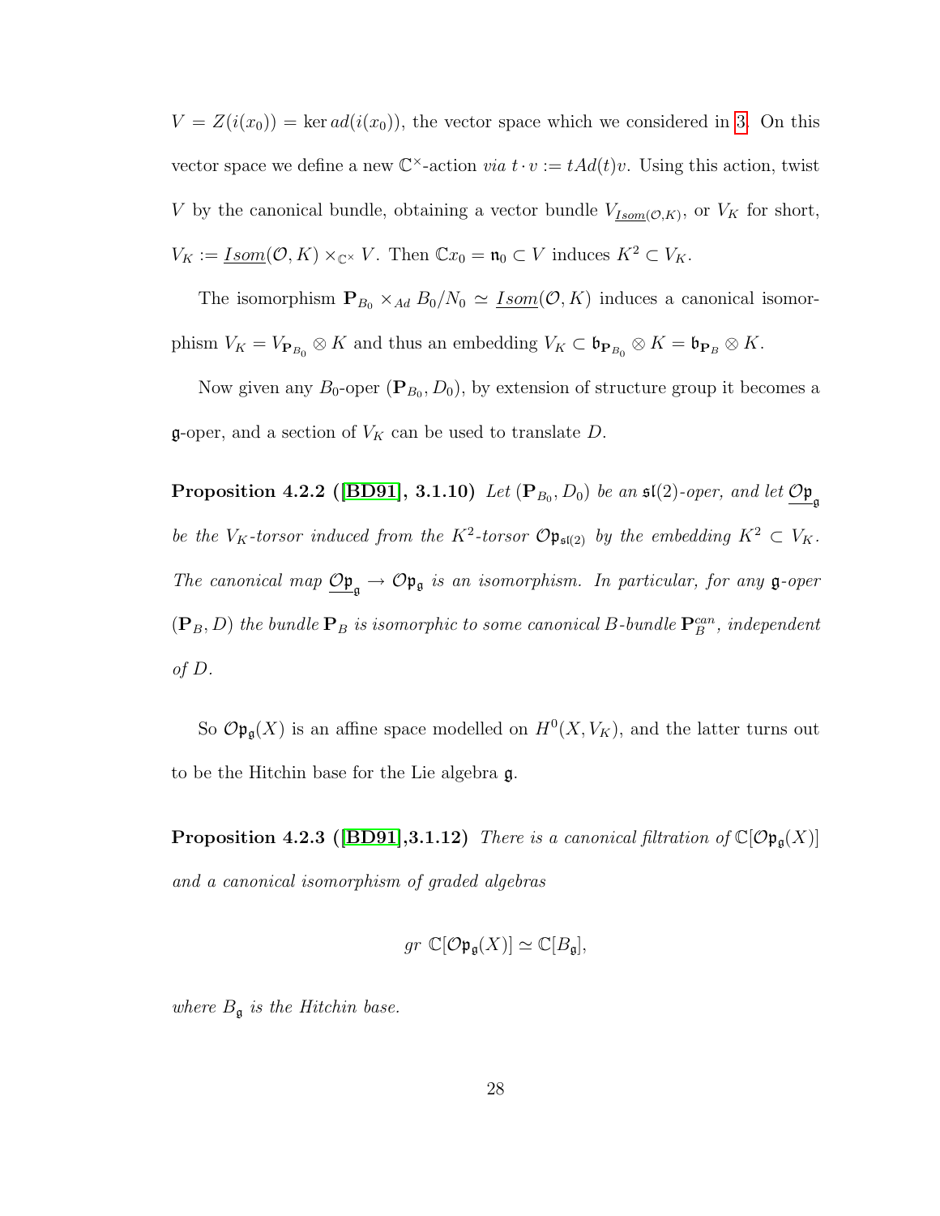$V = Z(i(x_0)) = \ker ad(i(x_0))$, the vector space which we considered in 3. On this vector space we define a new $\mathbb{C}^\times$-action *via* $t \cdot v := tAd(t)v$. Using this action, twist $V$ by the canonical bundle, obtaining a vector bundle $V_{\underline{Isom}(\mathcal{O},K)}$, or $V_K$ for short, $V_K := \underline{Isom}(\mathcal{O}, K) \times_{\mathbb{C}^\times} V$. Then $\mathbb{C}x_0 = \mathfrak{n}_0 \subset V$ induces $K^2 \subset V_K$.

The isomorphism $\mathbf{P}_{B_0} \times_{Ad} B_0/N_0 \simeq \underline{Isom}(\mathcal{O}, K)$ induces a canonical isomorphism $V_K = V_{\mathbf{P}_{B_0}} \otimes K$ and thus an embedding $V_K \subset \mathfrak{b}_{\mathbf{P}_{B_0}} \otimes K = \mathfrak{b}_{\mathbf{P}_B} \otimes K$.

Now given any $B_0$-oper $(\mathbf{P}_{B_0}, D_0)$, by extension of structure group it becomes a $\mathfrak{g}$-oper, and a section of $V_K$ can be used to translate $D$.

**Proposition 4.2.2 ([BD91], 3.1.10)** *Let $(\mathbf{P}_{B_0}, D_0)$ be an $\mathfrak{sl}(2)$-oper, and let $\underline{\mathcal{O}\mathfrak{p}}_{\mathfrak{g}}$ be the $V_K$-torsor induced from the $K^2$-torsor $\mathcal{O}\mathfrak{p}_{\mathfrak{sl}(2)}$ by the embedding $K^2 \subset V_K$. The canonical map $\underline{\mathcal{O}\mathfrak{p}}_{\mathfrak{g}} \to \mathcal{O}\mathfrak{p}_{\mathfrak{g}}$ is an isomorphism. In particular, for any $\mathfrak{g}$-oper $(\mathbf{P}_B, D)$ the bundle $\mathbf{P}_B$ is isomorphic to some canonical $B$-bundle $\mathbf{P}_B^{can}$, independent of $D$.*

So $\mathcal{O}\mathfrak{p}_{\mathfrak{g}}(X)$ is an affine space modelled on $H^0(X, V_K)$, and the latter turns out to be the Hitchin base for the Lie algebra $\mathfrak{g}$.

**Proposition 4.2.3 ([BD91],3.1.12)** *There is a canonical filtration of $\mathbb{C}[\mathcal{O}\mathfrak{p}_{\mathfrak{g}}(X)]$ and a canonical isomorphism of graded algebras*

$$gr\ \mathbb{C}[\mathcal{O}\mathfrak{p}_{\mathfrak{g}}(X)] \simeq \mathbb{C}[B_{\mathfrak{g}}],$$

*where $B_{\mathfrak{g}}$ is the Hitchin base.*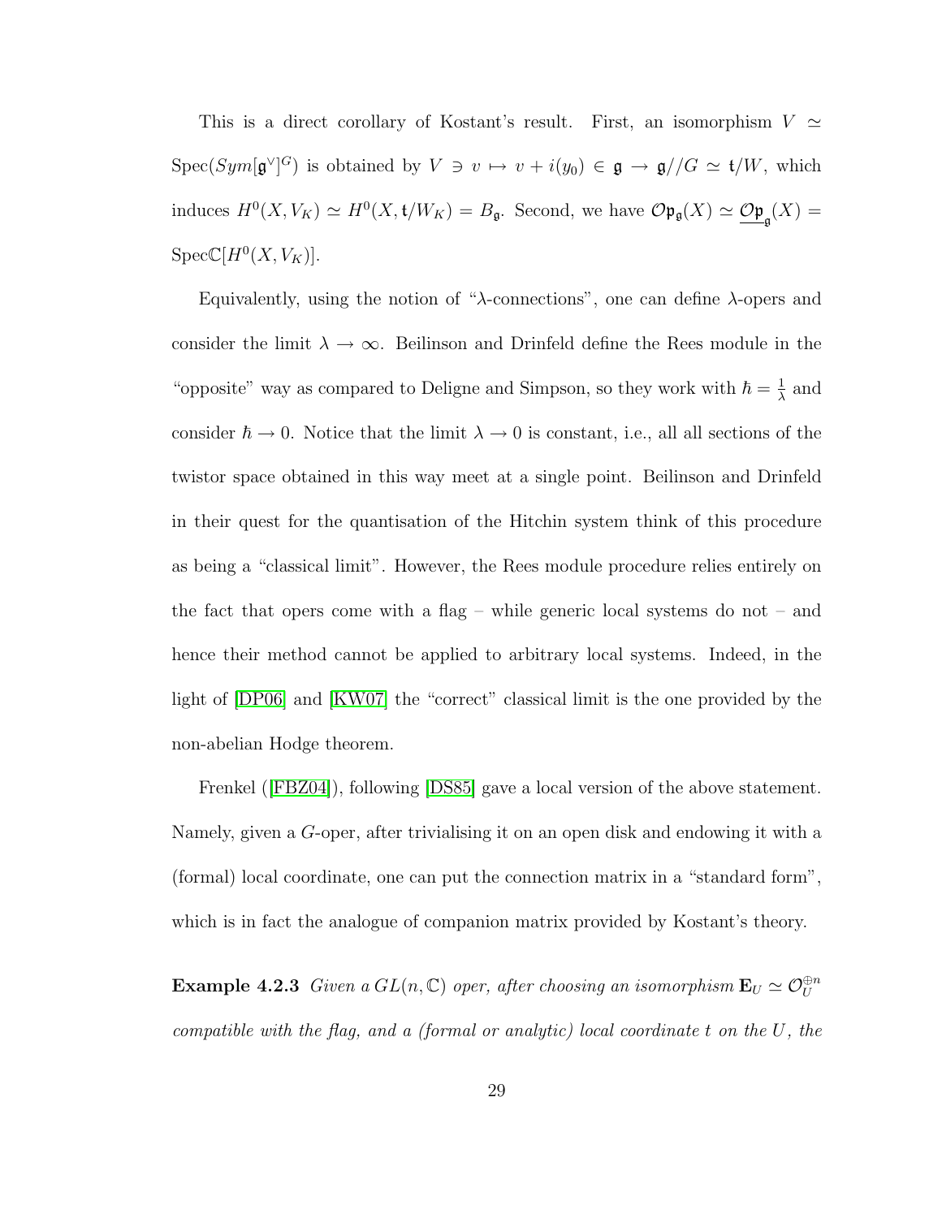This is a direct corollary of Kostant's result. First, an isomorphism $V \simeq \mathrm{Spec}(Sym[\mathfrak{g}^\vee]^G)$ is obtained by $V \ni v \mapsto v + i(y_0) \in \mathfrak{g} \to \mathfrak{g}//G \simeq \mathfrak{t}/W$, which induces $H^0(X, V_K) \simeq H^0(X, \mathfrak{t}/W_K) = B_\mathfrak{g}$. Second, we have $\mathcal{O}\mathfrak{p}_\mathfrak{g}(X) \simeq \underline{\mathcal{O}\mathfrak{p}}_\mathfrak{g}(X) = \mathrm{Spec}\mathbb{C}[H^0(X, V_K)]$.

Equivalently, using the notion of "$\lambda$-connections", one can define $\lambda$-opers and consider the limit $\lambda \to \infty$. Beilinson and Drinfeld define the Rees module in the "opposite" way as compared to Deligne and Simpson, so they work with $\hbar = \frac{1}{\lambda}$ and consider $\hbar \to 0$. Notice that the limit $\lambda \to 0$ is constant, i.e., all all sections of the twistor space obtained in this way meet at a single point. Beilinson and Drinfeld in their quest for the quantisation of the Hitchin system think of this procedure as being a "classical limit". However, the Rees module procedure relies entirely on the fact that opers come with a flag – while generic local systems do not – and hence their method cannot be applied to arbitrary local systems. Indeed, in the light of [DP06] and [KW07] the "correct" classical limit is the one provided by the non-abelian Hodge theorem.

Frenkel ([FBZ04]), following [DS85] gave a local version of the above statement. Namely, given a $G$-oper, after trivialising it on an open disk and endowing it with a (formal) local coordinate, one can put the connection matrix in a "standard form", which is in fact the analogue of companion matrix provided by Kostant's theory.

**Example 4.2.3** *Given a $GL(n, \mathbb{C})$ oper, after choosing an isomorphism $\mathbf{E}_U \simeq \mathcal{O}_U^{\oplus n}$ compatible with the flag, and a (formal or analytic) local coordinate $t$ on the $U$, the*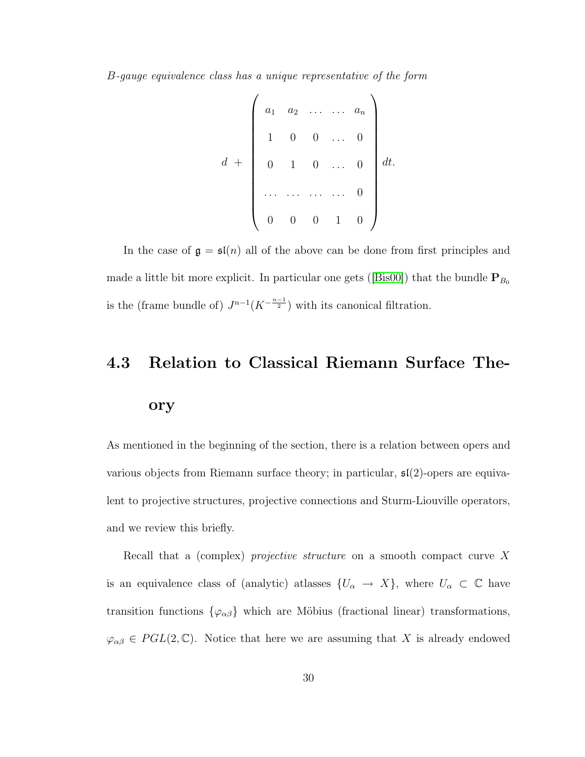*B-gauge equivalence class has a unique representative of the form*

$$
d \; + \; \begin{pmatrix} a_1 & a_2 & \dots & \dots & a_n \\ 1 & 0 & 0 & \dots & 0 \\ 0 & 1 & 0 & \dots & 0 \\ \dots & \dots & \dots & \dots & 0 \\ 0 & 0 & 0 & 1 & 0 \end{pmatrix} dt.
$$

In the case of $\mathfrak{g} = \mathfrak{sl}(n)$ all of the above can be done from first principles and made a little bit more explicit. In particular one gets ([Bis00]) that the bundle $\mathbf{P}_{B_0}$ is the (frame bundle of) $J^{n-1}(K^{-\frac{n-1}{2}})$ with its canonical filtration.

## 4.3 Relation to Classical Riemann Surface Theory

As mentioned in the beginning of the section, there is a relation between opers and various objects from Riemann surface theory; in particular, $\mathfrak{sl}(2)$-opers are equivalent to projective structures, projective connections and Sturm-Liouville operators, and we review this briefly.

Recall that a (complex) *projective structure* on a smooth compact curve $X$ is an equivalence class of (analytic) atlasses $\{U_\alpha \to X\}$, where $U_\alpha \subset \mathbb{C}$ have transition functions $\{\varphi_{\alpha\beta}\}$ which are Möbius (fractional linear) transformations, $\varphi_{\alpha\beta} \in PGL(2, \mathbb{C})$. Notice that here we are assuming that $X$ is already endowed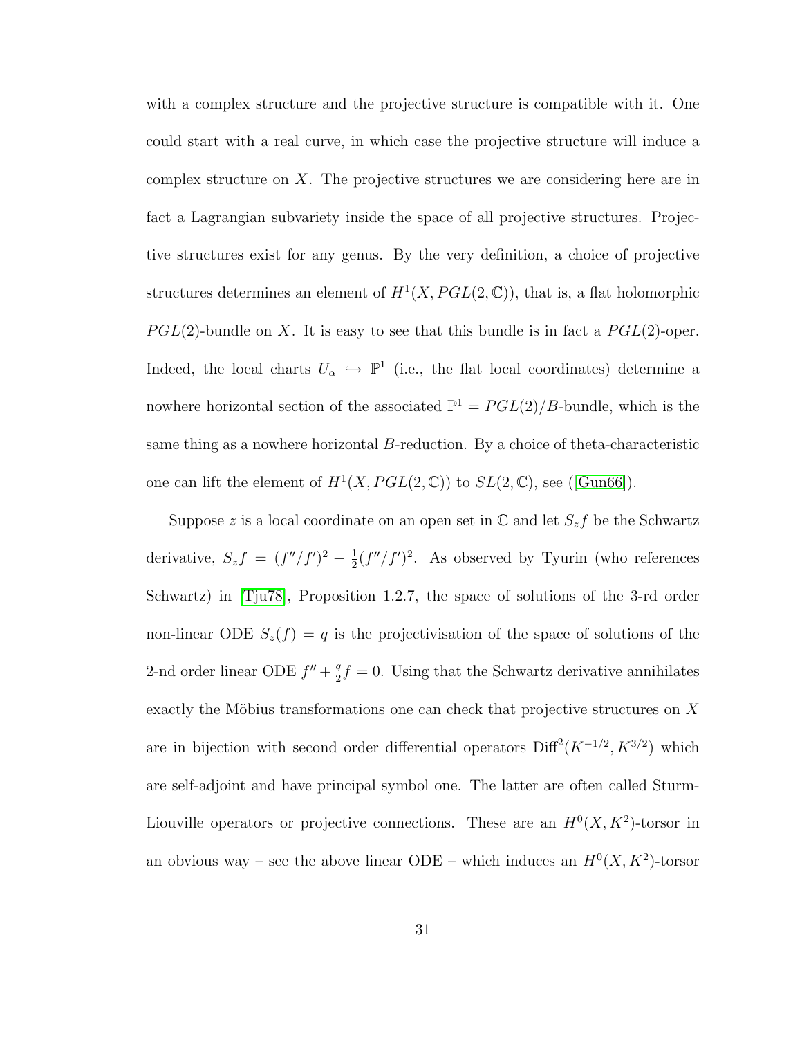with a complex structure and the projective structure is compatible with it. One could start with a real curve, in which case the projective structure will induce a complex structure on $X$. The projective structures we are considering here are in fact a Lagrangian subvariety inside the space of all projective structures. Projective structures exist for any genus. By the very definition, a choice of projective structures determines an element of $H^1(X, PGL(2,\mathbb{C}))$, that is, a flat holomorphic $PGL(2)$-bundle on $X$. It is easy to see that this bundle is in fact a $PGL(2)$-oper. Indeed, the local charts $U_\alpha \hookrightarrow \mathbb{P}^1$ (i.e., the flat local coordinates) determine a nowhere horizontal section of the associated $\mathbb{P}^1 = PGL(2)/B$-bundle, which is the same thing as a nowhere horizontal $B$-reduction. By a choice of theta-characteristic one can lift the element of $H^1(X, PGL(2,\mathbb{C}))$ to $SL(2,\mathbb{C})$, see ([Gun66]).

Suppose $z$ is a local coordinate on an open set in $\mathbb{C}$ and let $S_z f$ be the Schwartz derivative, $S_z f = (f''/f')^2 - \frac{1}{2}(f''/f')^2$. As observed by Tyurin (who references Schwartz) in [Tju78], Proposition 1.2.7, the space of solutions of the 3-rd order non-linear ODE $S_z(f) = q$ is the projectivisation of the space of solutions of the 2-nd order linear ODE $f'' + \frac{q}{2} f = 0$. Using that the Schwartz derivative annihilates exactly the Möbius transformations one can check that projective structures on $X$ are in bijection with second order differential operators $\mathrm{Diff}^2(K^{-1/2}, K^{3/2})$ which are self-adjoint and have principal symbol one. The latter are often called Sturm-Liouville operators or projective connections. These are an $H^0(X, K^2)$-torsor in an obvious way – see the above linear ODE – which induces an $H^0(X, K^2)$-torsor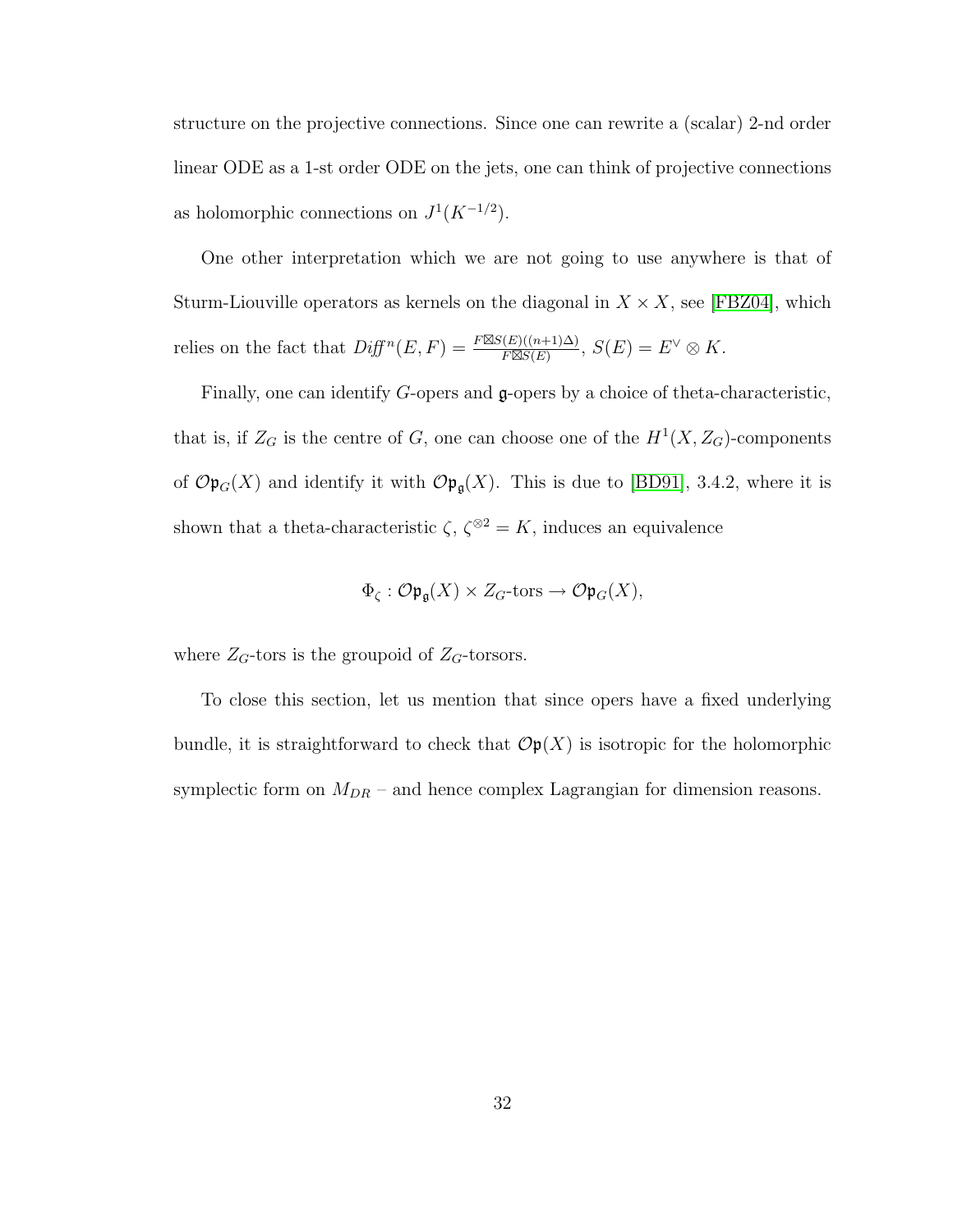structure on the projective connections. Since one can rewrite a (scalar) 2-nd order linear ODE as a 1-st order ODE on the jets, one can think of projective connections as holomorphic connections on $J^1(K^{-1/2})$.

One other interpretation which we are not going to use anywhere is that of Sturm-Liouville operators as kernels on the diagonal in $X \times X$, see [FBZ04], which relies on the fact that $\mathit{Diff}^n(E,F) = \frac{F \boxtimes S(E)((n+1)\Delta)}{F \boxtimes S(E)}$, $S(E) = E^\vee \otimes K$.

Finally, one can identify $G$-opers and $\mathfrak{g}$-opers by a choice of theta-characteristic, that is, if $Z_G$ is the centre of $G$, one can choose one of the $H^1(X, Z_G)$-components of $\mathcal{O}\mathfrak{p}_G(X)$ and identify it with $\mathcal{O}\mathfrak{p}_{\mathfrak{g}}(X)$. This is due to [BD91], 3.4.2, where it is shown that a theta-characteristic $\zeta$, $\zeta^{\otimes 2} = K$, induces an equivalence

$$\Phi_\zeta : \mathcal{O}\mathfrak{p}_{\mathfrak{g}}(X) \times Z_G\text{-tors} \to \mathcal{O}\mathfrak{p}_G(X),$$

where $Z_G$-tors is the groupoid of $Z_G$-torsors.

To close this section, let us mention that since opers have a fixed underlying bundle, it is straightforward to check that $\mathcal{O}\mathfrak{p}(X)$ is isotropic for the holomorphic symplectic form on $M_{DR}$ – and hence complex Lagrangian for dimension reasons.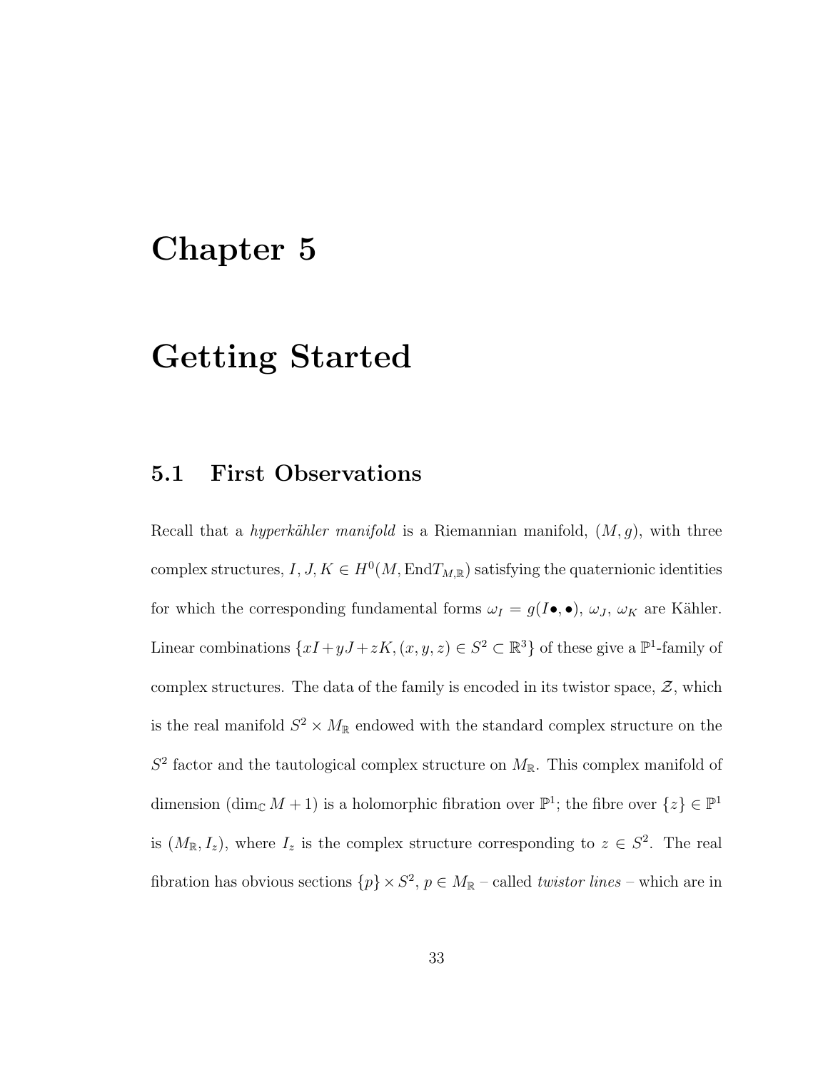# Chapter 5

# Getting Started

## 5.1 First Observations

Recall that a *hyperkähler manifold* is a Riemannian manifold, $(M, g)$, with three complex structures, $I, J, K \in H^0(M, \mathrm{End}T_{M,\mathbb{R}})$ satisfying the quaternionic identities for which the corresponding fundamental forms $\omega_I = g(I\bullet, \bullet)$, $\omega_J$, $\omega_K$ are Kähler. Linear combinations $\{xI + yJ + zK, (x, y, z) \in S^2 \subset \mathbb{R}^3\}$ of these give a $\mathbb{P}^1$-family of complex structures. The data of the family is encoded in its twistor space, $\mathcal{Z}$, which is the real manifold $S^2 \times M_{\mathbb{R}}$ endowed with the standard complex structure on the $S^2$ factor and the tautological complex structure on $M_{\mathbb{R}}$. This complex manifold of dimension $(\dim_{\mathbb{C}} M + 1)$ is a holomorphic fibration over $\mathbb{P}^1$; the fibre over $\{z\} \in \mathbb{P}^1$ is $(M_{\mathbb{R}}, I_z)$, where $I_z$ is the complex structure corresponding to $z \in S^2$. The real fibration has obvious sections $\{p\} \times S^2$, $p \in M_{\mathbb{R}}$ – called *twistor lines* – which are in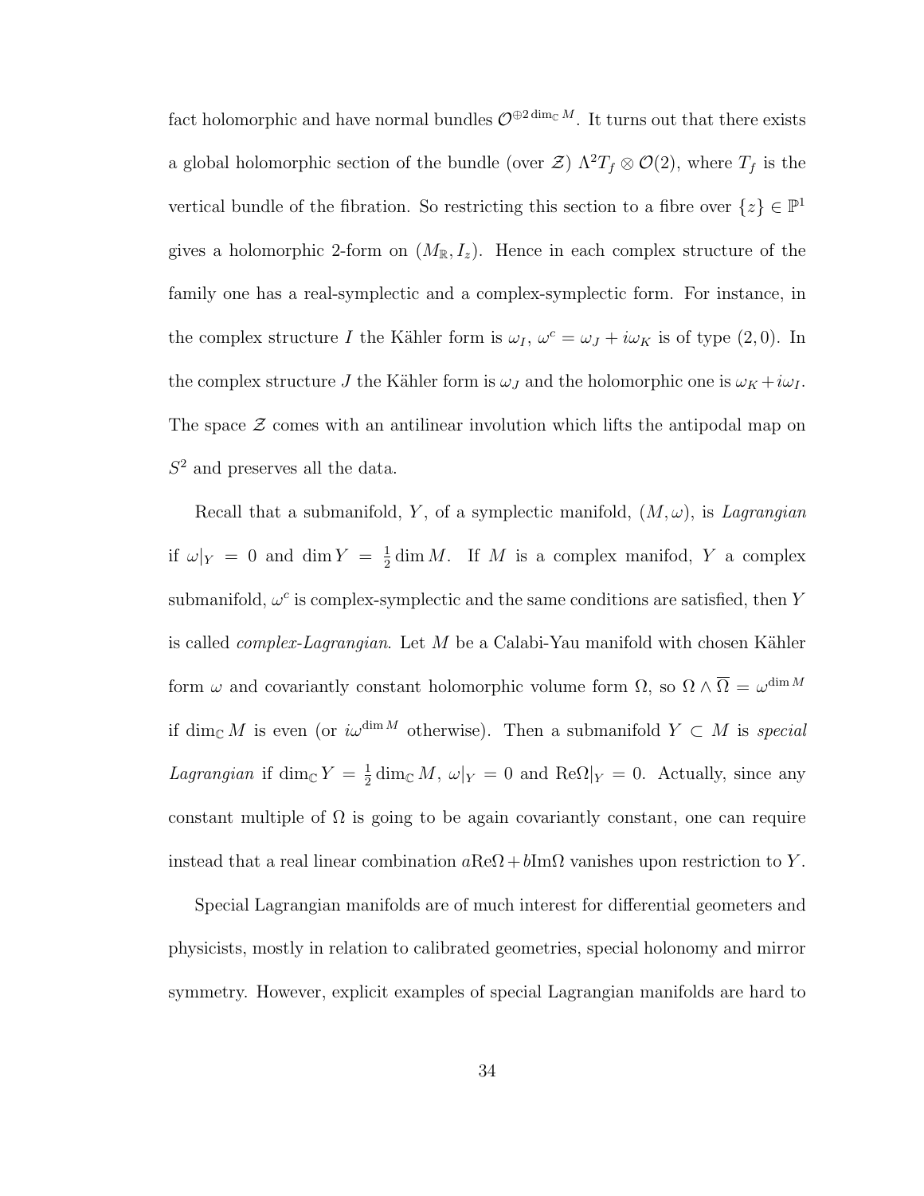fact holomorphic and have normal bundles $\mathcal{O}^{\oplus 2\dim_{\mathbb{C}} M}$. It turns out that there exists a global holomorphic section of the bundle (over $\mathcal{Z}$) $\Lambda^2 T_f \otimes \mathcal{O}(2)$, where $T_f$ is the vertical bundle of the fibration. So restricting this section to a fibre over $\{z\} \in \mathbb{P}^1$ gives a holomorphic 2-form on $(M_{\mathbb{R}}, I_z)$. Hence in each complex structure of the family one has a real-symplectic and a complex-symplectic form. For instance, in the complex structure $I$ the Kähler form is $\omega_I$, $\omega^c = \omega_J + i\omega_K$ is of type $(2,0)$. In the complex structure $J$ the Kähler form is $\omega_J$ and the holomorphic one is $\omega_K + i\omega_I$. The space $\mathcal{Z}$ comes with an antilinear involution which lifts the antipodal map on $S^2$ and preserves all the data.

Recall that a submanifold, $Y$, of a symplectic manifold, $(M, \omega)$, is *Lagrangian* if $\omega|_Y = 0$ and $\dim Y = \frac{1}{2}\dim M$. If $M$ is a complex manifod, $Y$ a complex submanifold, $\omega^c$ is complex-symplectic and the same conditions are satisfied, then $Y$ is called *complex-Lagrangian*. Let $M$ be a Calabi-Yau manifold with chosen Kähler form $\omega$ and covariantly constant holomorphic volume form $\Omega$, so $\Omega \wedge \overline{\Omega} = \omega^{\dim M}$ if $\dim_{\mathbb{C}} M$ is even (or $i\omega^{\dim M}$ otherwise). Then a submanifold $Y \subset M$ is *special Lagrangian* if $\dim_{\mathbb{C}} Y = \frac{1}{2}\dim_{\mathbb{C}} M$, $\omega|_Y = 0$ and $\mathrm{Re}\Omega|_Y = 0$. Actually, since any constant multiple of $\Omega$ is going to be again covariantly constant, one can require instead that a real linear combination $a\mathrm{Re}\Omega + b\mathrm{Im}\Omega$ vanishes upon restriction to $Y$.

Special Lagrangian manifolds are of much interest for differential geometers and physicists, mostly in relation to calibrated geometries, special holonomy and mirror symmetry. However, explicit examples of special Lagrangian manifolds are hard to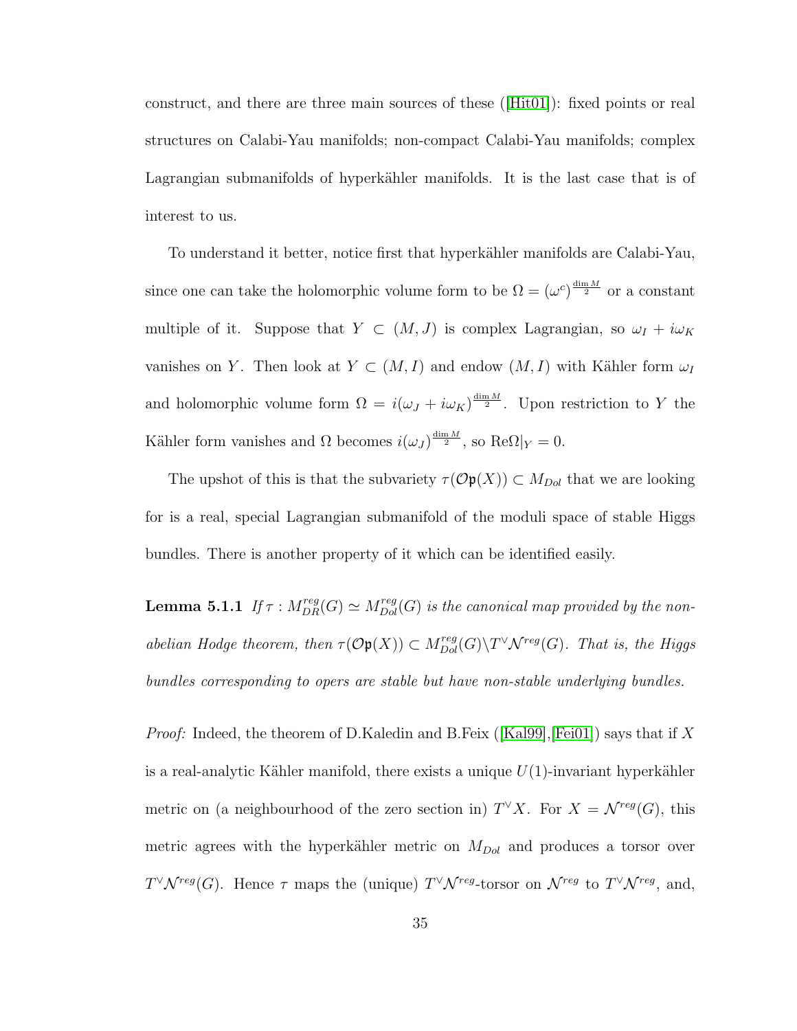construct, and there are three main sources of these ([Hit01]): fixed points or real structures on Calabi-Yau manifolds; non-compact Calabi-Yau manifolds; complex Lagrangian submanifolds of hyperkähler manifolds. It is the last case that is of interest to us.

To understand it better, notice first that hyperkähler manifolds are Calabi-Yau, since one can take the holomorphic volume form to be $\Omega = (\omega^c)^{\frac{\dim M}{2}}$ or a constant multiple of it. Suppose that $Y \subset (M, J)$ is complex Lagrangian, so $\omega_I + i\omega_K$ vanishes on $Y$. Then look at $Y \subset (M, I)$ and endow $(M, I)$ with Kähler form $\omega_I$ and holomorphic volume form $\Omega = i(\omega_J + i\omega_K)^{\frac{\dim M}{2}}$. Upon restriction to $Y$ the Kähler form vanishes and $\Omega$ becomes $i(\omega_J)^{\frac{\dim M}{2}}$, so $\mathrm{Re}\Omega|_Y = 0$.

The upshot of this is that the subvariety $\tau(\mathcal{O}\mathfrak{p}(X)) \subset M_{Dol}$ that we are looking for is a real, special Lagrangian submanifold of the moduli space of stable Higgs bundles. There is another property of it which can be identified easily.

**Lemma 5.1.1** *If $\tau : M_{DR}^{reg}(G) \simeq M_{Dol}^{reg}(G)$ is the canonical map provided by the non-abelian Hodge theorem, then $\tau(\mathcal{O}\mathfrak{p}(X)) \subset M_{Dol}^{reg}(G) \backslash T^\vee \mathcal{N}^{reg}(G)$. That is, the Higgs bundles corresponding to opers are stable but have non-stable underlying bundles.*

*Proof:* Indeed, the theorem of D.Kaledin and B.Feix ([Kal99],[Fei01]) says that if $X$ is a real-analytic Kähler manifold, there exists a unique $U(1)$-invariant hyperkähler metric on (a neighbourhood of the zero section in) $T^\vee X$. For $X = \mathcal{N}^{reg}(G)$, this metric agrees with the hyperkähler metric on $M_{Dol}$ and produces a torsor over $T^\vee \mathcal{N}^{reg}(G)$. Hence $\tau$ maps the (unique) $T^\vee \mathcal{N}^{reg}$-torsor on $\mathcal{N}^{reg}$ to $T^\vee \mathcal{N}^{reg}$, and,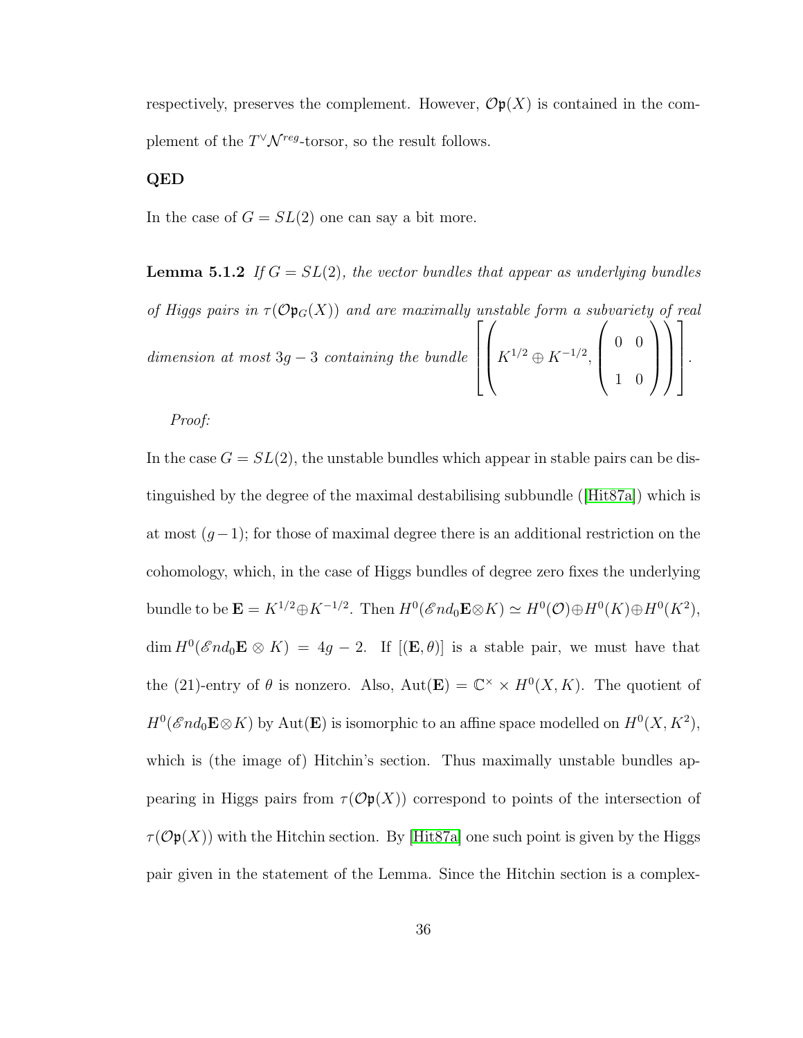respectively, preserves the complement. However, $\mathcal{O}\mathfrak{p}(X)$ is contained in the complement of the $T^\vee\mathcal{N}^{reg}$-torsor, so the result follows.

**QED**

In the case of $G = SL(2)$ one can say a bit more.

**Lemma 5.1.2** *If $G = SL(2)$, the vector bundles that appear as underlying bundles of Higgs pairs in $\tau(\mathcal{O}\mathfrak{p}_G(X))$ and are maximally unstable form a subvariety of real dimension at most $3g-3$ containing the bundle* $\left[\left(K^{1/2} \oplus K^{-1/2}, \begin{pmatrix} 0 & 0 \\ 1 & 0 \end{pmatrix}\right)\right]$.

*Proof:*

In the case $G = SL(2)$, the unstable bundles which appear in stable pairs can be distinguished by the degree of the maximal destabilising subbundle ([Hit87a]) which is at most $(g-1)$; for those of maximal degree there is an additional restriction on the cohomology, which, in the case of Higgs bundles of degree zero fixes the underlying bundle to be $\mathbf{E} = K^{1/2} \oplus K^{-1/2}$. Then $H^0(\mathscr{E}nd_0\mathbf{E} \otimes K) \simeq H^0(\mathcal{O}) \oplus H^0(K) \oplus H^0(K^2)$, $\dim H^0(\mathscr{E}nd_0\mathbf{E} \otimes K) = 4g-2$. If $[(\mathbf{E}, \theta)]$ is a stable pair, we must have that the (21)-entry of $\theta$ is nonzero. Also, $\mathrm{Aut}(\mathbf{E}) = \mathbb{C}^\times \times H^0(X, K)$. The quotient of $H^0(\mathscr{E}nd_0\mathbf{E} \otimes K)$ by $\mathrm{Aut}(\mathbf{E})$ is isomorphic to an affine space modelled on $H^0(X, K^2)$, which is (the image of) Hitchin's section. Thus maximally unstable bundles appearing in Higgs pairs from $\tau(\mathcal{O}\mathfrak{p}(X))$ correspond to points of the intersection of $\tau(\mathcal{O}\mathfrak{p}(X))$ with the Hitchin section. By [Hit87a] one such point is given by the Higgs pair given in the statement of the Lemma. Since the Hitchin section is a complex-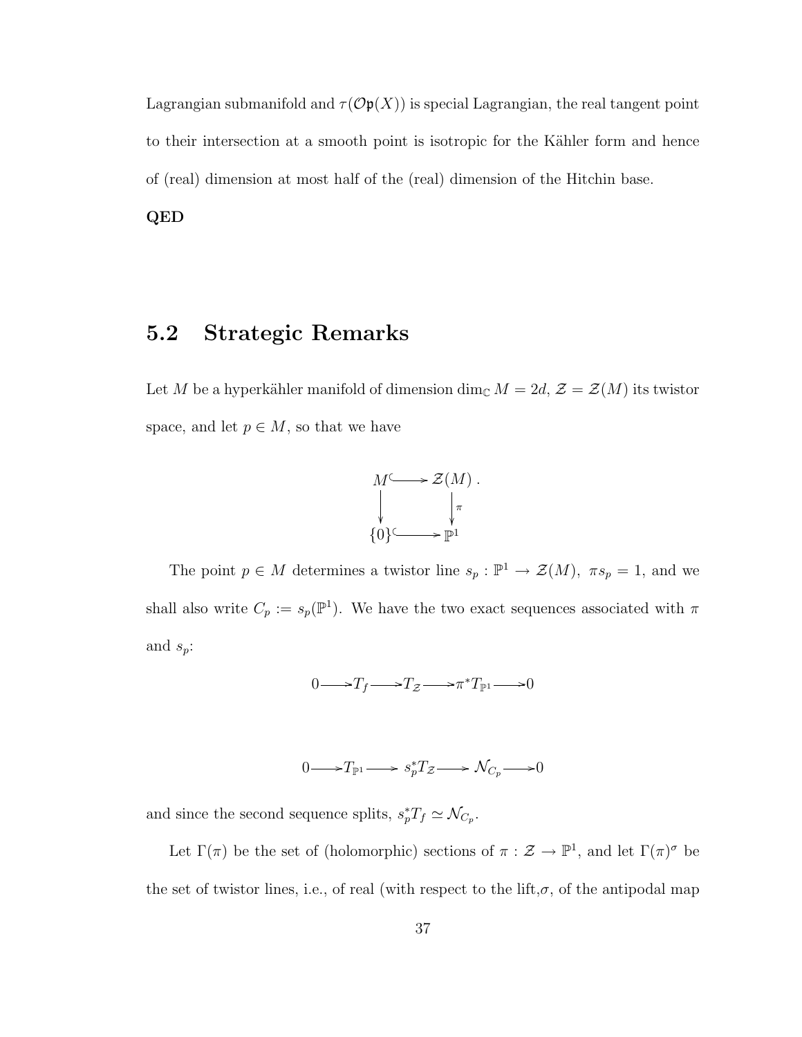Lagrangian submanifold and $\tau(\mathcal{O}\mathfrak{p}(X))$ is special Lagrangian, the real tangent point to their intersection at a smooth point is isotropic for the Kähler form and hence of (real) dimension at most half of the (real) dimension of the Hitchin base.

**QED**

## 5.2 Strategic Remarks

Let $M$ be a hyperkähler manifold of dimension $\dim_{\mathbb{C}} M = 2d$, $\mathcal{Z} = \mathcal{Z}(M)$ its twistor space, and let $p \in M$, so that we have

$$\begin{array}{ccc} M & \hookrightarrow & \mathcal{Z}(M) \\ \downarrow & & \downarrow \pi \\ \{0\} & \hookrightarrow & \mathbb{P}^1 \end{array}.$$

The point $p \in M$ determines a twistor line $s_p : \mathbb{P}^1 \to \mathcal{Z}(M)$, $\pi s_p = 1$, and we shall also write $C_p := s_p(\mathbb{P}^1)$. We have the two exact sequences associated with $\pi$ and $s_p$:

$$0 \longrightarrow T_f \longrightarrow T_{\mathcal{Z}} \longrightarrow \pi^* T_{\mathbb{P}^1} \longrightarrow 0$$

$$0 \longrightarrow T_{\mathbb{P}^1} \longrightarrow s_p^* T_{\mathcal{Z}} \longrightarrow \mathcal{N}_{C_p} \longrightarrow 0$$

and since the second sequence splits, $s_p^* T_f \simeq \mathcal{N}_{C_p}$.

Let $\Gamma(\pi)$ be the set of (holomorphic) sections of $\pi : \mathcal{Z} \to \mathbb{P}^1$, and let $\Gamma(\pi)^\sigma$ be the set of twistor lines, i.e., of real (with respect to the lift,$\sigma$, of the antipodal map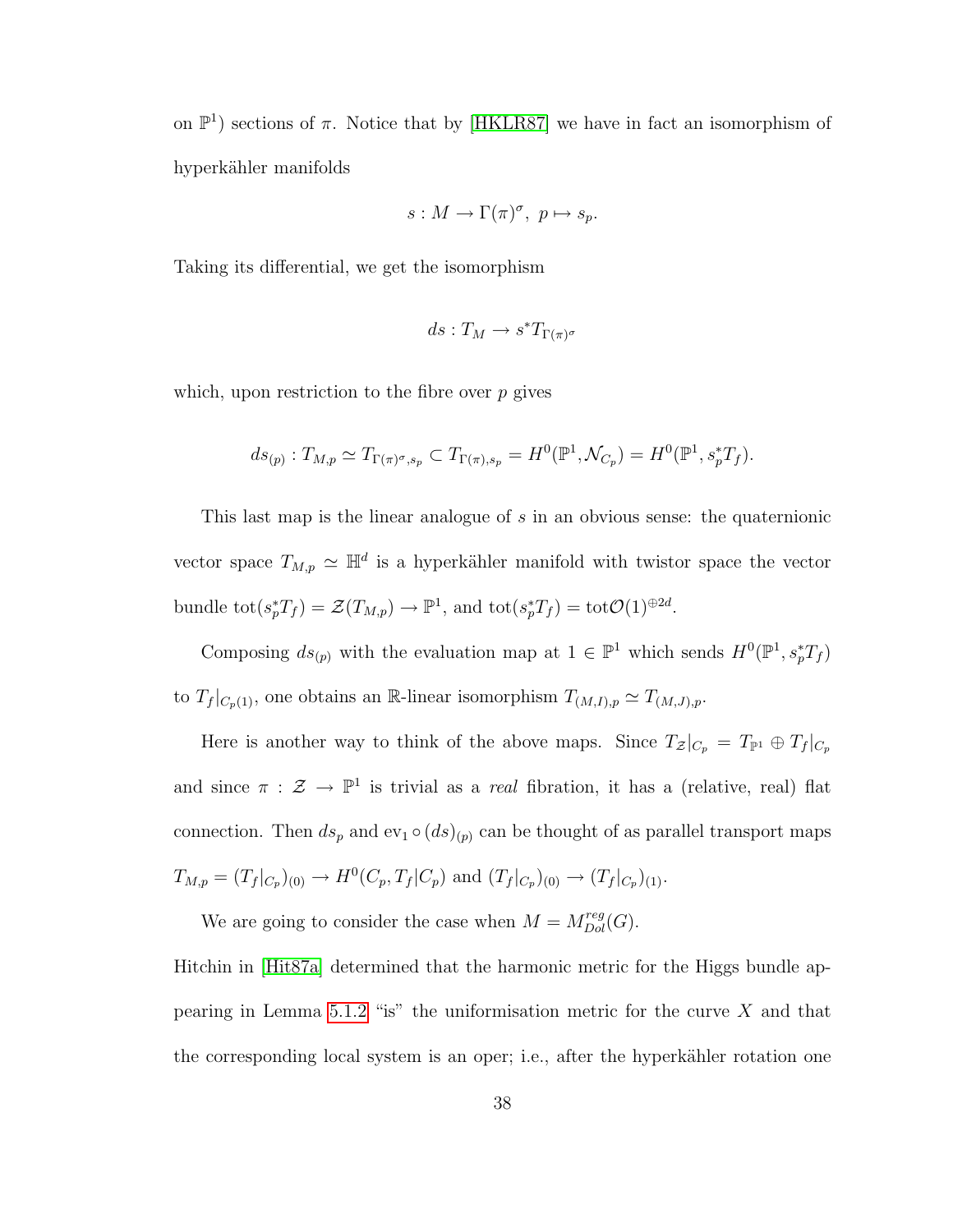on $\mathbb{P}^1$) sections of $\pi$. Notice that by [HKLR87] we have in fact an isomorphism of hyperkähler manifolds

$$s : M \to \Gamma(\pi)^\sigma, \; p \mapsto s_p.$$

Taking its differential, we get the isomorphism

$$ds : T_M \to s^* T_{\Gamma(\pi)^\sigma}$$

which, upon restriction to the fibre over $p$ gives

$$ds_{(p)} : T_{M,p} \simeq T_{\Gamma(\pi)^\sigma, s_p} \subset T_{\Gamma(\pi), s_p} = H^0(\mathbb{P}^1, \mathcal{N}_{C_p}) = H^0(\mathbb{P}^1, s_p^* T_f).$$

This last map is the linear analogue of $s$ in an obvious sense: the quaternionic vector space $T_{M,p} \simeq \mathbb{H}^d$ is a hyperkähler manifold with twistor space the vector bundle $\mathrm{tot}(s_p^* T_f) = \mathcal{Z}(T_{M,p}) \to \mathbb{P}^1$, and $\mathrm{tot}(s_p^* T_f) = \mathrm{tot}\mathcal{O}(1)^{\oplus 2d}$.

Composing $ds_{(p)}$ with the evaluation map at $1 \in \mathbb{P}^1$ which sends $H^0(\mathbb{P}^1, s_p^* T_f)$ to $T_f|_{C_p(1)}$, one obtains an $\mathbb{R}$-linear isomorphism $T_{(M,I),p} \simeq T_{(M,J),p}$.

Here is another way to think of the above maps. Since $T_{\mathcal{Z}}|_{C_p} = T_{\mathbb{P}^1} \oplus T_f|_{C_p}$ and since $\pi : \mathcal{Z} \to \mathbb{P}^1$ is trivial as a *real* fibration, it has a (relative, real) flat connection. Then $ds_p$ and $\mathrm{ev}_1 \circ (ds)_{(p)}$ can be thought of as parallel transport maps $T_{M,p} = (T_f|_{C_p})_{(0)} \to H^0(C_p, T_f|C_p)$ and $(T_f|_{C_p})_{(0)} \to (T_f|_{C_p})_{(1)}$.

We are going to consider the case when $M = M^{reg}_{Dol}(G)$.

Hitchin in [Hit87a] determined that the harmonic metric for the Higgs bundle appearing in Lemma 5.1.2 "is" the uniformisation metric for the curve $X$ and that the corresponding local system is an oper; i.e., after the hyperkähler rotation one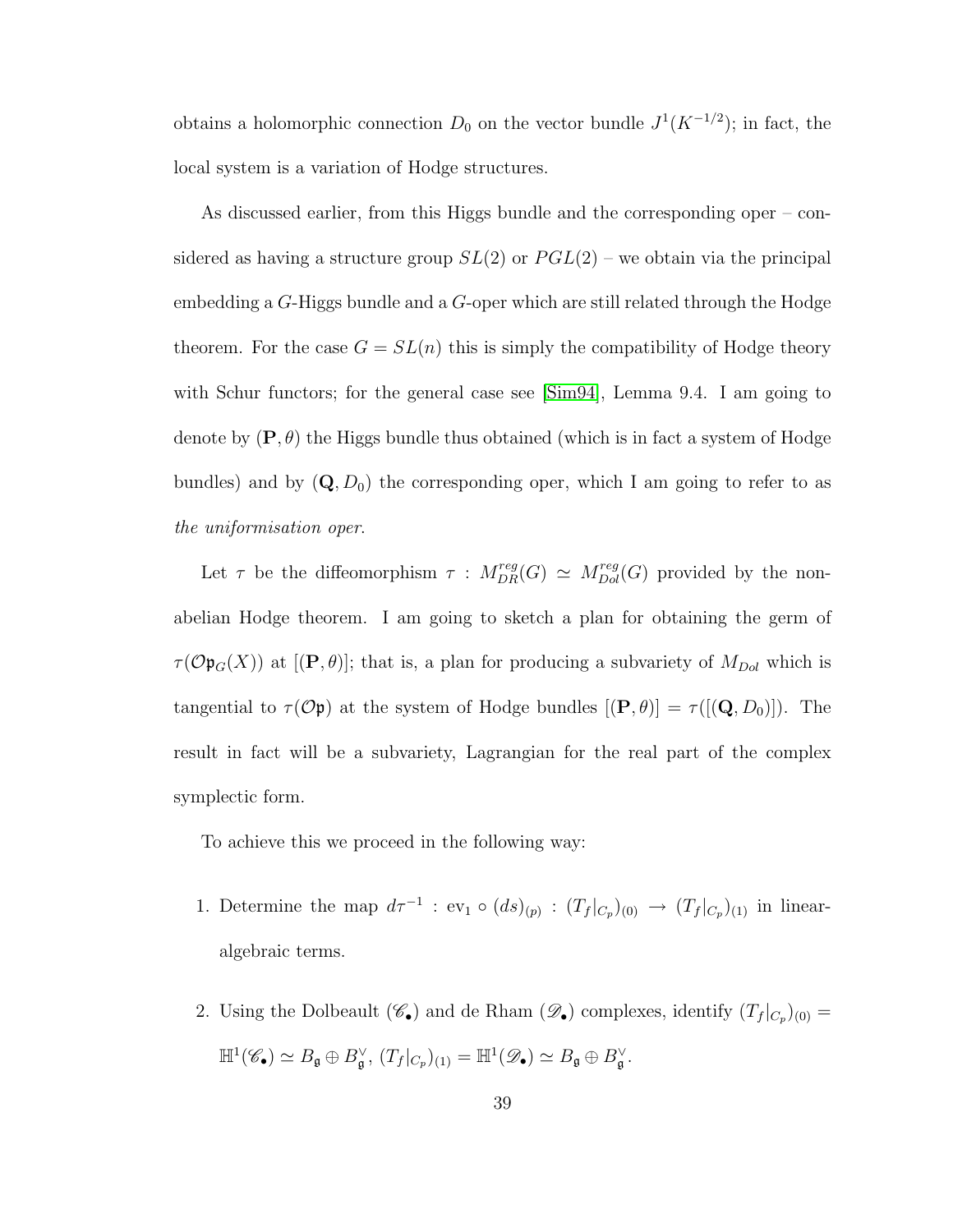obtains a holomorphic connection $D_0$ on the vector bundle $J^1(K^{-1/2})$; in fact, the local system is a variation of Hodge structures.

As discussed earlier, from this Higgs bundle and the corresponding oper – considered as having a structure group $SL(2)$ or $PGL(2)$ – we obtain via the principal embedding a $G$-Higgs bundle and a $G$-oper which are still related through the Hodge theorem. For the case $G = SL(n)$ this is simply the compatibility of Hodge theory with Schur functors; for the general case see [Sim94], Lemma 9.4. I am going to denote by $(\mathbf{P}, \theta)$ the Higgs bundle thus obtained (which is in fact a system of Hodge bundles) and by $(\mathbf{Q}, D_0)$ the corresponding oper, which I am going to refer to as *the uniformisation oper.*

Let $\tau$ be the diffeomorphism $\tau : M_{DR}^{reg}(G) \simeq M_{Dol}^{reg}(G)$ provided by the non-abelian Hodge theorem. I am going to sketch a plan for obtaining the germ of $\tau(\mathcal{O}\mathfrak{p}_G(X))$ at $[(\mathbf{P}, \theta)]$; that is, a plan for producing a subvariety of $M_{Dol}$ which is tangential to $\tau(\mathcal{O}\mathfrak{p})$ at the system of Hodge bundles $[(\mathbf{P}, \theta)] = \tau([(\mathbf{Q}, D_0)])$. The result in fact will be a subvariety, Lagrangian for the real part of the complex symplectic form.

To achieve this we proceed in the following way:

1. Determine the map $d\tau^{-1} : \mathrm{ev}_1 \circ (ds)_{(p)} : (T_f|_{C_p})_{(0)} \to (T_f|_{C_p})_{(1)}$ in linear-algebraic terms.

2. Using the Dolbeault ($\mathscr{C}_\bullet$) and de Rham ($\mathscr{D}_\bullet$) complexes, identify $(T_f|_{C_p})_{(0)} = \mathbb{H}^1(\mathscr{C}_\bullet) \simeq B_\mathfrak{g} \oplus B_\mathfrak{g}^\vee$, $(T_f|_{C_p})_{(1)} = \mathbb{H}^1(\mathscr{D}_\bullet) \simeq B_\mathfrak{g} \oplus B_\mathfrak{g}^\vee$.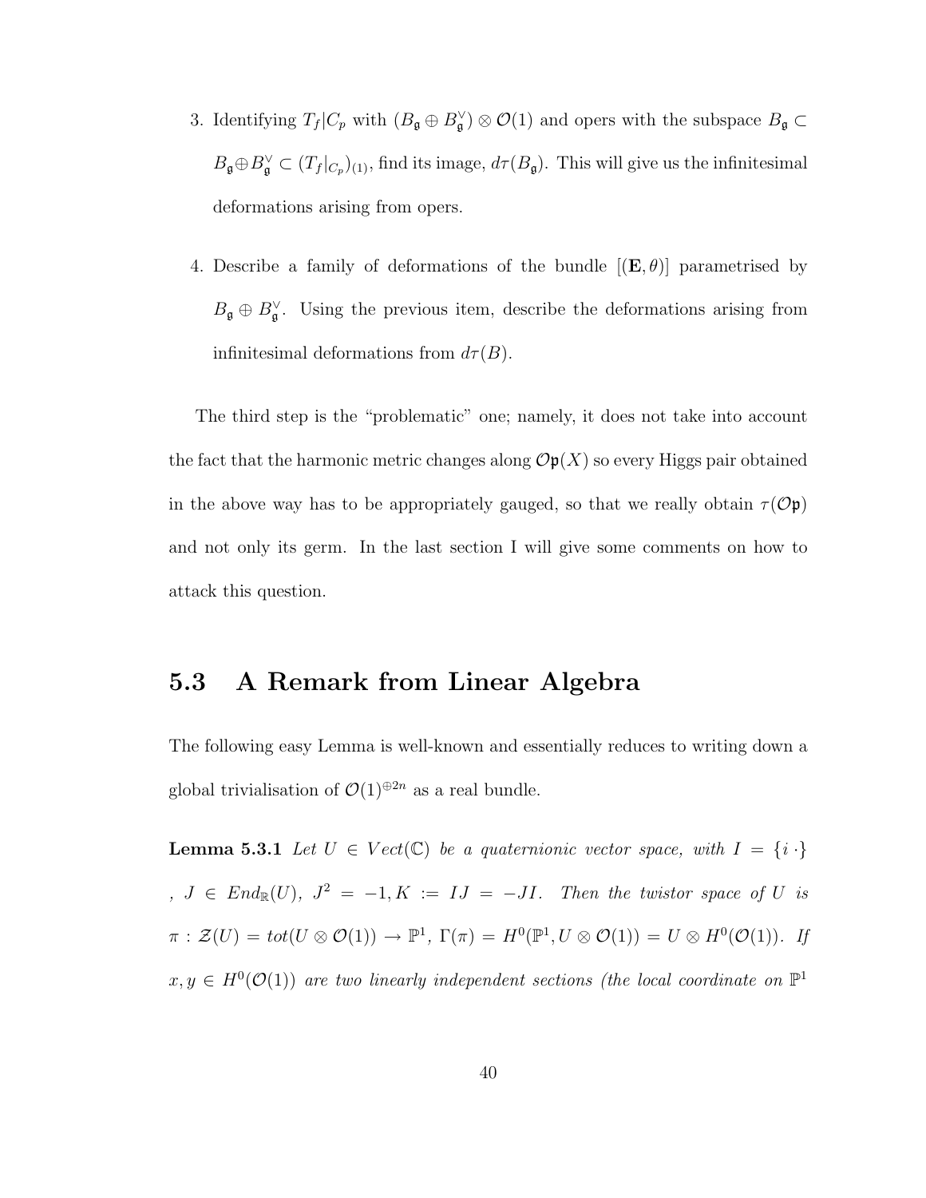3. Identifying $T_f|C_p$ with $(B_{\mathfrak{g}} \oplus B_{\mathfrak{g}}^{\vee}) \otimes \mathcal{O}(1)$ and opers with the subspace $B_{\mathfrak{g}} \subset B_{\mathfrak{g}} \oplus B_{\mathfrak{g}}^{\vee} \subset (T_f|_{C_p})_{(1)}$, find its image, $d\tau(B_{\mathfrak{g}})$. This will give us the infinitesimal deformations arising from opers.

4. Describe a family of deformations of the bundle $[(\mathbf{E}, \theta)]$ parametrised by $B_{\mathfrak{g}} \oplus B_{\mathfrak{g}}^{\vee}$. Using the previous item, describe the deformations arising from infinitesimal deformations from $d\tau(B)$.

The third step is the "problematic" one; namely, it does not take into account the fact that the harmonic metric changes along $\mathcal{O}\mathfrak{p}(X)$ so every Higgs pair obtained in the above way has to be appropriately gauged, so that we really obtain $\tau(\mathcal{O}\mathfrak{p})$ and not only its germ. In the last section I will give some comments on how to attack this question.

## 5.3 A Remark from Linear Algebra

The following easy Lemma is well-known and essentially reduces to writing down a global trivialisation of $\mathcal{O}(1)^{\oplus 2n}$ as a real bundle.

**Lemma 5.3.1** *Let $U \in Vect(\mathbb{C})$ be a quaternionic vector space, with $I = \{i\,\cdot\}$ , $J \in End_{\mathbb{R}}(U)$, $J^2 = -1, K := IJ = -JI$. Then the twistor space of $U$ is $\pi : \mathcal{Z}(U) = tot(U \otimes \mathcal{O}(1)) \to \mathbb{P}^1$, $\Gamma(\pi) = H^0(\mathbb{P}^1, U \otimes \mathcal{O}(1)) = U \otimes H^0(\mathcal{O}(1))$. If $x, y \in H^0(\mathcal{O}(1))$ are two linearly independent sections (the local coordinate on $\mathbb{P}^1$*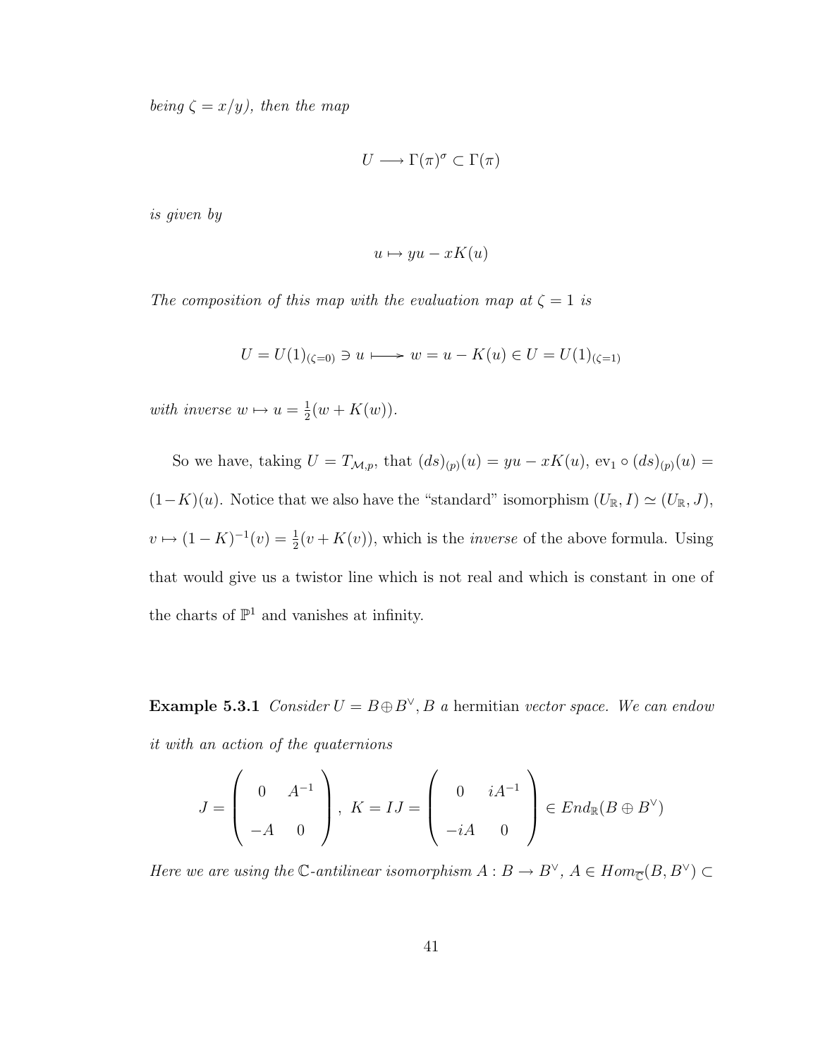*being $\zeta = x/y$), then the map*

$$U \longrightarrow \Gamma(\pi)^{\sigma} \subset \Gamma(\pi)$$

*is given by*

$$u \mapsto yu - xK(u)$$

*The composition of this map with the evaluation map at $\zeta = 1$ is*

$$U = U(1)_{(\zeta=0)} \ni u \longmapsto w = u - K(u) \in U = U(1)_{(\zeta=1)}$$

*with inverse $w \mapsto u = \frac{1}{2}(w + K(w))$.*

So we have, taking $U = T_{\mathcal{M},p}$, that $(ds)_{(p)}(u) = yu - xK(u)$, $\mathrm{ev}_1 \circ (ds)_{(p)}(u) = (1-K)(u)$. Notice that we also have the "standard" isomorphism $(U_{\mathbb{R}}, I) \simeq (U_{\mathbb{R}}, J)$, $v \mapsto (1-K)^{-1}(v) = \frac{1}{2}(v + K(v))$, which is the *inverse* of the above formula. Using that would give us a twistor line which is not real and which is constant in one of the charts of $\mathbb{P}^1$ and vanishes at infinity.

**Example 5.3.1** *Consider $U = B \oplus B^{\vee}$, $B$ a* hermitian *vector space. We can endow it with an action of the quaternions*

$$J = \begin{pmatrix} 0 & A^{-1} \\ -A & 0 \end{pmatrix}, \ K = IJ = \begin{pmatrix} 0 & iA^{-1} \\ -iA & 0 \end{pmatrix} \in End_{\mathbb{R}}(B \oplus B^{\vee})$$

*Here we are using the $\mathbb{C}$-antilinear isomorphism $A : B \to B^{\vee}$, $A \in Hom_{\overline{\mathbb{C}}}(B, B^{\vee}) \subset$*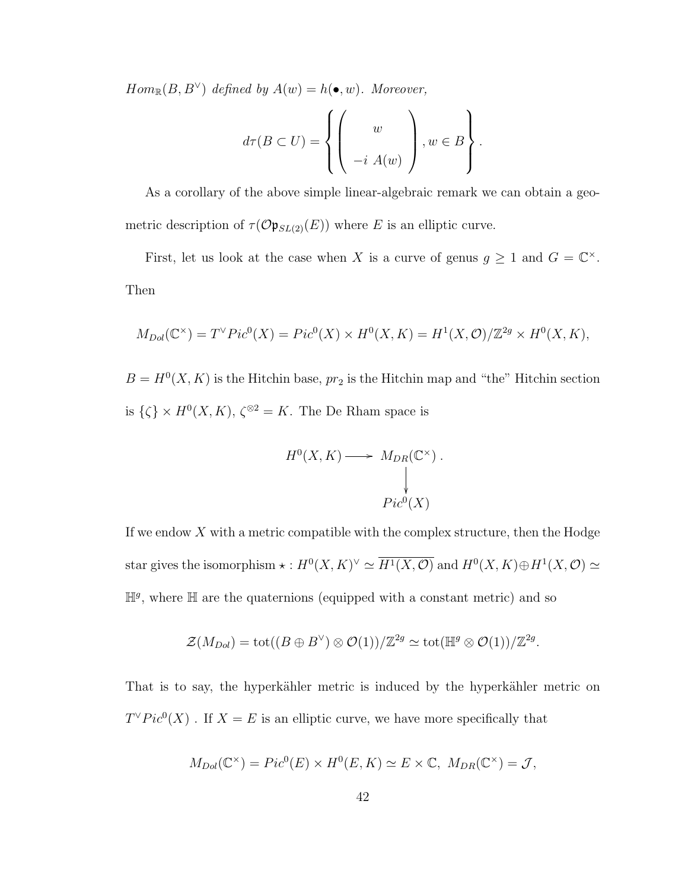$Hom_{\mathbb{R}}(B, B^\vee)$ *defined by* $A(w) = h(\bullet, w)$. *Moreover,*

$$d\tau(B \subset U) = \left\{ \begin{pmatrix} w \\ \\ -i\ A(w) \end{pmatrix}, w \in B \right\}.$$

As a corollary of the above simple linear-algebraic remark we can obtain a geometric description of $\tau(\mathcal{O}\mathfrak{p}_{SL(2)}(E))$ where $E$ is an elliptic curve.

First, let us look at the case when $X$ is a curve of genus $g \geq 1$ and $G = \mathbb{C}^\times$. Then

$$M_{Dol}(\mathbb{C}^\times) = T^\vee Pic^0(X) = Pic^0(X) \times H^0(X, K) = H^1(X, \mathcal{O})/\mathbb{Z}^{2g} \times H^0(X, K),$$

$B = H^0(X, K)$ is the Hitchin base, $pr_2$ is the Hitchin map and "the" Hitchin section is $\{\zeta\} \times H^0(X, K)$, $\zeta^{\otimes 2} = K$. The De Rham space is

$$\begin{array}{ccc} H^0(X, K) & \longrightarrow & M_{DR}(\mathbb{C}^\times)\ . \\ & & \downarrow \\ & & Pic^0(X) \end{array}$$

If we endow $X$ with a metric compatible with the complex structure, then the Hodge star gives the isomorphism $\star : H^0(X, K)^\vee \simeq \overline{H^1(X, \mathcal{O})}$ and $H^0(X, K) \oplus H^1(X, \mathcal{O}) \simeq \mathbb{H}^g$, where $\mathbb{H}$ are the quaternions (equipped with a constant metric) and so

$$\mathcal{Z}(M_{Dol}) = \mathrm{tot}((B \oplus B^\vee) \otimes \mathcal{O}(1))/\mathbb{Z}^{2g} \simeq \mathrm{tot}(\mathbb{H}^g \otimes \mathcal{O}(1))/\mathbb{Z}^{2g}.$$

That is to say, the hyperkähler metric is induced by the hyperkähler metric on $T^\vee Pic^0(X)$ . If $X = E$ is an elliptic curve, we have more specifically that

$$M_{Dol}(\mathbb{C}^\times) = Pic^0(E) \times H^0(E, K) \simeq E \times \mathbb{C},\ M_{DR}(\mathbb{C}^\times) = \mathcal{J},$$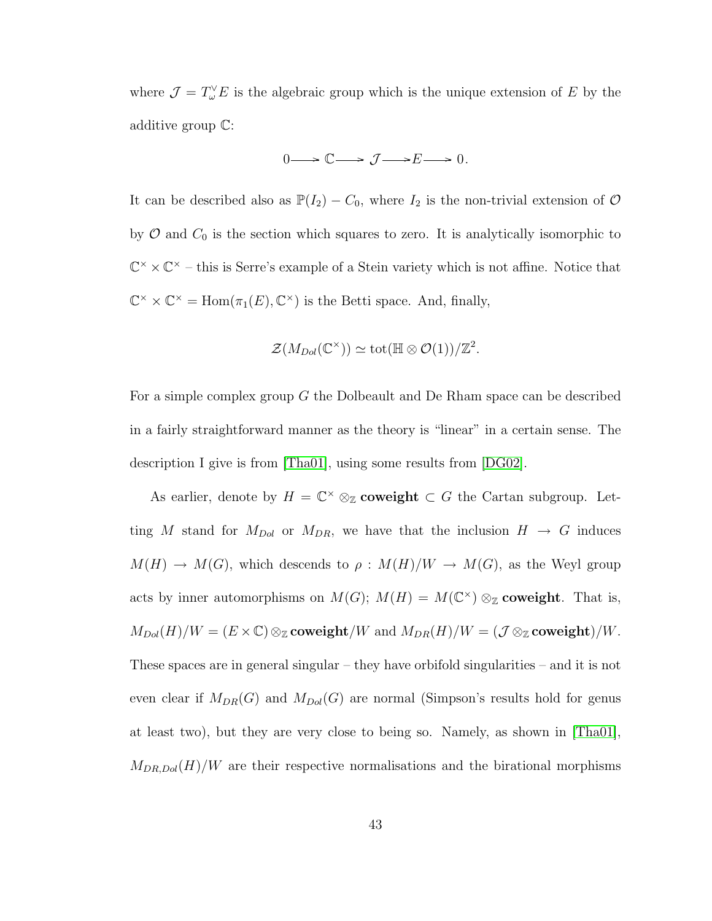where $\mathcal{J} = T^\vee_\omega E$ is the algebraic group which is the unique extension of $E$ by the additive group $\mathbb{C}$:

$$0 \longrightarrow \mathbb{C} \longrightarrow \mathcal{J} \longrightarrow E \longrightarrow 0.$$

It can be described also as $\mathbb{P}(I_2) - C_0$, where $I_2$ is the non-trivial extension of $\mathcal{O}$ by $\mathcal{O}$ and $C_0$ is the section which squares to zero. It is analytically isomorphic to $\mathbb{C}^\times \times \mathbb{C}^\times$ – this is Serre's example of a Stein variety which is not affine. Notice that $\mathbb{C}^\times \times \mathbb{C}^\times = \operatorname{Hom}(\pi_1(E), \mathbb{C}^\times)$ is the Betti space. And, finally,

$$\mathcal{Z}(M_{Dol}(\mathbb{C}^\times)) \simeq \operatorname{tot}(\mathbb{H} \otimes \mathcal{O}(1))/\mathbb{Z}^2.$$

For a simple complex group $G$ the Dolbeault and De Rham space can be described in a fairly straightforward manner as the theory is "linear" in a certain sense. The description I give is from [Tha01], using some results from [DG02].

As earlier, denote by $H = \mathbb{C}^\times \otimes_\mathbb{Z} \textbf{coweight} \subset G$ the Cartan subgroup. Letting $M$ stand for $M_{Dol}$ or $M_{DR}$, we have that the inclusion $H \to G$ induces $M(H) \to M(G)$, which descends to $\rho : M(H)/W \to M(G)$, as the Weyl group acts by inner automorphisms on $M(G)$; $M(H) = M(\mathbb{C}^\times) \otimes_\mathbb{Z} \textbf{coweight}$. That is, $M_{Dol}(H)/W = (E \times \mathbb{C}) \otimes_\mathbb{Z} \textbf{coweight}/W$ and $M_{DR}(H)/W = (\mathcal{J} \otimes_\mathbb{Z} \textbf{coweight})/W$. These spaces are in general singular – they have orbifold singularities – and it is not even clear if $M_{DR}(G)$ and $M_{Dol}(G)$ are normal (Simpson's results hold for genus at least two), but they are very close to being so. Namely, as shown in [Tha01], $M_{DR,Dol}(H)/W$ are their respective normalisations and the birational morphisms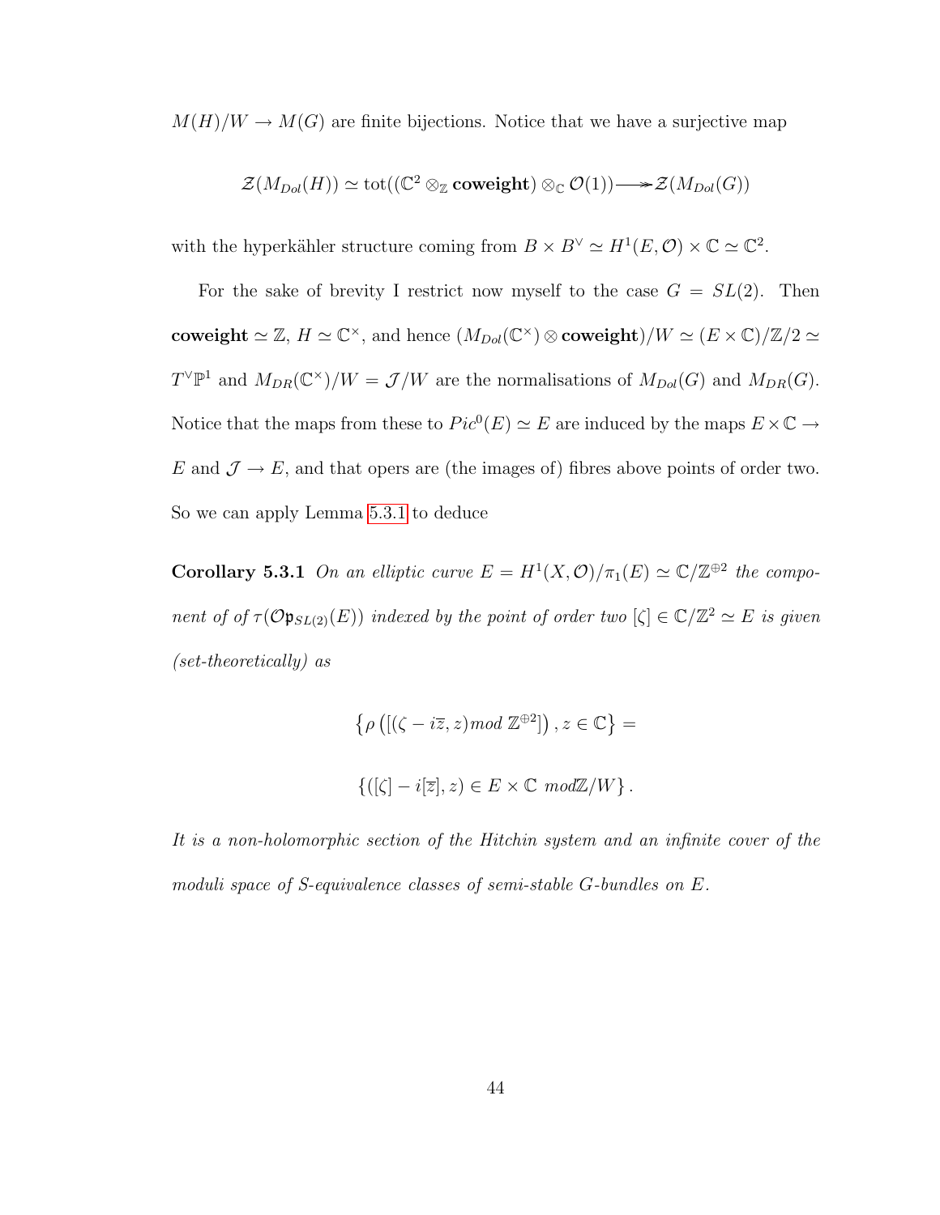$M(H)/W \to M(G)$ are finite bijections. Notice that we have a surjective map

$$\mathcal{Z}(M_{Dol}(H)) \simeq \operatorname{tot}((\mathbb{C}^2 \otimes_{\mathbb{Z}} \textbf{coweight}) \otimes_{\mathbb{C}} \mathcal{O}(1)) \twoheadrightarrow \mathcal{Z}(M_{Dol}(G))$$

with the hyperkähler structure coming from $B \times B^\vee \simeq H^1(E, \mathcal{O}) \times \mathbb{C} \simeq \mathbb{C}^2$.

For the sake of brevity I restrict now myself to the case $G = SL(2)$. Then $\textbf{coweight} \simeq \mathbb{Z}$, $H \simeq \mathbb{C}^\times$, and hence $(M_{Dol}(\mathbb{C}^\times) \otimes \textbf{coweight})/W \simeq (E \times \mathbb{C})/\mathbb{Z}/2 \simeq T^\vee\mathbb{P}^1$ and $M_{DR}(\mathbb{C}^\times)/W = \mathcal{J}/W$ are the normalisations of $M_{Dol}(G)$ and $M_{DR}(G)$. Notice that the maps from these to $Pic^0(E) \simeq E$ are induced by the maps $E \times \mathbb{C} \to E$ and $\mathcal{J} \to E$, and that opers are (the images of) fibres above points of order two. So we can apply Lemma 5.3.1 to deduce

**Corollary 5.3.1** *On an elliptic curve $E = H^1(X, \mathcal{O})/\pi_1(E) \simeq \mathbb{C}/\mathbb{Z}^{\oplus 2}$ the component of of $\tau(\mathcal{O}\mathfrak{p}_{SL(2)}(E))$ indexed by the point of order two $[\zeta] \in \mathbb{C}/\mathbb{Z}^2 \simeq E$ is given (set-theoretically) as*

$$\left\{\rho\left([(\zeta - i\overline{z}, z) mod\ \mathbb{Z}^{\oplus 2}]\right), z \in \mathbb{C}\right\} =$$

$$\left\{([\zeta] - i[\overline{z}], z) \in E \times \mathbb{C}\ mod \mathbb{Z}/W\right\}.$$

*It is a non-holomorphic section of the Hitchin system and an infinite cover of the moduli space of S-equivalence classes of semi-stable G-bundles on E.*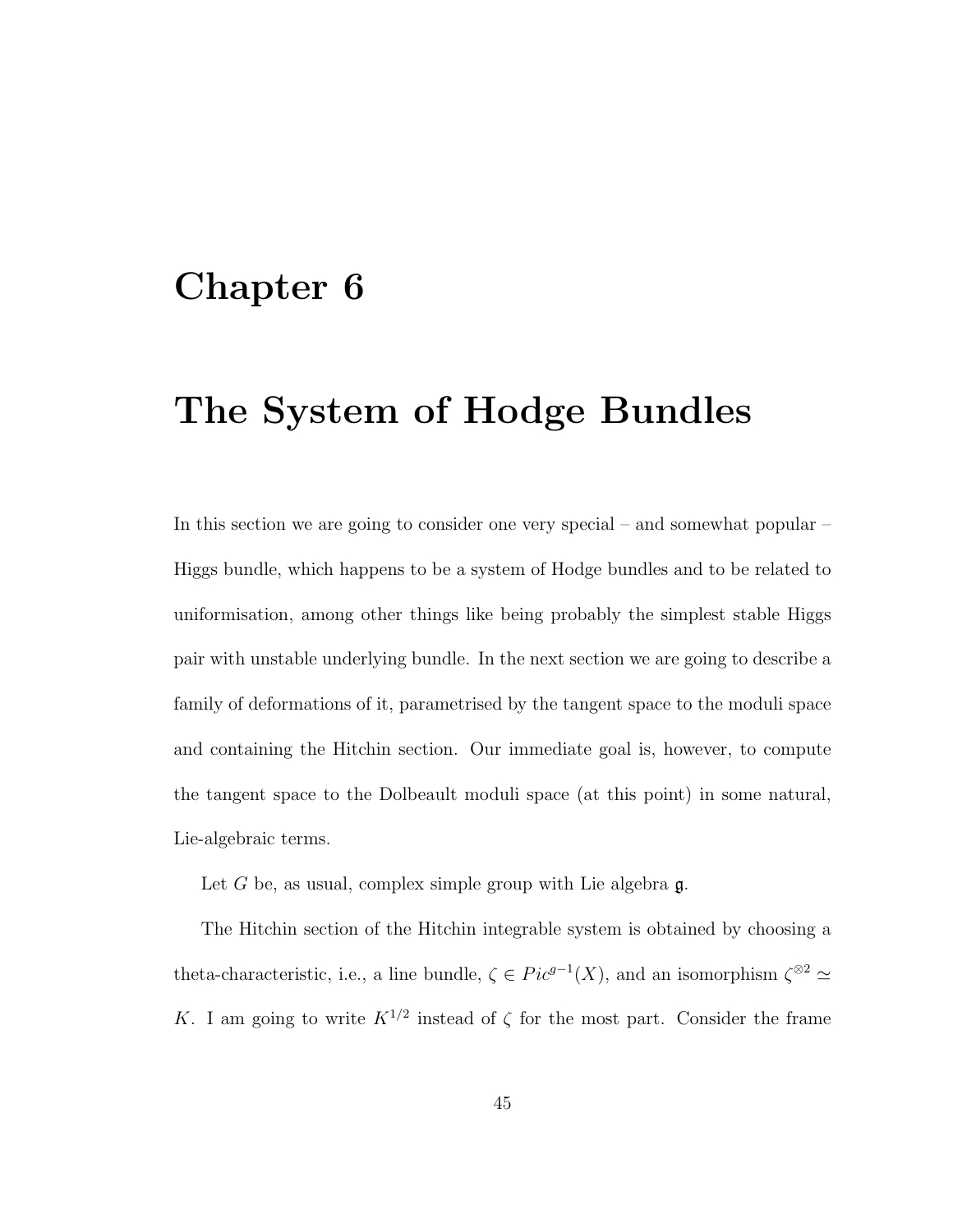# Chapter 6

# The System of Hodge Bundles

In this section we are going to consider one very special – and somewhat popular – Higgs bundle, which happens to be a system of Hodge bundles and to be related to uniformisation, among other things like being probably the simplest stable Higgs pair with unstable underlying bundle. In the next section we are going to describe a family of deformations of it, parametrised by the tangent space to the moduli space and containing the Hitchin section. Our immediate goal is, however, to compute the tangent space to the Dolbeault moduli space (at this point) in some natural, Lie-algebraic terms.

Let $G$ be, as usual, complex simple group with Lie algebra $\mathfrak{g}$.

The Hitchin section of the Hitchin integrable system is obtained by choosing a theta-characteristic, i.e., a line bundle, $\zeta \in Pic^{g-1}(X)$, and an isomorphism $\zeta^{\otimes 2} \simeq K$. I am going to write $K^{1/2}$ instead of $\zeta$ for the most part. Consider the frame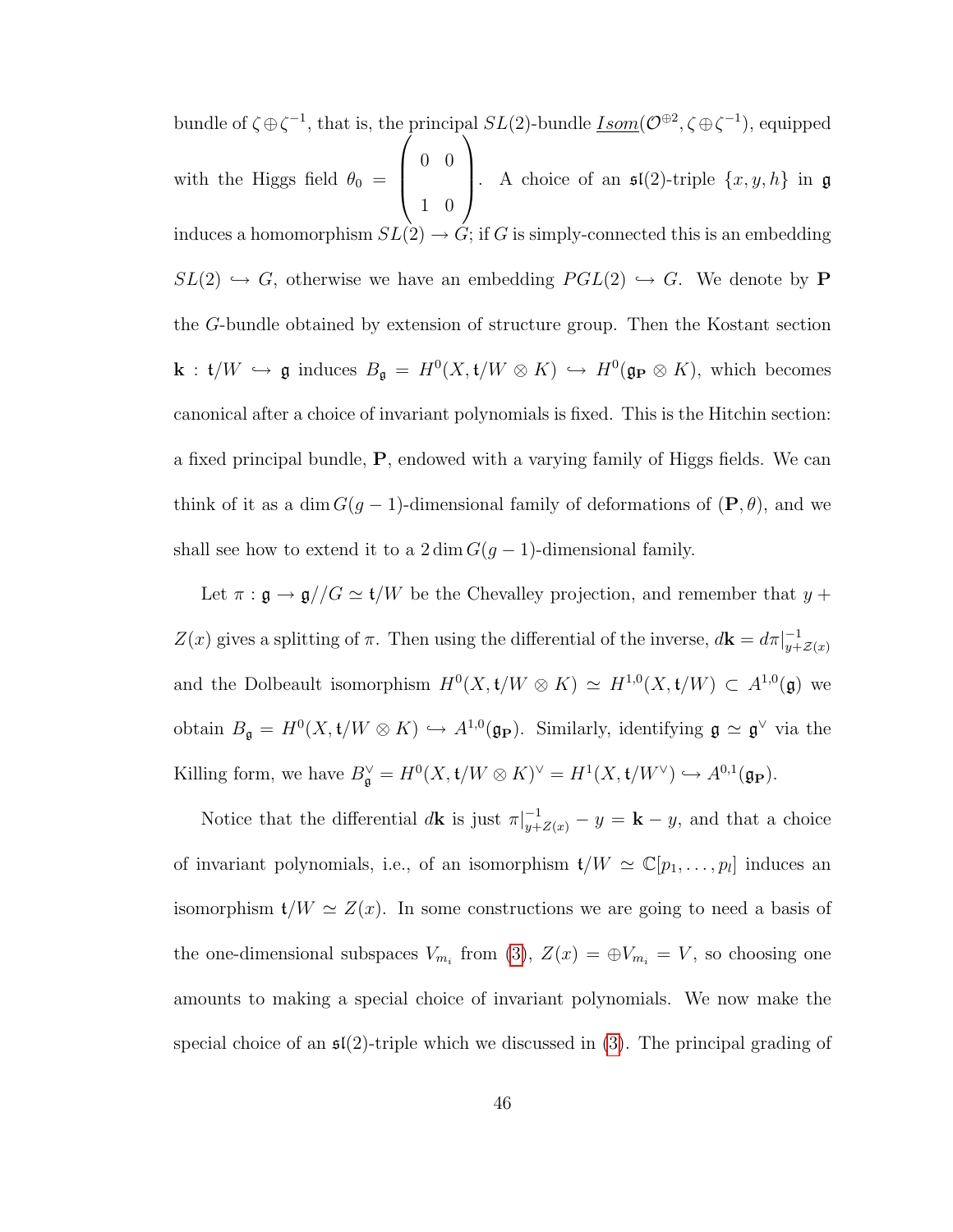bundle of $\zeta \oplus \zeta^{-1}$, that is, the principal $SL(2)$-bundle $\underline{Isom}(\mathcal{O}^{\oplus 2}, \zeta \oplus \zeta^{-1})$, equipped with the Higgs field $\theta_0 = \begin{pmatrix} 0 & 0 \\ 1 & 0 \end{pmatrix}$. A choice of an $\mathfrak{sl}(2)$-triple $\{x, y, h\}$ in $\mathfrak{g}$ induces a homomorphism $SL(2) \to G$; if $G$ is simply-connected this is an embedding $SL(2) \hookrightarrow G$, otherwise we have an embedding $PGL(2) \hookrightarrow G$. We denote by $\mathbf{P}$ the $G$-bundle obtained by extension of structure group. Then the Kostant section $\mathbf{k} : \mathfrak{t}/W \hookrightarrow \mathfrak{g}$ induces $B_{\mathfrak{g}} = H^0(X, \mathfrak{t}/W \otimes K) \hookrightarrow H^0(\mathfrak{g}_{\mathbf{P}} \otimes K)$, which becomes canonical after a choice of invariant polynomials is fixed. This is the Hitchin section: a fixed principal bundle, $\mathbf{P}$, endowed with a varying family of Higgs fields. We can think of it as a $\dim G(g-1)$-dimensional family of deformations of $(\mathbf{P}, \theta)$, and we shall see how to extend it to a $2\dim G(g-1)$-dimensional family.

Let $\pi : \mathfrak{g} \to \mathfrak{g}//G \simeq \mathfrak{t}/W$ be the Chevalley projection, and remember that $y + Z(x)$ gives a splitting of $\pi$. Then using the differential of the inverse, $d\mathbf{k} = d\pi|^{-1}_{y+\mathcal{Z}(x)}$ and the Dolbeault isomorphism $H^0(X, \mathfrak{t}/W \otimes K) \simeq H^{1,0}(X, \mathfrak{t}/W) \subset A^{1,0}(\mathfrak{g})$ we obtain $B_{\mathfrak{g}} = H^0(X, \mathfrak{t}/W \otimes K) \hookrightarrow A^{1,0}(\mathfrak{g}_{\mathbf{P}})$. Similarly, identifying $\mathfrak{g} \simeq \mathfrak{g}^\vee$ via the Killing form, we have $B_{\mathfrak{g}}^\vee = H^0(X, \mathfrak{t}/W \otimes K)^\vee = H^1(X, \mathfrak{t}/W^\vee) \hookrightarrow A^{0,1}(\mathfrak{g}_{\mathbf{P}})$.

Notice that the differential $d\mathbf{k}$ is just $\pi|^{-1}_{y+Z(x)} - y = \mathbf{k} - y$, and that a choice of invariant polynomials, i.e., of an isomorphism $\mathfrak{t}/W \simeq \mathbb{C}[p_1, \ldots, p_l]$ induces an isomorphism $\mathfrak{t}/W \simeq Z(x)$. In some constructions we are going to need a basis of the one-dimensional subspaces $V_{m_i}$ from (3), $Z(x) = \oplus V_{m_i} = V$, so choosing one amounts to making a special choice of invariant polynomials. We now make the special choice of an $\mathfrak{sl}(2)$-triple which we discussed in (3). The principal grading of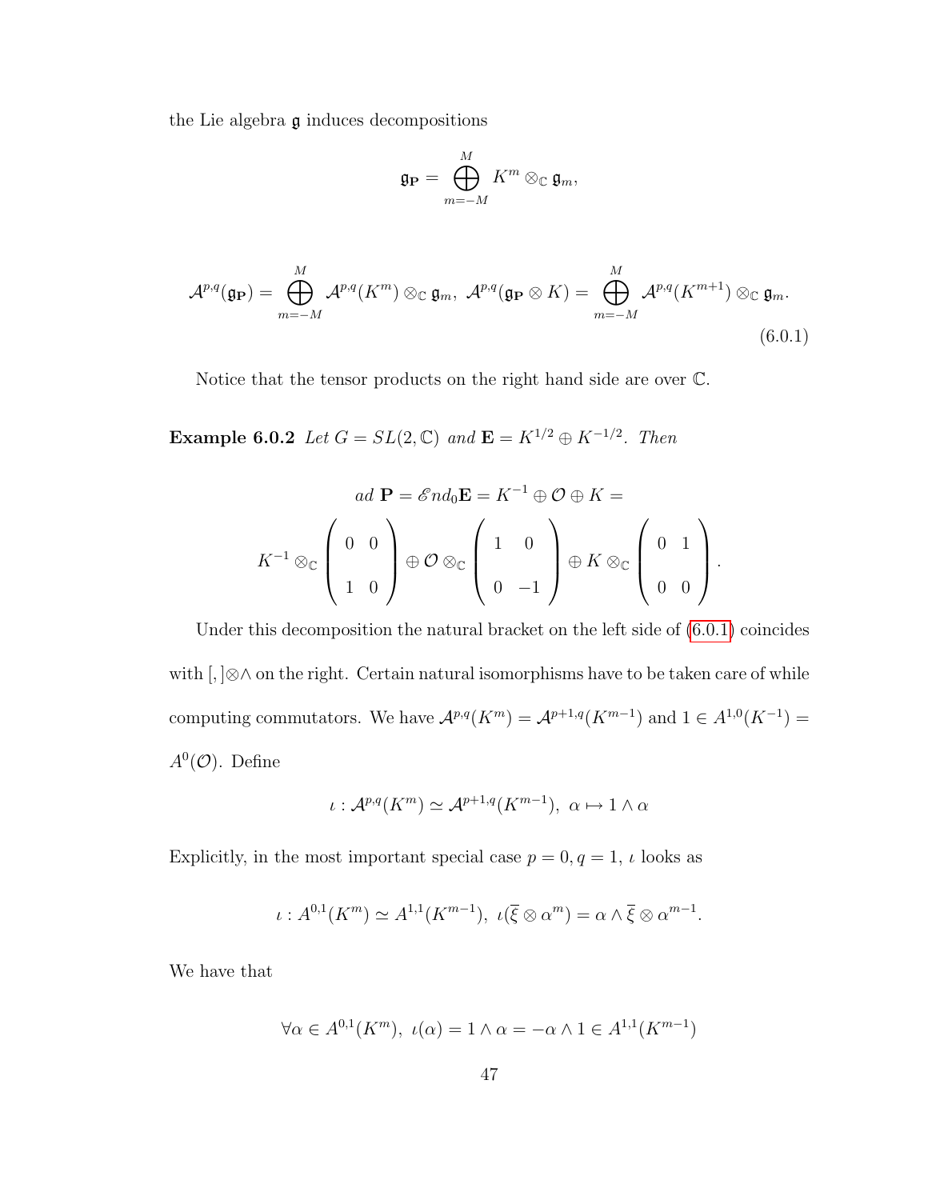the Lie algebra $\mathfrak{g}$ induces decompositions

$$\mathfrak{g}_{\mathbf{P}} = \bigoplus_{m=-M}^{M} K^m \otimes_{\mathbb{C}} \mathfrak{g}_m,$$

$$\mathcal{A}^{p,q}(\mathfrak{g}_{\mathbf{P}}) = \bigoplus_{m=-M}^{M} \mathcal{A}^{p,q}(K^m) \otimes_{\mathbb{C}} \mathfrak{g}_m, \ \mathcal{A}^{p,q}(\mathfrak{g}_{\mathbf{P}} \otimes K) = \bigoplus_{m=-M}^{M} \mathcal{A}^{p,q}(K^{m+1}) \otimes_{\mathbb{C}} \mathfrak{g}_m. \tag{6.0.1}$$

Notice that the tensor products on the right hand side are over $\mathbb{C}$.

**Example 6.0.2** *Let $G = SL(2,\mathbb{C})$ and $\mathbf{E} = K^{1/2} \oplus K^{-1/2}$. Then*

$$ad\ \mathbf{P} = \mathscr{E}nd_0\mathbf{E} = K^{-1} \oplus \mathcal{O} \oplus K =$$

$$K^{-1} \otimes_{\mathbb{C}} \begin{pmatrix} 0 & 0 \\ 1 & 0 \end{pmatrix} \oplus \mathcal{O} \otimes_{\mathbb{C}} \begin{pmatrix} 1 & 0 \\ 0 & -1 \end{pmatrix} \oplus K \otimes_{\mathbb{C}} \begin{pmatrix} 0 & 1 \\ 0 & 0 \end{pmatrix}.$$

Under this decomposition the natural bracket on the left side of (6.0.1) coincides with $[,]\otimes\wedge$ on the right. Certain natural isomorphisms have to be taken care of while computing commutators. We have $\mathcal{A}^{p,q}(K^m) = \mathcal{A}^{p+1,q}(K^{m-1})$ and $1 \in A^{1,0}(K^{-1}) = A^0(\mathcal{O})$. Define

$$\iota : \mathcal{A}^{p,q}(K^m) \simeq \mathcal{A}^{p+1,q}(K^{m-1}),\ \alpha \mapsto 1 \wedge \alpha$$

Explicitly, in the most important special case $p = 0, q = 1$, $\iota$ looks as

$$\iota : A^{0,1}(K^m) \simeq A^{1,1}(K^{m-1}),\ \iota(\overline{\xi} \otimes \alpha^m) = \alpha \wedge \overline{\xi} \otimes \alpha^{m-1}.$$

We have that

$$\forall \alpha \in A^{0,1}(K^m),\ \iota(\alpha) = 1 \wedge \alpha = -\alpha \wedge 1 \in A^{1,1}(K^{m-1})$$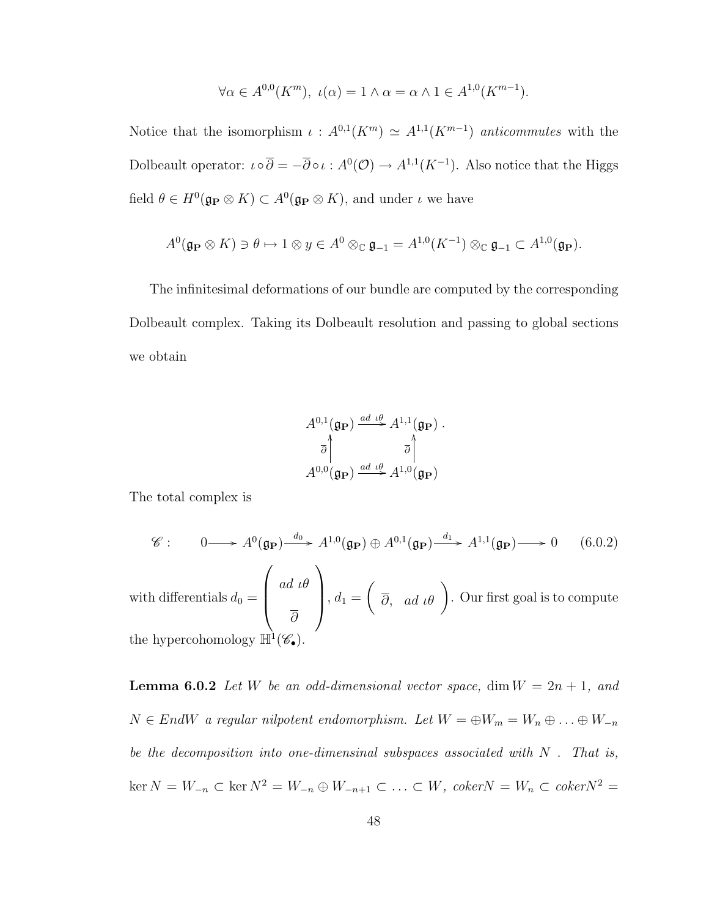$$\forall \alpha \in A^{0,0}(K^m),\ \iota(\alpha) = 1 \wedge \alpha = \alpha \wedge 1 \in A^{1,0}(K^{m-1}).$$

Notice that the isomorphism $\iota : A^{0,1}(K^m) \simeq A^{1,1}(K^{m-1})$ *anticommutes* with the Dolbeault operator: $\iota \circ \overline{\partial} = -\overline{\partial} \circ \iota : A^0(\mathcal{O}) \to A^{1,1}(K^{-1})$. Also notice that the Higgs field $\theta \in H^0(\mathfrak{g}_{\mathbf{P}} \otimes K) \subset A^0(\mathfrak{g}_{\mathbf{P}} \otimes K)$, and under $\iota$ we have

$$A^0(\mathfrak{g}_{\mathbf{P}} \otimes K) \ni \theta \mapsto 1 \otimes y \in A^0 \otimes_{\mathbb{C}} \mathfrak{g}_{-1} = A^{1,0}(K^{-1}) \otimes_{\mathbb{C}} \mathfrak{g}_{-1} \subset A^{1,0}(\mathfrak{g}_{\mathbf{P}}).$$

The infinitesimal deformations of our bundle are computed by the corresponding Dolbeault complex. Taking its Dolbeault resolution and passing to global sections we obtain

$$\begin{array}{ccc} A^{0,1}(\mathfrak{g}_{\mathbf{P}}) & \xrightarrow{ad\ \iota\theta} & A^{1,1}(\mathfrak{g}_{\mathbf{P}}) \\ \overline{\partial}\uparrow & & \overline{\partial}\uparrow \\ A^{0,0}(\mathfrak{g}_{\mathbf{P}}) & \xrightarrow{ad\ \iota\theta} & A^{1,0}(\mathfrak{g}_{\mathbf{P}}) \end{array}.$$

The total complex is

$$\mathscr{C}: \qquad 0 \longrightarrow A^0(\mathfrak{g}_{\mathbf{P}}) \xrightarrow{d_0} A^{1,0}(\mathfrak{g}_{\mathbf{P}}) \oplus A^{0,1}(\mathfrak{g}_{\mathbf{P}}) \xrightarrow{d_1} A^{1,1}(\mathfrak{g}_{\mathbf{P}}) \longrightarrow 0 \qquad (6.0.2)$$

with differentials $d_0 = \begin{pmatrix} ad\ \iota\theta \\ \overline{\partial} \end{pmatrix}$, $d_1 = \begin{pmatrix} \overline{\partial}, & ad\ \iota\theta \end{pmatrix}$. Our first goal is to compute the hypercohomology $\mathbb{H}^1(\mathscr{C}_\bullet)$.

**Lemma 6.0.2** *Let $W$ be an odd-dimensional vector space,* $\dim W = 2n+1$*, and $N \in EndW$ a regular nilpotent endomorphism. Let $W = \oplus W_m = W_n \oplus \ldots \oplus W_{-n}$ be the decomposition into one-dimensinal subspaces associated with $N$ . That is,* $\ker N = W_{-n} \subset \ker N^2 = W_{-n} \oplus W_{-n+1} \subset \ldots \subset W$, *coker*$N = W_n \subset$ *coker*$N^2 =$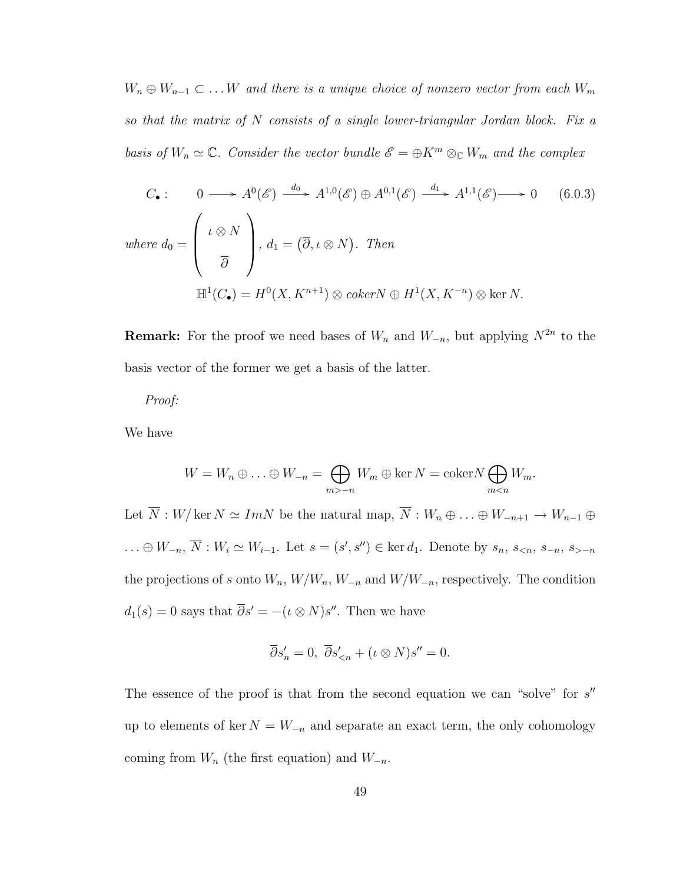*$W_n \oplus W_{n-1} \subset \ldots W$ and there is a unique choice of nonzero vector from each $W_m$ so that the matrix of $N$ consists of a single lower-triangular Jordan block. Fix a basis of $W_n \simeq \mathbb{C}$. Consider the vector bundle $\mathscr{E} = \oplus K^m \otimes_{\mathbb{C}} W_m$ and the complex*

$$C_\bullet : \qquad 0 \longrightarrow A^0(\mathscr{E}) \xrightarrow{d_0} A^{1,0}(\mathscr{E}) \oplus A^{0,1}(\mathscr{E}) \xrightarrow{d_1} A^{1,1}(\mathscr{E}) \longrightarrow 0 \qquad (6.0.3)$$

*where* $d_0 = \begin{pmatrix} \iota \otimes N \\ \\ \overline{\partial} \end{pmatrix}$, $d_1 = \left(\overline{\partial}, \iota \otimes N\right)$. *Then*

$$\mathbb{H}^1(C_\bullet) = H^0(X, K^{n+1}) \otimes \mathit{coker} N \oplus H^1(X, K^{-n}) \otimes \ker N.$$

**Remark:** For the proof we need bases of $W_n$ and $W_{-n}$, but applying $N^{2n}$ to the basis vector of the former we get a basis of the latter.

*Proof:*

We have

$$W = W_n \oplus \ldots \oplus W_{-n} = \bigoplus_{m>-n} W_m \oplus \ker N = \mathrm{coker} N \bigoplus_{m<n} W_m.$$

Let $\overline{N} : W/\ker N \simeq ImN$ be the natural map, $\overline{N} : W_n \oplus \ldots \oplus W_{-n+1} \to W_{n-1} \oplus \ldots \oplus W_{-n}$, $\overline{N} : W_i \simeq W_{i-1}$. Let $s = (s', s'') \in \ker d_1$. Denote by $s_n$, $s_{<n}$, $s_{-n}$, $s_{>-n}$ the projections of $s$ onto $W_n$, $W/W_n$, $W_{-n}$ and $W/W_{-n}$, respectively. The condition $d_1(s) = 0$ says that $\overline{\partial} s' = -(\iota \otimes N)s''$. Then we have

$$\overline{\partial} s'_n = 0, \ \overline{\partial} s'_{<n} + (\iota \otimes N)s'' = 0.$$

The essence of the proof is that from the second equation we can "solve" for $s''$ up to elements of $\ker N = W_{-n}$ and separate an exact term, the only cohomology coming from $W_n$ (the first equation) and $W_{-n}$.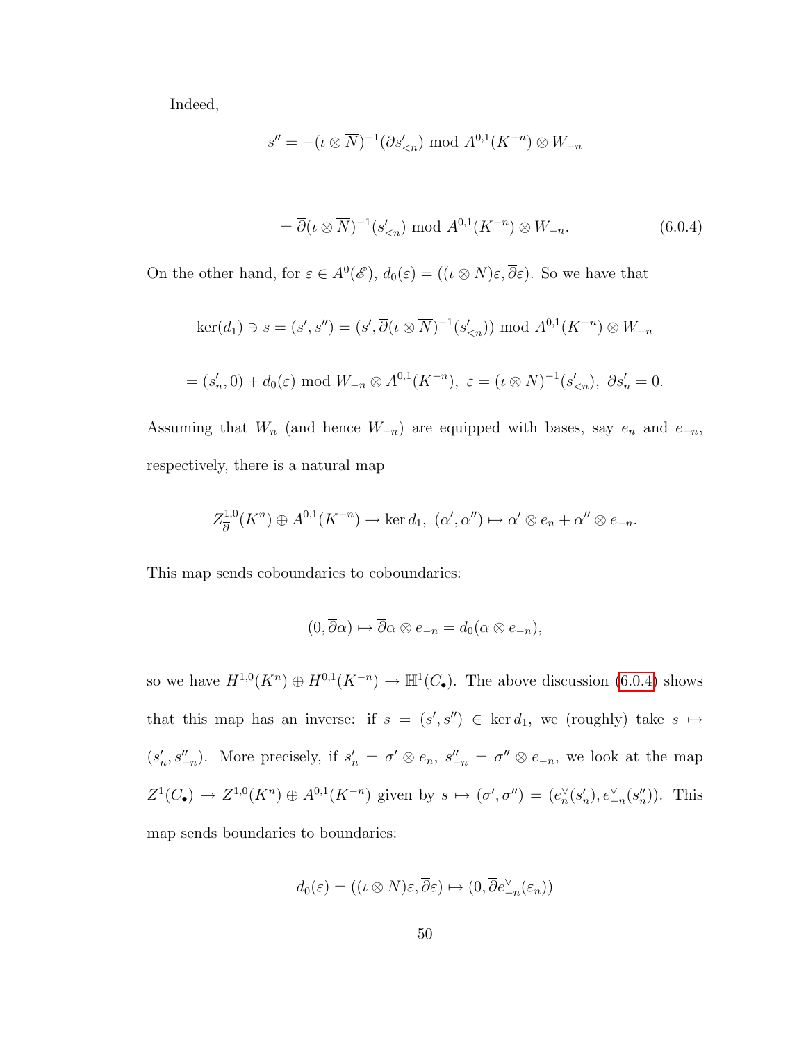Indeed,

$$s'' = -(\iota \otimes \overline{N})^{-1}(\overline{\partial} s'_{<n}) \bmod A^{0,1}(K^{-n}) \otimes W_{-n}$$

$$= \overline{\partial}(\iota \otimes \overline{N})^{-1}(s'_{<n}) \bmod A^{0,1}(K^{-n}) \otimes W_{-n}. \tag{6.0.4}$$

On the other hand, for $\varepsilon \in A^0(\mathscr{E})$, $d_0(\varepsilon) = ((\iota \otimes N)\varepsilon, \overline{\partial}\varepsilon)$. So we have that

$$\ker(d_1) \ni s = (s', s'') = (s', \overline{\partial}(\iota \otimes \overline{N})^{-1}(s'_{<n})) \bmod A^{0,1}(K^{-n}) \otimes W_{-n}$$

$$= (s'_n, 0) + d_0(\varepsilon) \bmod W_{-n} \otimes A^{0,1}(K^{-n}),\ \varepsilon = (\iota \otimes \overline{N})^{-1}(s'_{<n}),\ \overline{\partial} s'_n = 0.$$

Assuming that $W_n$ (and hence $W_{-n}$) are equipped with bases, say $e_n$ and $e_{-n}$, respectively, there is a natural map

$$Z^{1,0}_{\overline{\partial}}(K^n) \oplus A^{0,1}(K^{-n}) \to \ker d_1,\ (\alpha', \alpha'') \mapsto \alpha' \otimes e_n + \alpha'' \otimes e_{-n}.$$

This map sends coboundaries to coboundaries:

$$(0, \overline{\partial}\alpha) \mapsto \overline{\partial}\alpha \otimes e_{-n} = d_0(\alpha \otimes e_{-n}),$$

so we have $H^{1,0}(K^n) \oplus H^{0,1}(K^{-n}) \to \mathbb{H}^1(C_\bullet)$. The above discussion (6.0.4) shows that this map has an inverse: if $s = (s', s'') \in \ker d_1$, we (roughly) take $s \mapsto (s'_n, s''_{-n})$. More precisely, if $s'_n = \sigma' \otimes e_n$, $s''_{-n} = \sigma'' \otimes e_{-n}$, we look at the map $Z^1(C_\bullet) \to Z^{1,0}(K^n) \oplus A^{0,1}(K^{-n})$ given by $s \mapsto (\sigma', \sigma'') = (e_n^\vee(s'_n), e_{-n}^\vee(s''_n))$. This map sends boundaries to boundaries:

$$d_0(\varepsilon) = ((\iota \otimes N)\varepsilon, \overline{\partial}\varepsilon) \mapsto (0, \overline{\partial} e_{-n}^\vee(\varepsilon_n))$$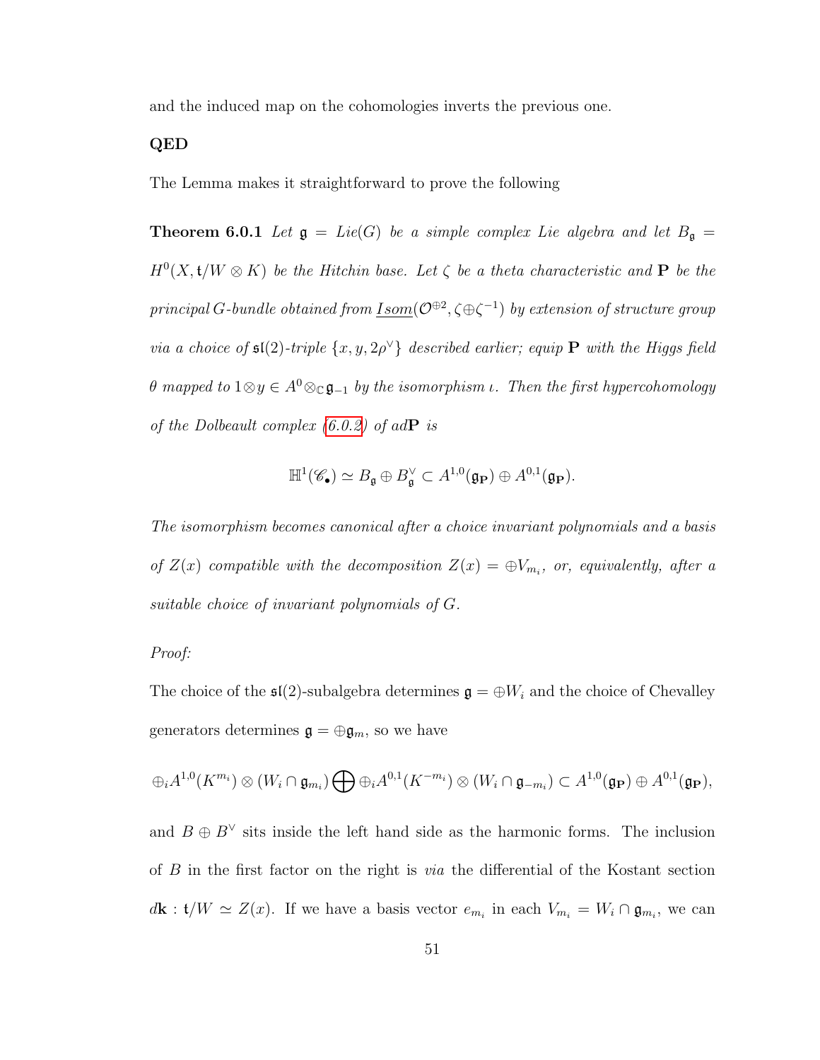and the induced map on the cohomologies inverts the previous one.

**QED**

The Lemma makes it straightforward to prove the following

**Theorem 6.0.1** *Let $\mathfrak{g} = Lie(G)$ be a simple complex Lie algebra and let $B_{\mathfrak{g}} = H^0(X, \mathfrak{t}/W \otimes K)$ be the Hitchin base. Let $\zeta$ be a theta characteristic and $\mathbf{P}$ be the principal $G$-bundle obtained from $\underline{Isom}(\mathcal{O}^{\oplus 2}, \zeta \oplus \zeta^{-1})$ by extension of structure group via a choice of $\mathfrak{sl}(2)$-triple $\{x, y, 2\rho^\vee\}$ described earlier; equip $\mathbf{P}$ with the Higgs field $\theta$ mapped to $1 \otimes y \in A^0 \otimes_{\mathbb{C}} \mathfrak{g}_{-1}$ by the isomorphism $\iota$. Then the first hypercohomology of the Dolbeault complex (6.0.2) of ad$\mathbf{P}$ is*

$$\mathbb{H}^1(\mathscr{C}_\bullet) \simeq B_{\mathfrak{g}} \oplus B_{\mathfrak{g}}^\vee \subset A^{1,0}(\mathfrak{g}_{\mathbf{P}}) \oplus A^{0,1}(\mathfrak{g}_{\mathbf{P}}).$$

*The isomorphism becomes canonical after a choice invariant polynomials and a basis of $Z(x)$ compatible with the decomposition $Z(x) = \oplus V_{m_i}$, or, equivalently, after a suitable choice of invariant polynomials of $G$.*

*Proof:*

The choice of the $\mathfrak{sl}(2)$-subalgebra determines $\mathfrak{g} = \oplus W_i$ and the choice of Chevalley generators determines $\mathfrak{g} = \oplus \mathfrak{g}_m$, so we have

$$\oplus_i A^{1,0}(K^{m_i}) \otimes (W_i \cap \mathfrak{g}_{m_i}) \bigoplus \oplus_i A^{0,1}(K^{-m_i}) \otimes (W_i \cap \mathfrak{g}_{-m_i}) \subset A^{1,0}(\mathfrak{g}_{\mathbf{P}}) \oplus A^{0,1}(\mathfrak{g}_{\mathbf{P}}),$$

and $B \oplus B^\vee$ sits inside the left hand side as the harmonic forms. The inclusion of $B$ in the first factor on the right is *via* the differential of the Kostant section $d\mathbf{k} : \mathfrak{t}/W \simeq Z(x)$. If we have a basis vector $e_{m_i}$ in each $V_{m_i} = W_i \cap \mathfrak{g}_{m_i}$, we can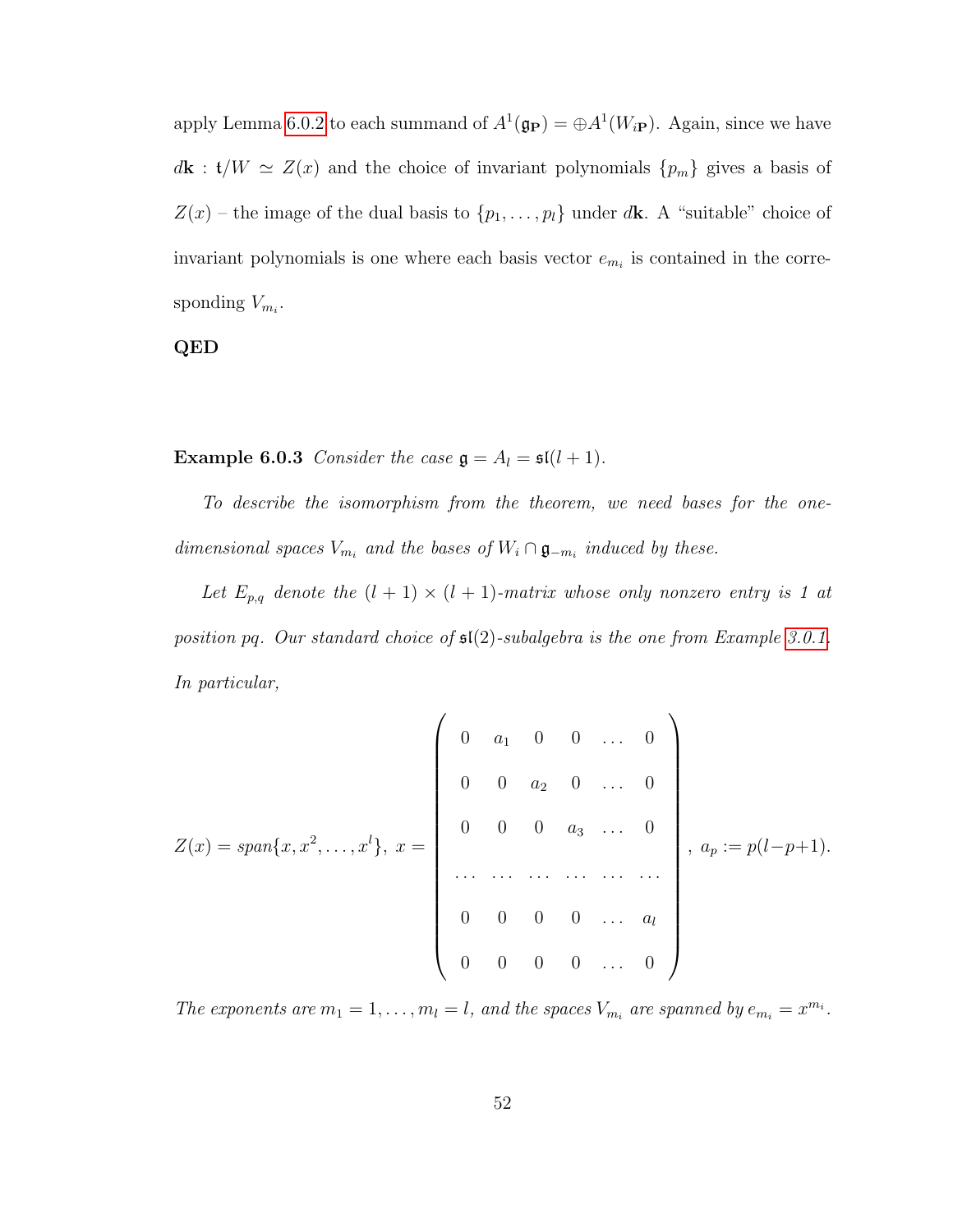apply Lemma 6.0.2 to each summand of $A^1(\mathfrak{g}_{\mathbf{P}}) = \oplus A^1(W_{i\mathbf{P}})$. Again, since we have $d\mathbf{k} : \mathfrak{t}/W \simeq Z(x)$ and the choice of invariant polynomials $\{p_m\}$ gives a basis of $Z(x)$ – the image of the dual basis to $\{p_1, \ldots, p_l\}$ under $d\mathbf{k}$. A "suitable" choice of invariant polynomials is one where each basis vector $e_{m_i}$ is contained in the corresponding $V_{m_i}$.

**QED**

**Example 6.0.3** *Consider the case $\mathfrak{g} = A_l = \mathfrak{sl}(l+1)$.*

*To describe the isomorphism from the theorem, we need bases for the one-dimensional spaces $V_{m_i}$ and the bases of $W_i \cap \mathfrak{g}_{-m_i}$ induced by these.*

*Let $E_{p,q}$ denote the $(l+1) \times (l+1)$-matrix whose only nonzero entry is 1 at position $pq$. Our standard choice of $\mathfrak{sl}(2)$-subalgebra is the one from Example 3.0.1. In particular,*

$$Z(x) = span\{x, x^2, \ldots, x^l\},\ x = \begin{pmatrix} 0 & a_1 & 0 & 0 & \ldots & 0 \\ 0 & 0 & a_2 & 0 & \ldots & 0 \\ 0 & 0 & 0 & a_3 & \ldots & 0 \\ \ldots & \ldots & \ldots & \ldots & \ldots & \ldots \\ 0 & 0 & 0 & 0 & \ldots & a_l \\ 0 & 0 & 0 & 0 & \ldots & 0 \end{pmatrix},\ a_p := p(l-p+1).$$

*The exponents are $m_1 = 1, \ldots, m_l = l$, and the spaces $V_{m_i}$ are spanned by $e_{m_i} = x^{m_i}$.*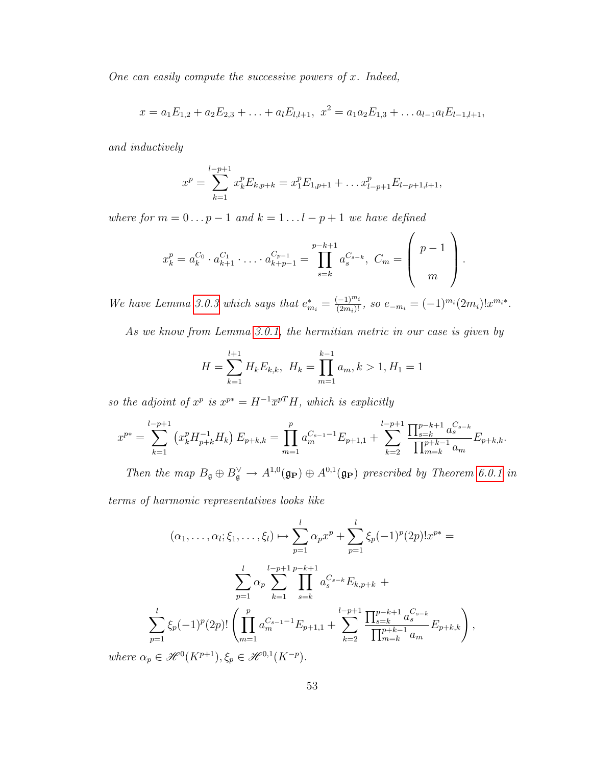*One can easily compute the successive powers of $x$. Indeed,*

$$x = a_1 E_{1,2} + a_2 E_{2,3} + \ldots + a_l E_{l,l+1},\ x^2 = a_1 a_2 E_{1,3} + \ldots a_{l-1} a_l E_{l-1,l+1},$$

*and inductively*

$$x^p = \sum_{k=1}^{l-p+1} x_k^p E_{k,p+k} = x_1^p E_{1,p+1} + \ldots x_{l-p+1}^p E_{l-p+1,l+1},$$

*where for $m = 0 \ldots p-1$ and $k = 1 \ldots l-p+1$ we have defined*

$$x_k^p = a_k^{C_0} \cdot a_{k+1}^{C_1} \cdot \ldots \cdot a_{k+p-1}^{C_{p-1}} = \prod_{s=k}^{p-k+1} a_s^{C_{s-k}},\ C_m = \begin{pmatrix} p-1 \\ \\ m \end{pmatrix}.$$

*We have Lemma 3.0.3 which says that $e_{m_i}^* = \frac{(-1)^{m_i}}{(2m_i)!}$, so $e_{-m_i} = (-1)^{m_i}(2m_i)! x^{m_i *}$.*

*As we know from Lemma 3.0.1, the hermitian metric in our case is given by*

$$H = \sum_{k=1}^{l+1} H_k E_{k,k},\ H_k = \prod_{m=1}^{k-1} a_m, k > 1, H_1 = 1$$

*so the adjoint of $x^p$ is $x^{p*} = H^{-1} \overline{x}^{pT} H$, which is explicitly*

$$x^{p*} = \sum_{k=1}^{l-p+1} \left( x_k^p H_{p+k}^{-1} H_k \right) E_{p+k,k} = \prod_{m=1}^{p} a_m^{C_{s-1}-1} E_{p+1,1} + \sum_{k=2}^{l-p+1} \frac{\prod_{s=k}^{p-k+1} a_s^{C_{s-k}}}{\prod_{m=k}^{p+k-1} a_m} E_{p+k,k}.$$

*Then the map $B_{\mathfrak{g}} \oplus B_{\mathfrak{g}}^{\vee} \to A^{1,0}(\mathfrak{g}_{\mathbf{P}}) \oplus A^{0,1}(\mathfrak{g}_{\mathbf{P}})$ prescribed by Theorem 6.0.1 in terms of harmonic representatives looks like*

$$(\alpha_1, \ldots, \alpha_l; \xi_1, \ldots, \xi_l) \mapsto \sum_{p=1}^{l} \alpha_p x^p + \sum_{p=1}^{l} \xi_p (-1)^p (2p)! x^{p*} =$$

$$\sum_{p=1}^{l} \alpha_p \sum_{k=1}^{l-p+1} \prod_{s=k}^{p-k+1} a_s^{C_{s-k}} E_{k,p+k} +$$

$$\sum_{p=1}^{l} \xi_p (-1)^p (2p)! \left( \prod_{m=1}^{p} a_m^{C_{s-1}-1} E_{p+1,1} + \sum_{k=2}^{l-p+1} \frac{\prod_{s=k}^{p-k+1} a_s^{C_{s-k}}}{\prod_{m=k}^{p+k-1} a_m} E_{p+k,k} \right),$$

*where $\alpha_p \in \mathscr{H}^0(K^{p+1}), \xi_p \in \mathscr{H}^{0,1}(K^{-p})$.*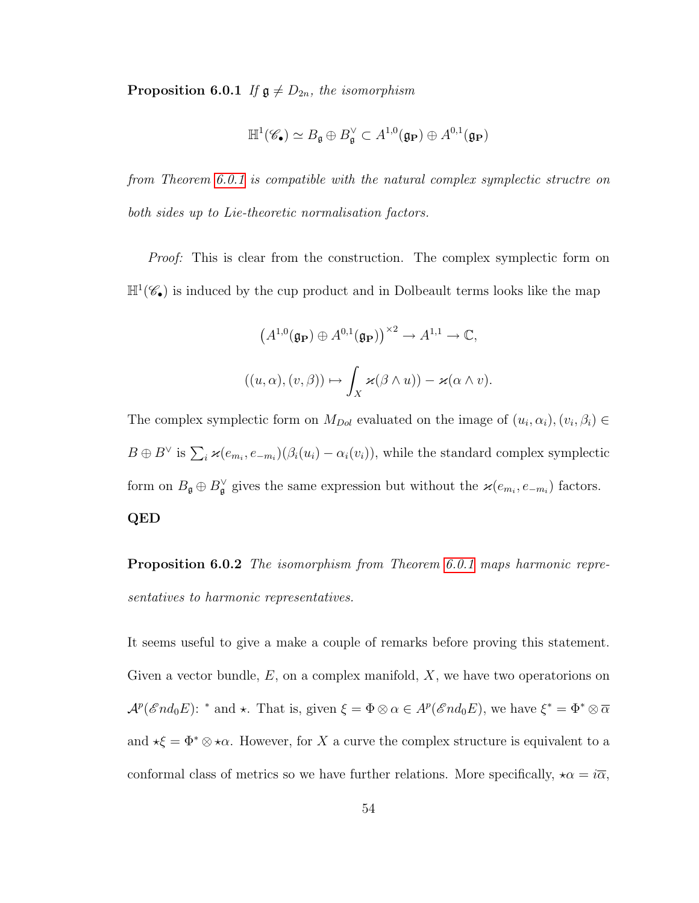**Proposition 6.0.1** *If $\mathfrak{g} \neq D_{2n}$, the isomorphism*

$$\mathbb{H}^1(\mathscr{C}_\bullet) \simeq B_\mathfrak{g} \oplus B_\mathfrak{g}^\vee \subset A^{1,0}(\mathfrak{g}_\mathbf{P}) \oplus A^{0,1}(\mathfrak{g}_\mathbf{P})$$

*from Theorem 6.0.1 is compatible with the natural complex symplectic structre on both sides up to Lie-theoretic normalisation factors.*

*Proof:* This is clear from the construction. The complex symplectic form on $\mathbb{H}^1(\mathscr{C}_\bullet)$ is induced by the cup product and in Dolbeault terms looks like the map

$$\left(A^{1,0}(\mathfrak{g}_\mathbf{P}) \oplus A^{0,1}(\mathfrak{g}_\mathbf{P})\right)^{\times 2} \to A^{1,1} \to \mathbb{C},$$

$$((u,\alpha),(v,\beta)) \mapsto \int_X \varkappa(\beta \wedge u)) - \varkappa(\alpha \wedge v).$$

The complex symplectic form on $M_{Dol}$ evaluated on the image of $(u_i,\alpha_i),(v_i,\beta_i) \in B \oplus B^\vee$ is $\sum_i \varkappa(e_{m_i}, e_{-m_i})(\beta_i(u_i) - \alpha_i(v_i))$, while the standard complex symplectic form on $B_\mathfrak{g} \oplus B_\mathfrak{g}^\vee$ gives the same expression but without the $\varkappa(e_{m_i}, e_{-m_i})$ factors.

**QED**

**Proposition 6.0.2** *The isomorphism from Theorem 6.0.1 maps harmonic representatives to harmonic representatives.*

It seems useful to give a make a couple of remarks before proving this statement. Given a vector bundle, $E$, on a complex manifold, $X$, we have two operatorions on $\mathcal{A}^p(\mathscr{E}nd_0E)$: $^*$ and $\star$. That is, given $\xi = \Phi \otimes \alpha \in A^p(\mathscr{E}nd_0E)$, we have $\xi^* = \Phi^* \otimes \overline{\alpha}$ and $\star\xi = \Phi^* \otimes \star\alpha$. However, for $X$ a curve the complex structure is equivalent to a conformal class of metrics so we have further relations. More specifically, $\star\alpha = i\overline{\alpha}$,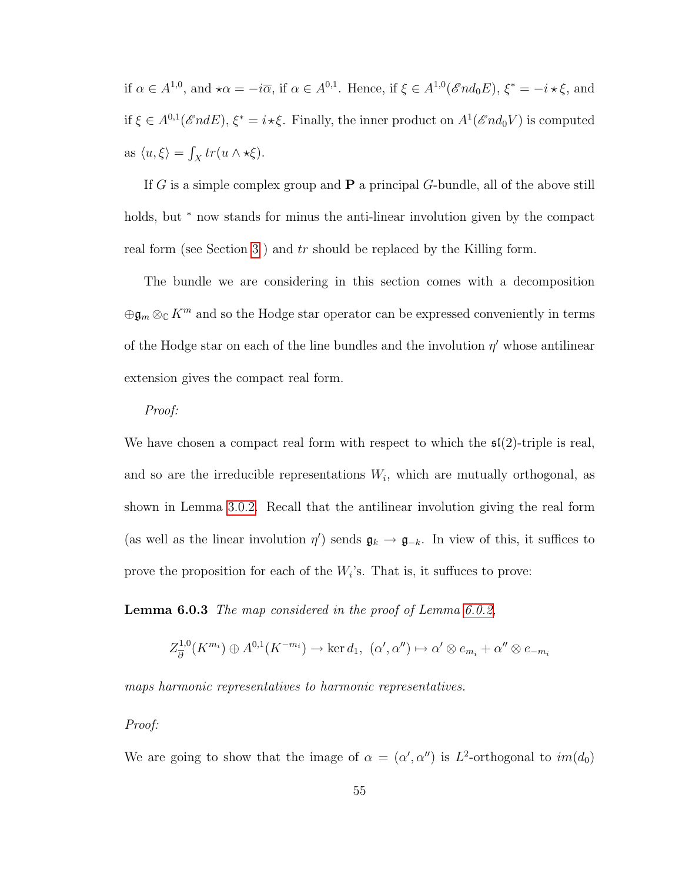if $\alpha \in A^{1,0}$, and $\star\alpha = -i\overline{\alpha}$, if $\alpha \in A^{0,1}$. Hence, if $\xi \in A^{1,0}(\mathscr{E}nd_0 E)$, $\xi^* = -i \star \xi$, and if $\xi \in A^{0,1}(\mathscr{E}nd E)$, $\xi^* = i\star\xi$. Finally, the inner product on $A^1(\mathscr{E}nd_0 V)$ is computed as $\langle u, \xi \rangle = \int_X tr(u \wedge \star\xi)$.

If $G$ is a simple complex group and $\mathbf{P}$ a principal $G$-bundle, all of the above still holds, but $^*$ now stands for minus the anti-linear involution given by the compact real form (see Section 3 ) and $tr$ should be replaced by the Killing form.

The bundle we are considering in this section comes with a decomposition $\oplus \mathfrak{g}_m \otimes_{\mathbb{C}} K^m$ and so the Hodge star operator can be expressed conveniently in terms of the Hodge star on each of the line bundles and the involution $\eta'$ whose antilinear extension gives the compact real form.

*Proof:*

We have chosen a compact real form with respect to which the $\mathfrak{sl}(2)$-triple is real, and so are the irreducible representations $W_i$, which are mutually orthogonal, as shown in Lemma 3.0.2. Recall that the antilinear involution giving the real form (as well as the linear involution $\eta'$) sends $\mathfrak{g}_k \to \mathfrak{g}_{-k}$. In view of this, it suffices to prove the proposition for each of the $W_i$'s. That is, it suffuces to prove:

**Lemma 6.0.3** *The map considered in the proof of Lemma 6.0.2,*

$$Z^{1,0}_{\overline{\partial}}(K^{m_i}) \oplus A^{0,1}(K^{-m_i}) \to \ker d_1, \ (\alpha', \alpha'') \mapsto \alpha' \otimes e_{m_i} + \alpha'' \otimes e_{-m_i}$$

*maps harmonic representatives to harmonic representatives.*

*Proof:*

We are going to show that the image of $\alpha = (\alpha', \alpha'')$ is $L^2$-orthogonal to $im(d_0)$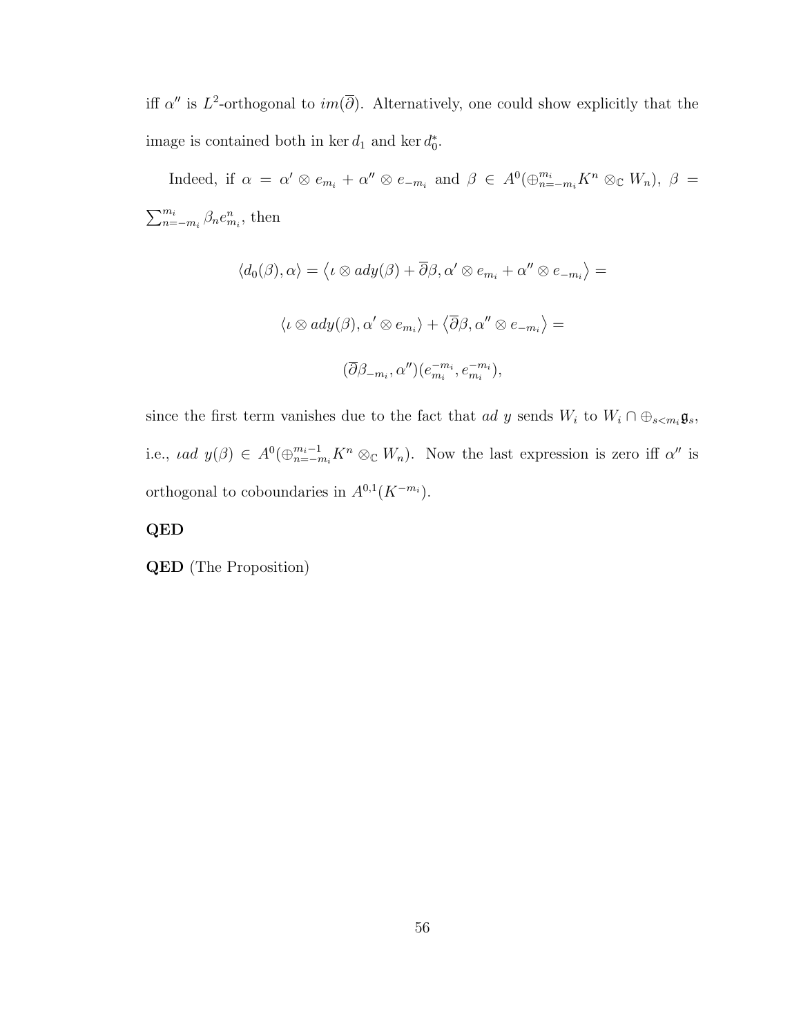iff $\alpha''$ is $L^2$-orthogonal to $im(\overline{\partial})$. Alternatively, one could show explicitly that the image is contained both in $\ker d_1$ and $\ker d_0^*$.

Indeed, if $\alpha = \alpha' \otimes e_{m_i} + \alpha'' \otimes e_{-m_i}$ and $\beta \in A^0(\oplus_{n=-m_i}^{m_i} K^n \otimes_{\mathbb{C}} W_n)$, $\beta = \sum_{n=-m_i}^{m_i} \beta_n e_{m_i}^n$, then

$$\langle d_0(\beta), \alpha \rangle = \langle \iota \otimes ady(\beta) + \overline{\partial}\beta, \alpha' \otimes e_{m_i} + \alpha'' \otimes e_{-m_i} \rangle =$$

$$\langle \iota \otimes ady(\beta), \alpha' \otimes e_{m_i} \rangle + \langle \overline{\partial}\beta, \alpha'' \otimes e_{-m_i} \rangle =$$

$$(\overline{\partial}\beta_{-m_i}, \alpha'')(e_{m_i}^{-m_i}, e_{m_i}^{-m_i}),$$

since the first term vanishes due to the fact that *ad* $y$ sends $W_i$ to $W_i \cap \oplus_{s<m_i} \mathfrak{g}_s$, i.e., $\iota ad\ y(\beta) \in A^0(\oplus_{n=-m_i}^{m_i-1} K^n \otimes_{\mathbb{C}} W_n)$. Now the last expression is zero iff $\alpha''$ is orthogonal to coboundaries in $A^{0,1}(K^{-m_i})$.

**QED**

**QED** (The Proposition)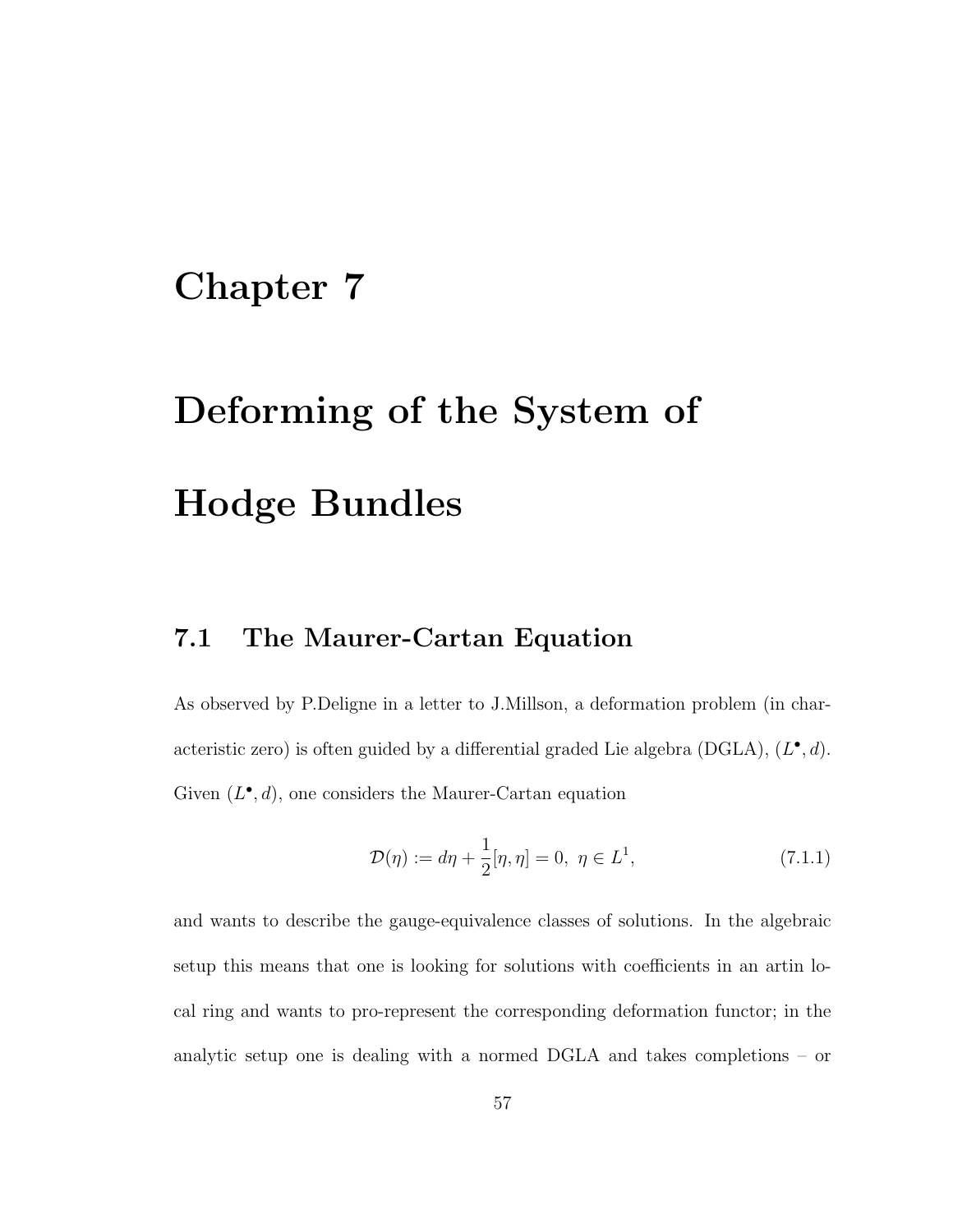# Chapter 7

# Deforming of the System of Hodge Bundles

## 7.1 The Maurer-Cartan Equation

As observed by P.Deligne in a letter to J.Millson, a deformation problem (in characteristic zero) is often guided by a differential graded Lie algebra (DGLA), $(L^\bullet, d)$. Given $(L^\bullet, d)$, one considers the Maurer-Cartan equation

$$\mathcal{D}(\eta) := d\eta + \frac{1}{2}[\eta, \eta] = 0, \ \eta \in L^1, \tag{7.1.1}$$

and wants to describe the gauge-equivalence classes of solutions. In the algebraic setup this means that one is looking for solutions with coefficients in an artin local ring and wants to pro-represent the corresponding deformation functor; in the analytic setup one is dealing with a normed DGLA and takes completions – or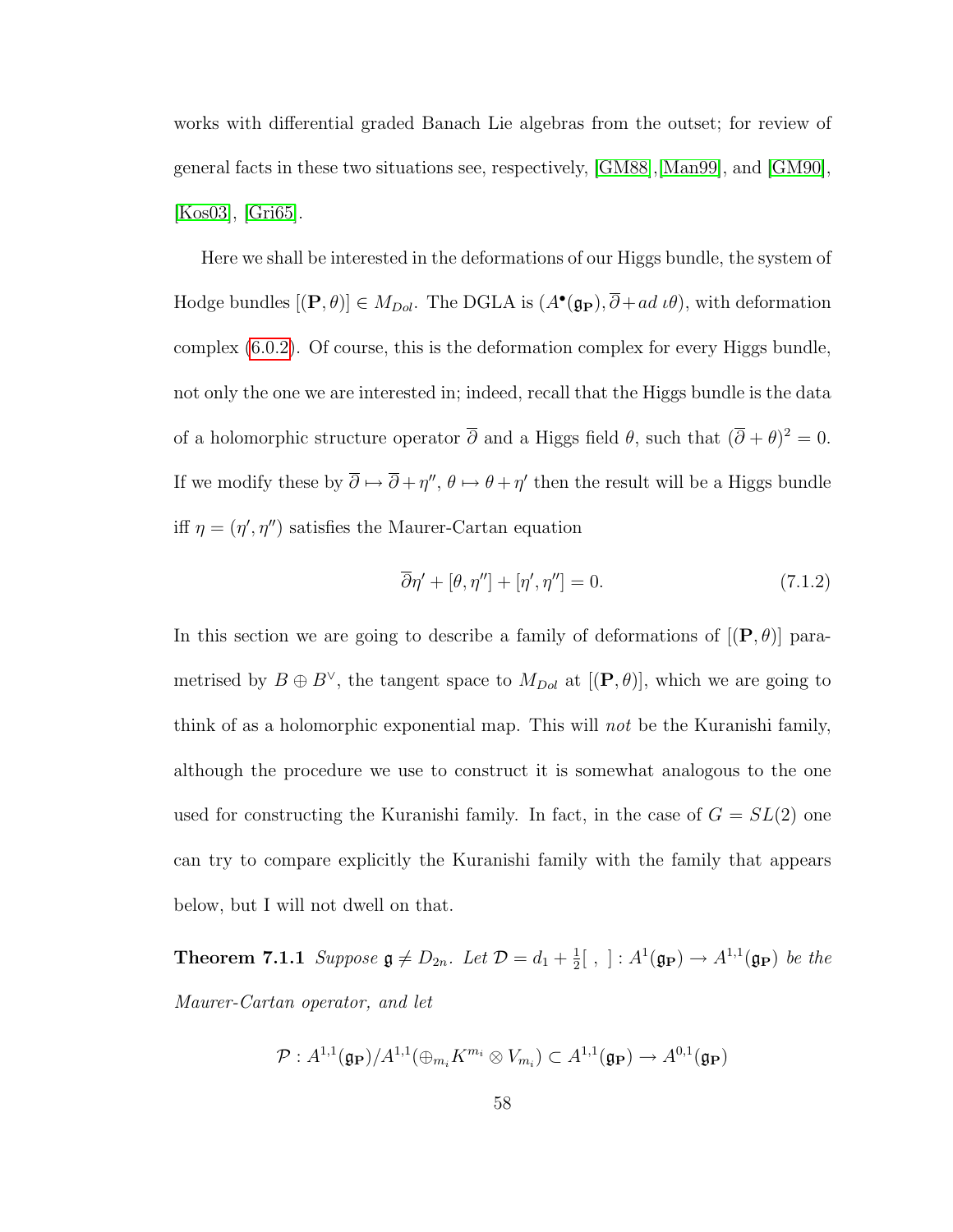works with differential graded Banach Lie algebras from the outset; for review of general facts in these two situations see, respectively, [GM88],[Man99], and [GM90], [Kos03], [Gri65].

Here we shall be interested in the deformations of our Higgs bundle, the system of Hodge bundles $[(\mathbf{P}, \theta)] \in M_{Dol}$. The DGLA is $(A^\bullet(\mathfrak{g}_\mathbf{P}), \overline{\partial} + ad\ \iota\theta)$, with deformation complex (6.0.2). Of course, this is the deformation complex for every Higgs bundle, not only the one we are interested in; indeed, recall that the Higgs bundle is the data of a holomorphic structure operator $\overline{\partial}$ and a Higgs field $\theta$, such that $(\overline{\partial} + \theta)^2 = 0$. If we modify these by $\overline{\partial} \mapsto \overline{\partial} + \eta''$, $\theta \mapsto \theta + \eta'$ then the result will be a Higgs bundle iff $\eta = (\eta', \eta'')$ satisfies the Maurer-Cartan equation

$$\overline{\partial}\eta' + [\theta, \eta''] + [\eta', \eta''] = 0. \tag{7.1.2}$$

In this section we are going to describe a family of deformations of $[(\mathbf{P}, \theta)]$ parametrised by $B \oplus B^\vee$, the tangent space to $M_{Dol}$ at $[(\mathbf{P}, \theta)]$, which we are going to think of as a holomorphic exponential map. This will *not* be the Kuranishi family, although the procedure we use to construct it is somewhat analogous to the one used for constructing the Kuranishi family. In fact, in the case of $G = SL(2)$ one can try to compare explicitly the Kuranishi family with the family that appears below, but I will not dwell on that.

**Theorem 7.1.1** *Suppose $\mathfrak{g} \neq D_{2n}$. Let $\mathcal{D} = d_1 + \frac{1}{2}[\ ,\ ] : A^1(\mathfrak{g}_\mathbf{P}) \to A^{1,1}(\mathfrak{g}_\mathbf{P})$ be the Maurer-Cartan operator, and let*

$$\mathcal{P} : A^{1,1}(\mathfrak{g}_\mathbf{P})/A^{1,1}(\oplus_{m_i} K^{m_i} \otimes V_{m_i}) \subset A^{1,1}(\mathfrak{g}_\mathbf{P}) \to A^{0,1}(\mathfrak{g}_\mathbf{P})$$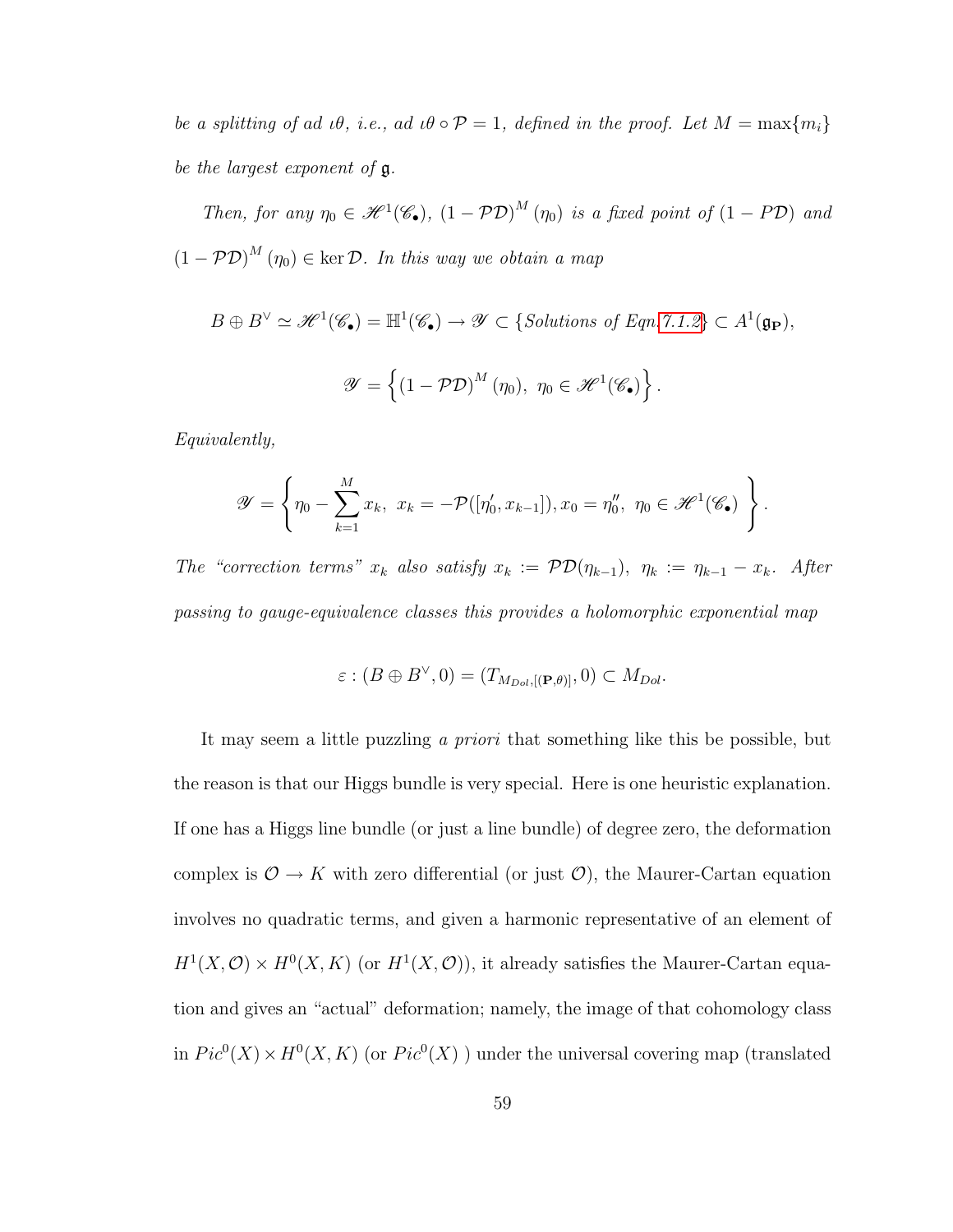*be a splitting of ad $\iota\theta$, i.e., ad $\iota\theta \circ \mathcal{P} = 1$, defined in the proof. Let $M = \max\{m_i\}$ be the largest exponent of $\mathfrak{g}$.*

*Then, for any $\eta_0 \in \mathscr{H}^1(\mathscr{C}_\bullet)$, $(1-\mathcal{P}\mathcal{D})^M(\eta_0)$ is a fixed point of $(1-P\mathcal{D})$ and $(1-\mathcal{P}\mathcal{D})^M(\eta_0) \in \ker \mathcal{D}$. In this way we obtain a map*

$$B \oplus B^\vee \simeq \mathscr{H}^1(\mathscr{C}_\bullet) = \mathbb{H}^1(\mathscr{C}_\bullet) \to \mathscr{Y} \subset \{\text{Solutions of Eqn.7.1.2}\} \subset A^1(\mathfrak{g}_{\mathbf{P}}),$$

$$\mathscr{Y} = \left\{ (1-\mathcal{P}\mathcal{D})^M(\eta_0),\ \eta_0 \in \mathscr{H}^1(\mathscr{C}_\bullet) \right\}.$$

*Equivalently,*

$$\mathscr{Y} = \left\{ \eta_0 - \sum_{k=1}^{M} x_k,\ x_k = -\mathcal{P}([\eta_0', x_{k-1}]), x_0 = \eta_0'',\ \eta_0 \in \mathscr{H}^1(\mathscr{C}_\bullet) \right\}.$$

*The "correction terms" $x_k$ also satisfy $x_k := \mathcal{P}\mathcal{D}(\eta_{k-1})$, $\eta_k := \eta_{k-1} - x_k$. After passing to gauge-equivalence classes this provides a holomorphic exponential map*

$$\varepsilon : (B \oplus B^\vee, 0) = (T_{M_{Dol},[(\mathbf{P},\theta)]}, 0) \subset M_{Dol}.$$

It may seem a little puzzling *a priori* that something like this be possible, but the reason is that our Higgs bundle is very special. Here is one heuristic explanation. If one has a Higgs line bundle (or just a line bundle) of degree zero, the deformation complex is $\mathcal{O} \to K$ with zero differential (or just $\mathcal{O}$), the Maurer-Cartan equation involves no quadratic terms, and given a harmonic representative of an element of $H^1(X,\mathcal{O}) \times H^0(X,K)$ (or $H^1(X,\mathcal{O})$), it already satisfies the Maurer-Cartan equation and gives an "actual" deformation; namely, the image of that cohomology class in $Pic^0(X) \times H^0(X,K)$ (or $Pic^0(X)$ ) under the universal covering map (translated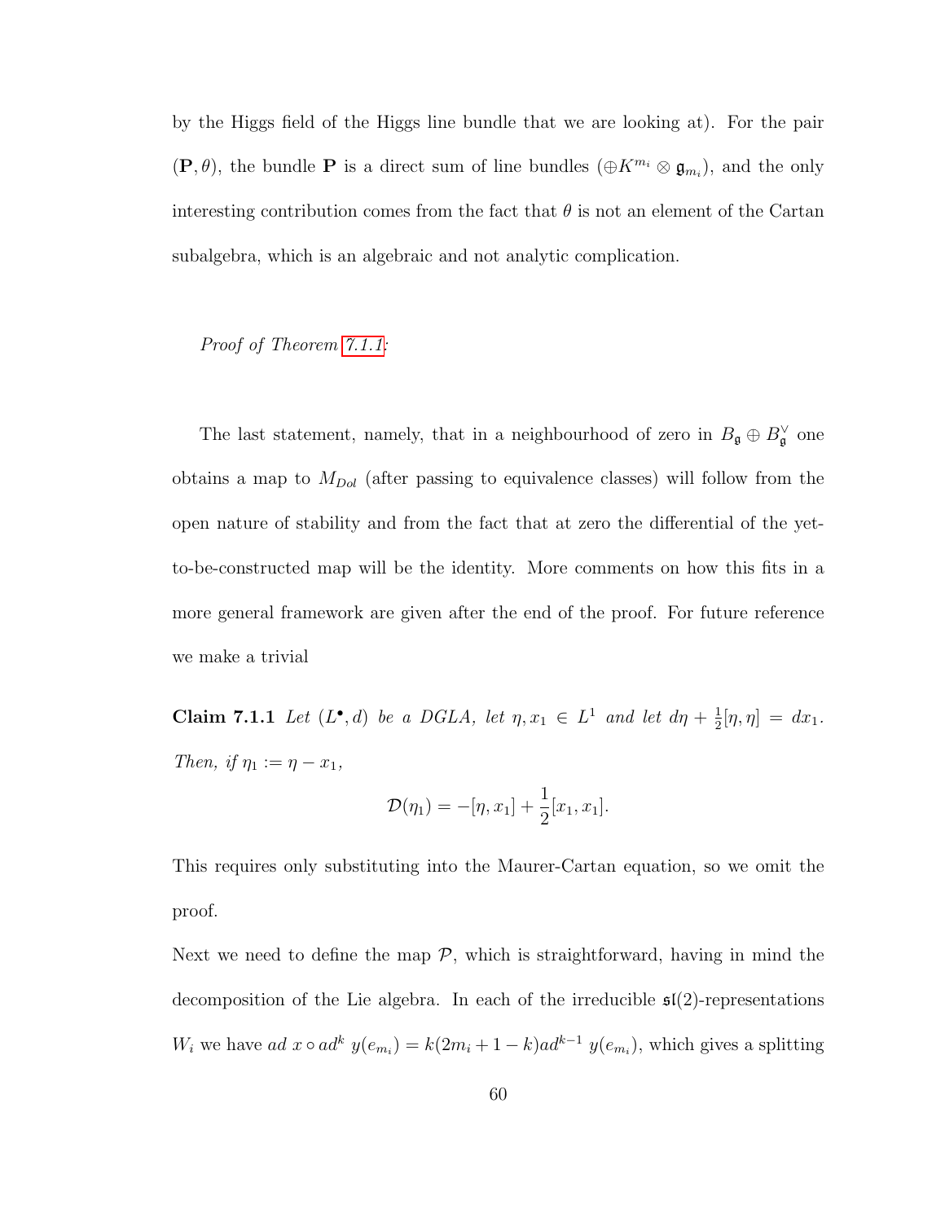by the Higgs field of the Higgs line bundle that we are looking at). For the pair $(\mathbf{P}, \theta)$, the bundle $\mathbf{P}$ is a direct sum of line bundles $(\oplus K^{m_i} \otimes \mathfrak{g}_{m_i})$, and the only interesting contribution comes from the fact that $\theta$ is not an element of the Cartan subalgebra, which is an algebraic and not analytic complication.

*Proof of Theorem 7.1.1:*

The last statement, namely, that in a neighbourhood of zero in $B_{\mathfrak{g}} \oplus B_{\mathfrak{g}}^{\vee}$ one obtains a map to $M_{Dol}$ (after passing to equivalence classes) will follow from the open nature of stability and from the fact that at zero the differential of the yet-to-be-constructed map will be the identity. More comments on how this fits in a more general framework are given after the end of the proof. For future reference we make a trivial

**Claim 7.1.1** *Let $(L^{\bullet}, d)$ be a DGLA, let $\eta, x_1 \in L^1$ and let $d\eta + \frac{1}{2}[\eta, \eta] = dx_1$. Then, if $\eta_1 := \eta - x_1$,*

$$\mathcal{D}(\eta_1) = -[\eta, x_1] + \frac{1}{2}[x_1, x_1].$$

This requires only substituting into the Maurer-Cartan equation, so we omit the proof.

Next we need to define the map $\mathcal{P}$, which is straightforward, having in mind the decomposition of the Lie algebra. In each of the irreducible $\mathfrak{sl}(2)$-representations $W_i$ we have $ad\ x \circ ad^k\ y(e_{m_i}) = k(2m_i + 1 - k)ad^{k-1}\ y(e_{m_i})$, which gives a splitting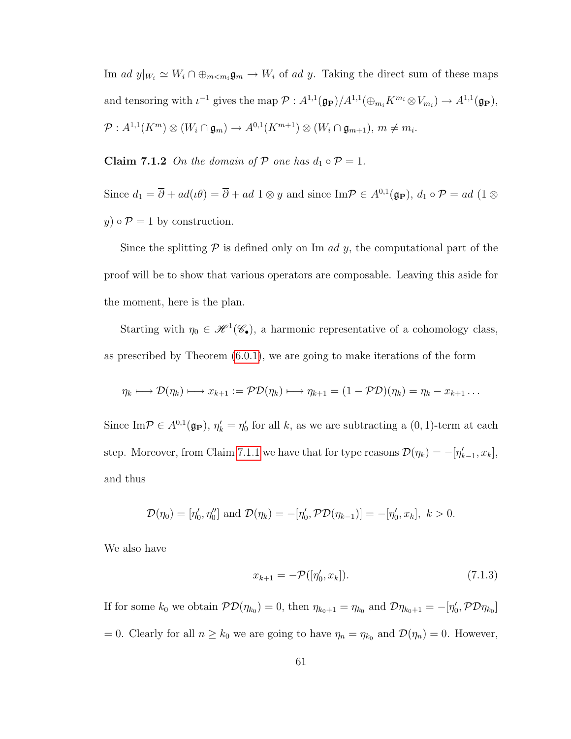Im $ad\ y|_{W_i} \simeq W_i \cap \oplus_{m<m_i}\mathfrak{g}_m \to W_i$ of $ad\ y$. Taking the direct sum of these maps and tensoring with $\iota^{-1}$ gives the map $\mathcal{P} : A^{1,1}(\mathfrak{g}_{\mathbf{P}})/A^{1,1}(\oplus_{m_i} K^{m_i} \otimes V_{m_i}) \to A^{1,1}(\mathfrak{g}_{\mathbf{P}})$, $\mathcal{P} : A^{1,1}(K^m) \otimes (W_i \cap \mathfrak{g}_m) \to A^{0,1}(K^{m+1}) \otimes (W_i \cap \mathfrak{g}_{m+1})$, $m \neq m_i$.

**Claim 7.1.2** *On the domain of* $\mathcal{P}$ *one has* $d_1 \circ \mathcal{P} = 1$.

Since $d_1 = \overline{\partial} + ad(\iota\theta) = \overline{\partial} + ad\ 1 \otimes y$ and since Im$\mathcal{P} \in A^{0,1}(\mathfrak{g}_{\mathbf{P}})$, $d_1 \circ \mathcal{P} = ad\ (1 \otimes y) \circ \mathcal{P} = 1$ by construction.

Since the splitting $\mathcal{P}$ is defined only on Im $ad\ y$, the computational part of the proof will be to show that various operators are composable. Leaving this aside for the moment, here is the plan.

Starting with $\eta_0 \in \mathscr{H}^1(\mathscr{C}_\bullet)$, a harmonic representative of a cohomology class, as prescribed by Theorem (6.0.1), we are going to make iterations of the form

$$\eta_k \longmapsto \mathcal{D}(\eta_k) \longmapsto x_{k+1} := \mathcal{P}\mathcal{D}(\eta_k) \longmapsto \eta_{k+1} = (1 - \mathcal{P}\mathcal{D})(\eta_k) = \eta_k - x_{k+1} \ldots$$

Since Im$\mathcal{P} \in A^{0,1}(\mathfrak{g}_{\mathbf{P}})$, $\eta'_k = \eta'_0$ for all $k$, as we are subtracting a $(0,1)$-term at each step. Moreover, from Claim 7.1.1 we have that for type reasons $\mathcal{D}(\eta_k) = -[\eta'_{k-1}, x_k]$, and thus

$$\mathcal{D}(\eta_0) = [\eta'_0, \eta''_0] \text{ and } \mathcal{D}(\eta_k) = -[\eta'_0, \mathcal{P}\mathcal{D}(\eta_{k-1})] = -[\eta'_0, x_k],\ k > 0.$$

We also have

$$x_{k+1} = -\mathcal{P}([\eta'_0, x_k]). \tag{7.1.3}$$

If for some $k_0$ we obtain $\mathcal{P}\mathcal{D}(\eta_{k_0}) = 0$, then $\eta_{k_0+1} = \eta_{k_0}$ and $\mathcal{D}\eta_{k_0+1} = -[\eta'_0, \mathcal{P}\mathcal{D}\eta_{k_0}]$ $= 0$. Clearly for all $n \geq k_0$ we are going to have $\eta_n = \eta_{k_0}$ and $\mathcal{D}(\eta_n) = 0$. However,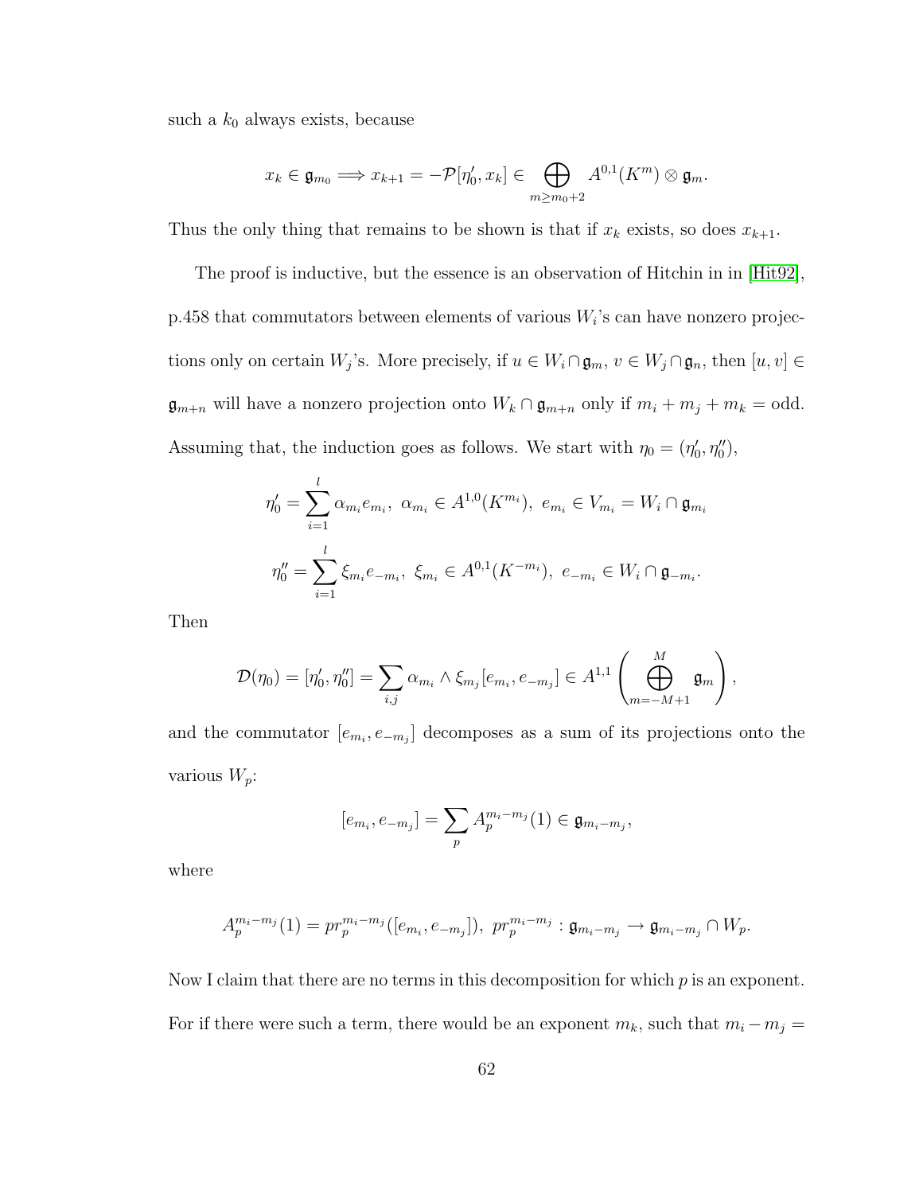such a $k_0$ always exists, because

$$x_k \in \mathfrak{g}_{m_0} \Longrightarrow x_{k+1} = -\mathcal{P}[\eta_0', x_k] \in \bigoplus_{m \geq m_0+2} A^{0,1}(K^m) \otimes \mathfrak{g}_m.$$

Thus the only thing that remains to be shown is that if $x_k$ exists, so does $x_{k+1}$.

The proof is inductive, but the essence is an observation of Hitchin in in [Hit92], p.458 that commutators between elements of various $W_i$'s can have nonzero projections only on certain $W_j$'s. More precisely, if $u \in W_i \cap \mathfrak{g}_m$, $v \in W_j \cap \mathfrak{g}_n$, then $[u, v] \in \mathfrak{g}_{m+n}$ will have a nonzero projection onto $W_k \cap \mathfrak{g}_{m+n}$ only if $m_i + m_j + m_k =$ odd. Assuming that, the induction goes as follows. We start with $\eta_0 = (\eta_0', \eta_0'')$,

$$\eta_0' = \sum_{i=1}^{l} \alpha_{m_i} e_{m_i},\ \alpha_{m_i} \in A^{1,0}(K^{m_i}),\ e_{m_i} \in V_{m_i} = W_i \cap \mathfrak{g}_{m_i}$$

$$\eta_0'' = \sum_{i=1}^{l} \xi_{m_i} e_{-m_i},\ \xi_{m_i} \in A^{0,1}(K^{-m_i}),\ e_{-m_i} \in W_i \cap \mathfrak{g}_{-m_i}.$$

Then

$$\mathcal{D}(\eta_0) = [\eta_0', \eta_0''] = \sum_{i,j} \alpha_{m_i} \wedge \xi_{m_j} [e_{m_i}, e_{-m_j}] \in A^{1,1}\left( \bigoplus_{m=-M+1}^{M} \mathfrak{g}_m \right),$$

and the commutator $[e_{m_i}, e_{-m_j}]$ decomposes as a sum of its projections onto the various $W_p$:

$$[e_{m_i}, e_{-m_j}] = \sum_p A_p^{m_i - m_j}(1) \in \mathfrak{g}_{m_i - m_j},$$

where

$$A_p^{m_i - m_j}(1) = pr_p^{m_i - m_j}([e_{m_i}, e_{-m_j}]),\ pr_p^{m_i - m_j} : \mathfrak{g}_{m_i - m_j} \to \mathfrak{g}_{m_i - m_j} \cap W_p.$$

Now I claim that there are no terms in this decomposition for which $p$ is an exponent. For if there were such a term, there would be an exponent $m_k$, such that $m_i - m_j =$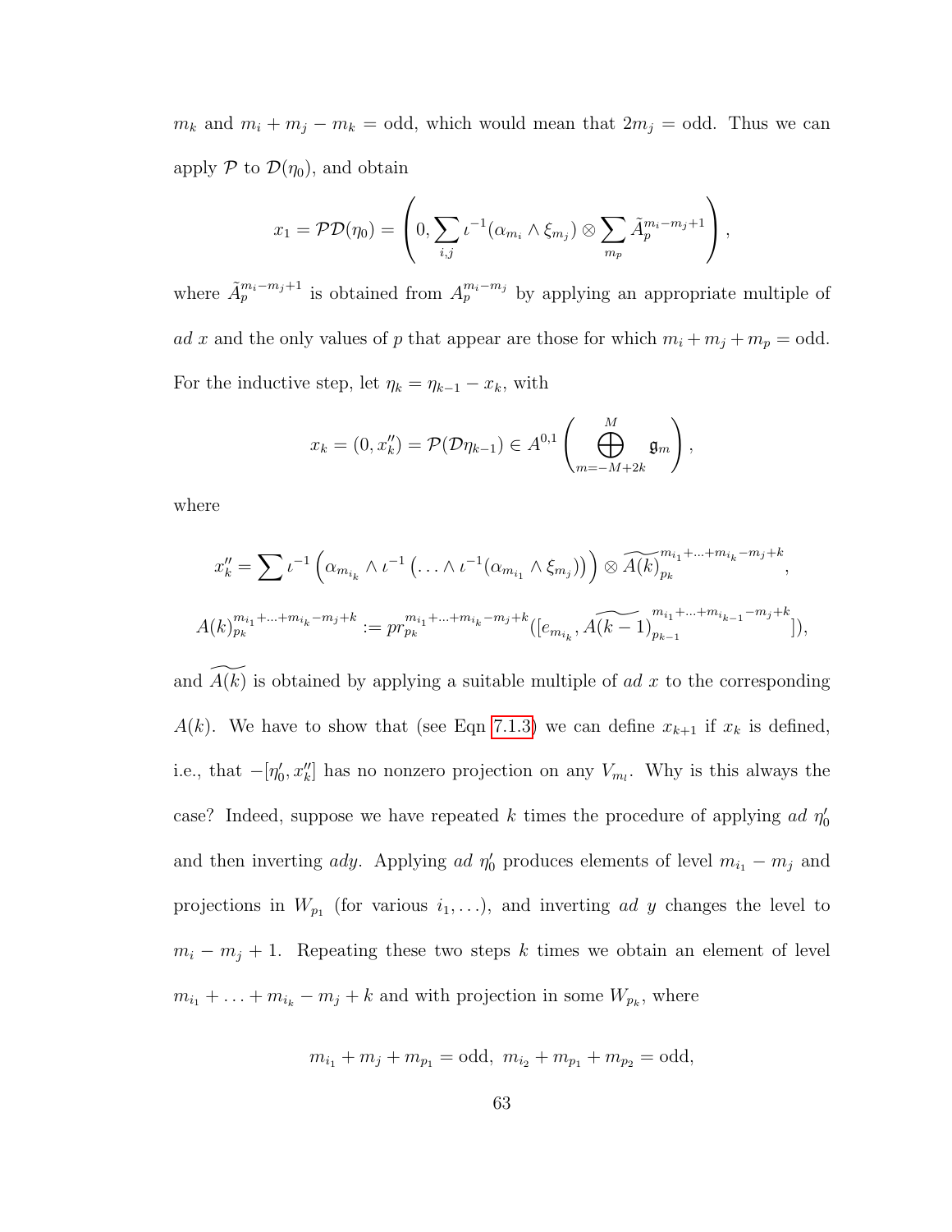$m_k$ and $m_i + m_j - m_k =$ odd, which would mean that $2m_j =$ odd. Thus we can apply $\mathcal{P}$ to $\mathcal{D}(\eta_0)$, and obtain

$$x_1 = \mathcal{P}\mathcal{D}(\eta_0) = \left(0, \sum_{i,j} \iota^{-1}(\alpha_{m_i} \wedge \xi_{m_j}) \otimes \sum_{m_p} \tilde{A}_p^{m_i - m_j + 1}\right),$$

where $\tilde{A}_p^{m_i-m_j+1}$ is obtained from $A_p^{m_i-m_j}$ by applying an appropriate multiple of $ad\ x$ and the only values of $p$ that appear are those for which $m_i + m_j + m_p =$ odd. For the inductive step, let $\eta_k = \eta_{k-1} - x_k$, with

$$x_k = (0, x_k'') = \mathcal{P}(\mathcal{D}\eta_{k-1}) \in A^{0,1}\left(\bigoplus_{m=-M+2k}^{M} \mathfrak{g}_m\right),$$

where

$$x_k'' = \sum \iota^{-1}\left(\alpha_{m_{i_k}} \wedge \iota^{-1}\left(\ldots \wedge \iota^{-1}(\alpha_{m_{i_1}} \wedge \xi_{m_j})\right)\right) \otimes \widetilde{A(k)}_{p_k}^{m_{i_1}+\ldots+m_{i_k}-m_j+k},$$

$$A(k)_{p_k}^{m_{i_1}+\ldots+m_{i_k}-m_j+k} := pr_{p_k}^{m_{i_1}+\ldots+m_{i_k}-m_j+k}([e_{m_{i_k}}, \widetilde{A(k-1)}_{p_{k-1}}^{m_{i_1}+\ldots+m_{i_{k-1}}-m_j+k}]),$$

and $\widetilde{A(k)}$ is obtained by applying a suitable multiple of $ad\ x$ to the corresponding $A(k)$. We have to show that (see Eqn 7.1.3) we can define $x_{k+1}$ if $x_k$ is defined, i.e., that $-[\eta_0', x_k'']$ has no nonzero projection on any $V_{m_l}$. Why is this always the case? Indeed, suppose we have repeated $k$ times the procedure of applying $ad\ \eta_0'$ and then inverting $ady$. Applying $ad\ \eta_0'$ produces elements of level $m_{i_1} - m_j$ and projections in $W_{p_1}$ (for various $i_1, \ldots$), and inverting $ad\ y$ changes the level to $m_i - m_j + 1$. Repeating these two steps $k$ times we obtain an element of level $m_{i_1} + \ldots + m_{i_k} - m_j + k$ and with projection in some $W_{p_k}$, where

$$m_{i_1} + m_j + m_{p_1} = \text{odd},\ m_{i_2} + m_{p_1} + m_{p_2} = \text{odd},$$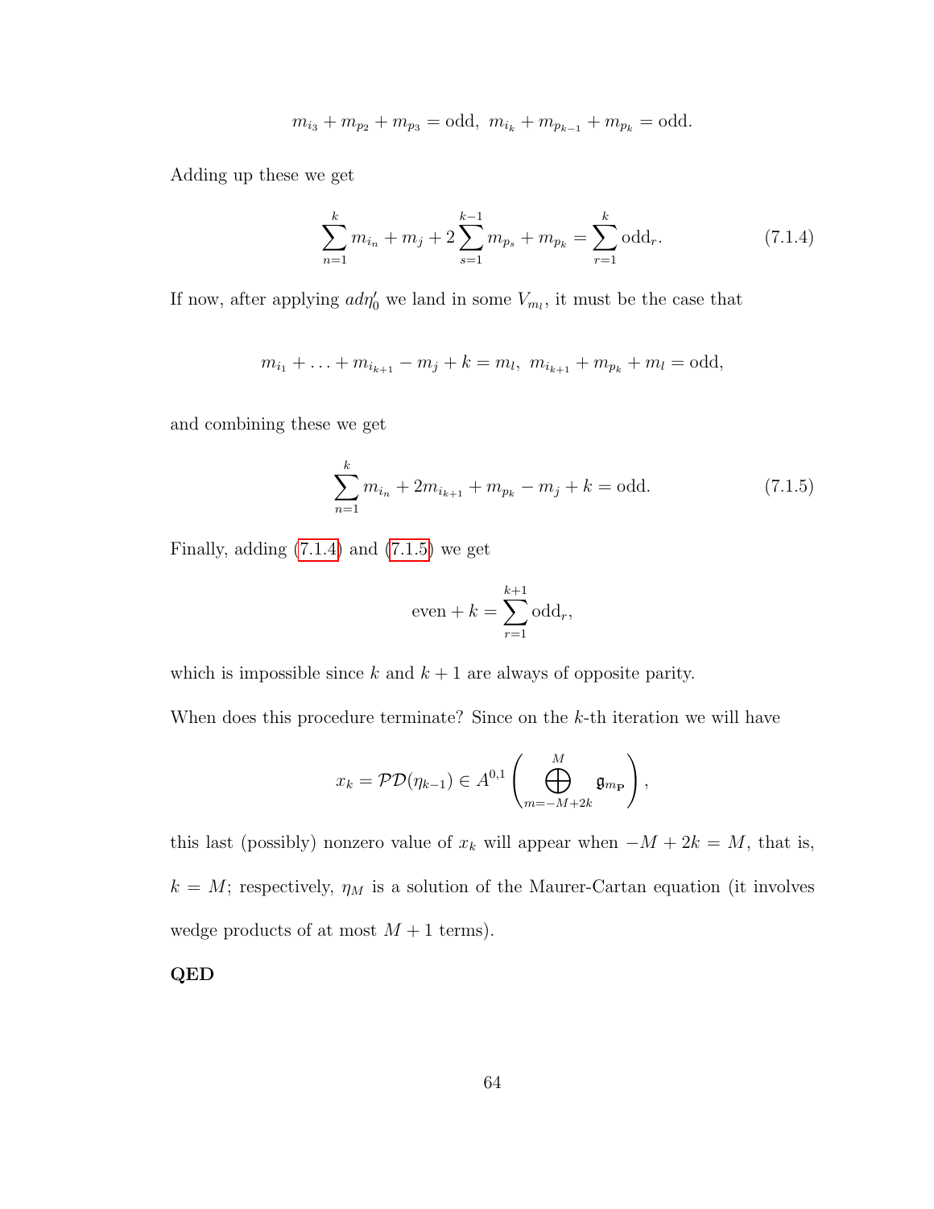$$m_{i_3} + m_{p_2} + m_{p_3} = \text{odd},\ m_{i_k} + m_{p_{k-1}} + m_{p_k} = \text{odd}.$$

Adding up these we get

$$\sum_{n=1}^{k} m_{i_n} + m_j + 2\sum_{s=1}^{k-1} m_{p_s} + m_{p_k} = \sum_{r=1}^{k} \text{odd}_r. \tag{7.1.4}$$

If now, after applying $ad\eta_0'$ we land in some $V_{m_l}$, it must be the case that

$$m_{i_1} + \ldots + m_{i_{k+1}} - m_j + k = m_l,\ m_{i_{k+1}} + m_{p_k} + m_l = \text{odd},$$

and combining these we get

$$\sum_{n=1}^{k} m_{i_n} + 2m_{i_{k+1}} + m_{p_k} - m_j + k = \text{odd}. \tag{7.1.5}$$

Finally, adding (7.1.4) and (7.1.5) we get

$$\text{even} + k = \sum_{r=1}^{k+1} \text{odd}_r,$$

which is impossible since $k$ and $k+1$ are always of opposite parity.

When does this procedure terminate? Since on the $k$-th iteration we will have

$$x_k = \mathcal{PD}(\eta_{k-1}) \in A^{0,1}\left(\bigoplus_{m=-M+2k}^{M} \mathfrak{g}_{m_{\mathbf{P}}}\right),$$

this last (possibly) nonzero value of $x_k$ will appear when $-M + 2k = M$, that is, $k = M$; respectively, $\eta_M$ is a solution of the Maurer-Cartan equation (it involves wedge products of at most $M+1$ terms).

**QED**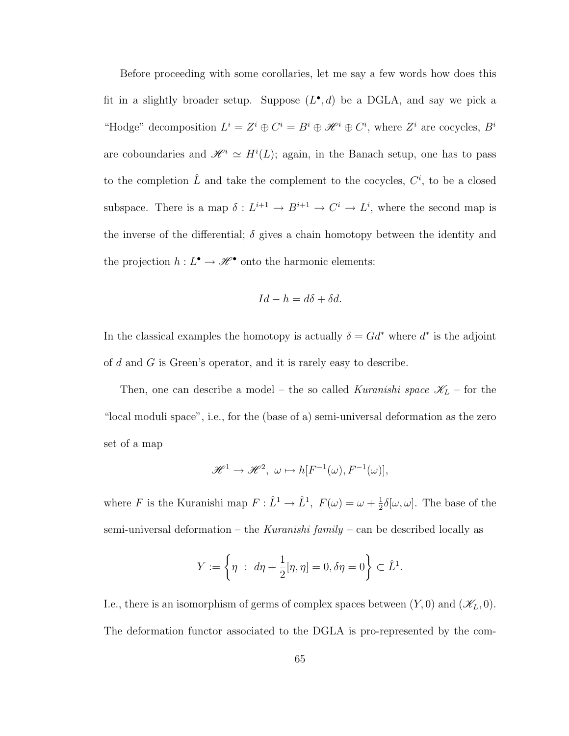Before proceeding with some corollaries, let me say a few words how does this fit in a slightly broader setup. Suppose $(L^\bullet, d)$ be a DGLA, and say we pick a "Hodge" decomposition $L^i = Z^i \oplus C^i = B^i \oplus \mathscr{H}^i \oplus C^i$, where $Z^i$ are cocycles, $B^i$ are coboundaries and $\mathscr{H}^i \simeq H^i(L)$; again, in the Banach setup, one has to pass to the completion $\hat{L}$ and take the complement to the cocycles, $C^i$, to be a closed subspace. There is a map $\delta : L^{i+1} \to B^{i+1} \to C^i \to L^i$, where the second map is the inverse of the differential; $\delta$ gives a chain homotopy between the identity and the projection $h : L^\bullet \to \mathscr{H}^\bullet$ onto the harmonic elements:

$$Id - h = d\delta + \delta d.$$

In the classical examples the homotopy is actually $\delta = Gd^*$ where $d^*$ is the adjoint of $d$ and $G$ is Green's operator, and it is rarely easy to describe.

Then, one can describe a model – the so called *Kuranishi space* $\mathscr{K}_L$ – for the "local moduli space", i.e., for the (base of a) semi-universal deformation as the zero set of a map

$$\mathscr{H}^1 \to \mathscr{H}^2, \ \omega \mapsto h[F^{-1}(\omega), F^{-1}(\omega)],$$

where $F$ is the Kuranishi map $F : \hat{L}^1 \to \hat{L}^1, \ F(\omega) = \omega + \frac{1}{2}\delta[\omega, \omega]$. The base of the semi-universal deformation – the *Kuranishi family* – can be described locally as

$$Y := \left\{ \eta \ : \ d\eta + \frac{1}{2}[\eta, \eta] = 0, \delta\eta = 0 \right\} \subset \hat{L}^1.$$

I.e., there is an isomorphism of germs of complex spaces between $(Y, 0)$ and $(\mathscr{K}_L, 0)$. The deformation functor associated to the DGLA is pro-represented by the com-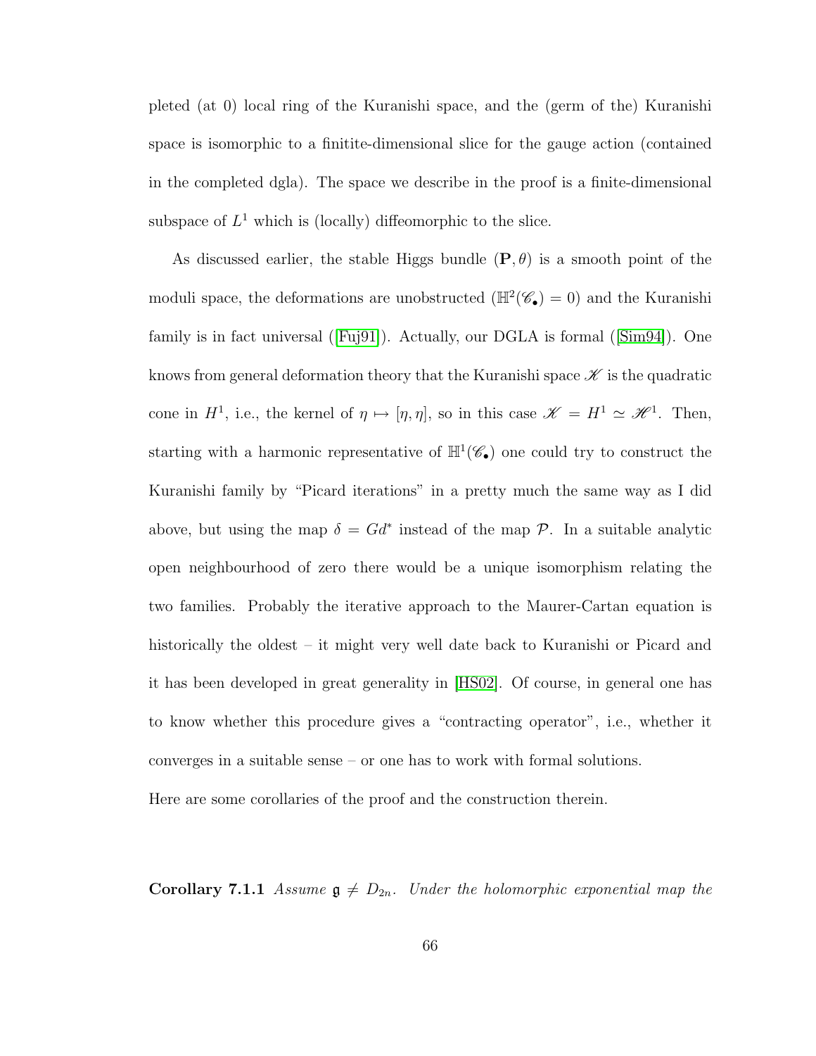pleted (at 0) local ring of the Kuranishi space, and the (germ of the) Kuranishi space is isomorphic to a finitite-dimensional slice for the gauge action (contained in the completed dgla). The space we describe in the proof is a finite-dimensional subspace of $L^1$ which is (locally) diffeomorphic to the slice.

As discussed earlier, the stable Higgs bundle $(\mathbf{P}, \theta)$ is a smooth point of the moduli space, the deformations are unobstructed ($\mathbb{H}^2(\mathscr{C}_\bullet) = 0$) and the Kuranishi family is in fact universal ([Fuj91]). Actually, our DGLA is formal ([Sim94]). One knows from general deformation theory that the Kuranishi space $\mathscr{K}$ is the quadratic cone in $H^1$, i.e., the kernel of $\eta \mapsto [\eta, \eta]$, so in this case $\mathscr{K} = H^1 \simeq \mathscr{H}^1$. Then, starting with a harmonic representative of $\mathbb{H}^1(\mathscr{C}_\bullet)$ one could try to construct the Kuranishi family by "Picard iterations" in a pretty much the same way as I did above, but using the map $\delta = Gd^*$ instead of the map $\mathcal{P}$. In a suitable analytic open neighbourhood of zero there would be a unique isomorphism relating the two families. Probably the iterative approach to the Maurer-Cartan equation is historically the oldest – it might very well date back to Kuranishi or Picard and it has been developed in great generality in [HS02]. Of course, in general one has to know whether this procedure gives a "contracting operator", i.e., whether it converges in a suitable sense – or one has to work with formal solutions.

Here are some corollaries of the proof and the construction therein.

**Corollary 7.1.1** *Assume $\mathfrak{g} \neq D_{2n}$. Under the holomorphic exponential map the*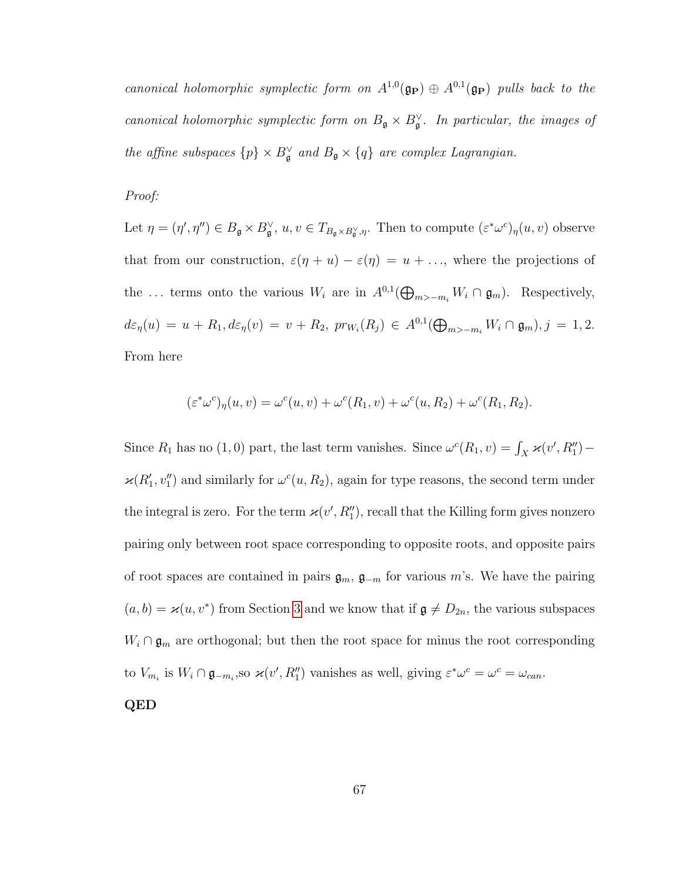*canonical holomorphic symplectic form on $A^{1,0}(\mathfrak{g}_{\mathbf{P}}) \oplus A^{0,1}(\mathfrak{g}_{\mathbf{P}})$ pulls back to the canonical holomorphic symplectic form on $B_{\mathfrak{g}} \times B_{\mathfrak{g}}^{\vee}$. In particular, the images of the affine subspaces $\{p\} \times B_{\mathfrak{g}}^{\vee}$ and $B_{\mathfrak{g}} \times \{q\}$ are complex Lagrangian.*

*Proof:*

Let $\eta = (\eta', \eta'') \in B_{\mathfrak{g}} \times B_{\mathfrak{g}}^{\vee}$, $u, v \in T_{B_{\mathfrak{g}} \times B_{\mathfrak{g}}^{\vee}, \eta}$. Then to compute $(\varepsilon^* \omega^c)_\eta(u, v)$ observe that from our construction, $\varepsilon(\eta + u) - \varepsilon(\eta) = u + \ldots$, where the projections of the $\ldots$ terms onto the various $W_i$ are in $A^{0,1}(\bigoplus_{m > -m_i} W_i \cap \mathfrak{g}_m)$. Respectively, $d\varepsilon_\eta(u) = u + R_1, d\varepsilon_\eta(v) = v + R_2$, $pr_{W_i}(R_j) \in A^{0,1}(\bigoplus_{m > -m_i} W_i \cap \mathfrak{g}_m), j = 1, 2$. From here

$$(\varepsilon^* \omega^c)_\eta(u, v) = \omega^c(u, v) + \omega^c(R_1, v) + \omega^c(u, R_2) + \omega^c(R_1, R_2).$$

Since $R_1$ has no $(1, 0)$ part, the last term vanishes. Since $\omega^c(R_1, v) = \int_X \varkappa(v', R_1'') - \varkappa(R_1', v_1'')$ and similarly for $\omega^c(u, R_2)$, again for type reasons, the second term under the integral is zero. For the term $\varkappa(v', R_1'')$, recall that the Killing form gives nonzero pairing only between root space corresponding to opposite roots, and opposite pairs of root spaces are contained in pairs $\mathfrak{g}_m$, $\mathfrak{g}_{-m}$ for various $m$'s. We have the pairing $(a, b) = \varkappa(u, v^*)$ from Section 3 and we know that if $\mathfrak{g} \neq D_{2n}$, the various subspaces $W_i \cap \mathfrak{g}_m$ are orthogonal; but then the root space for minus the root corresponding to $V_{m_i}$ is $W_i \cap \mathfrak{g}_{-m_i}$,so $\varkappa(v', R_1'')$ vanishes as well, giving $\varepsilon^* \omega^c = \omega^c = \omega_{can}$.

**QED**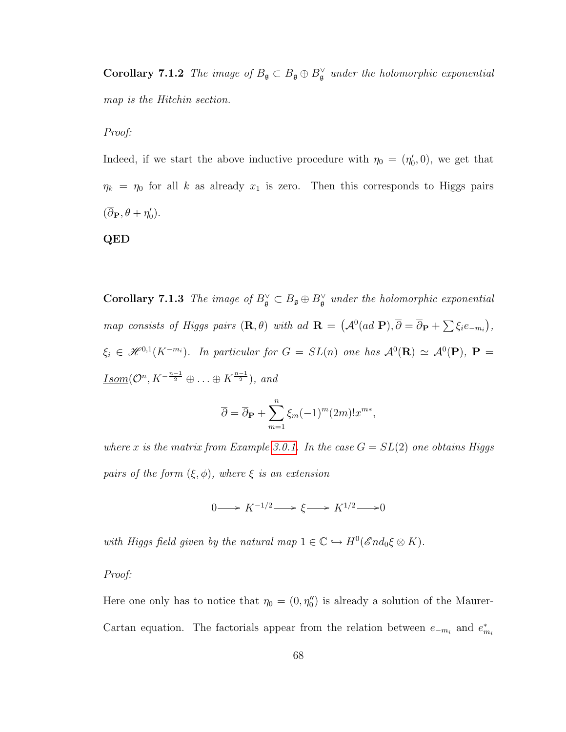**Corollary 7.1.2** *The image of $B_{\mathfrak{g}} \subset B_{\mathfrak{g}} \oplus B_{\mathfrak{g}}^{\vee}$ under the holomorphic exponential map is the Hitchin section.*

*Proof:*

Indeed, if we start the above inductive procedure with $\eta_0 = (\eta_0', 0)$, we get that $\eta_k = \eta_0$ for all $k$ as already $x_1$ is zero. Then this corresponds to Higgs pairs $(\overline{\partial}_{\mathbf{P}}, \theta + \eta_0')$.

**QED**

**Corollary 7.1.3** *The image of $B_{\mathfrak{g}}^{\vee} \subset B_{\mathfrak{g}} \oplus B_{\mathfrak{g}}^{\vee}$ under the holomorphic exponential map consists of Higgs pairs $(\mathbf{R}, \theta)$ with ad $\mathbf{R} = \left(\mathcal{A}^0(ad\ \mathbf{P}), \overline{\partial} = \overline{\partial}_{\mathbf{P}} + \sum \xi_i e_{-m_i}\right)$, $\xi_i \in \mathscr{H}^{0,1}(K^{-m_i})$. In particular for $G = SL(n)$ one has $\mathcal{A}^0(\mathbf{R}) \simeq \mathcal{A}^0(\mathbf{P})$, $\mathbf{P} = \underline{Isom}(\mathcal{O}^n, K^{-\frac{n-1}{2}} \oplus \ldots \oplus K^{\frac{n-1}{2}})$, and*

$$\overline{\partial} = \overline{\partial}_{\mathbf{P}} + \sum_{m=1}^{n} \xi_m (-1)^m (2m)! x^{m*},$$

*where $x$ is the matrix from Example 3.0.1. In the case $G = SL(2)$ one obtains Higgs pairs of the form $(\xi, \phi)$, where $\xi$ is an extension*

$$0 \longrightarrow K^{-1/2} \longrightarrow \xi \longrightarrow K^{1/2} \longrightarrow 0$$

*with Higgs field given by the natural map $1 \in \mathbb{C} \hookrightarrow H^0(\mathscr{E}nd_0 \xi \otimes K)$.*

*Proof:*

Here one only has to notice that $\eta_0 = (0, \eta_0'')$ is already a solution of the Maurer-Cartan equation. The factorials appear from the relation between $e_{-m_i}$ and $e_{m_i}^*$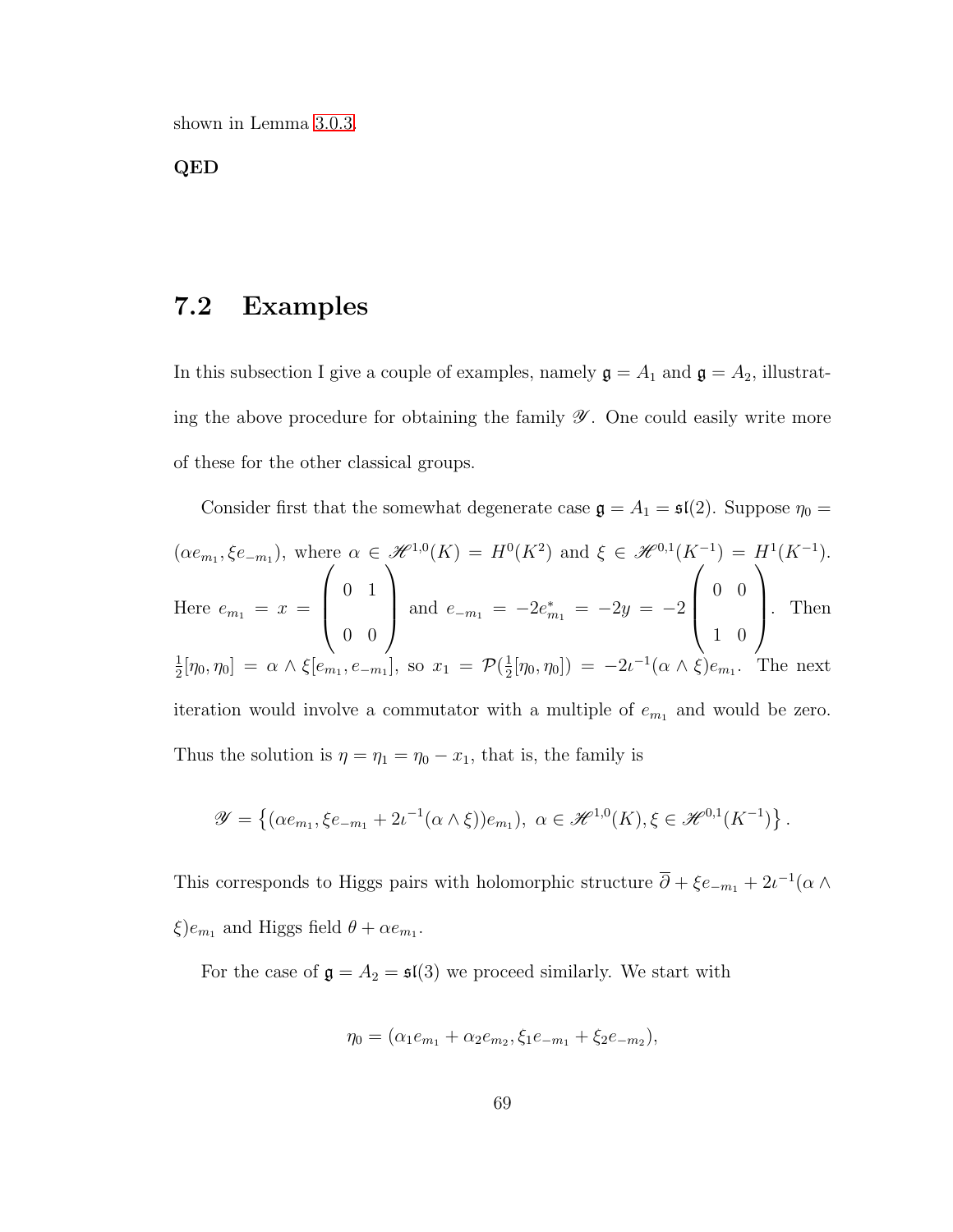shown in Lemma 3.0.3.

**QED**

## 7.2 Examples

In this subsection I give a couple of examples, namely $\mathfrak{g} = A_1$ and $\mathfrak{g} = A_2$, illustrating the above procedure for obtaining the family $\mathscr{Y}$. One could easily write more of these for the other classical groups.

Consider first that the somewhat degenerate case $\mathfrak{g} = A_1 = \mathfrak{sl}(2)$. Suppose $\eta_0 = (\alpha e_{m_1}, \xi e_{-m_1})$, where $\alpha \in \mathscr{H}^{1,0}(K) = H^0(K^2)$ and $\xi \in \mathscr{H}^{0,1}(K^{-1}) = H^1(K^{-1})$. Here $e_{m_1} = x = \begin{pmatrix} 0 & 1 \\ 0 & 0 \end{pmatrix}$ and $e_{-m_1} = -2e^*_{m_1} = -2y = -2\begin{pmatrix} 0 & 0 \\ 1 & 0 \end{pmatrix}$. Then $\frac{1}{2}[\eta_0, \eta_0] = \alpha \wedge \xi [e_{m_1}, e_{-m_1}]$, so $x_1 = \mathcal{P}(\frac{1}{2}[\eta_0, \eta_0]) = -2\iota^{-1}(\alpha \wedge \xi) e_{m_1}$. The next iteration would involve a commutator with a multiple of $e_{m_1}$ and would be zero. Thus the solution is $\eta = \eta_1 = \eta_0 - x_1$, that is, the family is

$$\mathscr{Y} = \left\{ (\alpha e_{m_1}, \xi e_{-m_1} + 2\iota^{-1}(\alpha \wedge \xi)) e_{m_1}),\ \alpha \in \mathscr{H}^{1,0}(K), \xi \in \mathscr{H}^{0,1}(K^{-1}) \right\}.$$

This corresponds to Higgs pairs with holomorphic structure $\overline{\partial} + \xi e_{-m_1} + 2\iota^{-1}(\alpha \wedge \xi) e_{m_1}$ and Higgs field $\theta + \alpha e_{m_1}$.

For the case of $\mathfrak{g} = A_2 = \mathfrak{sl}(3)$ we proceed similarly. We start with

$$\eta_0 = (\alpha_1 e_{m_1} + \alpha_2 e_{m_2}, \xi_1 e_{-m_1} + \xi_2 e_{-m_2}),$$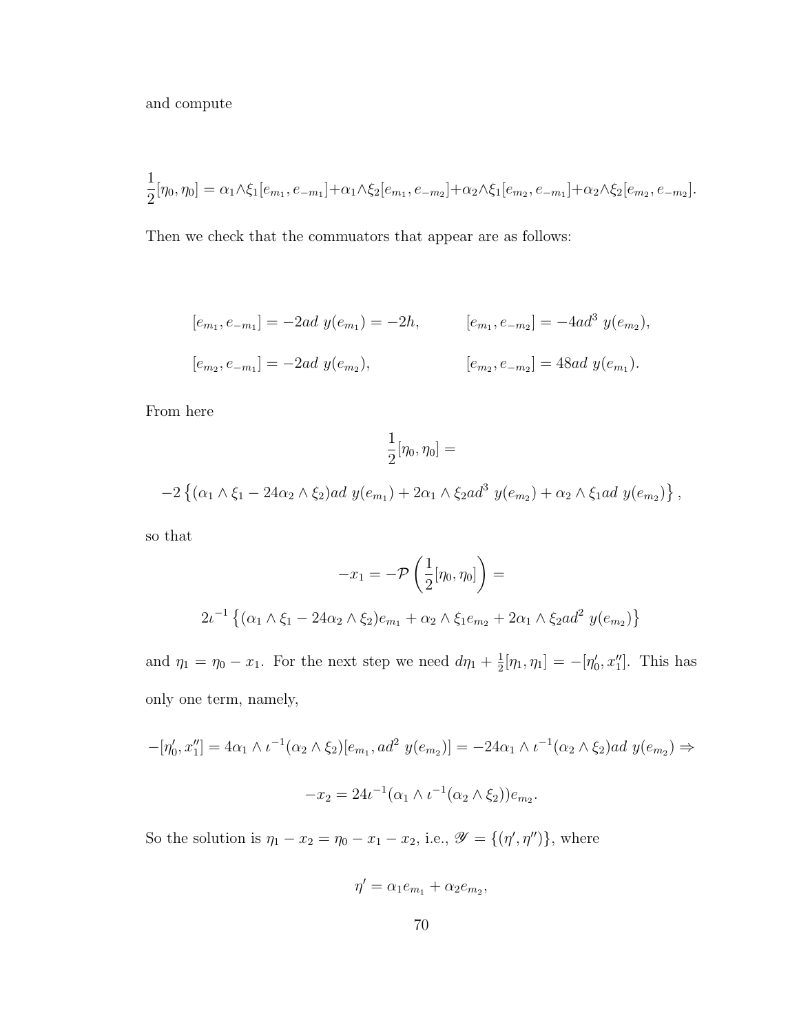and compute

$$\frac{1}{2}[\eta_0, \eta_0] = \alpha_1 \wedge \xi_1 [e_{m_1}, e_{-m_1}] + \alpha_1 \wedge \xi_2 [e_{m_1}, e_{-m_2}] + \alpha_2 \wedge \xi_1 [e_{m_2}, e_{-m_1}] + \alpha_2 \wedge \xi_2 [e_{m_2}, e_{-m_2}].$$

Then we check that the commutators that appear are as follows:

$$[e_{m_1}, e_{-m_1}] = -2ad\ y(e_{m_1}) = -2h, \qquad [e_{m_1}, e_{-m_2}] = -4ad^3\ y(e_{m_2}),$$

$$[e_{m_2}, e_{-m_1}] = -2ad\ y(e_{m_2}), \qquad [e_{m_2}, e_{-m_2}] = 48ad\ y(e_{m_1}).$$

From here

$$\frac{1}{2}[\eta_0, \eta_0] =$$

$$-2\left\{(\alpha_1 \wedge \xi_1 - 24\alpha_2 \wedge \xi_2)ad\ y(e_{m_1}) + 2\alpha_1 \wedge \xi_2 ad^3\ y(e_{m_2}) + \alpha_2 \wedge \xi_1 ad\ y(e_{m_2})\right\},$$

so that

$$-x_1 = -\mathcal{P}\left(\frac{1}{2}[\eta_0, \eta_0]\right) =$$

$$2\iota^{-1}\left\{(\alpha_1 \wedge \xi_1 - 24\alpha_2 \wedge \xi_2)e_{m_1} + \alpha_2 \wedge \xi_1 e_{m_2} + 2\alpha_1 \wedge \xi_2 ad^2\ y(e_{m_2})\right\}$$

and $\eta_1 = \eta_0 - x_1$. For the next step we need $d\eta_1 + \frac{1}{2}[\eta_1, \eta_1] = -[\eta_0', x_1'']$. This has only one term, namely,

$$-[\eta_0', x_1''] = 4\alpha_1 \wedge \iota^{-1}(\alpha_2 \wedge \xi_2)[e_{m_1}, ad^2\ y(e_{m_2})] = -24\alpha_1 \wedge \iota^{-1}(\alpha_2 \wedge \xi_2)ad\ y(e_{m_2}) \Rightarrow$$

$$-x_2 = 24\iota^{-1}(\alpha_1 \wedge \iota^{-1}(\alpha_2 \wedge \xi_2))e_{m_2}.$$

So the solution is $\eta_1 - x_2 = \eta_0 - x_1 - x_2$, i.e., $\mathscr{Y} = \{(\eta', \eta'')\}$, where

$$\eta' = \alpha_1 e_{m_1} + \alpha_2 e_{m_2},$$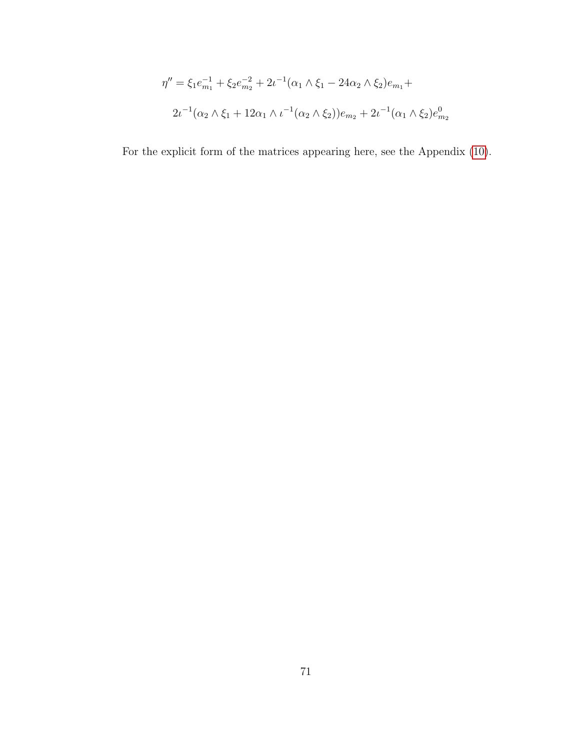$$\eta'' = \xi_1 e_{m_1}^{-1} + \xi_2 e_{m_2}^{-2} + 2\iota^{-1}(\alpha_1 \wedge \xi_1 - 24\alpha_2 \wedge \xi_2) e_{m_1} +$$

$$2\iota^{-1}(\alpha_2 \wedge \xi_1 + 12\alpha_1 \wedge \iota^{-1}(\alpha_2 \wedge \xi_2)) e_{m_2} + 2\iota^{-1}(\alpha_1 \wedge \xi_2) e_{m_2}^{0}$$

For the explicit form of the matrices appearing here, see the Appendix (10).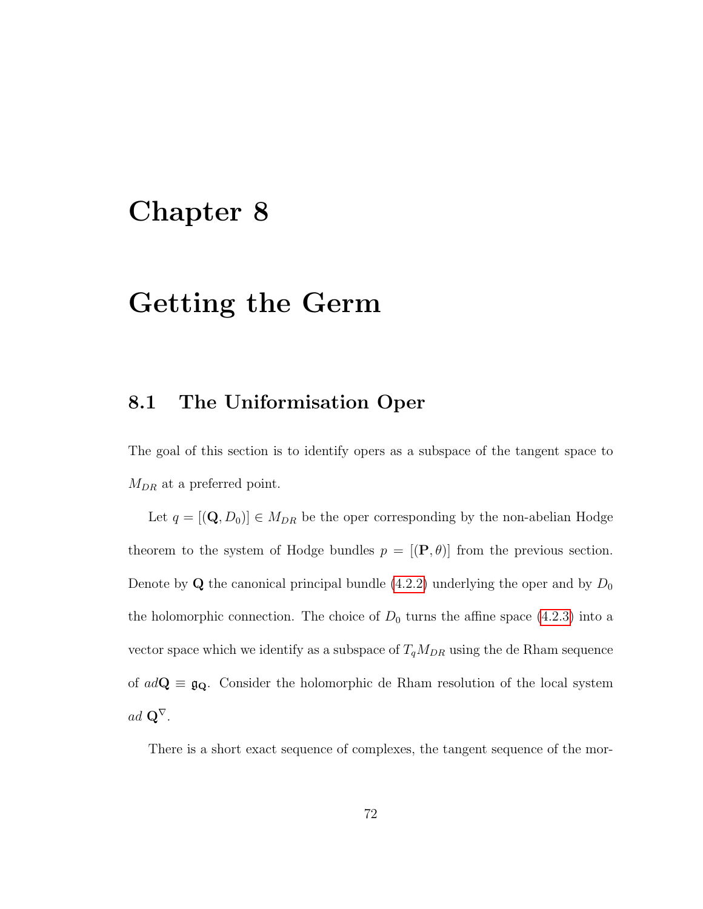# Chapter 8

# Getting the Germ

## 8.1 The Uniformisation Oper

The goal of this section is to identify opers as a subspace of the tangent space to $M_{DR}$ at a preferred point.

Let $q = [(\mathbf{Q}, D_0)] \in M_{DR}$ be the oper corresponding by the non-abelian Hodge theorem to the system of Hodge bundles $p = [(\mathbf{P}, \theta)]$ from the previous section. Denote by $\mathbf{Q}$ the canonical principal bundle (4.2.2) underlying the oper and by $D_0$ the holomorphic connection. The choice of $D_0$ turns the affine space (4.2.3) into a vector space which we identify as a subspace of $T_q M_{DR}$ using the de Rham sequence of $ad\mathbf{Q} \equiv \mathfrak{g}_{\mathbf{Q}}$. Consider the holomorphic de Rham resolution of the local system $ad\ \mathbf{Q}^{\nabla}$.

There is a short exact sequence of complexes, the tangent sequence of the mor-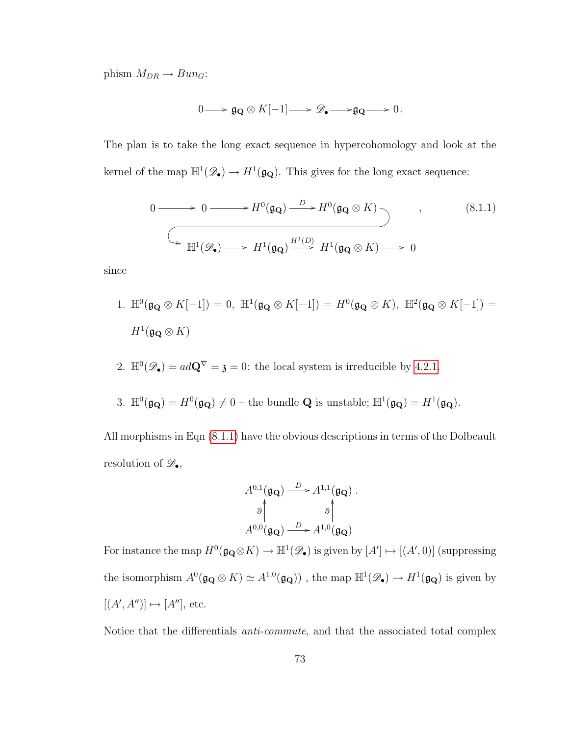phism $M_{DR} \to Bun_G$:

$$0 \longrightarrow \mathfrak{g}_{\mathbf{Q}} \otimes K[-1] \longrightarrow \mathscr{D}_\bullet \longrightarrow \mathfrak{g}_{\mathbf{Q}} \longrightarrow 0.$$

The plan is to take the long exact sequence in hypercohomology and look at the kernel of the map $\mathbb{H}^1(\mathscr{D}_\bullet) \to H^1(\mathfrak{g}_{\mathbf{Q}})$. This gives for the long exact sequence:

$$\begin{array}{c} 0 \longrightarrow 0 \longrightarrow H^0(\mathfrak{g}_{\mathbf{Q}}) \xrightarrow{D} H^0(\mathfrak{g}_{\mathbf{Q}} \otimes K) \longrightarrow \\ \mathbb{H}^1(\mathscr{D}_\bullet) \longrightarrow H^1(\mathfrak{g}_{\mathbf{Q}}) \xrightarrow{H^1(D)} H^1(\mathfrak{g}_{\mathbf{Q}} \otimes K) \longrightarrow 0 \end{array}, \tag{8.1.1}$$

since

1. $\mathbb{H}^0(\mathfrak{g}_{\mathbf{Q}} \otimes K[-1]) = 0,\ \mathbb{H}^1(\mathfrak{g}_{\mathbf{Q}} \otimes K[-1]) = H^0(\mathfrak{g}_{\mathbf{Q}} \otimes K),\ \mathbb{H}^2(\mathfrak{g}_{\mathbf{Q}} \otimes K[-1]) = H^1(\mathfrak{g}_{\mathbf{Q}} \otimes K)$
2. $\mathbb{H}^0(\mathscr{D}_\bullet) = ad\mathbf{Q}^\nabla = \mathfrak{z} = 0$: the local system is irreducible by 4.2.1.
3. $\mathbb{H}^0(\mathfrak{g}_{\mathbf{Q}}) = H^0(\mathfrak{g}_{\mathbf{Q}}) \neq 0$ – the bundle $\mathbf{Q}$ is unstable; $\mathbb{H}^1(\mathfrak{g}_{\mathbf{Q}}) = H^1(\mathfrak{g}_{\mathbf{Q}})$.

All morphisms in Eqn (8.1.1) have the obvious descriptions in terms of the Dolbeault resolution of $\mathscr{D}_\bullet$,

$$\begin{array}{ccc} A^{0,1}(\mathfrak{g}_{\mathbf{Q}}) & \xrightarrow{D} & A^{1,1}(\mathfrak{g}_{\mathbf{Q}}) \\ \bar{\partial}\uparrow & & \uparrow\bar{\partial} \\ A^{0,0}(\mathfrak{g}_{\mathbf{Q}}) & \xrightarrow{D} & A^{1,0}(\mathfrak{g}_{\mathbf{Q}}) \end{array}.$$

For instance the map $H^0(\mathfrak{g}_{\mathbf{Q}} \otimes K) \to \mathbb{H}^1(\mathscr{D}_\bullet)$ is given by $[A'] \mapsto [(A', 0)]$ (suppressing the isomorphism $A^0(\mathfrak{g}_{\mathbf{Q}} \otimes K) \simeq A^{1,0}(\mathfrak{g}_{\mathbf{Q}})$) , the map $\mathbb{H}^1(\mathscr{D}_\bullet) \to H^1(\mathfrak{g}_{\mathbf{Q}})$ is given by $[(A', A'')] \mapsto [A'']$, etc.

Notice that the differentials *anti-commute*, and that the associated total complex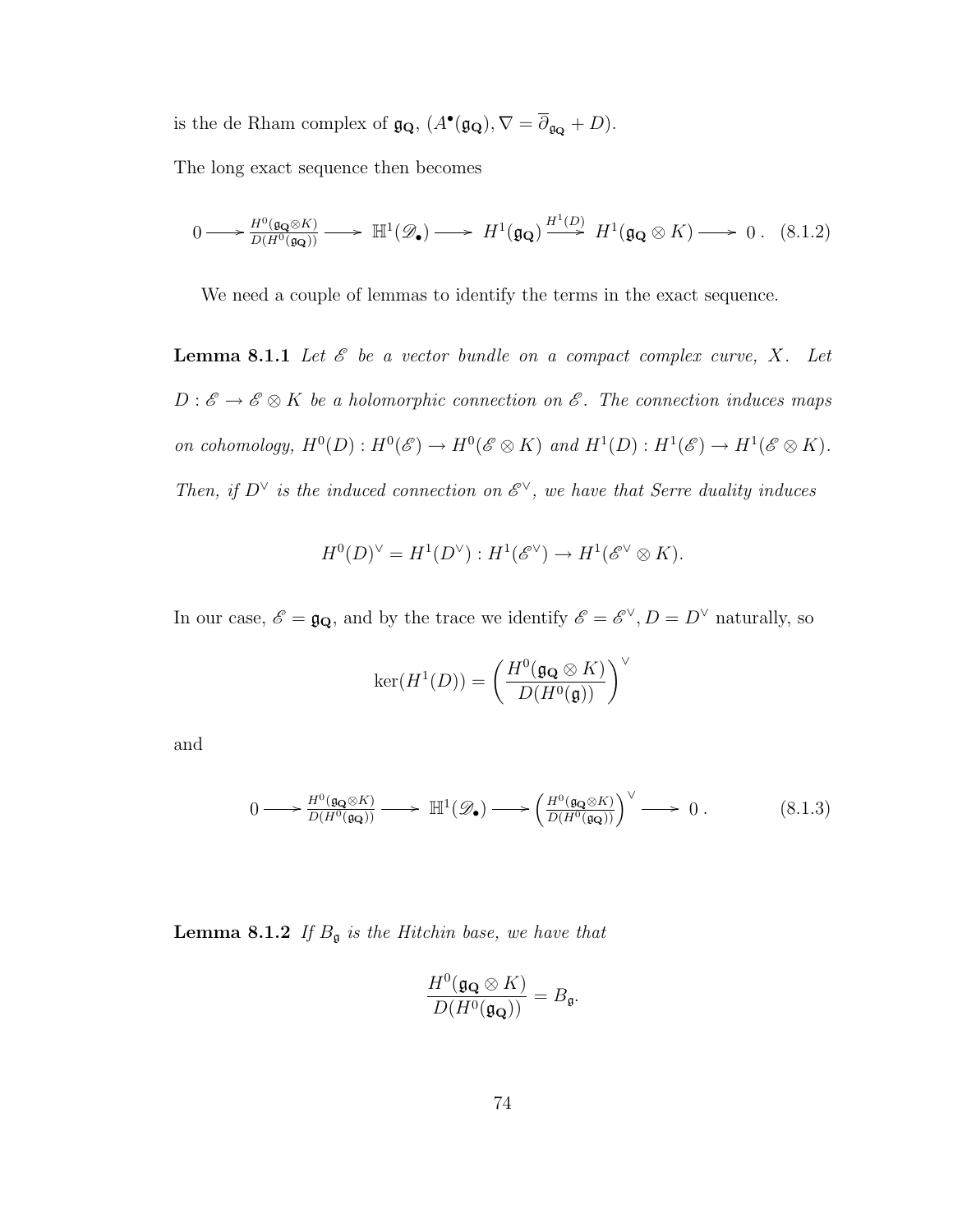is the de Rham complex of $\mathfrak{g}_{\mathbf{Q}}$, $(A^\bullet(\mathfrak{g}_{\mathbf{Q}}), \nabla = \overline{\partial}_{\mathfrak{g}_{\mathbf{Q}}} + D)$.

The long exact sequence then becomes

$$0 \longrightarrow \frac{H^0(\mathfrak{g}_{\mathbf{Q}} \otimes K)}{D(H^0(\mathfrak{g}_{\mathbf{Q}}))} \longrightarrow \mathbb{H}^1(\mathscr{D}_\bullet) \longrightarrow H^1(\mathfrak{g}_{\mathbf{Q}}) \xrightarrow{H^1(D)} H^1(\mathfrak{g}_{\mathbf{Q}} \otimes K) \longrightarrow 0\,. \quad (8.1.2)$$

We need a couple of lemmas to identify the terms in the exact sequence.

**Lemma 8.1.1** *Let $\mathscr{E}$ be a vector bundle on a compact complex curve, $X$. Let $D : \mathscr{E} \to \mathscr{E} \otimes K$ be a holomorphic connection on $\mathscr{E}$. The connection induces maps on cohomology, $H^0(D) : H^0(\mathscr{E}) \to H^0(\mathscr{E} \otimes K)$ and $H^1(D) : H^1(\mathscr{E}) \to H^1(\mathscr{E} \otimes K)$. Then, if $D^\vee$ is the induced connection on $\mathscr{E}^\vee$, we have that Serre duality induces*

$$H^0(D)^\vee = H^1(D^\vee) : H^1(\mathscr{E}^\vee) \to H^1(\mathscr{E}^\vee \otimes K).$$

In our case, $\mathscr{E} = \mathfrak{g}_{\mathbf{Q}}$, and by the trace we identify $\mathscr{E} = \mathscr{E}^\vee, D = D^\vee$ naturally, so

$$\ker(H^1(D)) = \left(\frac{H^0(\mathfrak{g}_{\mathbf{Q}} \otimes K)}{D(H^0(\mathfrak{g}))}\right)^\vee$$

and

$$0 \longrightarrow \frac{H^0(\mathfrak{g}_{\mathbf{Q}} \otimes K)}{D(H^0(\mathfrak{g}_{\mathbf{Q}}))} \longrightarrow \mathbb{H}^1(\mathscr{D}_\bullet) \longrightarrow \left(\frac{H^0(\mathfrak{g}_{\mathbf{Q}} \otimes K)}{D(H^0(\mathfrak{g}_{\mathbf{Q}}))}\right)^\vee \longrightarrow 0\,. \quad (8.1.3)$$

**Lemma 8.1.2** *If $B_{\mathfrak{g}}$ is the Hitchin base, we have that*

$$\frac{H^0(\mathfrak{g}_{\mathbf{Q}} \otimes K)}{D(H^0(\mathfrak{g}_{\mathbf{Q}}))} = B_{\mathfrak{g}}.$$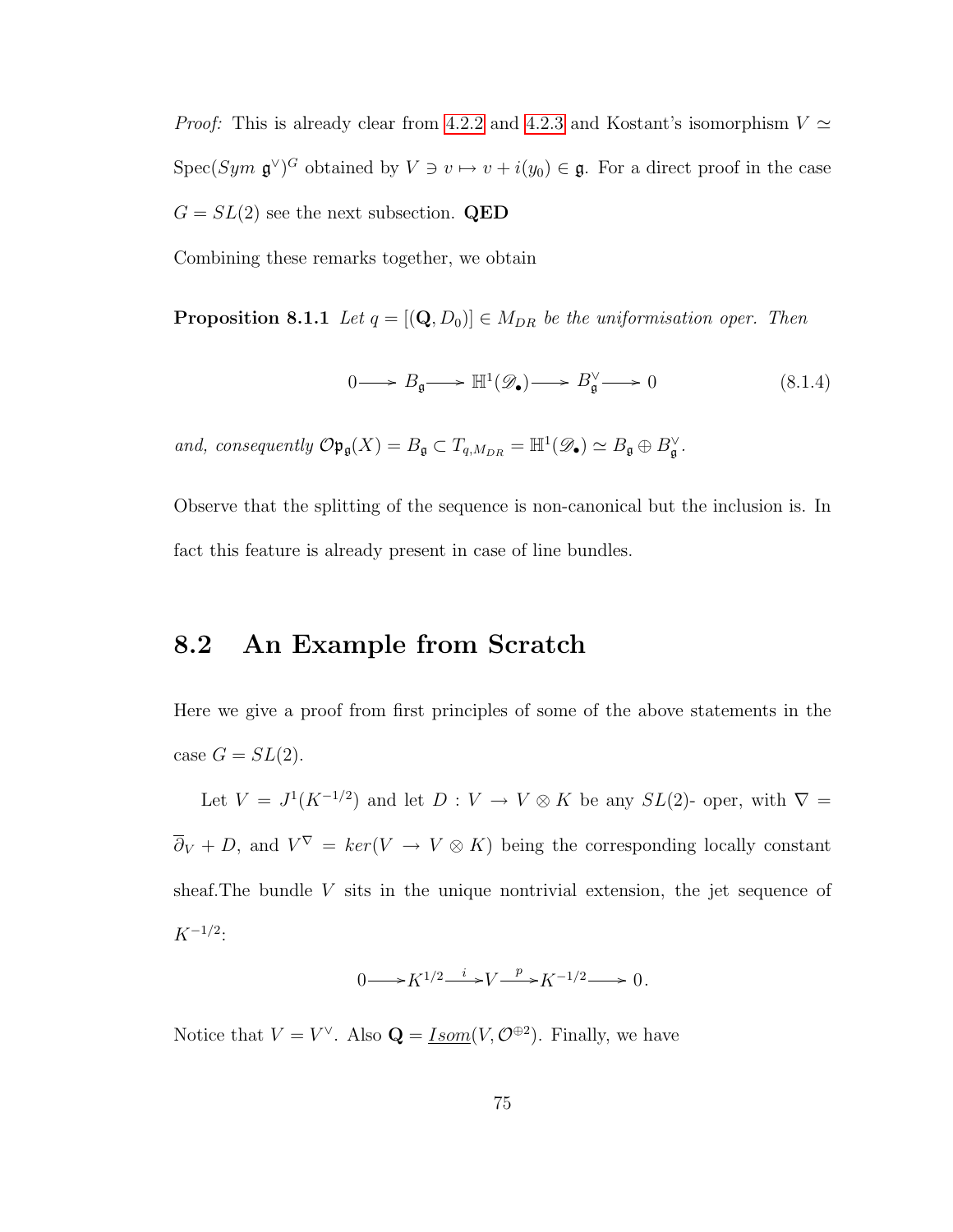*Proof:* This is already clear from 4.2.2 and 4.2.3 and Kostant's isomorphism $V \simeq \mathrm{Spec}(Sym\ \mathfrak{g}^\vee)^G$ obtained by $V \ni v \mapsto v + i(y_0) \in \mathfrak{g}$. For a direct proof in the case $G = SL(2)$ see the next subsection. **QED**

Combining these remarks together, we obtain

**Proposition 8.1.1** *Let $q = [(\mathbf{Q}, D_0)] \in M_{DR}$ be the uniformisation oper. Then*

$$0 \longrightarrow B_{\mathfrak{g}} \longrightarrow \mathbb{H}^1(\mathscr{D}_\bullet) \longrightarrow B_{\mathfrak{g}}^\vee \longrightarrow 0 \tag{8.1.4}$$

*and, consequently $\mathcal{O}\mathfrak{p}_{\mathfrak{g}}(X) = B_{\mathfrak{g}} \subset T_{q,M_{DR}} = \mathbb{H}^1(\mathscr{D}_\bullet) \simeq B_{\mathfrak{g}} \oplus B_{\mathfrak{g}}^\vee$.*

Observe that the splitting of the sequence is non-canonical but the inclusion is. In fact this feature is already present in case of line bundles.

## 8.2 An Example from Scratch

Here we give a proof from first principles of some of the above statements in the case $G = SL(2)$.

Let $V = J^1(K^{-1/2})$ and let $D : V \to V \otimes K$ be any $SL(2)$- oper, with $\nabla = \overline{\partial}_V + D$, and $V^\nabla = ker(V \to V \otimes K)$ being the corresponding locally constant sheaf.The bundle $V$ sits in the unique nontrivial extension, the jet sequence of $K^{-1/2}$:

$$0 \longrightarrow K^{1/2} \xrightarrow{\ i\ } V \xrightarrow{\ p\ } K^{-1/2} \longrightarrow 0.$$

Notice that $V = V^\vee$. Also $\mathbf{Q} = \underline{Isom}(V, \mathcal{O}^{\oplus 2})$. Finally, we have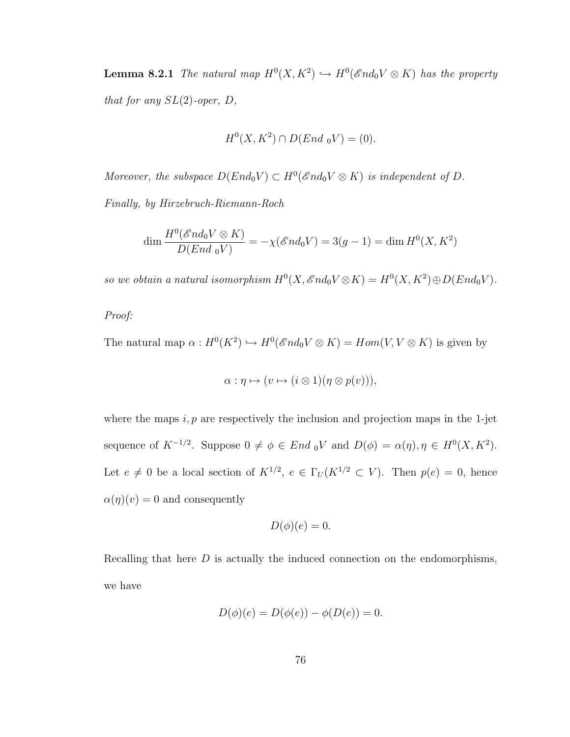**Lemma 8.2.1** *The natural map $H^0(X, K^2) \hookrightarrow H^0(\mathscr{E}nd_0 V \otimes K)$ has the property that for any $SL(2)$-oper, $D$,*

$$H^0(X, K^2) \cap D(End\ _0V) = (0).$$

*Moreover, the subspace $D(End_0 V) \subset H^0(\mathscr{E}nd_0 V \otimes K)$ is independent of $D$.*

*Finally, by Hirzebruch-Riemann-Roch*

$$\dim \frac{H^0(\mathscr{E}nd_0 V \otimes K)}{D(End\ _0V)} = -\chi(\mathscr{E}nd_0 V) = 3(g-1) = \dim H^0(X, K^2)$$

*so we obtain a natural isomorphism $H^0(X, \mathscr{E}nd_0 V \otimes K) = H^0(X, K^2) \oplus D(End_0 V)$.*

*Proof:*

The natural map $\alpha : H^0(K^2) \hookrightarrow H^0(\mathscr{E}nd_0 V \otimes K) = Hom(V, V \otimes K)$ is given by

$$\alpha : \eta \mapsto (v \mapsto (i \otimes 1)(\eta \otimes p(v))),$$

where the maps $i, p$ are respectively the inclusion and projection maps in the 1-jet sequence of $K^{-1/2}$. Suppose $0 \neq \phi \in End\ _0V$ and $D(\phi) = \alpha(\eta), \eta \in H^0(X, K^2)$. Let $e \neq 0$ be a local section of $K^{1/2}$, $e \in \Gamma_U(K^{1/2} \subset V)$. Then $p(e) = 0$, hence $\alpha(\eta)(v) = 0$ and consequently

$$D(\phi)(e) = 0.$$

Recalling that here $D$ is actually the induced connection on the endomorphisms, we have

$$D(\phi)(e) = D(\phi(e)) - \phi(D(e)) = 0.$$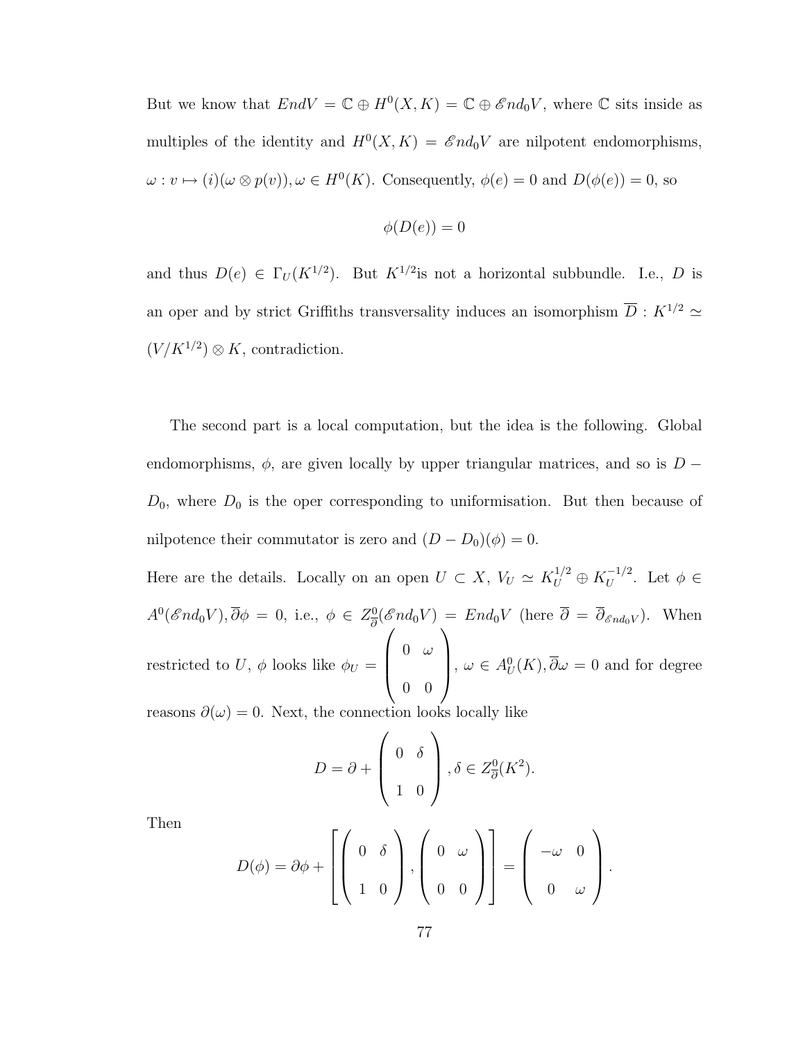But we know that $EndV = \mathbb{C} \oplus H^0(X,K) = \mathbb{C} \oplus \mathscr{E}nd_0 V$, where $\mathbb{C}$ sits inside as multiples of the identity and $H^0(X,K) = \mathscr{E}nd_0 V$ are nilpotent endomorphisms, $\omega : v \mapsto (i)(\omega \otimes p(v)), \omega \in H^0(K)$. Consequently, $\phi(e) = 0$ and $D(\phi(e)) = 0$, so

$$\phi(D(e)) = 0$$

and thus $D(e) \in \Gamma_U(K^{1/2})$. But $K^{1/2}$is not a horizontal subbundle. I.e., $D$ is an oper and by strict Griffiths transversality induces an isomorphism $\overline{D} : K^{1/2} \simeq (V/K^{1/2}) \otimes K$, contradiction.

The second part is a local computation, but the idea is the following. Global endomorphisms, $\phi$, are given locally by upper triangular matrices, and so is $D - D_0$, where $D_0$ is the oper corresponding to uniformisation. But then because of nilpotence their commutator is zero and $(D - D_0)(\phi) = 0$.

Here are the details. Locally on an open $U \subset X$, $V_U \simeq K_U^{1/2} \oplus K_U^{-1/2}$. Let $\phi \in A^0(\mathscr{E}nd_0 V), \overline{\partial}\phi = 0$, i.e., $\phi \in Z^0_{\overline{\partial}}(\mathscr{E}nd_0 V) = End_0 V$ (here $\overline{\partial} = \overline{\partial}_{\mathscr{E}nd_0 V}$). When restricted to $U$, $\phi$ looks like $\phi_U = \begin{pmatrix} 0 & \omega \\ 0 & 0 \end{pmatrix}$, $\omega \in A^0_U(K), \overline{\partial}\omega = 0$ and for degree reasons $\partial(\omega) = 0$. Next, the connection looks locally like

$$D = \partial + \begin{pmatrix} 0 & \delta \\ 1 & 0 \end{pmatrix}, \delta \in Z^0_{\overline{\partial}}(K^2).$$

Then

$$D(\phi) = \partial\phi + \left[ \begin{pmatrix} 0 & \delta \\ 1 & 0 \end{pmatrix}, \begin{pmatrix} 0 & \omega \\ 0 & 0 \end{pmatrix} \right] = \begin{pmatrix} -\omega & 0 \\ 0 & \omega \end{pmatrix}.$$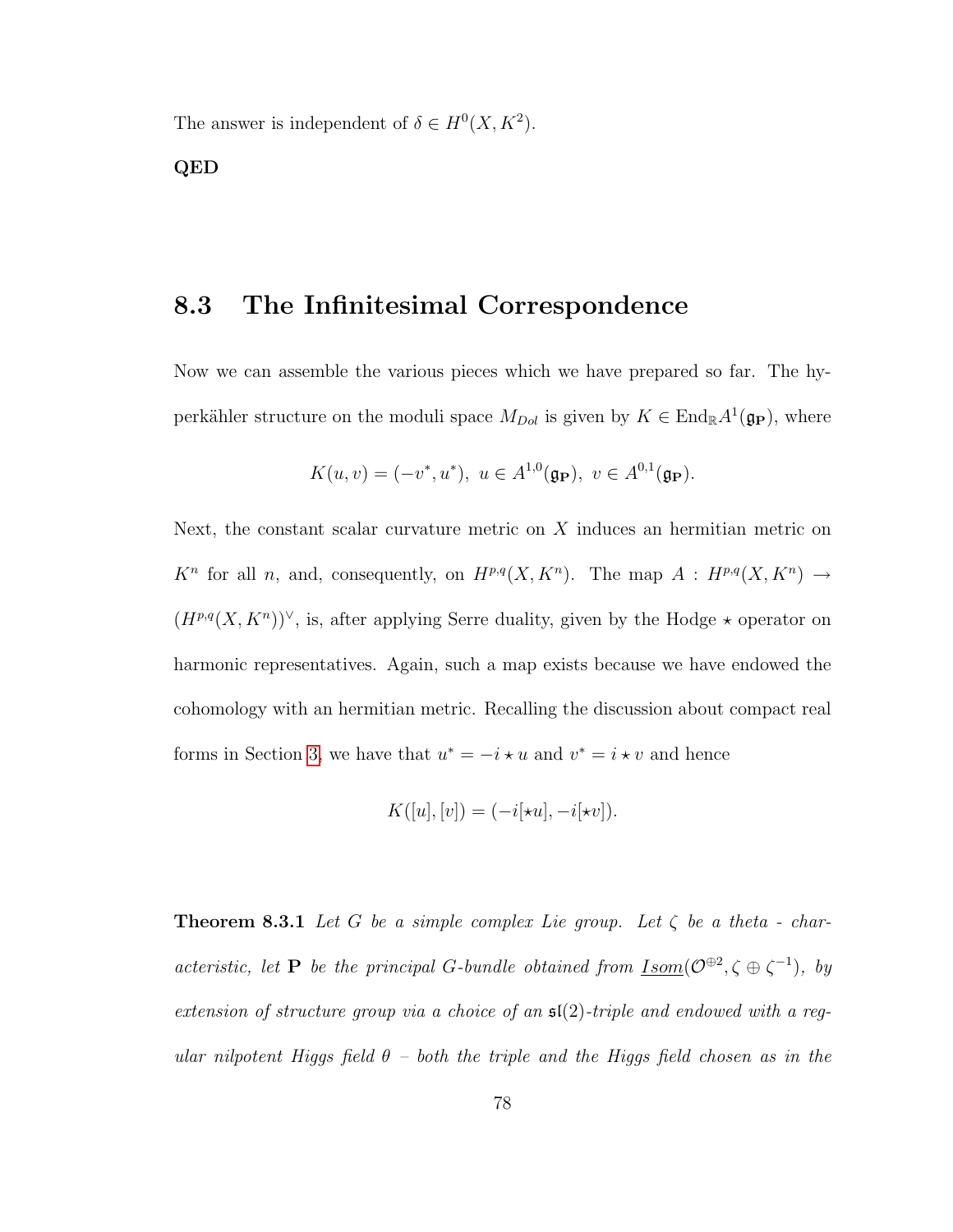The answer is independent of $\delta \in H^0(X, K^2)$.

**QED**

## 8.3 The Infinitesimal Correspondence

Now we can assemble the various pieces which we have prepared so far. The hyperkähler structure on the moduli space $M_{Dol}$ is given by $K \in \mathrm{End}_{\mathbb{R}} A^1(\mathfrak{g}_{\mathbf{P}})$, where

$$K(u, v) = (-v^*, u^*),\ u \in A^{1,0}(\mathfrak{g}_{\mathbf{P}}),\ v \in A^{0,1}(\mathfrak{g}_{\mathbf{P}}).$$

Next, the constant scalar curvature metric on $X$ induces an hermitian metric on $K^n$ for all $n$, and, consequently, on $H^{p,q}(X, K^n)$. The map $A : H^{p,q}(X, K^n) \to (H^{p,q}(X, K^n))^\vee$, is, after applying Serre duality, given by the Hodge $\star$ operator on harmonic representatives. Again, such a map exists because we have endowed the cohomology with an hermitian metric. Recalling the discussion about compact real forms in Section 3, we have that $u^* = -i \star u$ and $v^* = i \star v$ and hence

$$K([u], [v]) = (-i[\star u], -i[\star v]).$$

**Theorem 8.3.1** *Let $G$ be a simple complex Lie group. Let $\zeta$ be a theta - characteristic, let $\mathbf{P}$ be the principal $G$-bundle obtained from $\underline{Isom}(\mathcal{O}^{\oplus 2}, \zeta \oplus \zeta^{-1})$, by extension of structure group via a choice of an $\mathfrak{sl}(2)$-triple and endowed with a regular nilpotent Higgs field $\theta$ – both the triple and the Higgs field chosen as in the*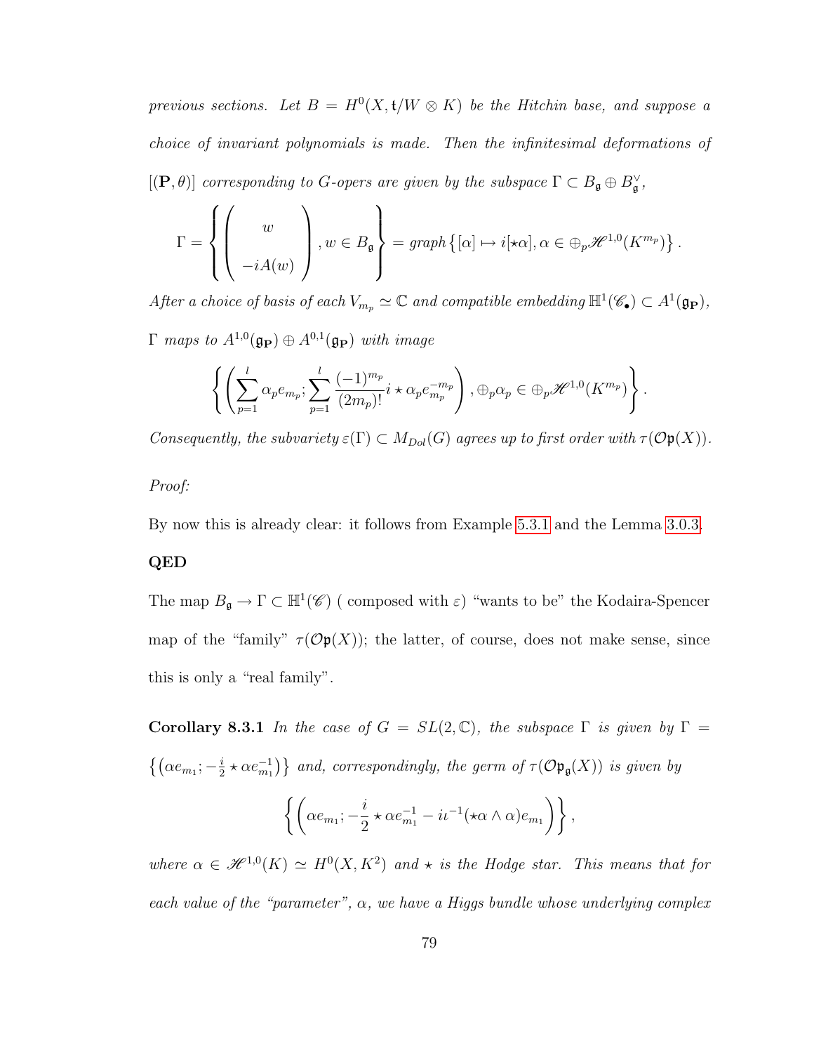*previous sections. Let $B = H^0(X, \mathfrak{t}/W \otimes K)$ be the Hitchin base, and suppose a choice of invariant polynomials is made. Then the infinitesimal deformations of $[(\mathbf{P}, \theta)]$ corresponding to $G$-opers are given by the subspace $\Gamma \subset B_{\mathfrak{g}} \oplus B_{\mathfrak{g}}^{\vee}$,*

$$\Gamma = \left\{ \left( \begin{array}{c} w \\ \\ -iA(w) \end{array} \right), w \in B_{\mathfrak{g}} \right\} = \textit{graph} \left\{ [\alpha] \mapsto i[\star\alpha], \alpha \in \oplus_p \mathscr{H}^{1,0}(K^{m_p}) \right\}.$$

*After a choice of basis of each $V_{m_p} \simeq \mathbb{C}$ and compatible embedding $\mathbb{H}^1(\mathscr{C}_\bullet) \subset A^1(\mathfrak{g}_{\mathbf{P}})$, $\Gamma$ maps to $A^{1,0}(\mathfrak{g}_{\mathbf{P}}) \oplus A^{0,1}(\mathfrak{g}_{\mathbf{P}})$ with image*

$$\left\{ \left( \sum_{p=1}^{l} \alpha_p e_{m_p}; \sum_{p=1}^{l} \frac{(-1)^{m_p}}{(2m_p)!} i \star \alpha_p e_{m_p}^{-m_p} \right), \oplus_p \alpha_p \in \oplus_p \mathscr{H}^{1,0}(K^{m_p}) \right\}.$$

*Consequently, the subvariety $\varepsilon(\Gamma) \subset M_{Dol}(G)$ agrees up to first order with $\tau(\mathcal{O}\mathfrak{p}(X))$.*

*Proof:*

By now this is already clear: it follows from Example 5.3.1 and the Lemma 3.0.3.

**QED**

The map $B_{\mathfrak{g}} \to \Gamma \subset \mathbb{H}^1(\mathscr{C})$ ( composed with $\varepsilon$) "wants to be" the Kodaira-Spencer map of the "family" $\tau(\mathcal{O}\mathfrak{p}(X))$; the latter, of course, does not make sense, since this is only a "real family".

**Corollary 8.3.1** *In the case of $G = SL(2, \mathbb{C})$, the subspace $\Gamma$ is given by $\Gamma = \left\{ \left( \alpha e_{m_1}; -\frac{i}{2} \star \alpha e_{m_1}^{-1} \right) \right\}$ and, correspondingly, the germ of $\tau(\mathcal{O}\mathfrak{p}_{\mathfrak{g}}(X))$ is given by*

$$\left\{ \left( \alpha e_{m_1}; -\frac{i}{2} \star \alpha e_{m_1}^{-1} - i\iota^{-1}(\star\alpha \wedge \alpha) e_{m_1} \right) \right\},$$

*where $\alpha \in \mathscr{H}^{1,0}(K) \simeq H^0(X, K^2)$ and $\star$ is the Hodge star. This means that for each value of the "parameter", $\alpha$, we have a Higgs bundle whose underlying complex*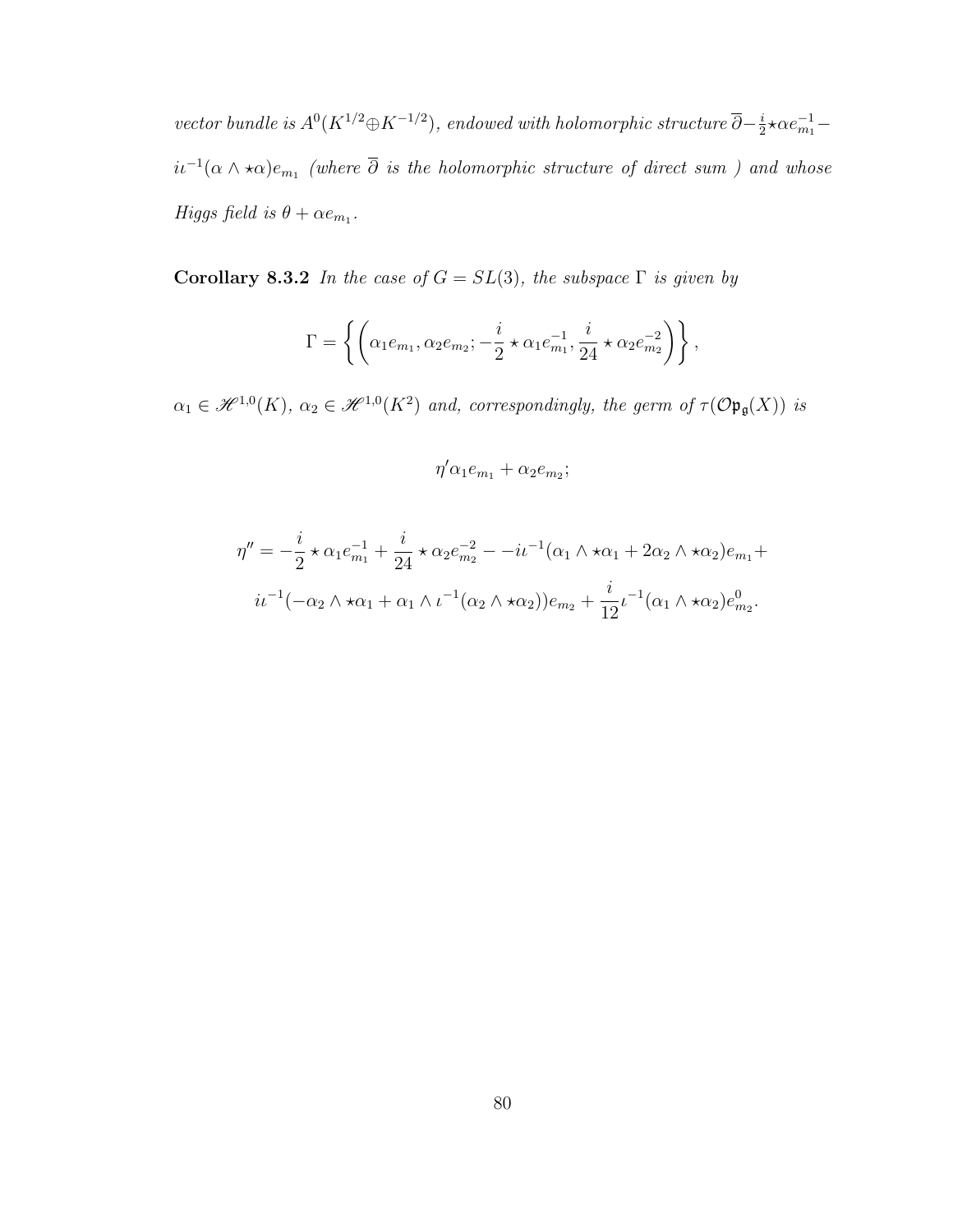*vector bundle is $A^0(K^{1/2} \oplus K^{-1/2})$, endowed with holomorphic structure $\overline{\partial} - \frac{i}{2} \star \alpha e_{m_1}^{-1} - i\iota^{-1}(\alpha \wedge \star\alpha)e_{m_1}$ (where $\overline{\partial}$ is the holomorphic structure of direct sum ) and whose Higgs field is $\theta + \alpha e_{m_1}$.*

**Corollary 8.3.2** *In the case of $G = SL(3)$, the subspace $\Gamma$ is given by*

$$\Gamma = \left\{ \left( \alpha_1 e_{m_1}, \alpha_2 e_{m_2}; -\frac{i}{2} \star \alpha_1 e_{m_1}^{-1}, \frac{i}{24} \star \alpha_2 e_{m_2}^{-2} \right) \right\},$$

*$\alpha_1 \in \mathscr{H}^{1,0}(K)$, $\alpha_2 \in \mathscr{H}^{1,0}(K^2)$ and, correspondingly, the germ of $\tau(\mathcal{O}\mathfrak{p}_{\mathfrak{g}}(X))$ is*

$$\eta' \alpha_1 e_{m_1} + \alpha_2 e_{m_2};$$

$$\eta'' = -\frac{i}{2} \star \alpha_1 e_{m_1}^{-1} + \frac{i}{24} \star \alpha_2 e_{m_2}^{-2} - -i\iota^{-1}(\alpha_1 \wedge \star\alpha_1 + 2\alpha_2 \wedge \star\alpha_2)e_{m_1} +$$

$$i\iota^{-1}(-\alpha_2 \wedge \star\alpha_1 + \alpha_1 \wedge \iota^{-1}(\alpha_2 \wedge \star\alpha_2))e_{m_2} + \frac{i}{12}\iota^{-1}(\alpha_1 \wedge \star\alpha_2)e_{m_2}^0.$$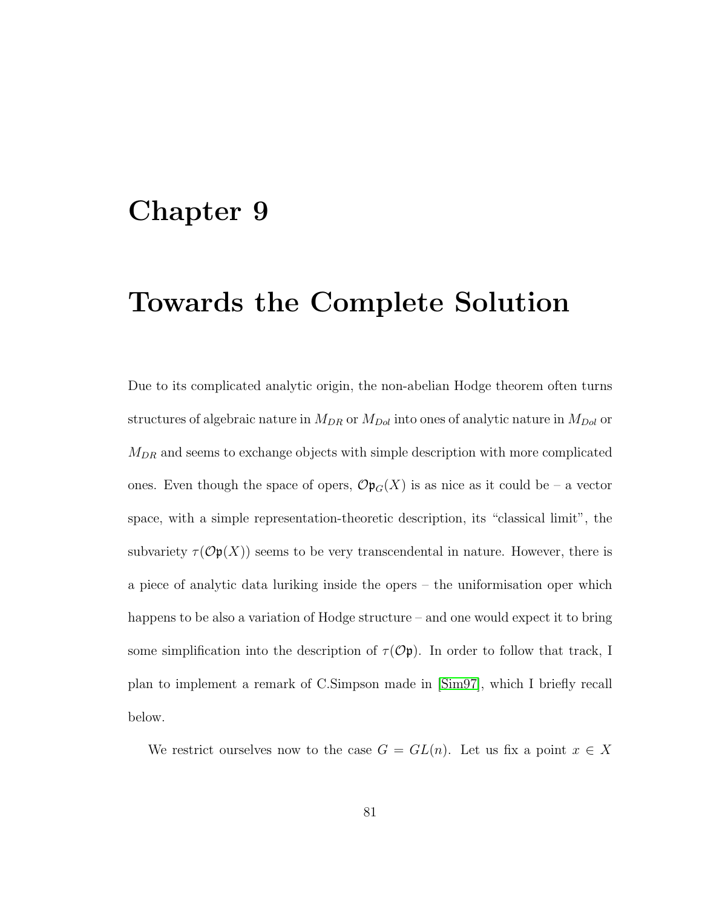# Chapter 9

# Towards the Complete Solution

Due to its complicated analytic origin, the non-abelian Hodge theorem often turns structures of algebraic nature in $M_{DR}$ or $M_{Dol}$ into ones of analytic nature in $M_{Dol}$ or $M_{DR}$ and seems to exchange objects with simple description with more complicated ones. Even though the space of opers, $\mathcal{O}\mathfrak{p}_G(X)$ is as nice as it could be – a vector space, with a simple representation-theoretic description, its "classical limit", the subvariety $\tau(\mathcal{O}\mathfrak{p}(X))$ seems to be very transcendental in nature. However, there is a piece of analytic data luriking inside the opers – the uniformisation oper which happens to be also a variation of Hodge structure – and one would expect it to bring some simplification into the description of $\tau(\mathcal{O}\mathfrak{p})$. In order to follow that track, I plan to implement a remark of C.Simpson made in [Sim97], which I briefly recall below.

We restrict ourselves now to the case $G = GL(n)$. Let us fix a point $x \in X$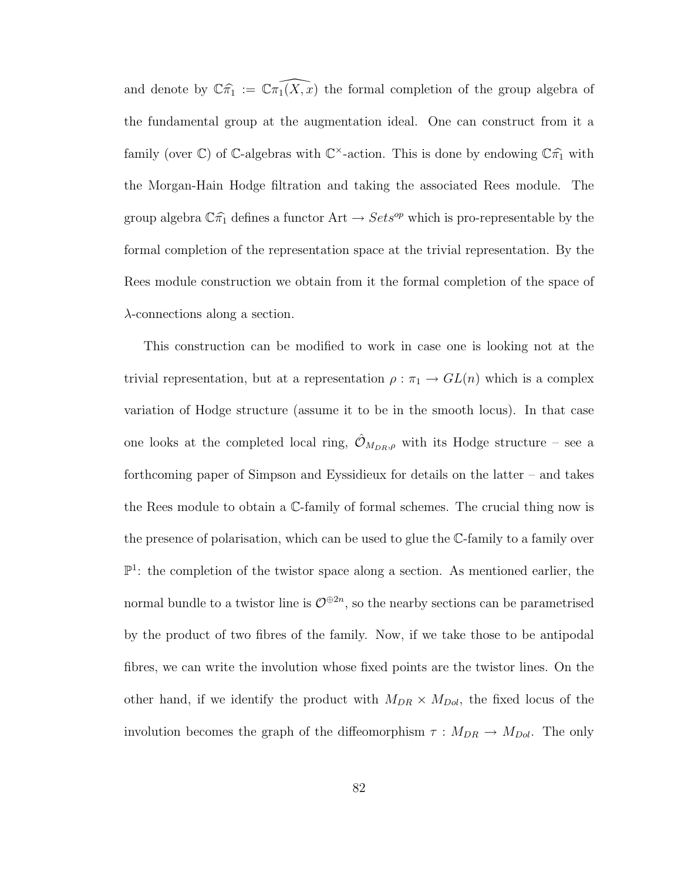and denote by $\mathbb{C}\widehat{\pi}_1 := \mathbb{C}\widehat{\pi_1(X,x)}$ the formal completion of the group algebra of the fundamental group at the augmentation ideal. One can construct from it a family (over $\mathbb{C}$) of $\mathbb{C}$-algebras with $\mathbb{C}^\times$-action. This is done by endowing $\mathbb{C}\widehat{\pi}_1$ with the Morgan-Hain Hodge filtration and taking the associated Rees module. The group algebra $\mathbb{C}\widehat{\pi}_1$ defines a functor $\mathrm{Art} \to Sets^{op}$ which is pro-representable by the formal completion of the representation space at the trivial representation. By the Rees module construction we obtain from it the formal completion of the space of $\lambda$-connections along a section.

This construction can be modified to work in case one is looking not at the trivial representation, but at a representation $\rho : \pi_1 \to GL(n)$ which is a complex variation of Hodge structure (assume it to be in the smooth locus). In that case one looks at the completed local ring, $\hat{\mathcal{O}}_{M_{DR},\rho}$ with its Hodge structure – see a forthcoming paper of Simpson and Eyssidieux for details on the latter – and takes the Rees module to obtain a $\mathbb{C}$-family of formal schemes. The crucial thing now is the presence of polarisation, which can be used to glue the $\mathbb{C}$-family to a family over $\mathbb{P}^1$: the completion of the twistor space along a section. As mentioned earlier, the normal bundle to a twistor line is $\mathcal{O}^{\oplus 2n}$, so the nearby sections can be parametrised by the product of two fibres of the family. Now, if we take those to be antipodal fibres, we can write the involution whose fixed points are the twistor lines. On the other hand, if we identify the product with $M_{DR} \times M_{Dol}$, the fixed locus of the involution becomes the graph of the diffeomorphism $\tau : M_{DR} \to M_{Dol}$. The only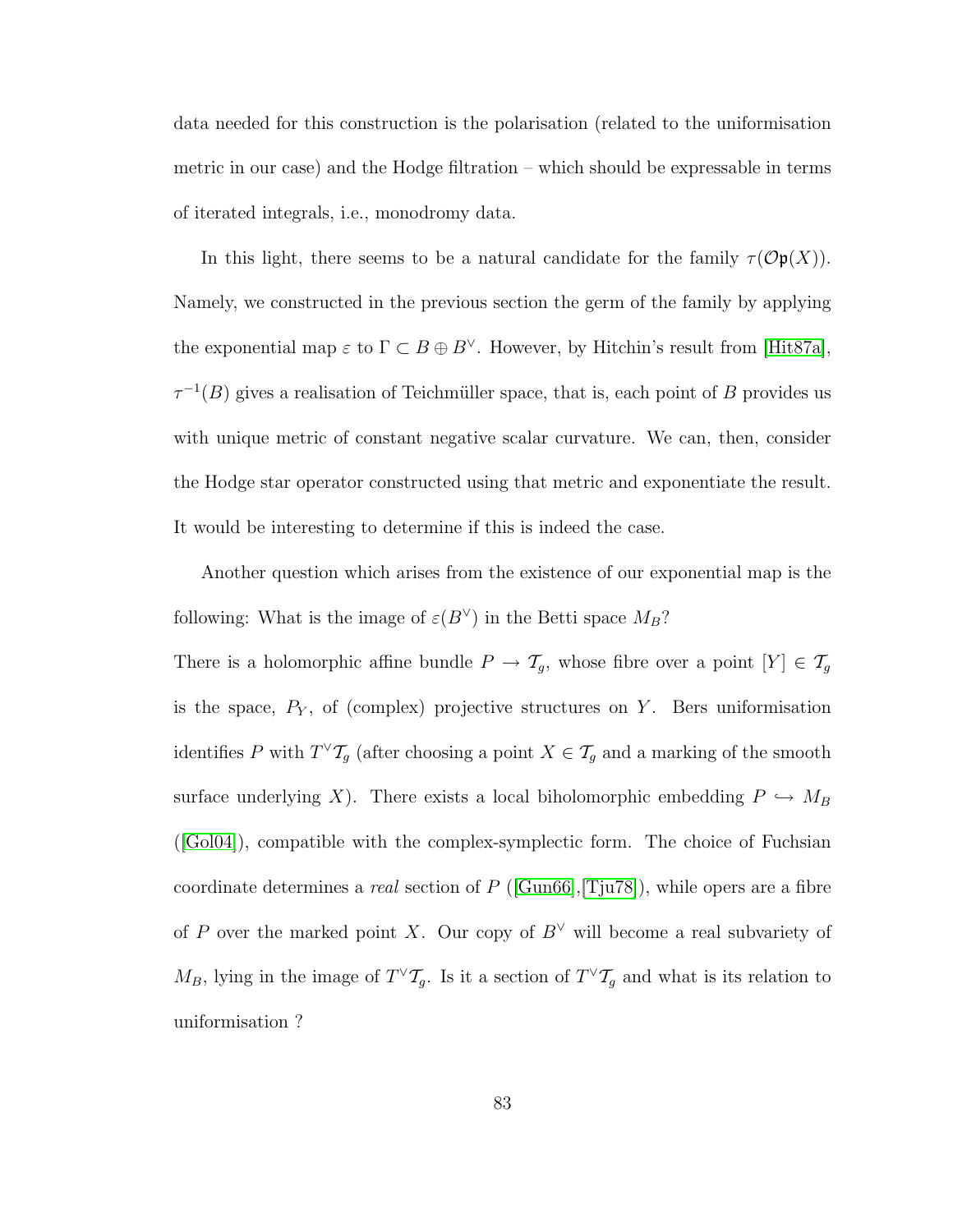data needed for this construction is the polarisation (related to the uniformisation metric in our case) and the Hodge filtration – which should be expressable in terms of iterated integrals, i.e., monodromy data.

In this light, there seems to be a natural candidate for the family $\tau(\mathcal{O}\mathfrak{p}(X))$. Namely, we constructed in the previous section the germ of the family by applying the exponential map $\varepsilon$ to $\Gamma \subset B \oplus B^\vee$. However, by Hitchin's result from [Hit87a], $\tau^{-1}(B)$ gives a realisation of Teichmüller space, that is, each point of $B$ provides us with unique metric of constant negative scalar curvature. We can, then, consider the Hodge star operator constructed using that metric and exponentiate the result. It would be interesting to determine if this is indeed the case.

Another question which arises from the existence of our exponential map is the following: What is the image of $\varepsilon(B^\vee)$ in the Betti space $M_B$?

There is a holomorphic affine bundle $P \to \mathcal{T}_g$, whose fibre over a point $[Y] \in \mathcal{T}_g$ is the space, $P_Y$, of (complex) projective structures on $Y$. Bers uniformisation identifies $P$ with $T^\vee \mathcal{T}_g$ (after choosing a point $X \in \mathcal{T}_g$ and a marking of the smooth surface underlying $X$). There exists a local biholomorphic embedding $P \hookrightarrow M_B$ ([Gol04]), compatible with the complex-symplectic form. The choice of Fuchsian coordinate determines a *real* section of $P$ ([Gun66],[Tju78]), while opers are a fibre of $P$ over the marked point $X$. Our copy of $B^\vee$ will become a real subvariety of $M_B$, lying in the image of $T^\vee \mathcal{T}_g$. Is it a section of $T^\vee \mathcal{T}_g$ and what is its relation to uniformisation ?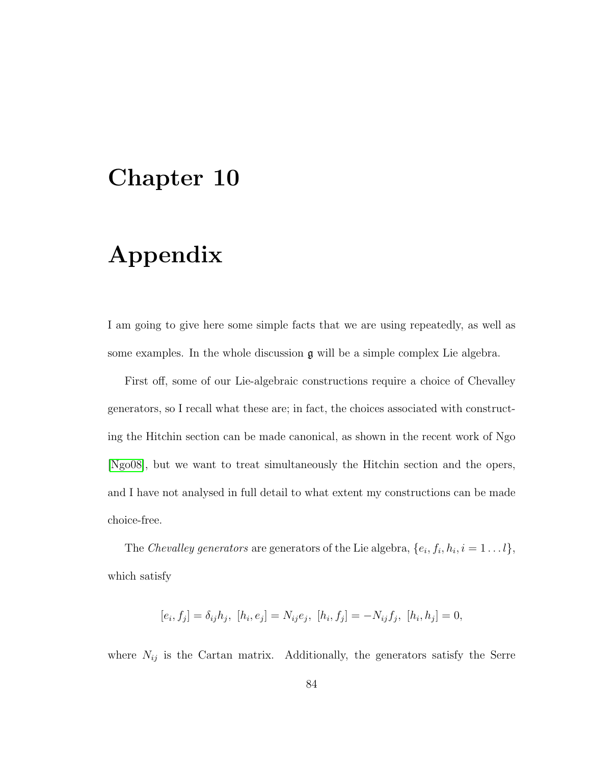# Chapter 10

# Appendix

I am going to give here some simple facts that we are using repeatedly, as well as some examples. In the whole discussion $\mathfrak{g}$ will be a simple complex Lie algebra.

First off, some of our Lie-algebraic constructions require a choice of Chevalley generators, so I recall what these are; in fact, the choices associated with constructing the Hitchin section can be made canonical, as shown in the recent work of Ngo [Ngo08], but we want to treat simultaneously the Hitchin section and the opers, and I have not analysed in full detail to what extent my constructions can be made choice-free.

The *Chevalley generators* are generators of the Lie algebra, $\{e_i, f_i, h_i, i = 1 \dots l\}$, which satisfy

$$[e_i, f_j] = \delta_{ij} h_j,\ [h_i, e_j] = N_{ij} e_j,\ [h_i, f_j] = -N_{ij} f_j,\ [h_i, h_j] = 0,$$

where $N_{ij}$ is the Cartan matrix. Additionally, the generators satisfy the Serre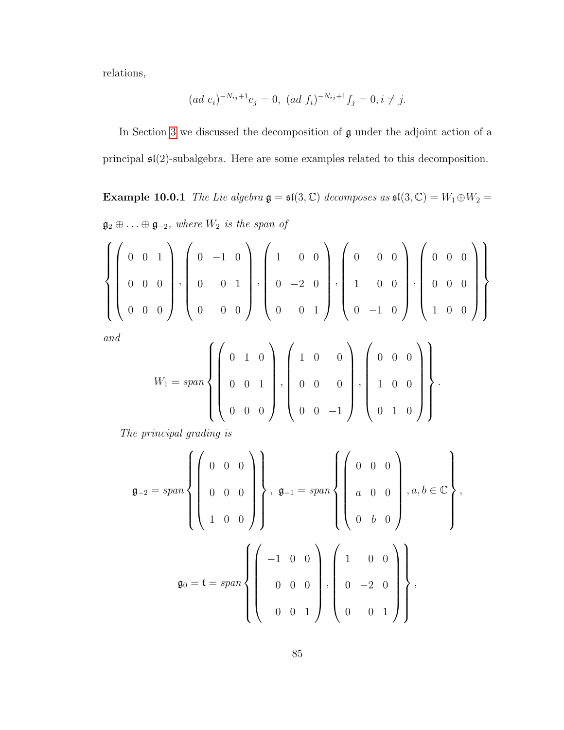relations,

$$(ad\ e_i)^{-N_{ij}+1}e_j = 0,\ (ad\ f_i)^{-N_{ij}+1}f_j = 0, i \neq j.$$

In Section 3 we discussed the decomposition of $\mathfrak{g}$ under the adjoint action of a principal $\mathfrak{sl}(2)$-subalgebra. Here are some examples related to this decomposition.

**Example 10.0.1** *The Lie algebra $\mathfrak{g} = \mathfrak{sl}(3,\mathbb{C})$ decomposes as $\mathfrak{sl}(3,\mathbb{C}) = W_1 \oplus W_2 = \mathfrak{g}_2 \oplus \ldots \oplus \mathfrak{g}_{-2}$, where $W_2$ is the span of*

$$\left\{ \begin{pmatrix} 0 & 0 & 1 \\ 0 & 0 & 0 \\ 0 & 0 & 0 \end{pmatrix}, \begin{pmatrix} 0 & -1 & 0 \\ 0 & 0 & 1 \\ 0 & 0 & 0 \end{pmatrix}, \begin{pmatrix} 1 & 0 & 0 \\ 0 & -2 & 0 \\ 0 & 0 & 1 \end{pmatrix}, \begin{pmatrix} 0 & 0 & 0 \\ 1 & 0 & 0 \\ 0 & -1 & 0 \end{pmatrix}, \begin{pmatrix} 0 & 0 & 0 \\ 0 & 0 & 0 \\ 1 & 0 & 0 \end{pmatrix} \right\}$$

*and*

$$W_1 = span \left\{ \begin{pmatrix} 0 & 1 & 0 \\ 0 & 0 & 1 \\ 0 & 0 & 0 \end{pmatrix}, \begin{pmatrix} 1 & 0 & 0 \\ 0 & 0 & 0 \\ 0 & 0 & -1 \end{pmatrix}, \begin{pmatrix} 0 & 0 & 0 \\ 1 & 0 & 0 \\ 0 & 1 & 0 \end{pmatrix} \right\}.$$

*The principal grading is*

$$\mathfrak{g}_{-2} = span \left\{ \begin{pmatrix} 0 & 0 & 0 \\ 0 & 0 & 0 \\ 1 & 0 & 0 \end{pmatrix} \right\},\ \mathfrak{g}_{-1} = span \left\{ \begin{pmatrix} 0 & 0 & 0 \\ a & 0 & 0 \\ 0 & b & 0 \end{pmatrix}, a, b \in \mathbb{C} \right\},$$

$$\mathfrak{g}_0 = \mathfrak{t} = span \left\{ \begin{pmatrix} -1 & 0 & 0 \\ 0 & 0 & 0 \\ 0 & 0 & 1 \end{pmatrix}, \begin{pmatrix} 1 & 0 & 0 \\ 0 & -2 & 0 \\ 0 & 0 & 1 \end{pmatrix} \right\},$$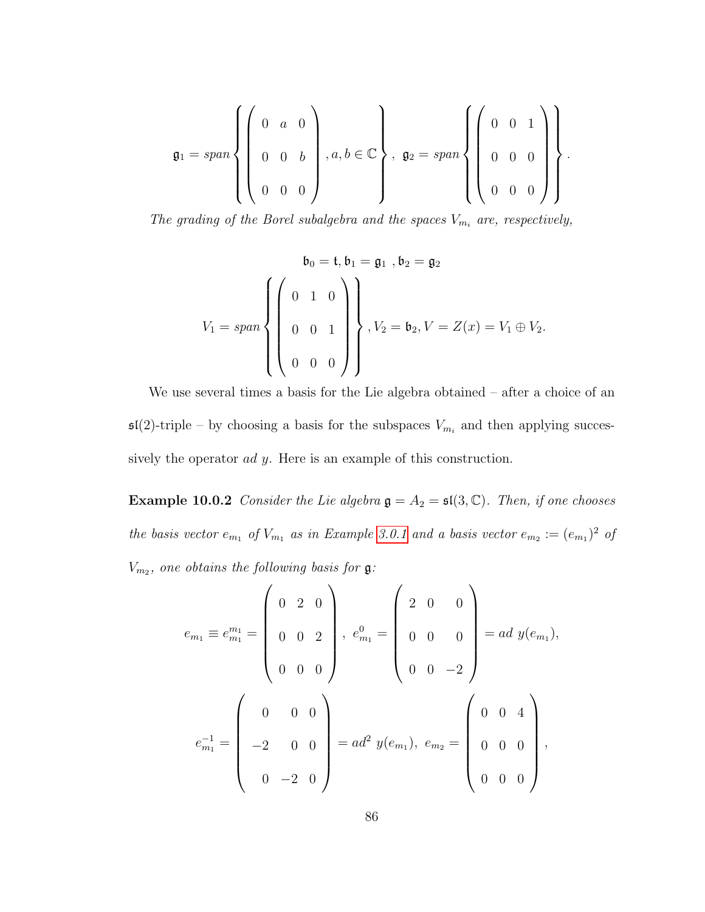$$\mathfrak{g}_1 = span \left\{ \begin{pmatrix} 0 & a & 0 \\ 0 & 0 & b \\ 0 & 0 & 0 \end{pmatrix}, a, b \in \mathbb{C} \right\}, \ \mathfrak{g}_2 = span \left\{ \begin{pmatrix} 0 & 0 & 1 \\ 0 & 0 & 0 \\ 0 & 0 & 0 \end{pmatrix} \right\}.$$

*The grading of the Borel subalgebra and the spaces $V_{m_i}$ are, respectively,*

$$\mathfrak{b}_0 = \mathfrak{t}, \mathfrak{b}_1 = \mathfrak{g}_1 \ , \mathfrak{b}_2 = \mathfrak{g}_2$$

$$V_1 = span \left\{ \begin{pmatrix} 0 & 1 & 0 \\ 0 & 0 & 1 \\ 0 & 0 & 0 \end{pmatrix} \right\}, V_2 = \mathfrak{b}_2, V = Z(x) = V_1 \oplus V_2.$$

We use several times a basis for the Lie algebra obtained – after a choice of an $\mathfrak{sl}(2)$-triple – by choosing a basis for the subspaces $V_{m_i}$ and then applying successively the operator $ad \ y$. Here is an example of this construction.

**Example 10.0.2** *Consider the Lie algebra $\mathfrak{g} = A_2 = \mathfrak{sl}(3, \mathbb{C})$. Then, if one chooses the basis vector $e_{m_1}$ of $V_{m_1}$ as in Example 3.0.1 and a basis vector $e_{m_2} := (e_{m_1})^2$ of $V_{m_2}$, one obtains the following basis for $\mathfrak{g}$:*

$$e_{m_1} \equiv e_{m_1}^{m_1} = \begin{pmatrix} 0 & 2 & 0 \\ 0 & 0 & 2 \\ 0 & 0 & 0 \end{pmatrix}, \ e_{m_1}^0 = \begin{pmatrix} 2 & 0 & 0 \\ 0 & 0 & 0 \\ 0 & 0 & -2 \end{pmatrix} = ad \ y(e_{m_1}),$$

$$e_{m_1}^{-1} = \begin{pmatrix} 0 & 0 & 0 \\ -2 & 0 & 0 \\ 0 & -2 & 0 \end{pmatrix} = ad^2 \ y(e_{m_1}), \ e_{m_2} = \begin{pmatrix} 0 & 0 & 4 \\ 0 & 0 & 0 \\ 0 & 0 & 0 \end{pmatrix},$$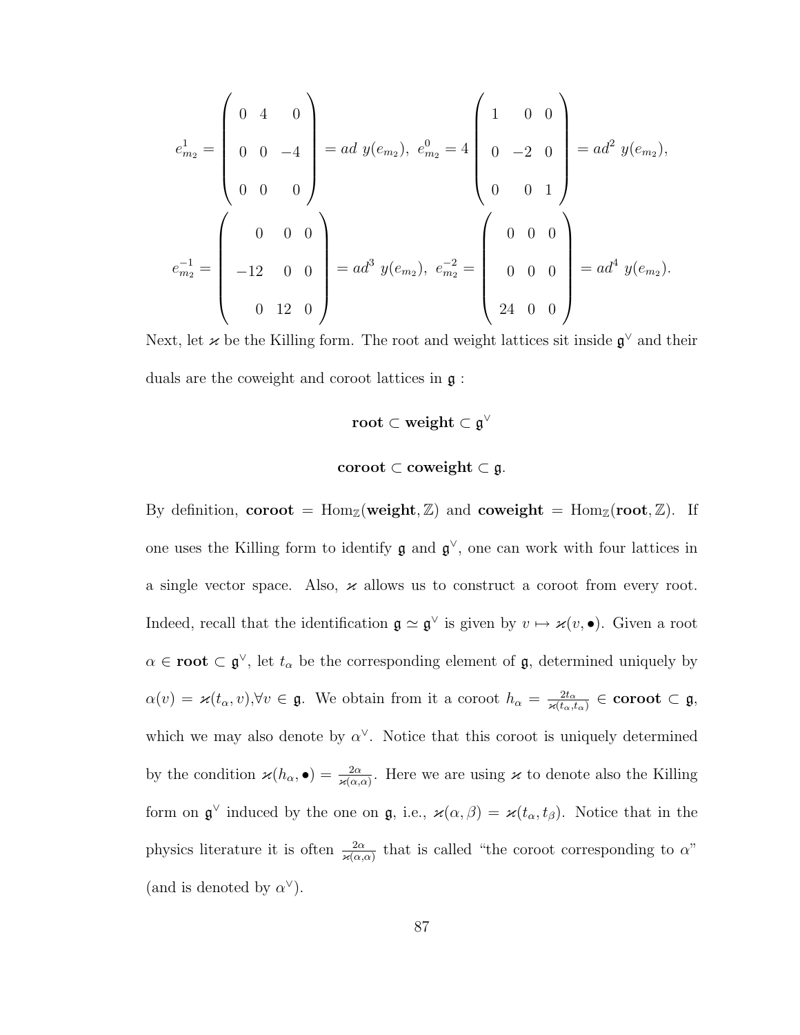$$
e^1_{m_2} = \begin{pmatrix} 0 & 4 & 0 \\ 0 & 0 & -4 \\ 0 & 0 & 0 \end{pmatrix} = ad\ y(e_{m_2}),\ e^0_{m_2} = 4 \begin{pmatrix} 1 & 0 & 0 \\ 0 & -2 & 0 \\ 0 & 0 & 1 \end{pmatrix} = ad^2\ y(e_{m_2}),
$$

$$
e^{-1}_{m_2} = \begin{pmatrix} 0 & 0 & 0 \\ -12 & 0 & 0 \\ 0 & 12 & 0 \end{pmatrix} = ad^3\ y(e_{m_2}),\ e^{-2}_{m_2} = \begin{pmatrix} 0 & 0 & 0 \\ 0 & 0 & 0 \\ 24 & 0 & 0 \end{pmatrix} = ad^4\ y(e_{m_2}).
$$

Next, let $\varkappa$ be the Killing form. The root and weight lattices sit inside $\mathfrak{g}^\vee$ and their duals are the coweight and coroot lattices in $\mathfrak{g}$ :

$$
\textbf{root} \subset \textbf{weight} \subset \mathfrak{g}^\vee
$$

$$
\textbf{coroot} \subset \textbf{coweight} \subset \mathfrak{g}.
$$

By definition, $\textbf{coroot} = \mathrm{Hom}_{\mathbb{Z}}(\textbf{weight}, \mathbb{Z})$ and $\textbf{coweight} = \mathrm{Hom}_{\mathbb{Z}}(\textbf{root}, \mathbb{Z})$. If one uses the Killing form to identify $\mathfrak{g}$ and $\mathfrak{g}^\vee$, one can work with four lattices in a single vector space. Also, $\varkappa$ allows us to construct a coroot from every root. Indeed, recall that the identification $\mathfrak{g} \simeq \mathfrak{g}^\vee$ is given by $v \mapsto \varkappa(v, \bullet)$. Given a root $\alpha \in \textbf{root} \subset \mathfrak{g}^\vee$, let $t_\alpha$ be the corresponding element of $\mathfrak{g}$, determined uniquely by $\alpha(v) = \varkappa(t_\alpha, v), \forall v \in \mathfrak{g}$. We obtain from it a coroot $h_\alpha = \frac{2t_\alpha}{\varkappa(t_\alpha, t_\alpha)} \in \textbf{coroot} \subset \mathfrak{g}$, which we may also denote by $\alpha^\vee$. Notice that this coroot is uniquely determined by the condition $\varkappa(h_\alpha, \bullet) = \frac{2\alpha}{\varkappa(\alpha,\alpha)}$. Here we are using $\varkappa$ to denote also the Killing form on $\mathfrak{g}^\vee$ induced by the one on $\mathfrak{g}$, i.e., $\varkappa(\alpha, \beta) = \varkappa(t_\alpha, t_\beta)$. Notice that in the physics literature it is often $\frac{2\alpha}{\varkappa(\alpha,\alpha)}$ that is called "the coroot corresponding to $\alpha$" (and is denoted by $\alpha^\vee$).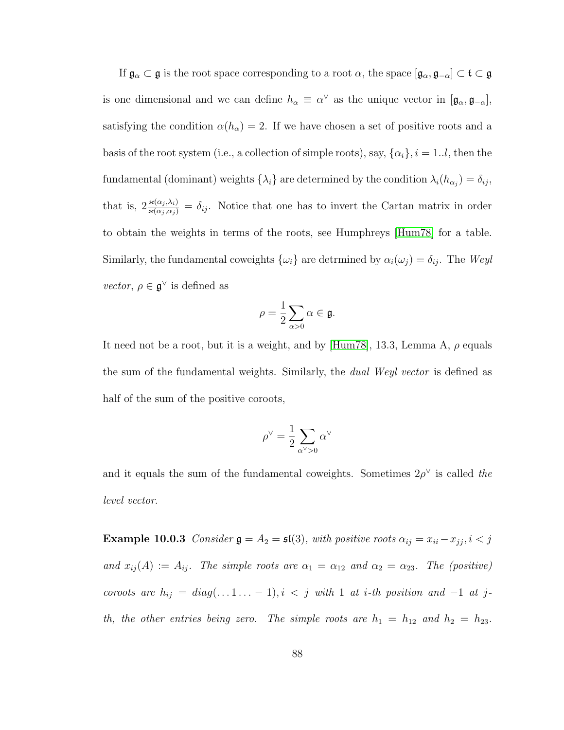If $\mathfrak{g}_\alpha \subset \mathfrak{g}$ is the root space corresponding to a root $\alpha$, the space $[\mathfrak{g}_\alpha, \mathfrak{g}_{-\alpha}] \subset \mathfrak{t} \subset \mathfrak{g}$ is one dimensional and we can define $h_\alpha \equiv \alpha^\vee$ as the unique vector in $[\mathfrak{g}_\alpha, \mathfrak{g}_{-\alpha}]$, satisfying the condition $\alpha(h_\alpha) = 2$. If we have chosen a set of positive roots and a basis of the root system (i.e., a collection of simple roots), say, $\{\alpha_i\}, i = 1..l$, then the fundamental (dominant) weights $\{\lambda_i\}$ are determined by the condition $\lambda_i(h_{\alpha_j}) = \delta_{ij}$, that is, $2\frac{\varkappa(\alpha_j,\lambda_i)}{\varkappa(\alpha_j,\alpha_j)} = \delta_{ij}$. Notice that one has to invert the Cartan matrix in order to obtain the weights in terms of the roots, see Humphreys [Hum78] for a table. Similarly, the fundamental coweights $\{\omega_i\}$ are detrmined by $\alpha_i(\omega_j) = \delta_{ij}$. The *Weyl vector*, $\rho \in \mathfrak{g}^\vee$ is defined as

$$\rho = \frac{1}{2}\sum_{\alpha>0} \alpha \in \mathfrak{g}.$$

It need not be a root, but it is a weight, and by [Hum78], 13.3, Lemma A, $\rho$ equals the sum of the fundamental weights. Similarly, the *dual Weyl vector* is defined as half of the sum of the positive coroots,

$$\rho^\vee = \frac{1}{2}\sum_{\alpha^\vee>0} \alpha^\vee$$

and it equals the sum of the fundamental coweights. Sometimes $2\rho^\vee$ is called *the level vector*.

**Example 10.0.3** *Consider $\mathfrak{g} = A_2 = \mathfrak{sl}(3)$, with positive roots $\alpha_{ij} = x_{ii} - x_{jj}, i < j$ and $x_{ij}(A) := A_{ij}$. The simple roots are $\alpha_1 = \alpha_{12}$ and $\alpha_2 = \alpha_{23}$. The (positive) coroots are $h_{ij} = diag(\dots 1 \dots - 1), i < j$ with 1 at i-th position and $-1$ at j-th, the other entries being zero. The simple roots are $h_1 = h_{12}$ and $h_2 = h_{23}$.*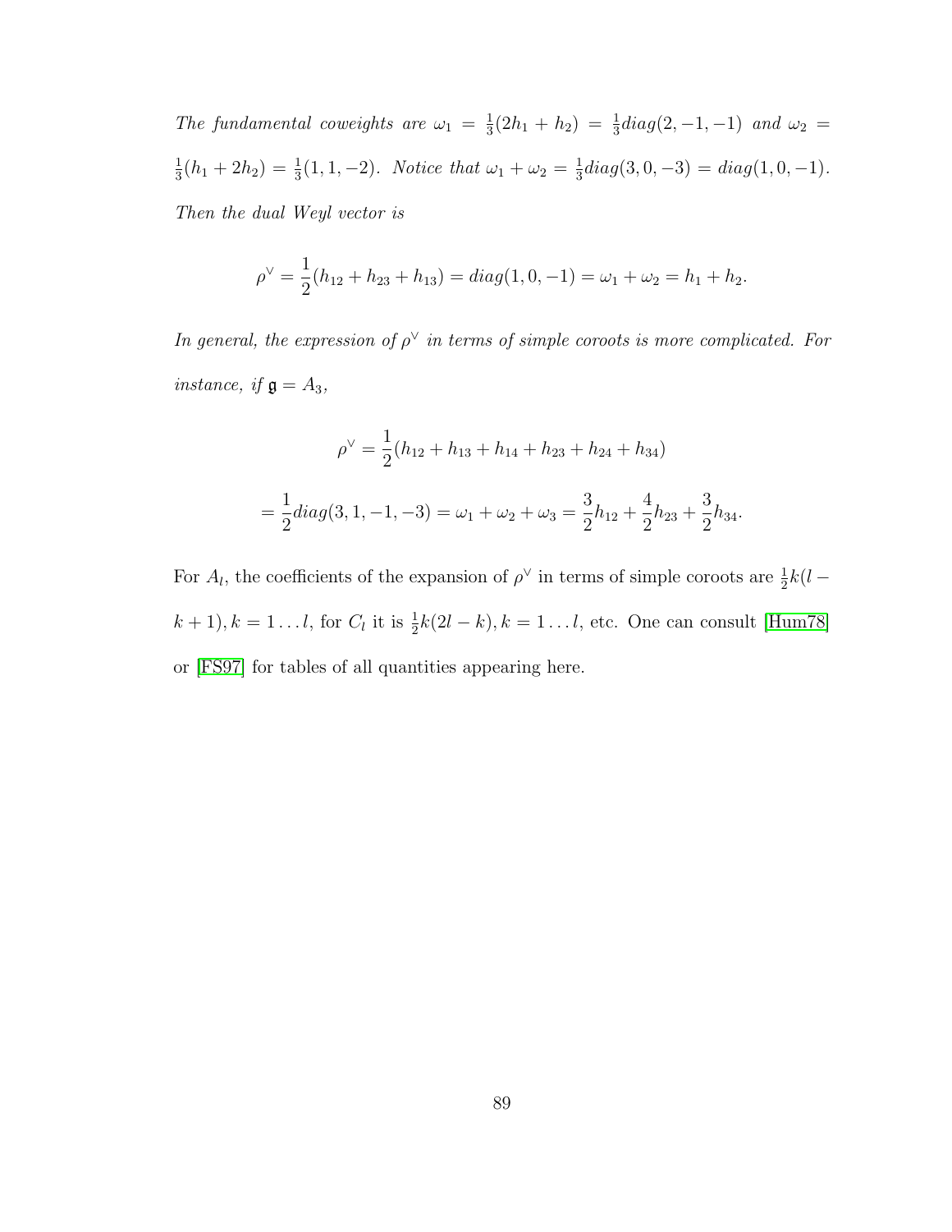*The fundamental coweights are* $\omega_1 = \frac{1}{3}(2h_1 + h_2) = \frac{1}{3}diag(2, -1, -1)$ *and* $\omega_2 = \frac{1}{3}(h_1 + 2h_2) = \frac{1}{3}(1, 1, -2)$. *Notice that* $\omega_1 + \omega_2 = \frac{1}{3}diag(3, 0, -3) = diag(1, 0, -1)$. *Then the dual Weyl vector is*

$$\rho^\vee = \frac{1}{2}(h_{12} + h_{23} + h_{13}) = diag(1, 0, -1) = \omega_1 + \omega_2 = h_1 + h_2.$$

*In general, the expression of* $\rho^\vee$ *in terms of simple coroots is more complicated. For instance, if* $\mathfrak{g} = A_3$,

$$\rho^\vee = \frac{1}{2}(h_{12} + h_{13} + h_{14} + h_{23} + h_{24} + h_{34})$$

$$= \frac{1}{2}diag(3, 1, -1, -3) = \omega_1 + \omega_2 + \omega_3 = \frac{3}{2}h_{12} + \frac{4}{2}h_{23} + \frac{3}{2}h_{34}.$$

For $A_l$, the coefficients of the expansion of $\rho^\vee$ in terms of simple coroots are $\frac{1}{2}k(l - k + 1), k = 1 \ldots l$, for $C_l$ it is $\frac{1}{2}k(2l - k), k = 1 \ldots l$, etc. One can consult [Hum78] or [FS97] for tables of all quantities appearing here.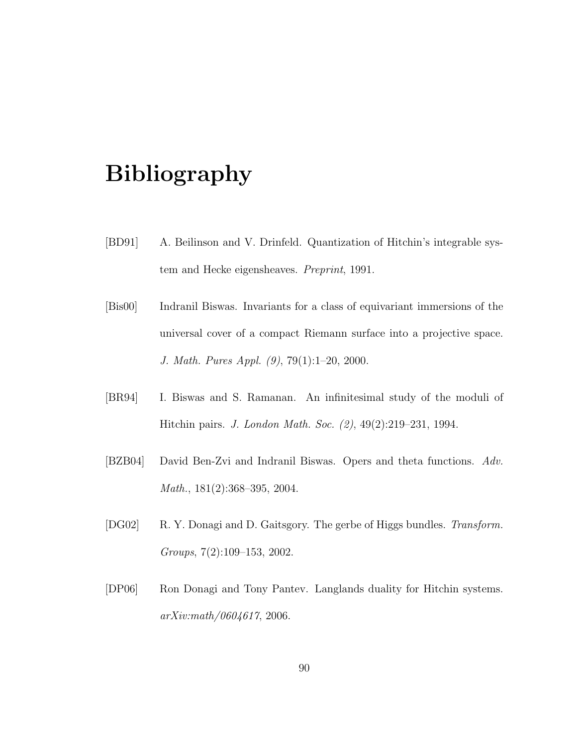# Bibliography

[BD91] A. Beilinson and V. Drinfeld. Quantization of Hitchin's integrable system and Hecke eigensheaves. *Preprint*, 1991.

[Bis00] Indranil Biswas. Invariants for a class of equivariant immersions of the universal cover of a compact Riemann surface into a projective space. *J. Math. Pures Appl. (9)*, 79(1):1–20, 2000.

[BR94] I. Biswas and S. Ramanan. An infinitesimal study of the moduli of Hitchin pairs. *J. London Math. Soc. (2)*, 49(2):219–231, 1994.

[BZB04] David Ben-Zvi and Indranil Biswas. Opers and theta functions. *Adv. Math.*, 181(2):368–395, 2004.

[DG02] R. Y. Donagi and D. Gaitsgory. The gerbe of Higgs bundles. *Transform. Groups*, 7(2):109–153, 2002.

[DP06] Ron Donagi and Tony Pantev. Langlands duality for Hitchin systems. *arXiv:math/0604617*, 2006.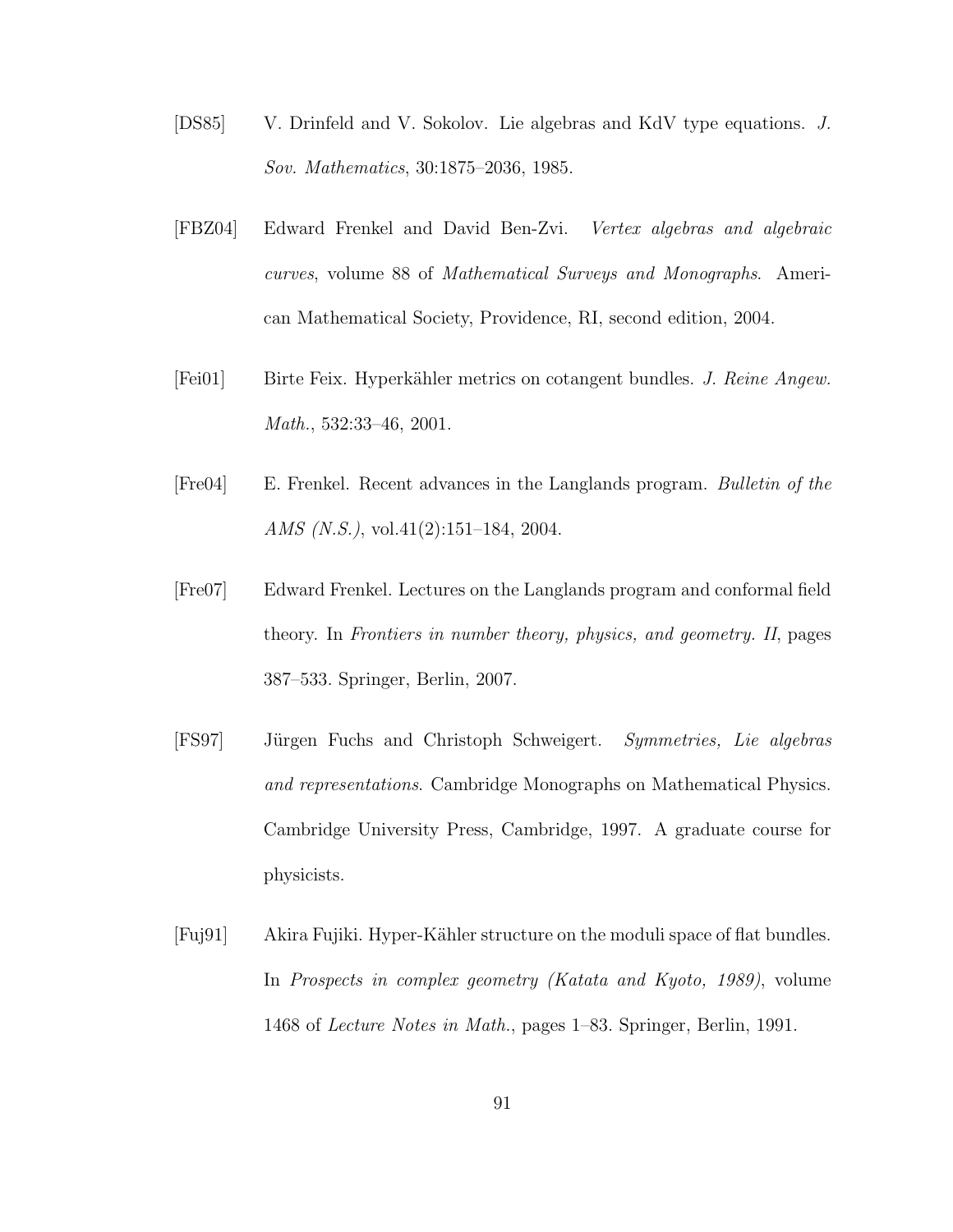[DS85] V. Drinfeld and V. Sokolov. Lie algebras and KdV type equations. *J. Sov. Mathematics*, 30:1875–2036, 1985.

[FBZ04] Edward Frenkel and David Ben-Zvi. *Vertex algebras and algebraic curves*, volume 88 of *Mathematical Surveys and Monographs*. American Mathematical Society, Providence, RI, second edition, 2004.

[Fei01] Birte Feix. Hyperkähler metrics on cotangent bundles. *J. Reine Angew. Math.*, 532:33–46, 2001.

[Fre04] E. Frenkel. Recent advances in the Langlands program. *Bulletin of the AMS (N.S.)*, vol.41(2):151–184, 2004.

[Fre07] Edward Frenkel. Lectures on the Langlands program and conformal field theory. In *Frontiers in number theory, physics, and geometry. II*, pages 387–533. Springer, Berlin, 2007.

[FS97] Jürgen Fuchs and Christoph Schweigert. *Symmetries, Lie algebras and representations*. Cambridge Monographs on Mathematical Physics. Cambridge University Press, Cambridge, 1997. A graduate course for physicists.

[Fuj91] Akira Fujiki. Hyper-Kähler structure on the moduli space of flat bundles. In *Prospects in complex geometry (Katata and Kyoto, 1989)*, volume 1468 of *Lecture Notes in Math.*, pages 1–83. Springer, Berlin, 1991.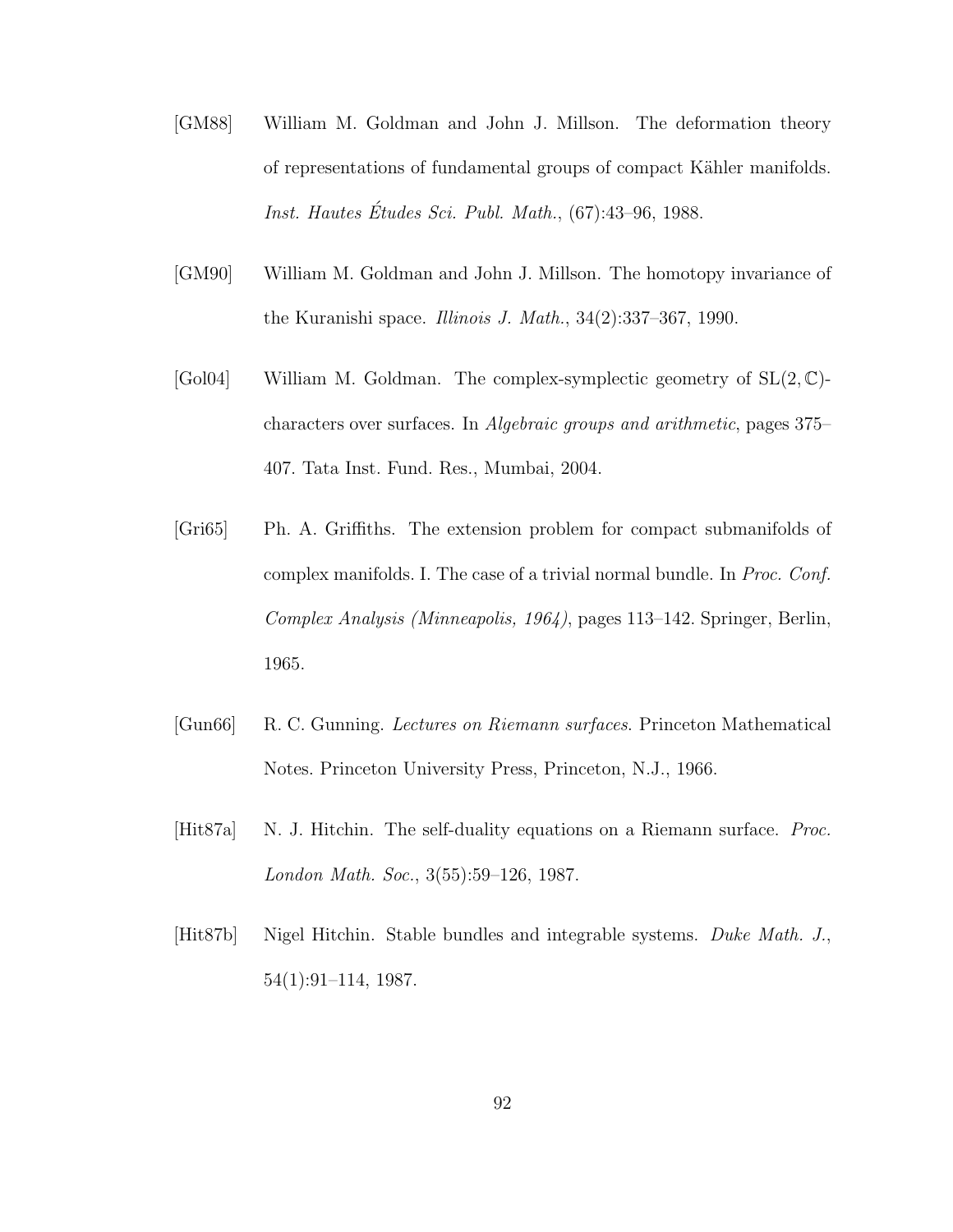[GM88] William M. Goldman and John J. Millson. The deformation theory of representations of fundamental groups of compact Kähler manifolds. *Inst. Hautes Études Sci. Publ. Math.*, (67):43–96, 1988.

[GM90] William M. Goldman and John J. Millson. The homotopy invariance of the Kuranishi space. *Illinois J. Math.*, 34(2):337–367, 1990.

[Gol04] William M. Goldman. The complex-symplectic geometry of $\mathrm{SL}(2, \mathbb{C})$-characters over surfaces. In *Algebraic groups and arithmetic*, pages 375–407. Tata Inst. Fund. Res., Mumbai, 2004.

[Gri65] Ph. A. Griffiths. The extension problem for compact submanifolds of complex manifolds. I. The case of a trivial normal bundle. In *Proc. Conf. Complex Analysis (Minneapolis, 1964)*, pages 113–142. Springer, Berlin, 1965.

[Gun66] R. C. Gunning. *Lectures on Riemann surfaces*. Princeton Mathematical Notes. Princeton University Press, Princeton, N.J., 1966.

[Hit87a] N. J. Hitchin. The self-duality equations on a Riemann surface. *Proc. London Math. Soc.*, 3(55):59–126, 1987.

[Hit87b] Nigel Hitchin. Stable bundles and integrable systems. *Duke Math. J.*, 54(1):91–114, 1987.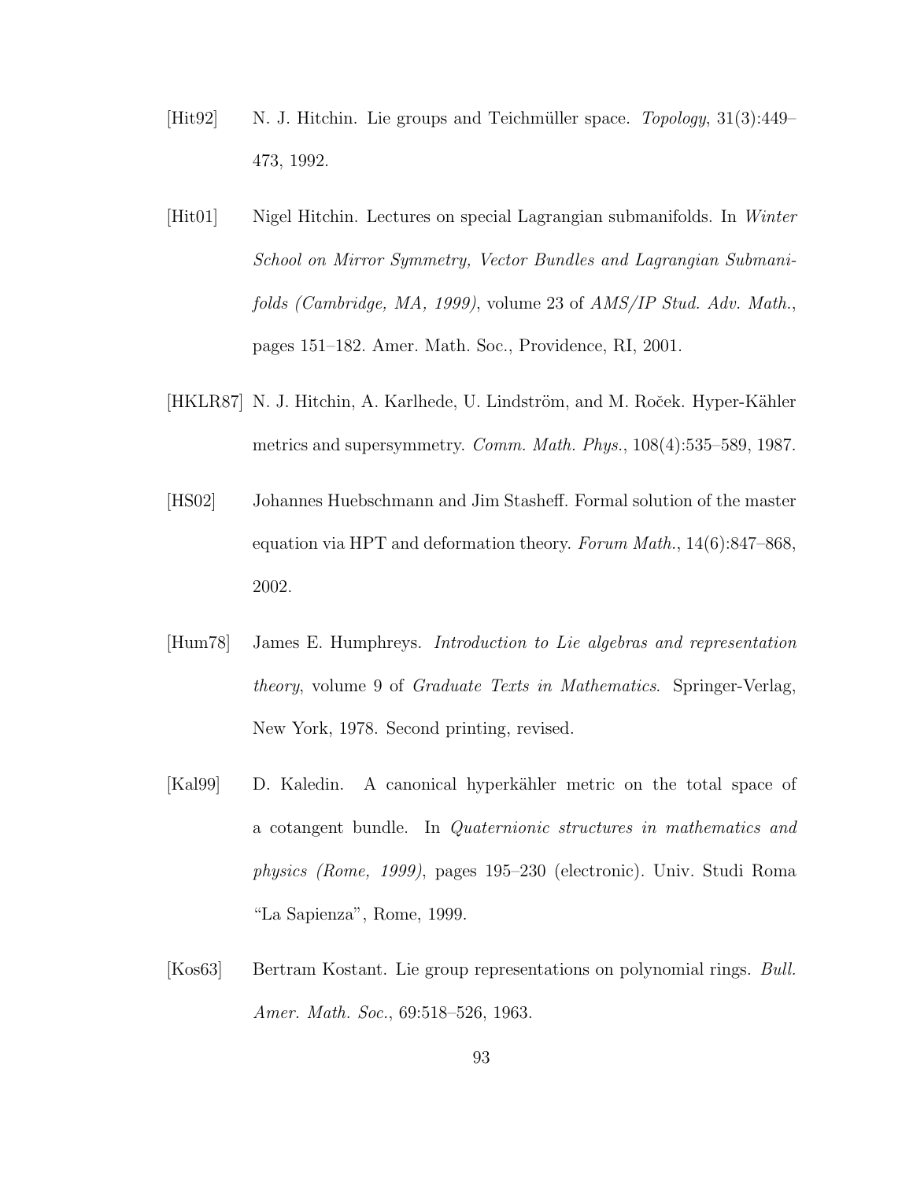[Hit92] N. J. Hitchin. Lie groups and Teichmüller space. *Topology*, 31(3):449–473, 1992.

[Hit01] Nigel Hitchin. Lectures on special Lagrangian submanifolds. In *Winter School on Mirror Symmetry, Vector Bundles and Lagrangian Submanifolds (Cambridge, MA, 1999)*, volume 23 of *AMS/IP Stud. Adv. Math.*, pages 151–182. Amer. Math. Soc., Providence, RI, 2001.

[HKLR87] N. J. Hitchin, A. Karlhede, U. Lindström, and M. Roček. Hyper-Kähler metrics and supersymmetry. *Comm. Math. Phys.*, 108(4):535–589, 1987.

[HS02] Johannes Huebschmann and Jim Stasheff. Formal solution of the master equation via HPT and deformation theory. *Forum Math.*, 14(6):847–868, 2002.

[Hum78] James E. Humphreys. *Introduction to Lie algebras and representation theory*, volume 9 of *Graduate Texts in Mathematics*. Springer-Verlag, New York, 1978. Second printing, revised.

[Kal99] D. Kaledin. A canonical hyperkähler metric on the total space of a cotangent bundle. In *Quaternionic structures in mathematics and physics (Rome, 1999)*, pages 195–230 (electronic). Univ. Studi Roma "La Sapienza", Rome, 1999.

[Kos63] Bertram Kostant. Lie group representations on polynomial rings. *Bull. Amer. Math. Soc.*, 69:518–526, 1963.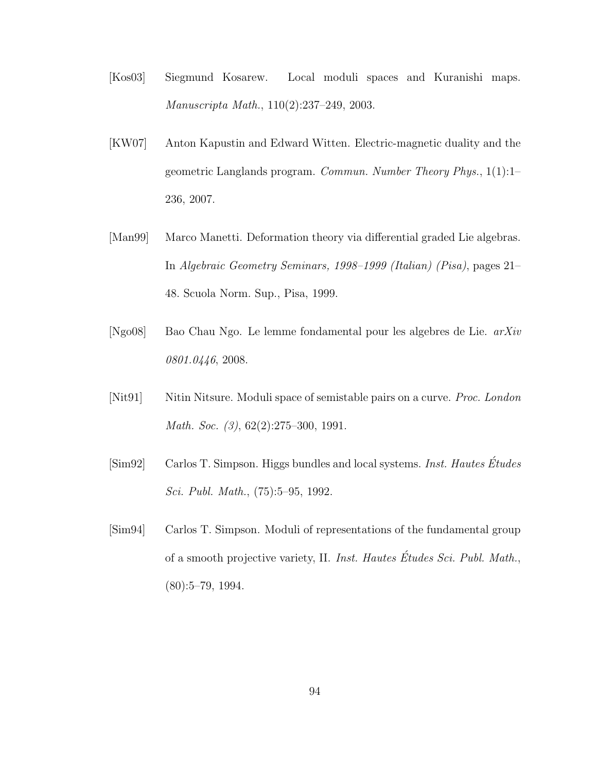[Kos03] Siegmund Kosarew. Local moduli spaces and Kuranishi maps. *Manuscripta Math.*, 110(2):237–249, 2003.

[KW07] Anton Kapustin and Edward Witten. Electric-magnetic duality and the geometric Langlands program. *Commun. Number Theory Phys.*, 1(1):1–236, 2007.

[Man99] Marco Manetti. Deformation theory via differential graded Lie algebras. In *Algebraic Geometry Seminars, 1998–1999 (Italian) (Pisa)*, pages 21–48. Scuola Norm. Sup., Pisa, 1999.

[Ngo08] Bao Chau Ngo. Le lemme fondamental pour les algebres de Lie. *arXiv 0801.0446*, 2008.

[Nit91] Nitin Nitsure. Moduli space of semistable pairs on a curve. *Proc. London Math. Soc. (3)*, 62(2):275–300, 1991.

[Sim92] Carlos T. Simpson. Higgs bundles and local systems. *Inst. Hautes Études Sci. Publ. Math.*, (75):5–95, 1992.

[Sim94] Carlos T. Simpson. Moduli of representations of the fundamental group of a smooth projective variety, II. *Inst. Hautes Études Sci. Publ. Math.*, (80):5–79, 1994.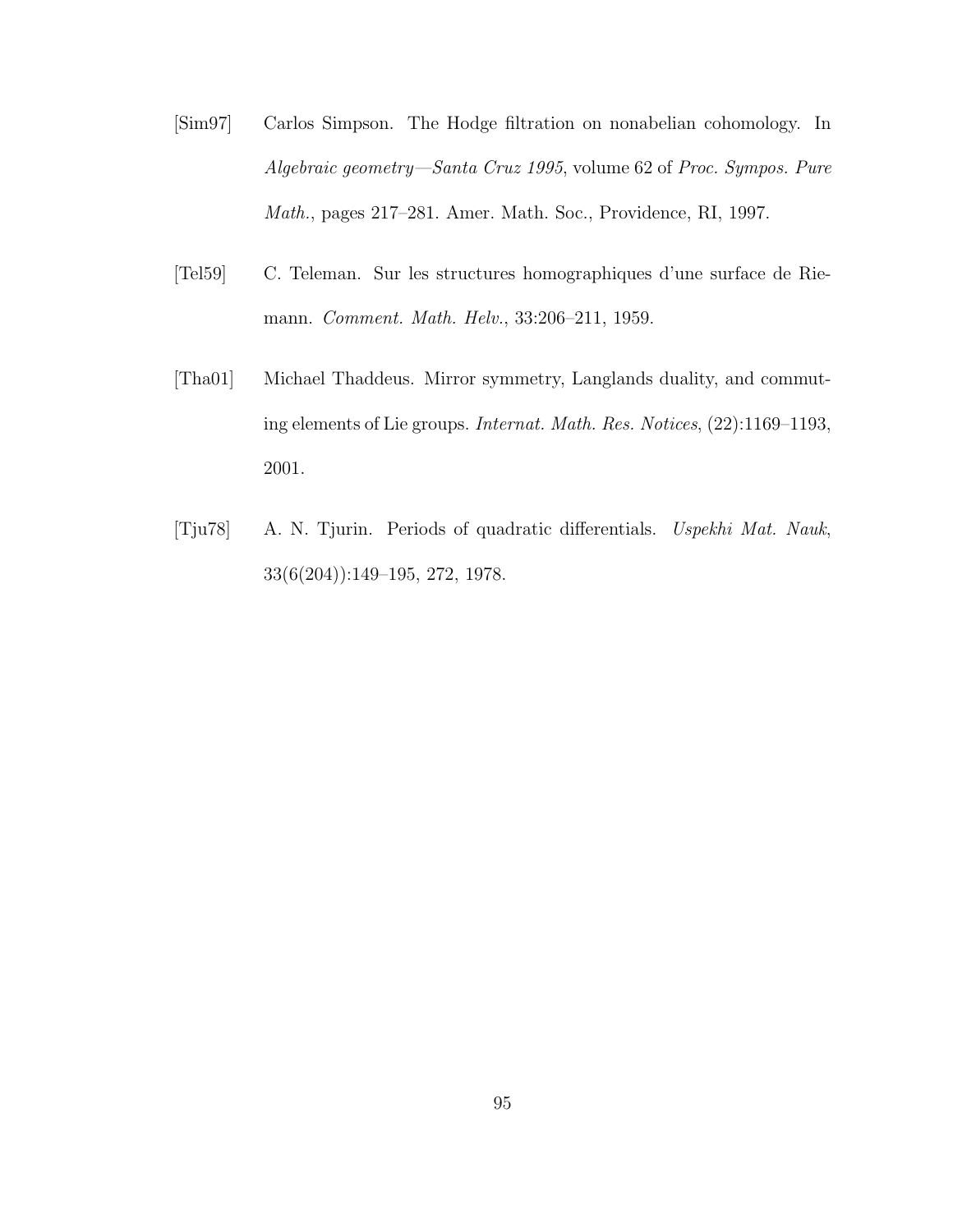[Sim97] Carlos Simpson. The Hodge filtration on nonabelian cohomology. In *Algebraic geometry—Santa Cruz 1995*, volume 62 of *Proc. Sympos. Pure Math.*, pages 217–281. Amer. Math. Soc., Providence, RI, 1997.

[Tel59] C. Teleman. Sur les structures homographiques d'une surface de Riemann. *Comment. Math. Helv.*, 33:206–211, 1959.

[Tha01] Michael Thaddeus. Mirror symmetry, Langlands duality, and commuting elements of Lie groups. *Internat. Math. Res. Notices*, (22):1169–1193, 2001.

[Tju78] A. N. Tjurin. Periods of quadratic differentials. *Uspekhi Mat. Nauk*, 33(6(204)):149–195, 272, 1978.